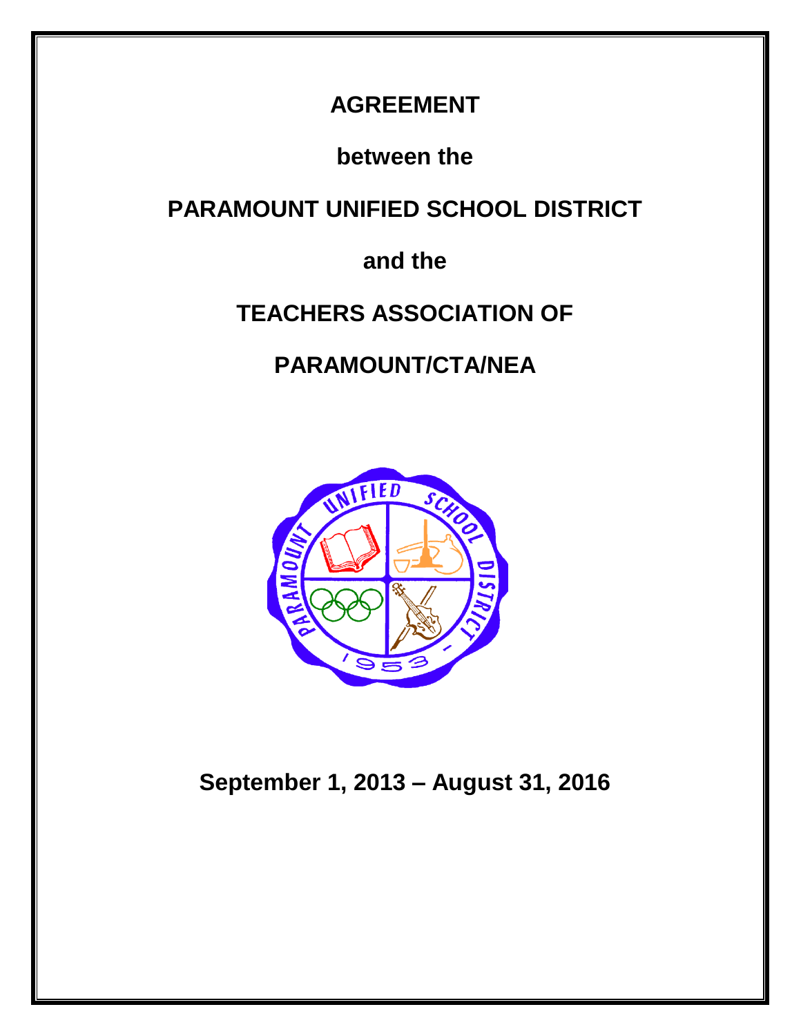# AGREEMENT

**between the**

# PARAMOUNT UNIFIED SCHOOL DISTRICT

**and the**

# TEACHERS ASSOCIATION OF

# PARAMOUNT/CTA/NEA

**September 1, 2013 – August 31, 2016**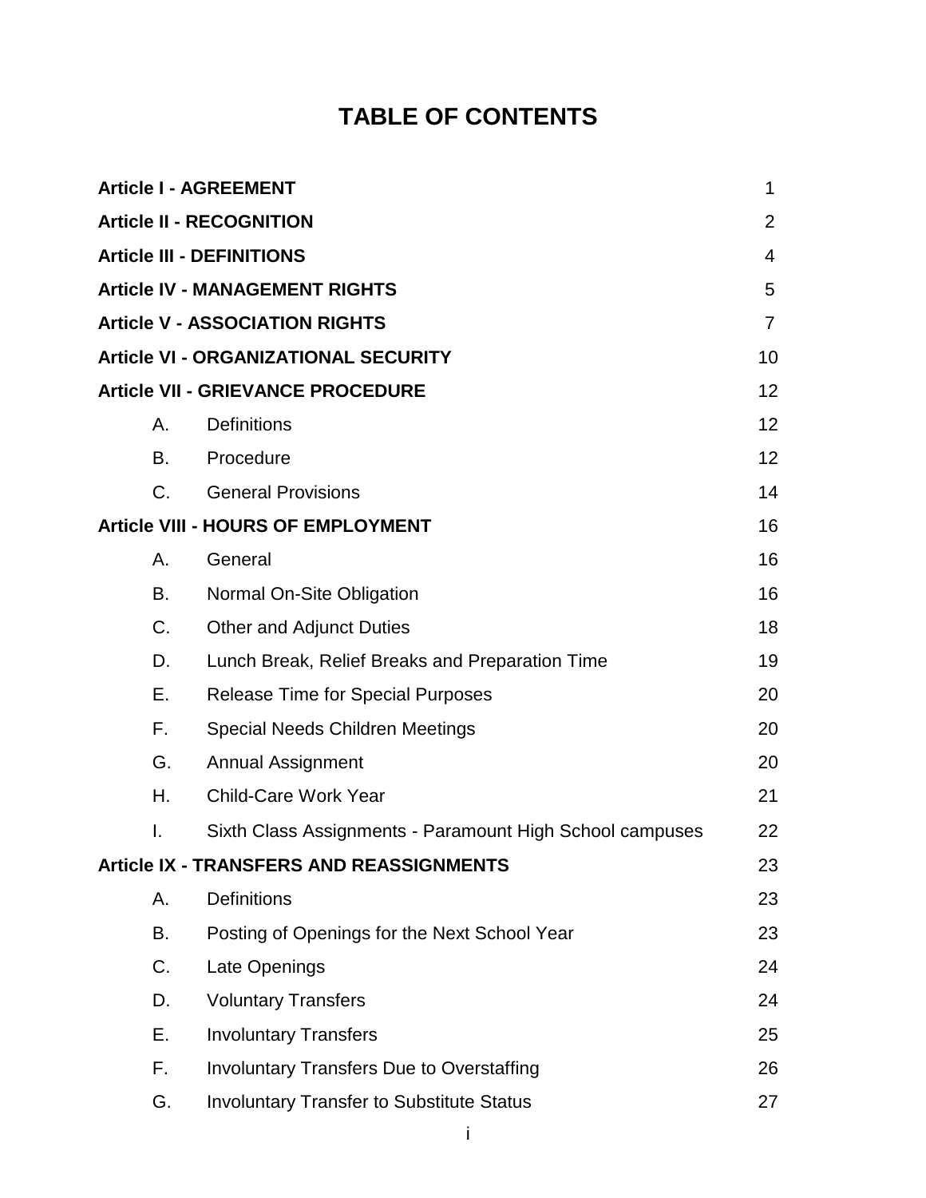# TABLE OF CONTENTS

| | | |
|---|---|---|
| **Article I - AGREEMENT** | | 1 |
| **Article II - RECOGNITION** | | 2 |
| **Article III - DEFINITIONS** | | 4 |
| **Article IV - MANAGEMENT RIGHTS** | | 5 |
| **Article V - ASSOCIATION RIGHTS** | | 7 |
| **Article VI - ORGANIZATIONAL SECURITY** | | 10 |
| **Article VII - GRIEVANCE PROCEDURE** | | 12 |
| A. | Definitions | 12 |
| B. | Procedure | 12 |
| C. | General Provisions | 14 |
| **Article VIII - HOURS OF EMPLOYMENT** | | 16 |
| A. | General | 16 |
| B. | Normal On-Site Obligation | 16 |
| C. | Other and Adjunct Duties | 18 |
| D. | Lunch Break, Relief Breaks and Preparation Time | 19 |
| E. | Release Time for Special Purposes | 20 |
| F. | Special Needs Children Meetings | 20 |
| G. | Annual Assignment | 20 |
| H. | Child-Care Work Year | 21 |
| I. | Sixth Class Assignments - Paramount High School campuses | 22 |
| **Article IX - TRANSFERS AND REASSIGNMENTS** | | 23 |
| A. | Definitions | 23 |
| B. | Posting of Openings for the Next School Year | 23 |
| C. | Late Openings | 24 |
| D. | Voluntary Transfers | 24 |
| E. | Involuntary Transfers | 25 |
| F. | Involuntary Transfers Due to Overstaffing | 26 |
| G. | Involuntary Transfer to Substitute Status | 27 |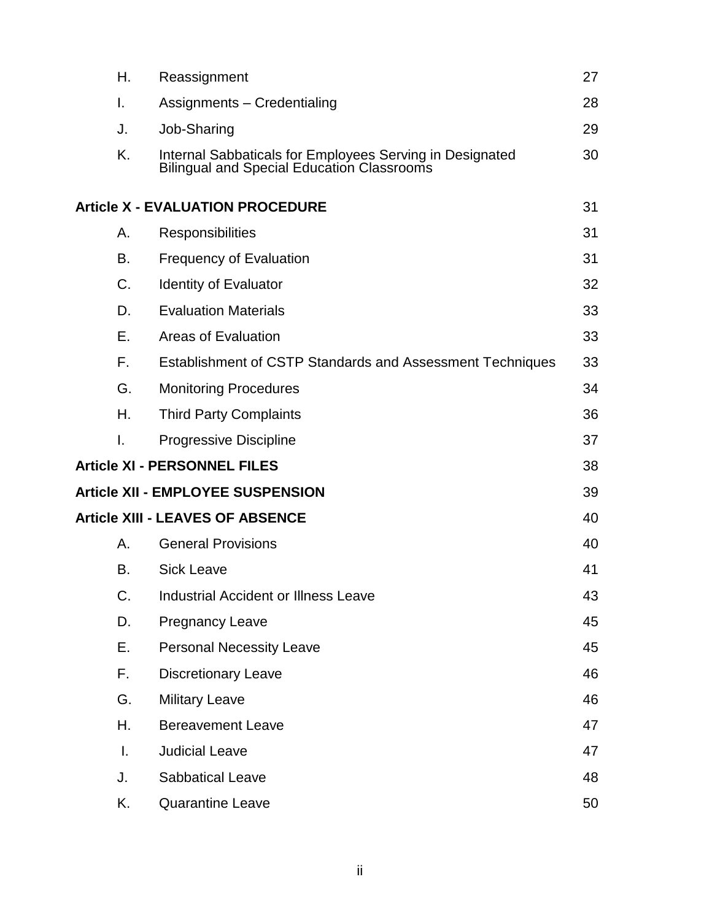| | | |
|---|---|---|
| H. | Reassignment | 27 |
| I. | Assignments – Credentialing | 28 |
| J. | Job-Sharing | 29 |
| K. | Internal Sabbaticals for Employees Serving in Designated Bilingual and Special Education Classrooms | 30 |
| **Article X - EVALUATION PROCEDURE** | | 31 |
| A. | Responsibilities | 31 |
| B. | Frequency of Evaluation | 31 |
| C. | Identity of Evaluator | 32 |
| D. | Evaluation Materials | 33 |
| E. | Areas of Evaluation | 33 |
| F. | Establishment of CSTP Standards and Assessment Techniques | 33 |
| G. | Monitoring Procedures | 34 |
| H. | Third Party Complaints | 36 |
| I. | Progressive Discipline | 37 |
| **Article XI - PERSONNEL FILES** | | 38 |
| **Article XII - EMPLOYEE SUSPENSION** | | 39 |
| **Article XIII - LEAVES OF ABSENCE** | | 40 |
| A. | General Provisions | 40 |
| B. | Sick Leave | 41 |
| C. | Industrial Accident or Illness Leave | 43 |
| D. | Pregnancy Leave | 45 |
| E. | Personal Necessity Leave | 45 |
| F. | Discretionary Leave | 46 |
| G. | Military Leave | 46 |
| H. | Bereavement Leave | 47 |
| I. | Judicial Leave | 47 |
| J. | Sabbatical Leave | 48 |
| K. | Quarantine Leave | 50 |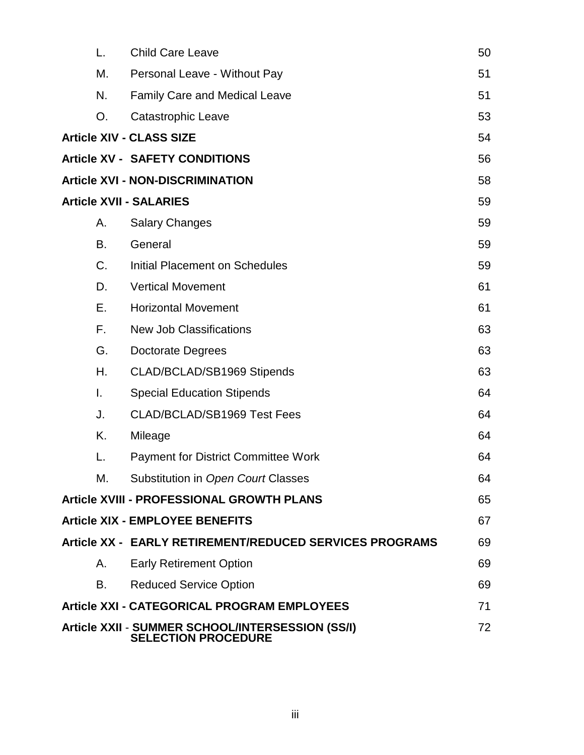| | | |
|---|---|---|
| L. | Child Care Leave | 50 |
| M. | Personal Leave - Without Pay | 51 |
| N. | Family Care and Medical Leave | 51 |
| O. | Catastrophic Leave | 53 |
| **Article XIV - CLASS SIZE** | | 54 |
| **Article XV - SAFETY CONDITIONS** | | 56 |
| **Article XVI - NON-DISCRIMINATION** | | 58 |
| **Article XVII - SALARIES** | | 59 |
| A. | Salary Changes | 59 |
| B. | General | 59 |
| C. | Initial Placement on Schedules | 59 |
| D. | Vertical Movement | 61 |
| E. | Horizontal Movement | 61 |
| F. | New Job Classifications | 63 |
| G. | Doctorate Degrees | 63 |
| H. | CLAD/BCLAD/SB1969 Stipends | 63 |
| I. | Special Education Stipends | 64 |
| J. | CLAD/BCLAD/SB1969 Test Fees | 64 |
| K. | Mileage | 64 |
| L. | Payment for District Committee Work | 64 |
| M. | Substitution in *Open Court* Classes | 64 |
| **Article XVIII - PROFESSIONAL GROWTH PLANS** | | 65 |
| **Article XIX - EMPLOYEE BENEFITS** | | 67 |
| **Article XX - EARLY RETIREMENT/REDUCED SERVICES PROGRAMS** | | 69 |
| A. | Early Retirement Option | 69 |
| B. | Reduced Service Option | 69 |
| **Article XXI - CATEGORICAL PROGRAM EMPLOYEES** | | 71 |
| **Article XXII - SUMMER SCHOOL/INTERSESSION (SS/I) SELECTION PROCEDURE** | | 72 |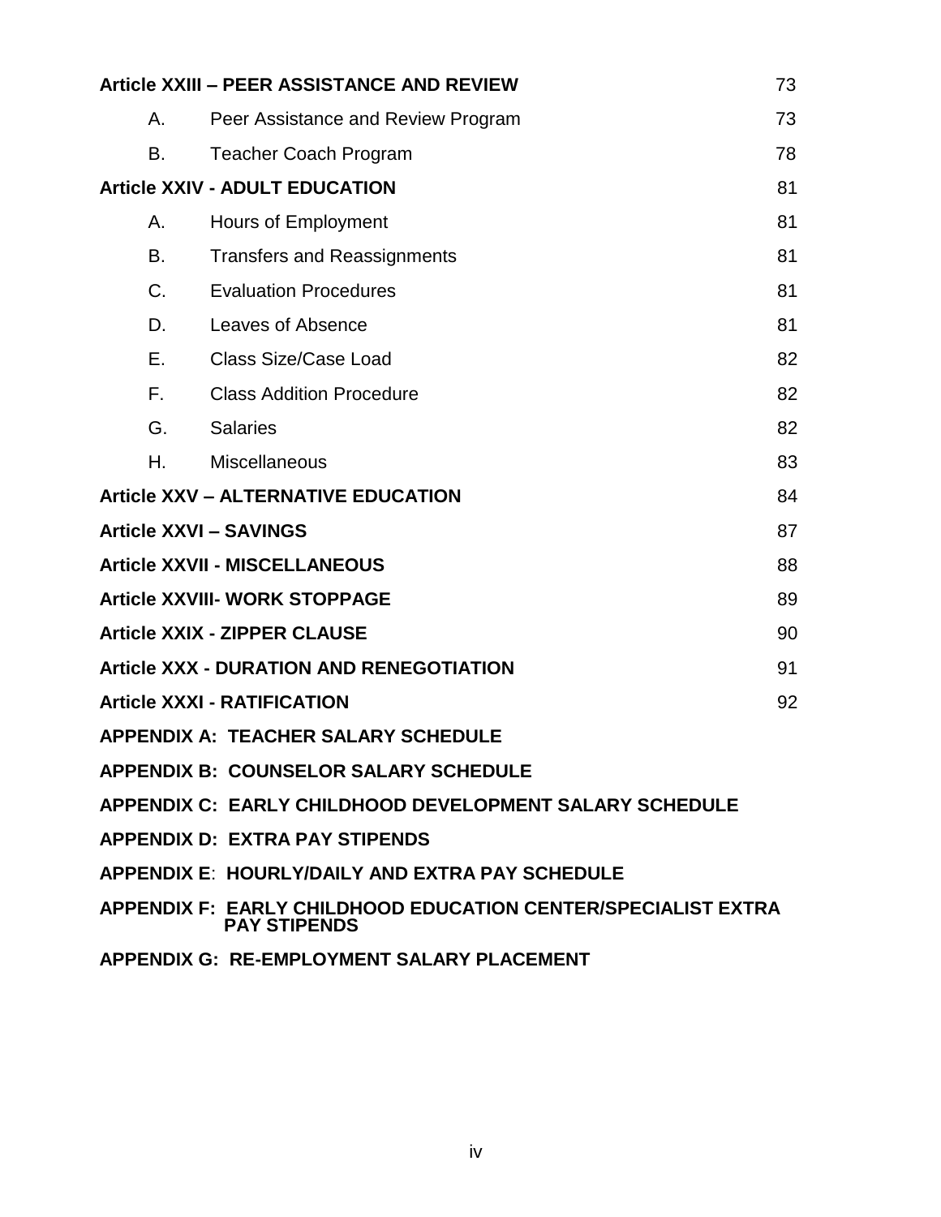| | | |
|---|---|---|
| **Article XXIII – PEER ASSISTANCE AND REVIEW** | | 73 |
| A. | Peer Assistance and Review Program | 73 |
| B. | Teacher Coach Program | 78 |
| **Article XXIV - ADULT EDUCATION** | | 81 |
| A. | Hours of Employment | 81 |
| B. | Transfers and Reassignments | 81 |
| C. | Evaluation Procedures | 81 |
| D. | Leaves of Absence | 81 |
| E. | Class Size/Case Load | 82 |
| F. | Class Addition Procedure | 82 |
| G. | Salaries | 82 |
| H. | Miscellaneous | 83 |
| **Article XXV – ALTERNATIVE EDUCATION** | | 84 |
| **Article XXVI – SAVINGS** | | 87 |
| **Article XXVII - MISCELLANEOUS** | | 88 |
| **Article XXVIII- WORK STOPPAGE** | | 89 |
| **Article XXIX - ZIPPER CLAUSE** | | 90 |
| **Article XXX - DURATION AND RENEGOTIATION** | | 91 |
| **Article XXXI - RATIFICATION** | | 92 |

**APPENDIX A: TEACHER SALARY SCHEDULE**

**APPENDIX B: COUNSELOR SALARY SCHEDULE**

**APPENDIX C: EARLY CHILDHOOD DEVELOPMENT SALARY SCHEDULE**

**APPENDIX D: EXTRA PAY STIPENDS**

**APPENDIX E: HOURLY/DAILY AND EXTRA PAY SCHEDULE**

**APPENDIX F: EARLY CHILDHOOD EDUCATION CENTER/SPECIALIST EXTRA PAY STIPENDS**

**APPENDIX G: RE-EMPLOYMENT SALARY PLACEMENT**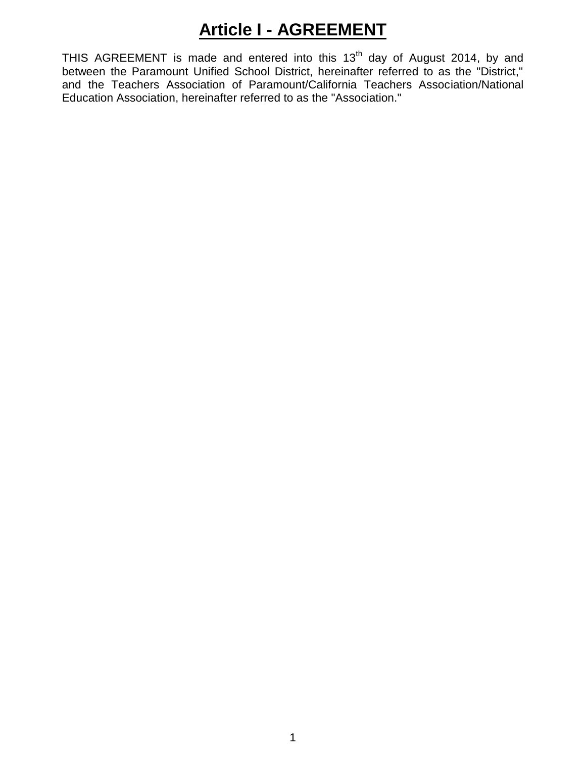# Article I - AGREEMENT

THIS AGREEMENT is made and entered into this 13th day of August 2014, by and between the Paramount Unified School District, hereinafter referred to as the "District," and the Teachers Association of Paramount/California Teachers Association/National Education Association, hereinafter referred to as the "Association."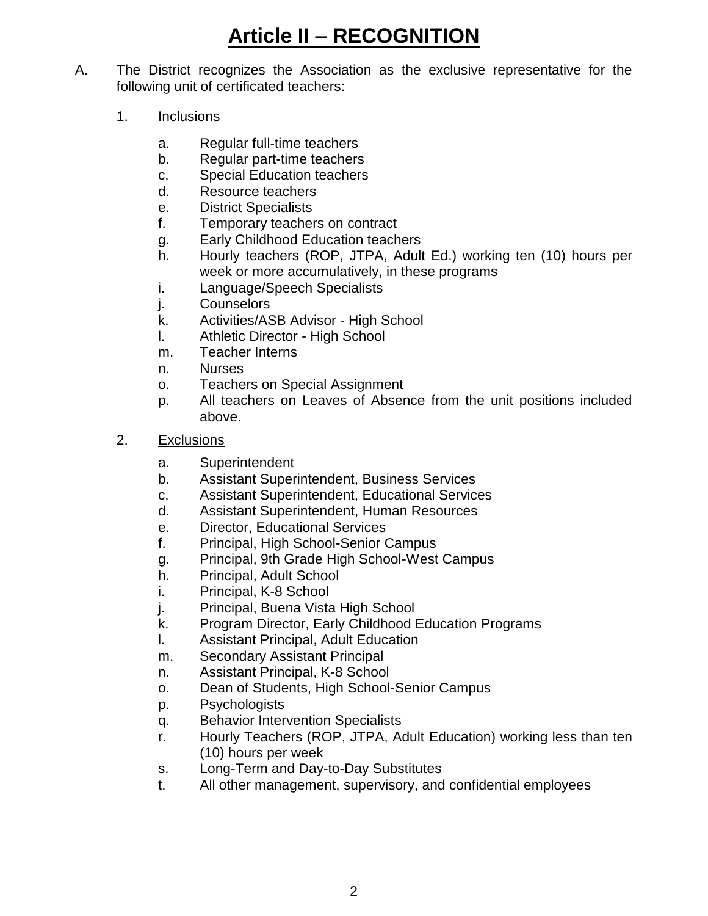# **Article II – RECOGNITION**

A. The District recognizes the Association as the exclusive representative for the following unit of certificated teachers:

1. Inclusions

    a. Regular full-time teachers
    b. Regular part-time teachers
    c. Special Education teachers
    d. Resource teachers
    e. District Specialists
    f. Temporary teachers on contract
    g. Early Childhood Education teachers
    h. Hourly teachers (ROP, JTPA, Adult Ed.) working ten (10) hours per week or more accumulatively, in these programs
    i. Language/Speech Specialists
    j. Counselors
    k. Activities/ASB Advisor - High School
    l. Athletic Director - High School
    m. Teacher Interns
    n. Nurses
    o. Teachers on Special Assignment
    p. All teachers on Leaves of Absence from the unit positions included above.

2. Exclusions

    a. Superintendent
    b. Assistant Superintendent, Business Services
    c. Assistant Superintendent, Educational Services
    d. Assistant Superintendent, Human Resources
    e. Director, Educational Services
    f. Principal, High School-Senior Campus
    g. Principal, 9th Grade High School-West Campus
    h. Principal, Adult School
    i. Principal, K-8 School
    j. Principal, Buena Vista High School
    k. Program Director, Early Childhood Education Programs
    l. Assistant Principal, Adult Education
    m. Secondary Assistant Principal
    n. Assistant Principal, K-8 School
    o. Dean of Students, High School-Senior Campus
    p. Psychologists
    q. Behavior Intervention Specialists
    r. Hourly Teachers (ROP, JTPA, Adult Education) working less than ten (10) hours per week
    s. Long-Term and Day-to-Day Substitutes
    t. All other management, supervisory, and confidential employees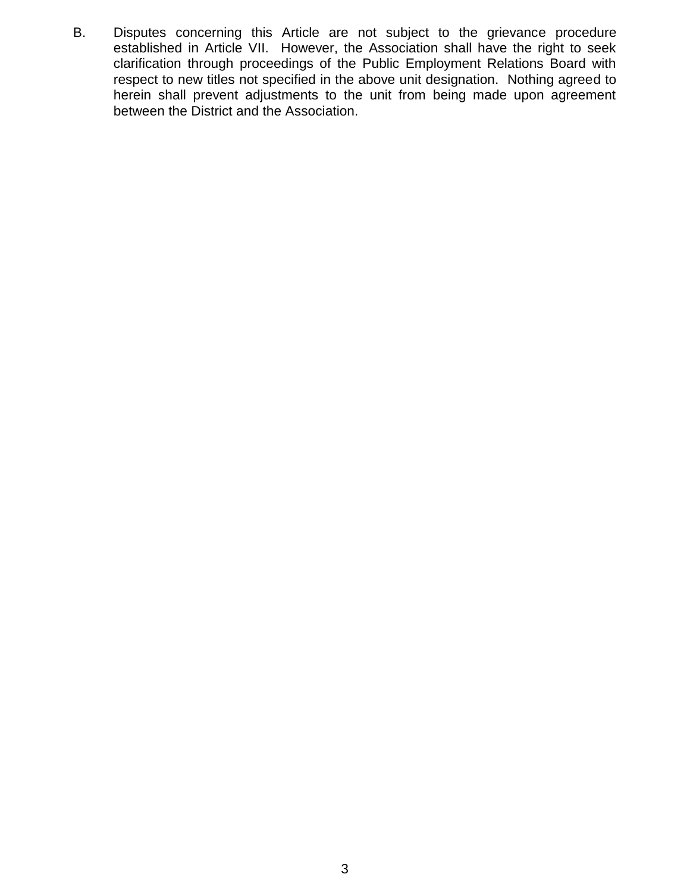B. Disputes concerning this Article are not subject to the grievance procedure established in Article VII. However, the Association shall have the right to seek clarification through proceedings of the Public Employment Relations Board with respect to new titles not specified in the above unit designation. Nothing agreed to herein shall prevent adjustments to the unit from being made upon agreement between the District and the Association.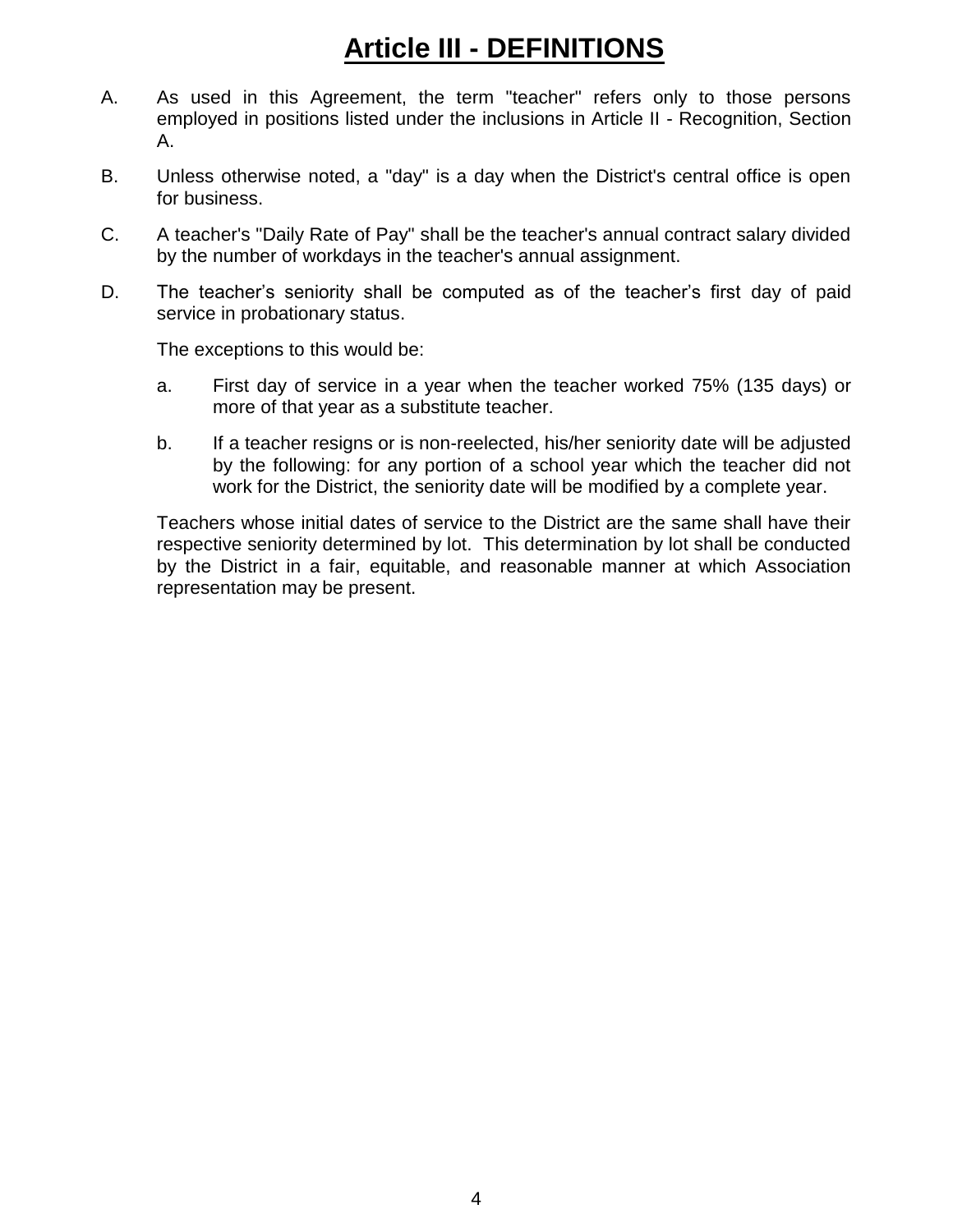# Article III - DEFINITIONS

A. As used in this Agreement, the term "teacher" refers only to those persons employed in positions listed under the inclusions in Article II - Recognition, Section A.

B. Unless otherwise noted, a "day" is a day when the District's central office is open for business.

C. A teacher's "Daily Rate of Pay" shall be the teacher's annual contract salary divided by the number of workdays in the teacher's annual assignment.

D. The teacher’s seniority shall be computed as of the teacher’s first day of paid service in probationary status.

   The exceptions to this would be:

   a. First day of service in a year when the teacher worked 75% (135 days) or more of that year as a substitute teacher.

   b. If a teacher resigns or is non-reelected, his/her seniority date will be adjusted by the following: for any portion of a school year which the teacher did not work for the District, the seniority date will be modified by a complete year.

   Teachers whose initial dates of service to the District are the same shall have their respective seniority determined by lot. This determination by lot shall be conducted by the District in a fair, equitable, and reasonable manner at which Association representation may be present.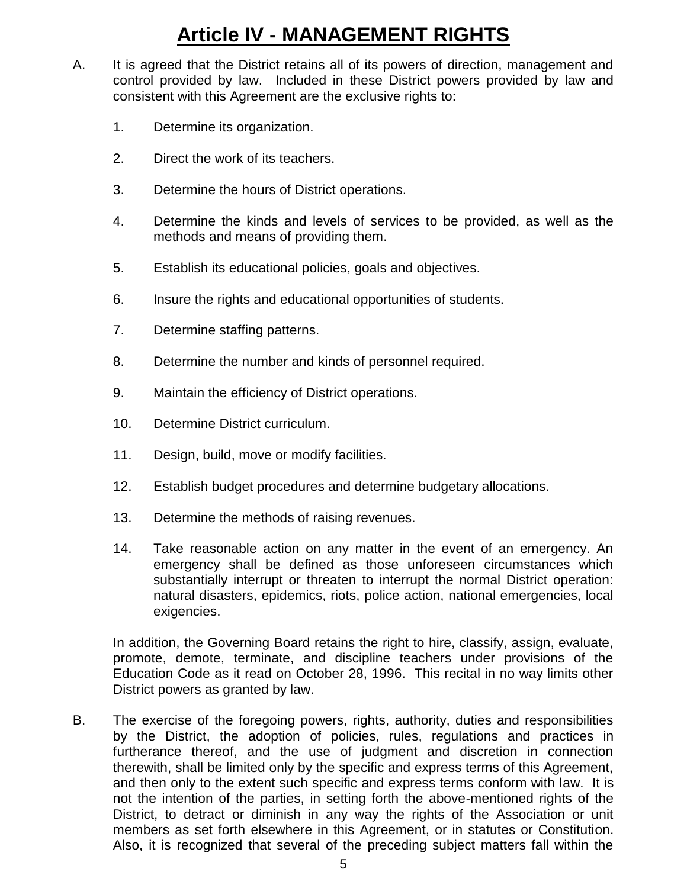# Article IV - MANAGEMENT RIGHTS

A. It is agreed that the District retains all of its powers of direction, management and control provided by law. Included in these District powers provided by law and consistent with this Agreement are the exclusive rights to:

   1. Determine its organization.

   2. Direct the work of its teachers.

   3. Determine the hours of District operations.

   4. Determine the kinds and levels of services to be provided, as well as the methods and means of providing them.

   5. Establish its educational policies, goals and objectives.

   6. Insure the rights and educational opportunities of students.

   7. Determine staffing patterns.

   8. Determine the number and kinds of personnel required.

   9. Maintain the efficiency of District operations.

   10. Determine District curriculum.

   11. Design, build, move or modify facilities.

   12. Establish budget procedures and determine budgetary allocations.

   13. Determine the methods of raising revenues.

   14. Take reasonable action on any matter in the event of an emergency. An emergency shall be defined as those unforeseen circumstances which substantially interrupt or threaten to interrupt the normal District operation: natural disasters, epidemics, riots, police action, national emergencies, local exigencies.

   In addition, the Governing Board retains the right to hire, classify, assign, evaluate, promote, demote, terminate, and discipline teachers under provisions of the Education Code as it read on October 28, 1996. This recital in no way limits other District powers as granted by law.

B. The exercise of the foregoing powers, rights, authority, duties and responsibilities by the District, the adoption of policies, rules, regulations and practices in furtherance thereof, and the use of judgment and discretion in connection therewith, shall be limited only by the specific and express terms of this Agreement, and then only to the extent such specific and express terms conform with law. It is not the intention of the parties, in setting forth the above-mentioned rights of the District, to detract or diminish in any way the rights of the Association or unit members as set forth elsewhere in this Agreement, or in statutes or Constitution. Also, it is recognized that several of the preceding subject matters fall within the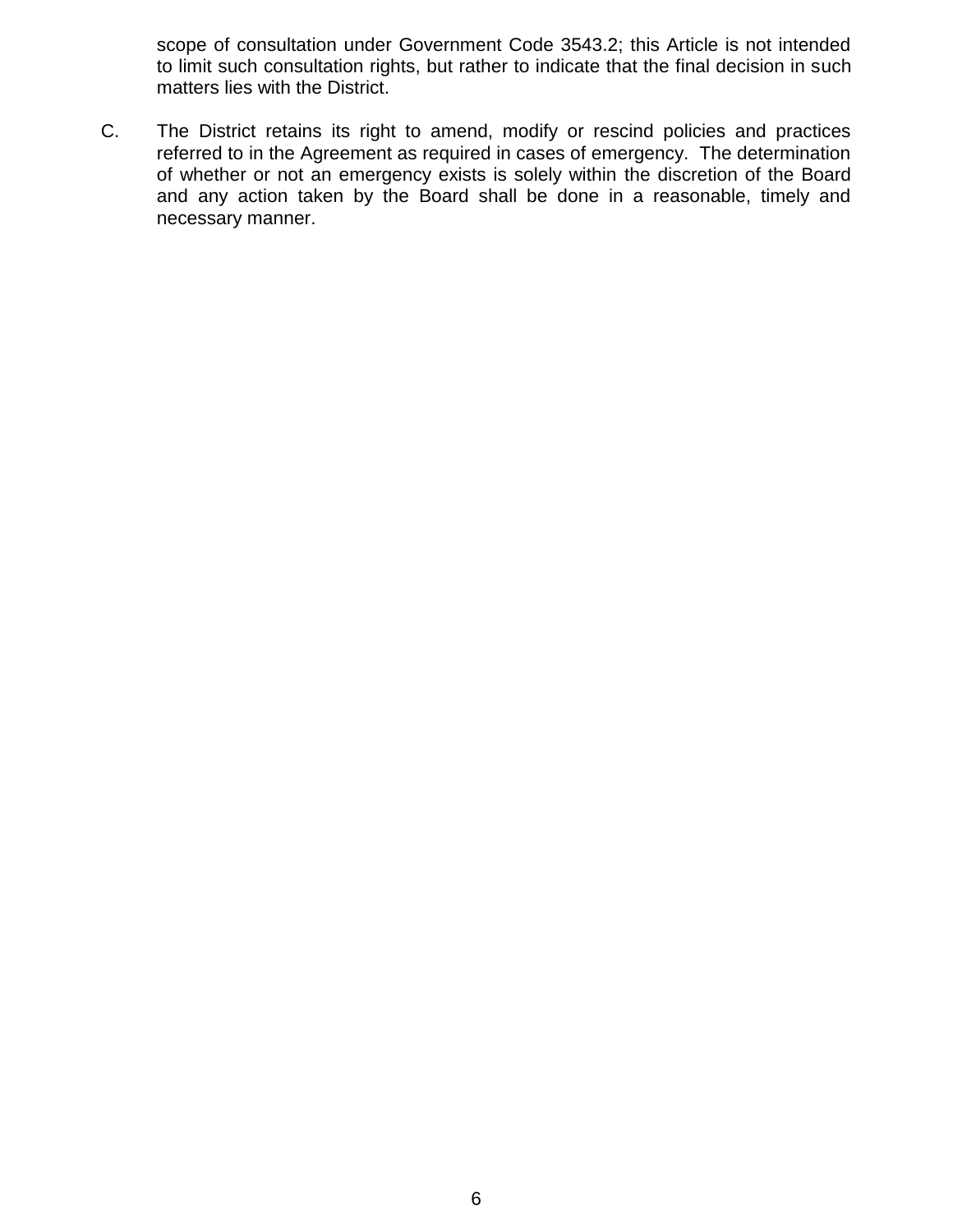scope of consultation under Government Code 3543.2; this Article is not intended to limit such consultation rights, but rather to indicate that the final decision in such matters lies with the District.

C. The District retains its right to amend, modify or rescind policies and practices referred to in the Agreement as required in cases of emergency. The determination of whether or not an emergency exists is solely within the discretion of the Board and any action taken by the Board shall be done in a reasonable, timely and necessary manner.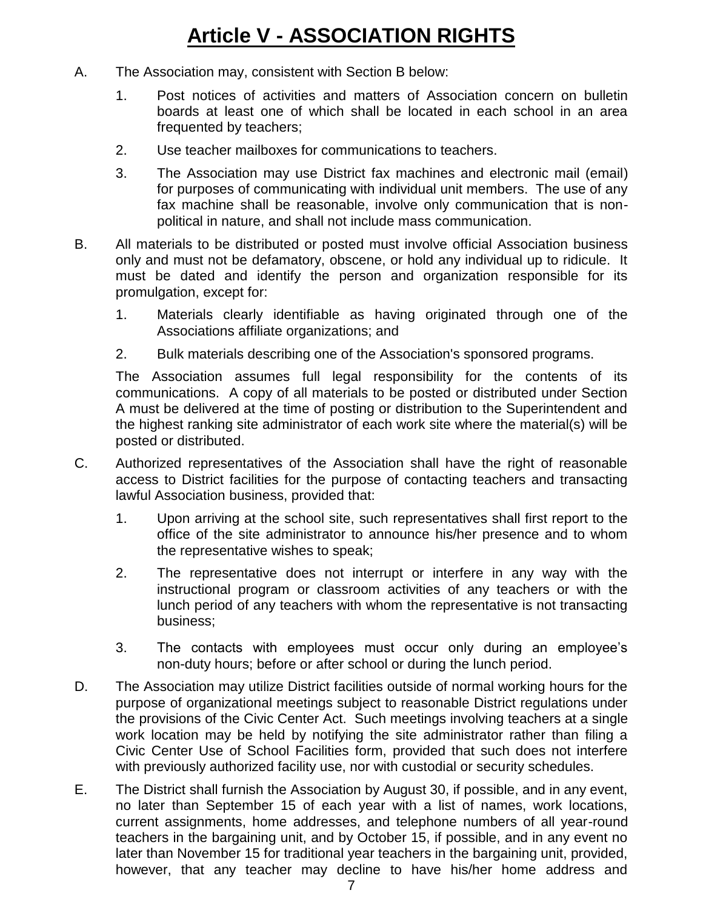# Article V - ASSOCIATION RIGHTS

A. The Association may, consistent with Section B below:

   1. Post notices of activities and matters of Association concern on bulletin boards at least one of which shall be located in each school in an area frequented by teachers;

   2. Use teacher mailboxes for communications to teachers.

   3. The Association may use District fax machines and electronic mail (email) for purposes of communicating with individual unit members. The use of any fax machine shall be reasonable, involve only communication that is non-political in nature, and shall not include mass communication.

B. All materials to be distributed or posted must involve official Association business only and must not be defamatory, obscene, or hold any individual up to ridicule. It must be dated and identify the person and organization responsible for its promulgation, except for:

   1. Materials clearly identifiable as having originated through one of the Associations affiliate organizations; and

   2. Bulk materials describing one of the Association's sponsored programs.

   The Association assumes full legal responsibility for the contents of its communications. A copy of all materials to be posted or distributed under Section A must be delivered at the time of posting or distribution to the Superintendent and the highest ranking site administrator of each work site where the material(s) will be posted or distributed.

C. Authorized representatives of the Association shall have the right of reasonable access to District facilities for the purpose of contacting teachers and transacting lawful Association business, provided that:

   1. Upon arriving at the school site, such representatives shall first report to the office of the site administrator to announce his/her presence and to whom the representative wishes to speak;

   2. The representative does not interrupt or interfere in any way with the instructional program or classroom activities of any teachers or with the lunch period of any teachers with whom the representative is not transacting business;

   3. The contacts with employees must occur only during an employee's non-duty hours; before or after school or during the lunch period.

D. The Association may utilize District facilities outside of normal working hours for the purpose of organizational meetings subject to reasonable District regulations under the provisions of the Civic Center Act. Such meetings involving teachers at a single work location may be held by notifying the site administrator rather than filing a Civic Center Use of School Facilities form, provided that such does not interfere with previously authorized facility use, nor with custodial or security schedules.

E. The District shall furnish the Association by August 30, if possible, and in any event, no later than September 15 of each year with a list of names, work locations, current assignments, home addresses, and telephone numbers of all year-round teachers in the bargaining unit, and by October 15, if possible, and in any event no later than November 15 for traditional year teachers in the bargaining unit, provided, however, that any teacher may decline to have his/her home address and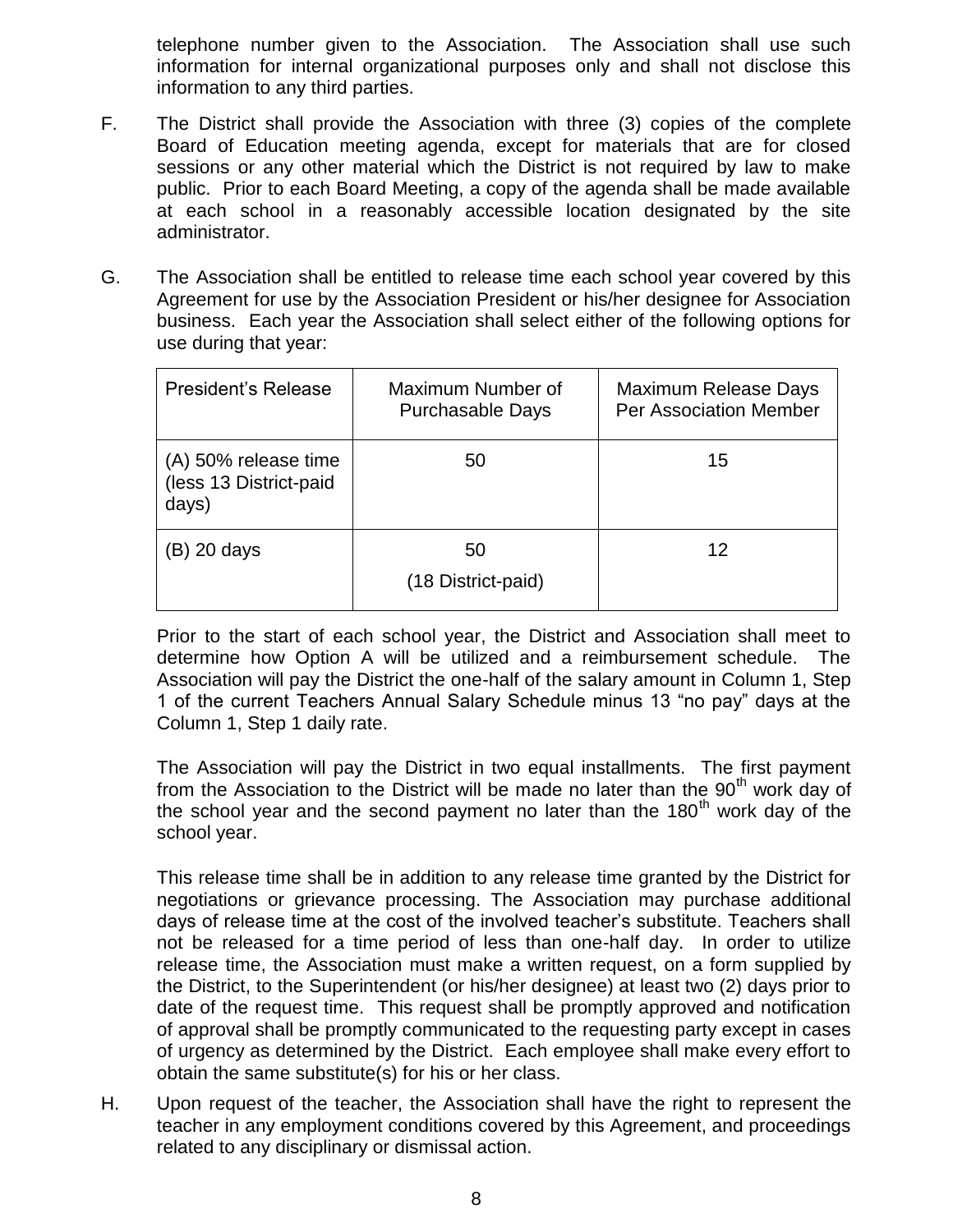telephone number given to the Association. The Association shall use such information for internal organizational purposes only and shall not disclose this information to any third parties.

F. The District shall provide the Association with three (3) copies of the complete Board of Education meeting agenda, except for materials that are for closed sessions or any other material which the District is not required by law to make public. Prior to each Board Meeting, a copy of the agenda shall be made available at each school in a reasonably accessible location designated by the site administrator.

G. The Association shall be entitled to release time each school year covered by this Agreement for use by the Association President or his/her designee for Association business. Each year the Association shall select either of the following options for use during that year:

| President's Release | Maximum Number of Purchasable Days | Maximum Release Days Per Association Member |
|---|---|---|
| (A) 50% release time (less 13 District-paid days) | 50 | 15 |
| (B) 20 days | 50 (18 District-paid) | 12 |

Prior to the start of each school year, the District and Association shall meet to determine how Option A will be utilized and a reimbursement schedule. The Association will pay the District the one-half of the salary amount in Column 1, Step 1 of the current Teachers Annual Salary Schedule minus 13 "no pay" days at the Column 1, Step 1 daily rate.

The Association will pay the District in two equal installments. The first payment from the Association to the District will be made no later than the 90th work day of the school year and the second payment no later than the 180th work day of the school year.

This release time shall be in addition to any release time granted by the District for negotiations or grievance processing. The Association may purchase additional days of release time at the cost of the involved teacher's substitute. Teachers shall not be released for a time period of less than one-half day. In order to utilize release time, the Association must make a written request, on a form supplied by the District, to the Superintendent (or his/her designee) at least two (2) days prior to date of the request time. This request shall be promptly approved and notification of approval shall be promptly communicated to the requesting party except in cases of urgency as determined by the District. Each employee shall make every effort to obtain the same substitute(s) for his or her class.

H. Upon request of the teacher, the Association shall have the right to represent the teacher in any employment conditions covered by this Agreement, and proceedings related to any disciplinary or dismissal action.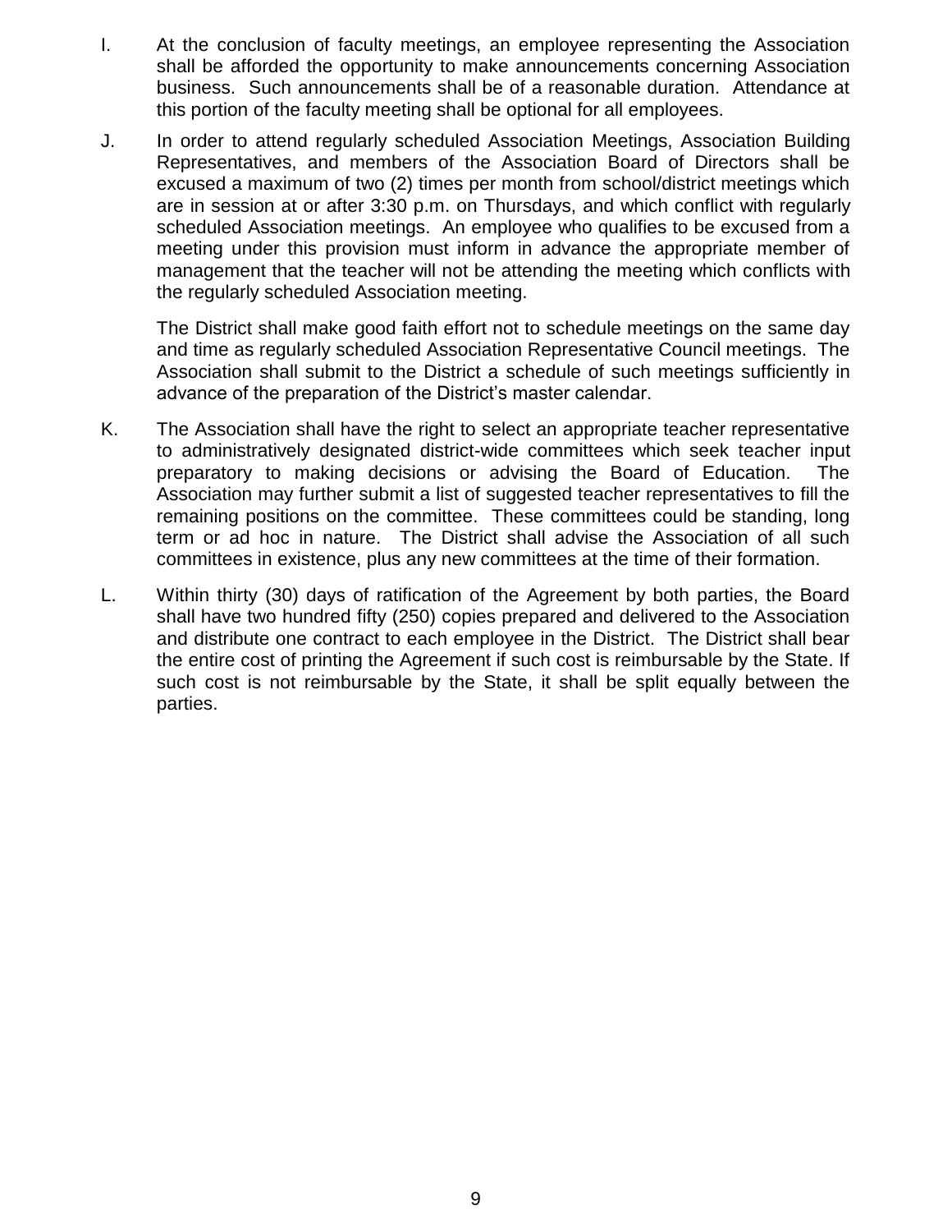I. At the conclusion of faculty meetings, an employee representing the Association shall be afforded the opportunity to make announcements concerning Association business. Such announcements shall be of a reasonable duration. Attendance at this portion of the faculty meeting shall be optional for all employees.

J. In order to attend regularly scheduled Association Meetings, Association Building Representatives, and members of the Association Board of Directors shall be excused a maximum of two (2) times per month from school/district meetings which are in session at or after 3:30 p.m. on Thursdays, and which conflict with regularly scheduled Association meetings. An employee who qualifies to be excused from a meeting under this provision must inform in advance the appropriate member of management that the teacher will not be attending the meeting which conflicts with the regularly scheduled Association meeting.

   The District shall make good faith effort not to schedule meetings on the same day and time as regularly scheduled Association Representative Council meetings. The Association shall submit to the District a schedule of such meetings sufficiently in advance of the preparation of the District's master calendar.

K. The Association shall have the right to select an appropriate teacher representative to administratively designated district-wide committees which seek teacher input preparatory to making decisions or advising the Board of Education. The Association may further submit a list of suggested teacher representatives to fill the remaining positions on the committee. These committees could be standing, long term or ad hoc in nature. The District shall advise the Association of all such committees in existence, plus any new committees at the time of their formation.

L. Within thirty (30) days of ratification of the Agreement by both parties, the Board shall have two hundred fifty (250) copies prepared and delivered to the Association and distribute one contract to each employee in the District. The District shall bear the entire cost of printing the Agreement if such cost is reimbursable by the State. If such cost is not reimbursable by the State, it shall be split equally between the parties.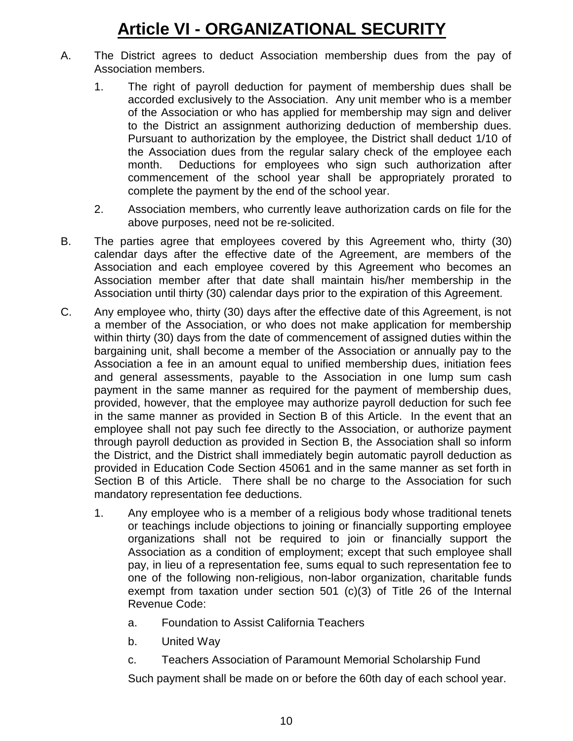# Article VI - ORGANIZATIONAL SECURITY

A. The District agrees to deduct Association membership dues from the pay of Association members.

   1. The right of payroll deduction for payment of membership dues shall be accorded exclusively to the Association. Any unit member who is a member of the Association or who has applied for membership may sign and deliver to the District an assignment authorizing deduction of membership dues. Pursuant to authorization by the employee, the District shall deduct 1/10 of the Association dues from the regular salary check of the employee each month. Deductions for employees who sign such authorization after commencement of the school year shall be appropriately prorated to complete the payment by the end of the school year.

   2. Association members, who currently leave authorization cards on file for the above purposes, need not be re-solicited.

B. The parties agree that employees covered by this Agreement who, thirty (30) calendar days after the effective date of the Agreement, are members of the Association and each employee covered by this Agreement who becomes an Association member after that date shall maintain his/her membership in the Association until thirty (30) calendar days prior to the expiration of this Agreement.

C. Any employee who, thirty (30) days after the effective date of this Agreement, is not a member of the Association, or who does not make application for membership within thirty (30) days from the date of commencement of assigned duties within the bargaining unit, shall become a member of the Association or annually pay to the Association a fee in an amount equal to unified membership dues, initiation fees and general assessments, payable to the Association in one lump sum cash payment in the same manner as required for the payment of membership dues, provided, however, that the employee may authorize payroll deduction for such fee in the same manner as provided in Section B of this Article. In the event that an employee shall not pay such fee directly to the Association, or authorize payment through payroll deduction as provided in Section B, the Association shall so inform the District, and the District shall immediately begin automatic payroll deduction as provided in Education Code Section 45061 and in the same manner as set forth in Section B of this Article. There shall be no charge to the Association for such mandatory representation fee deductions.

   1. Any employee who is a member of a religious body whose traditional tenets or teachings include objections to joining or financially supporting employee organizations shall not be required to join or financially support the Association as a condition of employment; except that such employee shall pay, in lieu of a representation fee, sums equal to such representation fee to one of the following non-religious, non-labor organization, charitable funds exempt from taxation under section 501 (c)(3) of Title 26 of the Internal Revenue Code:

      a. Foundation to Assist California Teachers

      b. United Way

      c. Teachers Association of Paramount Memorial Scholarship Fund

      Such payment shall be made on or before the 60th day of each school year.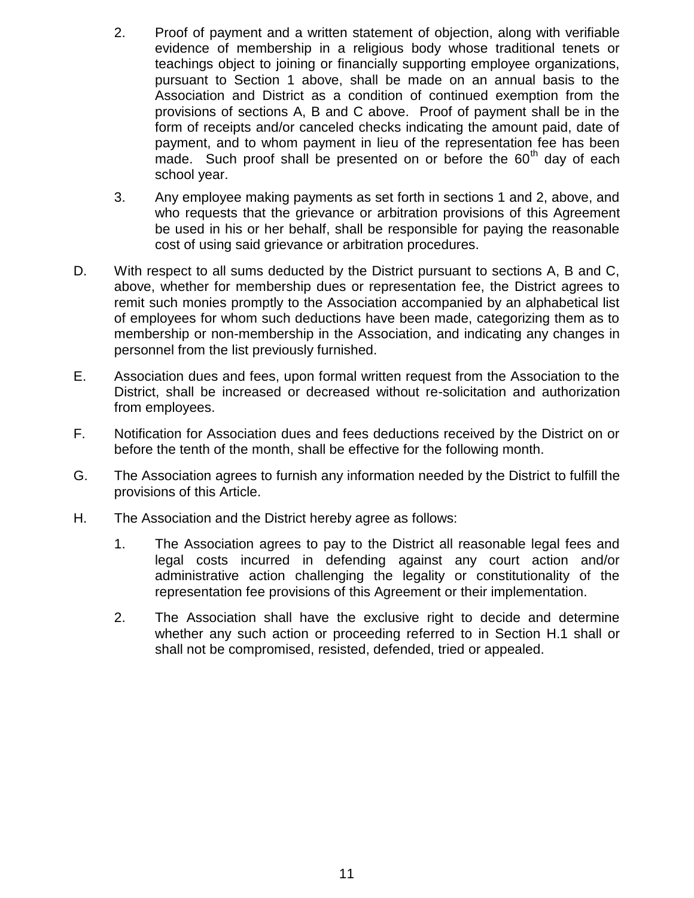2. Proof of payment and a written statement of objection, along with verifiable evidence of membership in a religious body whose traditional tenets or teachings object to joining or financially supporting employee organizations, pursuant to Section 1 above, shall be made on an annual basis to the Association and District as a condition of continued exemption from the provisions of sections A, B and C above. Proof of payment shall be in the form of receipts and/or canceled checks indicating the amount paid, date of payment, and to whom payment in lieu of the representation fee has been made. Such proof shall be presented on or before the 60th day of each school year.

3. Any employee making payments as set forth in sections 1 and 2, above, and who requests that the grievance or arbitration provisions of this Agreement be used in his or her behalf, shall be responsible for paying the reasonable cost of using said grievance or arbitration procedures.

D. With respect to all sums deducted by the District pursuant to sections A, B and C, above, whether for membership dues or representation fee, the District agrees to remit such monies promptly to the Association accompanied by an alphabetical list of employees for whom such deductions have been made, categorizing them as to membership or non-membership in the Association, and indicating any changes in personnel from the list previously furnished.

E. Association dues and fees, upon formal written request from the Association to the District, shall be increased or decreased without re-solicitation and authorization from employees.

F. Notification for Association dues and fees deductions received by the District on or before the tenth of the month, shall be effective for the following month.

G. The Association agrees to furnish any information needed by the District to fulfill the provisions of this Article.

H. The Association and the District hereby agree as follows:

1. The Association agrees to pay to the District all reasonable legal fees and legal costs incurred in defending against any court action and/or administrative action challenging the legality or constitutionality of the representation fee provisions of this Agreement or their implementation.

2. The Association shall have the exclusive right to decide and determine whether any such action or proceeding referred to in Section H.1 shall or shall not be compromised, resisted, defended, tried or appealed.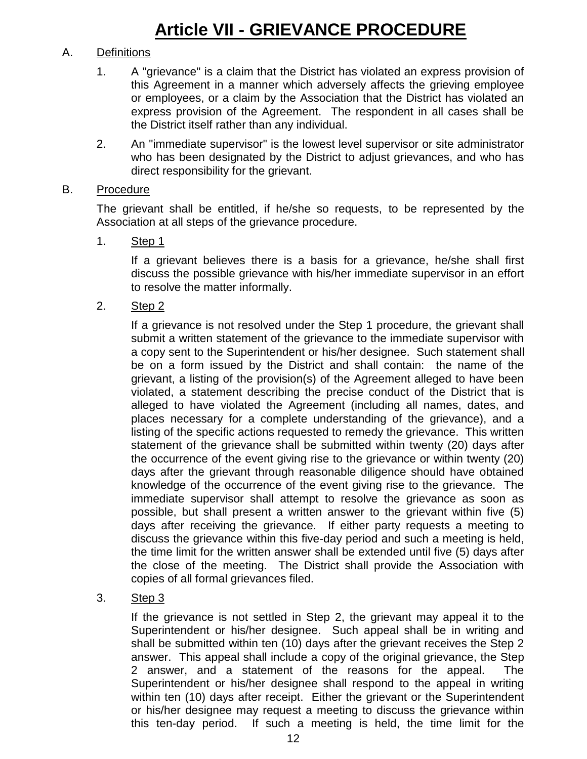# Article VII - GRIEVANCE PROCEDURE

A. Definitions

1. A "grievance" is a claim that the District has violated an express provision of this Agreement in a manner which adversely affects the grieving employee or employees, or a claim by the Association that the District has violated an express provision of the Agreement. The respondent in all cases shall be the District itself rather than any individual.

2. An "immediate supervisor" is the lowest level supervisor or site administrator who has been designated by the District to adjust grievances, and who has direct responsibility for the grievant.

B. Procedure

The grievant shall be entitled, if he/she so requests, to be represented by the Association at all steps of the grievance procedure.

1. Step 1

   If a grievant believes there is a basis for a grievance, he/she shall first discuss the possible grievance with his/her immediate supervisor in an effort to resolve the matter informally.

2. Step 2

   If a grievance is not resolved under the Step 1 procedure, the grievant shall submit a written statement of the grievance to the immediate supervisor with a copy sent to the Superintendent or his/her designee. Such statement shall be on a form issued by the District and shall contain: the name of the grievant, a listing of the provision(s) of the Agreement alleged to have been violated, a statement describing the precise conduct of the District that is alleged to have violated the Agreement (including all names, dates, and places necessary for a complete understanding of the grievance), and a listing of the specific actions requested to remedy the grievance. This written statement of the grievance shall be submitted within twenty (20) days after the occurrence of the event giving rise to the grievance or within twenty (20) days after the grievant through reasonable diligence should have obtained knowledge of the occurrence of the event giving rise to the grievance. The immediate supervisor shall attempt to resolve the grievance as soon as possible, but shall present a written answer to the grievant within five (5) days after receiving the grievance. If either party requests a meeting to discuss the grievance within this five-day period and such a meeting is held, the time limit for the written answer shall be extended until five (5) days after the close of the meeting. The District shall provide the Association with copies of all formal grievances filed.

3. Step 3

   If the grievance is not settled in Step 2, the grievant may appeal it to the Superintendent or his/her designee. Such appeal shall be in writing and shall be submitted within ten (10) days after the grievant receives the Step 2 answer. This appeal shall include a copy of the original grievance, the Step 2 answer, and a statement of the reasons for the appeal. The Superintendent or his/her designee shall respond to the appeal in writing within ten (10) days after receipt. Either the grievant or the Superintendent or his/her designee may request a meeting to discuss the grievance within this ten-day period. If such a meeting is held, the time limit for the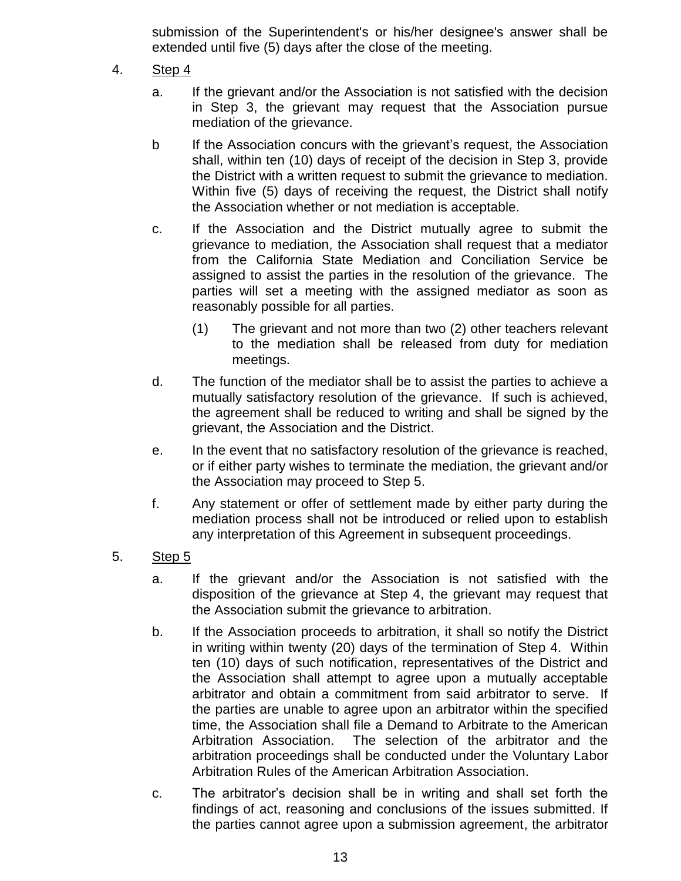submission of the Superintendent's or his/her designee's answer shall be extended until five (5) days after the close of the meeting.

4. Step 4

   a. If the grievant and/or the Association is not satisfied with the decision in Step 3, the grievant may request that the Association pursue mediation of the grievance.

   b If the Association concurs with the grievant's request, the Association shall, within ten (10) days of receipt of the decision in Step 3, provide the District with a written request to submit the grievance to mediation. Within five (5) days of receiving the request, the District shall notify the Association whether or not mediation is acceptable.

   c. If the Association and the District mutually agree to submit the grievance to mediation, the Association shall request that a mediator from the California State Mediation and Conciliation Service be assigned to assist the parties in the resolution of the grievance. The parties will set a meeting with the assigned mediator as soon as reasonably possible for all parties.

      (1) The grievant and not more than two (2) other teachers relevant to the mediation shall be released from duty for mediation meetings.

   d. The function of the mediator shall be to assist the parties to achieve a mutually satisfactory resolution of the grievance. If such is achieved, the agreement shall be reduced to writing and shall be signed by the grievant, the Association and the District.

   e. In the event that no satisfactory resolution of the grievance is reached, or if either party wishes to terminate the mediation, the grievant and/or the Association may proceed to Step 5.

   f. Any statement or offer of settlement made by either party during the mediation process shall not be introduced or relied upon to establish any interpretation of this Agreement in subsequent proceedings.

5. Step 5

   a. If the grievant and/or the Association is not satisfied with the disposition of the grievance at Step 4, the grievant may request that the Association submit the grievance to arbitration.

   b. If the Association proceeds to arbitration, it shall so notify the District in writing within twenty (20) days of the termination of Step 4. Within ten (10) days of such notification, representatives of the District and the Association shall attempt to agree upon a mutually acceptable arbitrator and obtain a commitment from said arbitrator to serve. If the parties are unable to agree upon an arbitrator within the specified time, the Association shall file a Demand to Arbitrate to the American Arbitration Association. The selection of the arbitrator and the arbitration proceedings shall be conducted under the Voluntary Labor Arbitration Rules of the American Arbitration Association.

   c. The arbitrator's decision shall be in writing and shall set forth the findings of act, reasoning and conclusions of the issues submitted. If the parties cannot agree upon a submission agreement, the arbitrator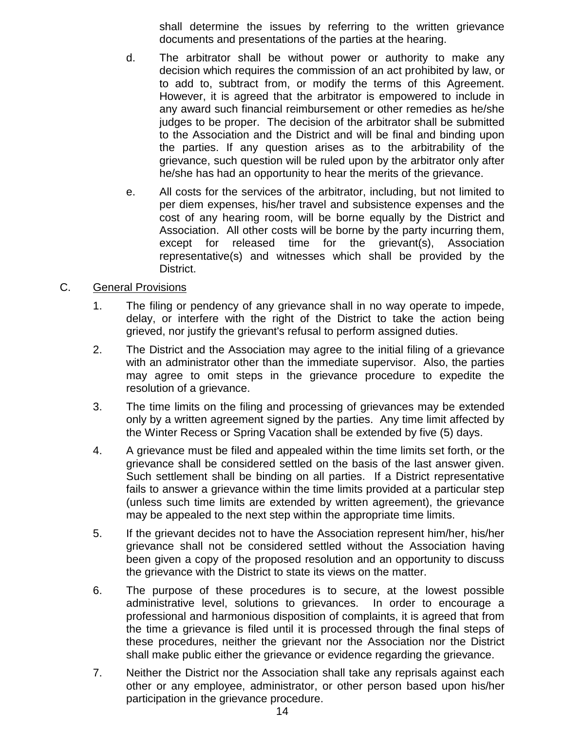shall determine the issues by referring to the written grievance documents and presentations of the parties at the hearing.

d. The arbitrator shall be without power or authority to make any decision which requires the commission of an act prohibited by law, or to add to, subtract from, or modify the terms of this Agreement. However, it is agreed that the arbitrator is empowered to include in any award such financial reimbursement or other remedies as he/she judges to be proper. The decision of the arbitrator shall be submitted to the Association and the District and will be final and binding upon the parties. If any question arises as to the arbitrability of the grievance, such question will be ruled upon by the arbitrator only after he/she has had an opportunity to hear the merits of the grievance.

e. All costs for the services of the arbitrator, including, but not limited to per diem expenses, his/her travel and subsistence expenses and the cost of any hearing room, will be borne equally by the District and Association. All other costs will be borne by the party incurring them, except for released time for the grievant(s), Association representative(s) and witnesses which shall be provided by the District.

C. General Provisions

1. The filing or pendency of any grievance shall in no way operate to impede, delay, or interfere with the right of the District to take the action being grieved, nor justify the grievant's refusal to perform assigned duties.

2. The District and the Association may agree to the initial filing of a grievance with an administrator other than the immediate supervisor. Also, the parties may agree to omit steps in the grievance procedure to expedite the resolution of a grievance.

3. The time limits on the filing and processing of grievances may be extended only by a written agreement signed by the parties. Any time limit affected by the Winter Recess or Spring Vacation shall be extended by five (5) days.

4. A grievance must be filed and appealed within the time limits set forth, or the grievance shall be considered settled on the basis of the last answer given. Such settlement shall be binding on all parties. If a District representative fails to answer a grievance within the time limits provided at a particular step (unless such time limits are extended by written agreement), the grievance may be appealed to the next step within the appropriate time limits.

5. If the grievant decides not to have the Association represent him/her, his/her grievance shall not be considered settled without the Association having been given a copy of the proposed resolution and an opportunity to discuss the grievance with the District to state its views on the matter.

6. The purpose of these procedures is to secure, at the lowest possible administrative level, solutions to grievances. In order to encourage a professional and harmonious disposition of complaints, it is agreed that from the time a grievance is filed until it is processed through the final steps of these procedures, neither the grievant nor the Association nor the District shall make public either the grievance or evidence regarding the grievance.

7. Neither the District nor the Association shall take any reprisals against each other or any employee, administrator, or other person based upon his/her participation in the grievance procedure.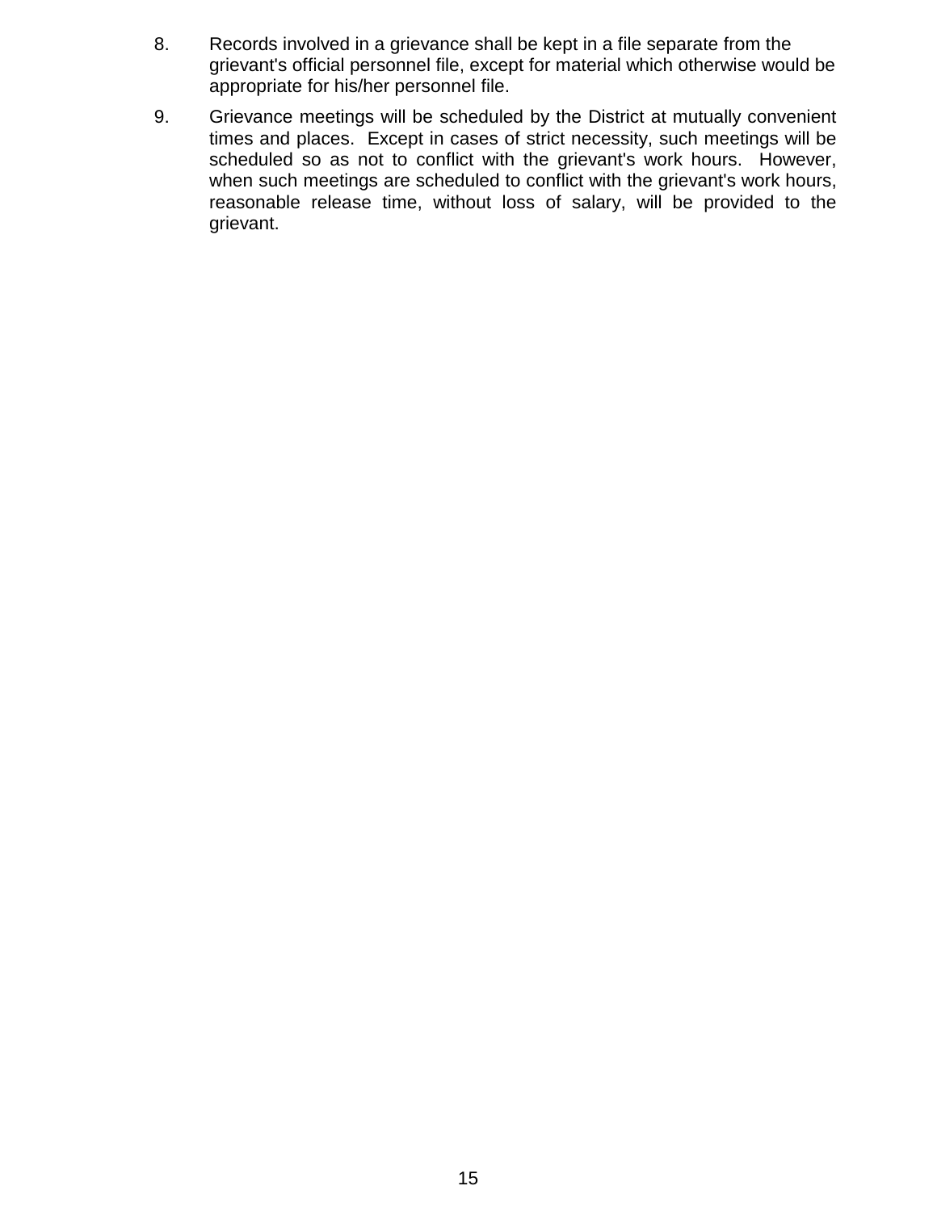8. Records involved in a grievance shall be kept in a file separate from the grievant's official personnel file, except for material which otherwise would be appropriate for his/her personnel file.

9. Grievance meetings will be scheduled by the District at mutually convenient times and places. Except in cases of strict necessity, such meetings will be scheduled so as not to conflict with the grievant's work hours. However, when such meetings are scheduled to conflict with the grievant's work hours, reasonable release time, without loss of salary, will be provided to the grievant.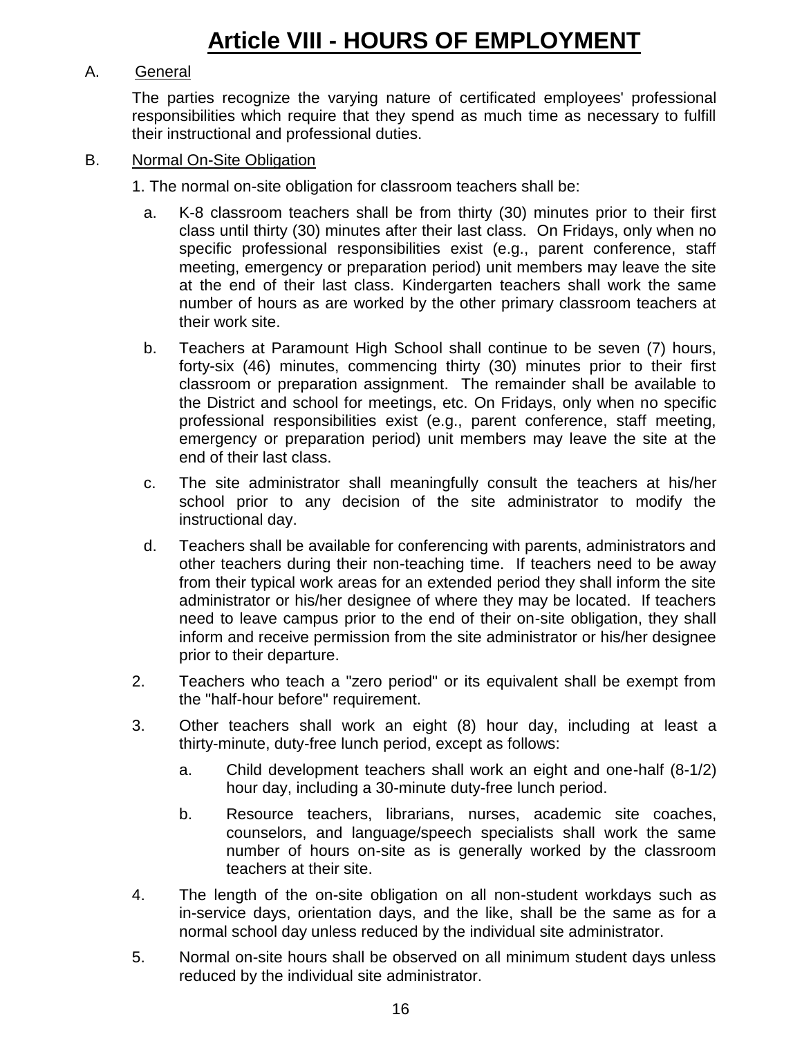# Article VIII - HOURS OF EMPLOYMENT

A. General

The parties recognize the varying nature of certificated employees' professional responsibilities which require that they spend as much time as necessary to fulfill their instructional and professional duties.

B. Normal On-Site Obligation

1. The normal on-site obligation for classroom teachers shall be:

   a. K-8 classroom teachers shall be from thirty (30) minutes prior to their first class until thirty (30) minutes after their last class. On Fridays, only when no specific professional responsibilities exist (e.g., parent conference, staff meeting, emergency or preparation period) unit members may leave the site at the end of their last class. Kindergarten teachers shall work the same number of hours as are worked by the other primary classroom teachers at their work site.

   b. Teachers at Paramount High School shall continue to be seven (7) hours, forty-six (46) minutes, commencing thirty (30) minutes prior to their first classroom or preparation assignment. The remainder shall be available to the District and school for meetings, etc. On Fridays, only when no specific professional responsibilities exist (e.g., parent conference, staff meeting, emergency or preparation period) unit members may leave the site at the end of their last class.

   c. The site administrator shall meaningfully consult the teachers at his/her school prior to any decision of the site administrator to modify the instructional day.

   d. Teachers shall be available for conferencing with parents, administrators and other teachers during their non-teaching time. If teachers need to be away from their typical work areas for an extended period they shall inform the site administrator or his/her designee of where they may be located. If teachers need to leave campus prior to the end of their on-site obligation, they shall inform and receive permission from the site administrator or his/her designee prior to their departure.

2. Teachers who teach a "zero period" or its equivalent shall be exempt from the "half-hour before" requirement.

3. Other teachers shall work an eight (8) hour day, including at least a thirty-minute, duty-free lunch period, except as follows:

   a. Child development teachers shall work an eight and one-half (8-1/2) hour day, including a 30-minute duty-free lunch period.

   b. Resource teachers, librarians, nurses, academic site coaches, counselors, and language/speech specialists shall work the same number of hours on-site as is generally worked by the classroom teachers at their site.

4. The length of the on-site obligation on all non-student workdays such as in-service days, orientation days, and the like, shall be the same as for a normal school day unless reduced by the individual site administrator.

5. Normal on-site hours shall be observed on all minimum student days unless reduced by the individual site administrator.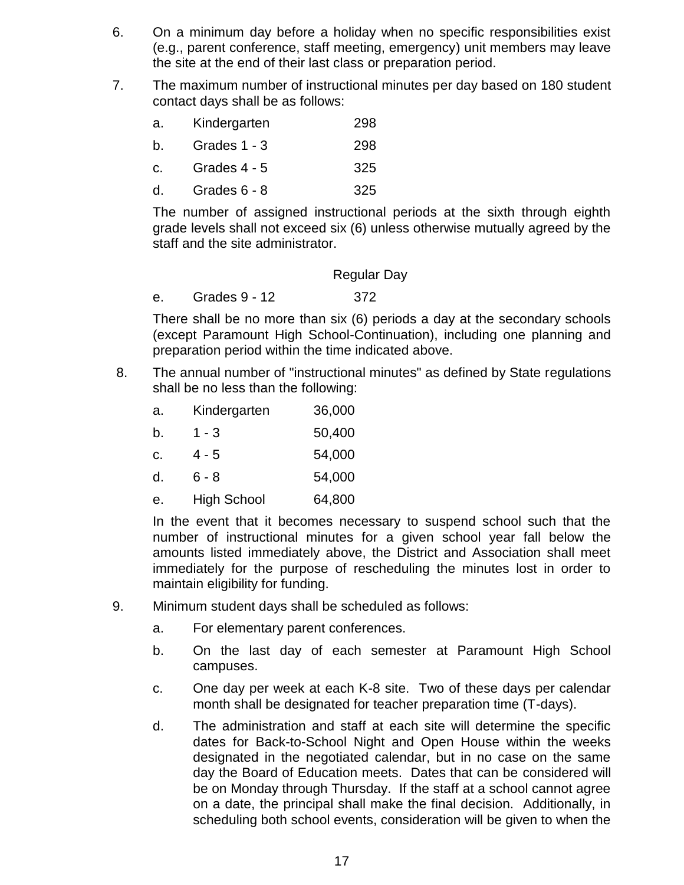6. On a minimum day before a holiday when no specific responsibilities exist (e.g., parent conference, staff meeting, emergency) unit members may leave the site at the end of their last class or preparation period.

7. The maximum number of instructional minutes per day based on 180 student contact days shall be as follows:

   a. Kindergarten 298

   b. Grades 1 - 3 298

   c. Grades 4 - 5 325

   d. Grades 6 - 8 325

   The number of assigned instructional periods at the sixth through eighth grade levels shall not exceed six (6) unless otherwise mutually agreed by the staff and the site administrator.

   Regular Day

   e. Grades 9 - 12 372

   There shall be no more than six (6) periods a day at the secondary schools (except Paramount High School-Continuation), including one planning and preparation period within the time indicated above.

8. The annual number of "instructional minutes" as defined by State regulations shall be no less than the following:

   a. Kindergarten 36,000

   b. 1 - 3 50,400

   c. 4 - 5 54,000

   d. 6 - 8 54,000

   e. High School 64,800

   In the event that it becomes necessary to suspend school such that the number of instructional minutes for a given school year fall below the amounts listed immediately above, the District and Association shall meet immediately for the purpose of rescheduling the minutes lost in order to maintain eligibility for funding.

9. Minimum student days shall be scheduled as follows:

   a. For elementary parent conferences.

   b. On the last day of each semester at Paramount High School campuses.

   c. One day per week at each K-8 site. Two of these days per calendar month shall be designated for teacher preparation time (T-days).

   d. The administration and staff at each site will determine the specific dates for Back-to-School Night and Open House within the weeks designated in the negotiated calendar, but in no case on the same day the Board of Education meets. Dates that can be considered will be on Monday through Thursday. If the staff at a school cannot agree on a date, the principal shall make the final decision. Additionally, in scheduling both school events, consideration will be given to when the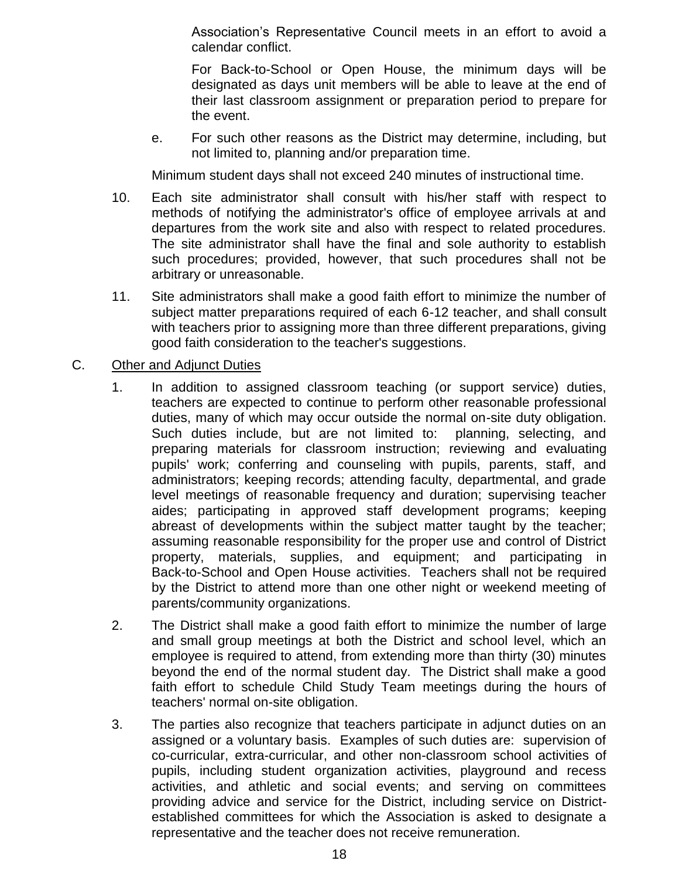Association's Representative Council meets in an effort to avoid a calendar conflict.

For Back-to-School or Open House, the minimum days will be designated as days unit members will be able to leave at the end of their last classroom assignment or preparation period to prepare for the event.

e. For such other reasons as the District may determine, including, but not limited to, planning and/or preparation time.

Minimum student days shall not exceed 240 minutes of instructional time.

10. Each site administrator shall consult with his/her staff with respect to methods of notifying the administrator's office of employee arrivals at and departures from the work site and also with respect to related procedures. The site administrator shall have the final and sole authority to establish such procedures; provided, however, that such procedures shall not be arbitrary or unreasonable.

11. Site administrators shall make a good faith effort to minimize the number of subject matter preparations required of each 6-12 teacher, and shall consult with teachers prior to assigning more than three different preparations, giving good faith consideration to the teacher's suggestions.

C. Other and Adjunct Duties

1. In addition to assigned classroom teaching (or support service) duties, teachers are expected to continue to perform other reasonable professional duties, many of which may occur outside the normal on-site duty obligation. Such duties include, but are not limited to: planning, selecting, and preparing materials for classroom instruction; reviewing and evaluating pupils' work; conferring and counseling with pupils, parents, staff, and administrators; keeping records; attending faculty, departmental, and grade level meetings of reasonable frequency and duration; supervising teacher aides; participating in approved staff development programs; keeping abreast of developments within the subject matter taught by the teacher; assuming reasonable responsibility for the proper use and control of District property, materials, supplies, and equipment; and participating in Back-to-School and Open House activities. Teachers shall not be required by the District to attend more than one other night or weekend meeting of parents/community organizations.

2. The District shall make a good faith effort to minimize the number of large and small group meetings at both the District and school level, which an employee is required to attend, from extending more than thirty (30) minutes beyond the end of the normal student day. The District shall make a good faith effort to schedule Child Study Team meetings during the hours of teachers' normal on-site obligation.

3. The parties also recognize that teachers participate in adjunct duties on an assigned or a voluntary basis. Examples of such duties are: supervision of co-curricular, extra-curricular, and other non-classroom school activities of pupils, including student organization activities, playground and recess activities, and athletic and social events; and serving on committees providing advice and service for the District, including service on District-established committees for which the Association is asked to designate a representative and the teacher does not receive remuneration.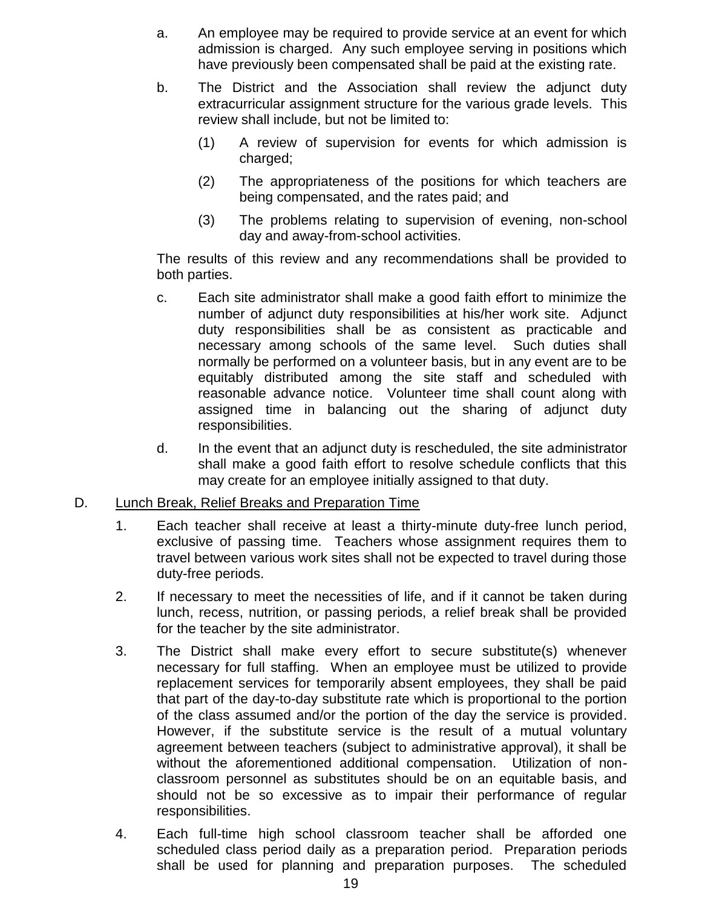a. An employee may be required to provide service at an event for which admission is charged. Any such employee serving in positions which have previously been compensated shall be paid at the existing rate.

b. The District and the Association shall review the adjunct duty extracurricular assignment structure for the various grade levels. This review shall include, but not be limited to:

   (1) A review of supervision for events for which admission is charged;

   (2) The appropriateness of the positions for which teachers are being compensated, and the rates paid; and

   (3) The problems relating to supervision of evening, non-school day and away-from-school activities.

The results of this review and any recommendations shall be provided to both parties.

c. Each site administrator shall make a good faith effort to minimize the number of adjunct duty responsibilities at his/her work site. Adjunct duty responsibilities shall be as consistent as practicable and necessary among schools of the same level. Such duties shall normally be performed on a volunteer basis, but in any event are to be equitably distributed among the site staff and scheduled with reasonable advance notice. Volunteer time shall count along with assigned time in balancing out the sharing of adjunct duty responsibilities.

d. In the event that an adjunct duty is rescheduled, the site administrator shall make a good faith effort to resolve schedule conflicts that this may create for an employee initially assigned to that duty.

D. <u>Lunch Break, Relief Breaks and Preparation Time</u>

1. Each teacher shall receive at least a thirty-minute duty-free lunch period, exclusive of passing time. Teachers whose assignment requires them to travel between various work sites shall not be expected to travel during those duty-free periods.

2. If necessary to meet the necessities of life, and if it cannot be taken during lunch, recess, nutrition, or passing periods, a relief break shall be provided for the teacher by the site administrator.

3. The District shall make every effort to secure substitute(s) whenever necessary for full staffing. When an employee must be utilized to provide replacement services for temporarily absent employees, they shall be paid that part of the day-to-day substitute rate which is proportional to the portion of the class assumed and/or the portion of the day the service is provided. However, if the substitute service is the result of a mutual voluntary agreement between teachers (subject to administrative approval), it shall be without the aforementioned additional compensation. Utilization of non-classroom personnel as substitutes should be on an equitable basis, and should not be so excessive as to impair their performance of regular responsibilities.

4. Each full-time high school classroom teacher shall be afforded one scheduled class period daily as a preparation period. Preparation periods shall be used for planning and preparation purposes. The scheduled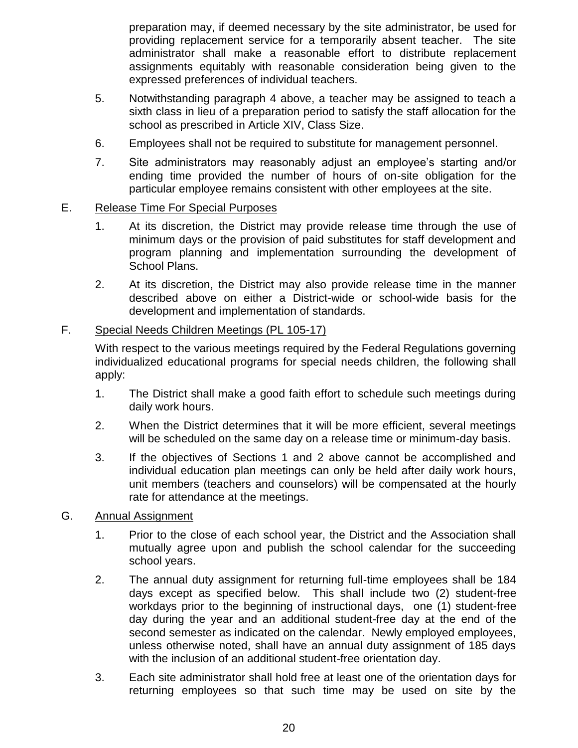preparation may, if deemed necessary by the site administrator, be used for providing replacement service for a temporarily absent teacher. The site administrator shall make a reasonable effort to distribute replacement assignments equitably with reasonable consideration being given to the expressed preferences of individual teachers.

5. Notwithstanding paragraph 4 above, a teacher may be assigned to teach a sixth class in lieu of a preparation period to satisfy the staff allocation for the school as prescribed in Article XIV, Class Size.

6. Employees shall not be required to substitute for management personnel.

7. Site administrators may reasonably adjust an employee's starting and/or ending time provided the number of hours of on-site obligation for the particular employee remains consistent with other employees at the site.

E. <u>Release Time For Special Purposes</u>

1. At its discretion, the District may provide release time through the use of minimum days or the provision of paid substitutes for staff development and program planning and implementation surrounding the development of School Plans.

2. At its discretion, the District may also provide release time in the manner described above on either a District-wide or school-wide basis for the development and implementation of standards.

F. <u>Special Needs Children Meetings (PL 105-17)</u>

With respect to the various meetings required by the Federal Regulations governing individualized educational programs for special needs children, the following shall apply:

1. The District shall make a good faith effort to schedule such meetings during daily work hours.

2. When the District determines that it will be more efficient, several meetings will be scheduled on the same day on a release time or minimum-day basis.

3. If the objectives of Sections 1 and 2 above cannot be accomplished and individual education plan meetings can only be held after daily work hours, unit members (teachers and counselors) will be compensated at the hourly rate for attendance at the meetings.

G. <u>Annual Assignment</u>

1. Prior to the close of each school year, the District and the Association shall mutually agree upon and publish the school calendar for the succeeding school years.

2. The annual duty assignment for returning full-time employees shall be 184 days except as specified below. This shall include two (2) student-free workdays prior to the beginning of instructional days, one (1) student-free day during the year and an additional student-free day at the end of the second semester as indicated on the calendar. Newly employed employees, unless otherwise noted, shall have an annual duty assignment of 185 days with the inclusion of an additional student-free orientation day.

3. Each site administrator shall hold free at least one of the orientation days for returning employees so that such time may be used on site by the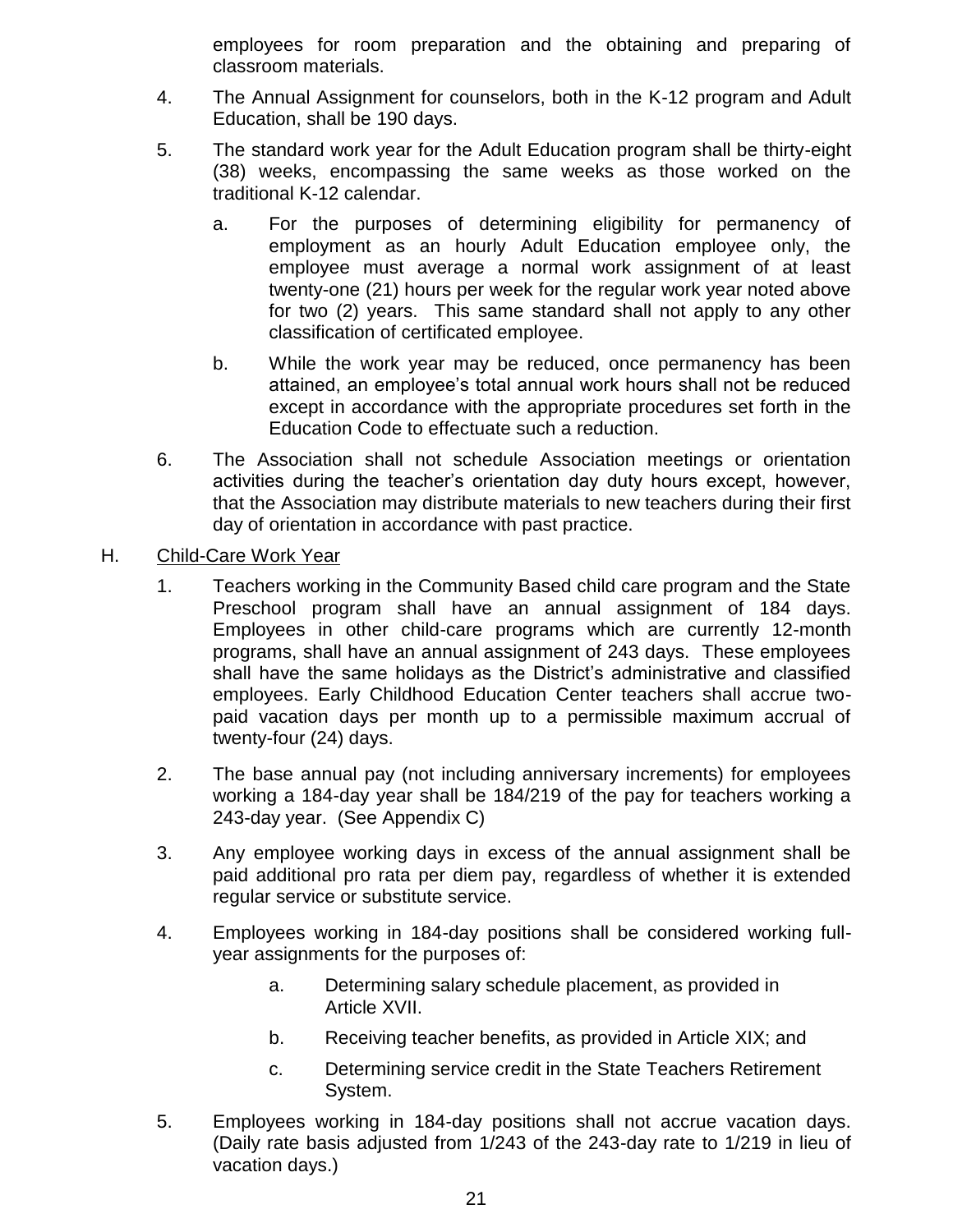employees for room preparation and the obtaining and preparing of classroom materials.

4. The Annual Assignment for counselors, both in the K-12 program and Adult Education, shall be 190 days.

5. The standard work year for the Adult Education program shall be thirty-eight (38) weeks, encompassing the same weeks as those worked on the traditional K-12 calendar.

   a. For the purposes of determining eligibility for permanency of employment as an hourly Adult Education employee only, the employee must average a normal work assignment of at least twenty-one (21) hours per week for the regular work year noted above for two (2) years. This same standard shall not apply to any other classification of certificated employee.

   b. While the work year may be reduced, once permanency has been attained, an employee's total annual work hours shall not be reduced except in accordance with the appropriate procedures set forth in the Education Code to effectuate such a reduction.

6. The Association shall not schedule Association meetings or orientation activities during the teacher's orientation day duty hours except, however, that the Association may distribute materials to new teachers during their first day of orientation in accordance with past practice.

H. <u>Child-Care Work Year</u>

1. Teachers working in the Community Based child care program and the State Preschool program shall have an annual assignment of 184 days. Employees in other child-care programs which are currently 12-month programs, shall have an annual assignment of 243 days. These employees shall have the same holidays as the District's administrative and classified employees. Early Childhood Education Center teachers shall accrue two-paid vacation days per month up to a permissible maximum accrual of twenty-four (24) days.

2. The base annual pay (not including anniversary increments) for employees working a 184-day year shall be 184/219 of the pay for teachers working a 243-day year. (See Appendix C)

3. Any employee working days in excess of the annual assignment shall be paid additional pro rata per diem pay, regardless of whether it is extended regular service or substitute service.

4. Employees working in 184-day positions shall be considered working full-year assignments for the purposes of:

   a. Determining salary schedule placement, as provided in Article XVII.

   b. Receiving teacher benefits, as provided in Article XIX; and

   c. Determining service credit in the State Teachers Retirement System.

5. Employees working in 184-day positions shall not accrue vacation days. (Daily rate basis adjusted from 1/243 of the 243-day rate to 1/219 in lieu of vacation days.)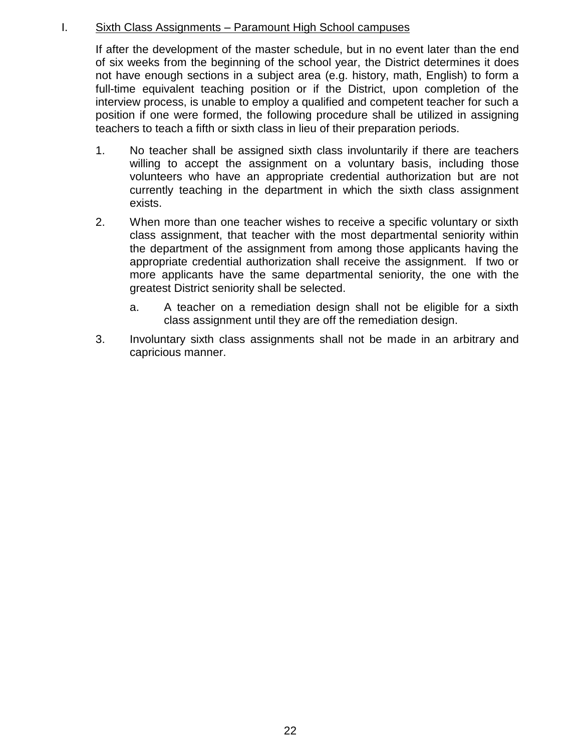I. <u>Sixth Class Assignments – Paramount High School campuses</u>

If after the development of the master schedule, but in no event later than the end of six weeks from the beginning of the school year, the District determines it does not have enough sections in a subject area (e.g. history, math, English) to form a full-time equivalent teaching position or if the District, upon completion of the interview process, is unable to employ a qualified and competent teacher for such a position if one were formed, the following procedure shall be utilized in assigning teachers to teach a fifth or sixth class in lieu of their preparation periods.

1. No teacher shall be assigned sixth class involuntarily if there are teachers willing to accept the assignment on a voluntary basis, including those volunteers who have an appropriate credential authorization but are not currently teaching in the department in which the sixth class assignment exists.

2. When more than one teacher wishes to receive a specific voluntary or sixth class assignment, that teacher with the most departmental seniority within the department of the assignment from among those applicants having the appropriate credential authorization shall receive the assignment. If two or more applicants have the same departmental seniority, the one with the greatest District seniority shall be selected.

   a. A teacher on a remediation design shall not be eligible for a sixth class assignment until they are off the remediation design.

3. Involuntary sixth class assignments shall not be made in an arbitrary and capricious manner.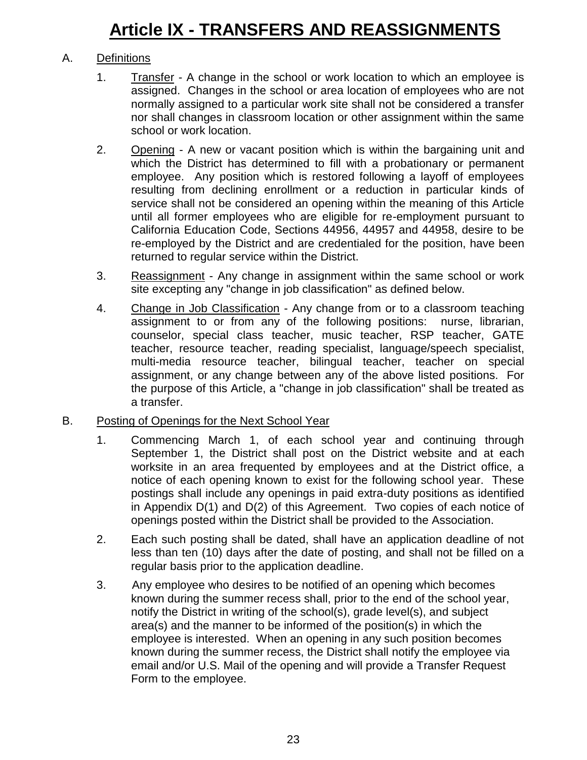# Article IX - TRANSFERS AND REASSIGNMENTS

A. Definitions

1. Transfer - A change in the school or work location to which an employee is assigned. Changes in the school or area location of employees who are not normally assigned to a particular work site shall not be considered a transfer nor shall changes in classroom location or other assignment within the same school or work location.

2. Opening - A new or vacant position which is within the bargaining unit and which the District has determined to fill with a probationary or permanent employee. Any position which is restored following a layoff of employees resulting from declining enrollment or a reduction in particular kinds of service shall not be considered an opening within the meaning of this Article until all former employees who are eligible for re-employment pursuant to California Education Code, Sections 44956, 44957 and 44958, desire to be re-employed by the District and are credentialed for the position, have been returned to regular service within the District.

3. Reassignment - Any change in assignment within the same school or work site excepting any "change in job classification" as defined below.

4. Change in Job Classification - Any change from or to a classroom teaching assignment to or from any of the following positions: nurse, librarian, counselor, special class teacher, music teacher, RSP teacher, GATE teacher, resource teacher, reading specialist, language/speech specialist, multi-media resource teacher, bilingual teacher, teacher on special assignment, or any change between any of the above listed positions. For the purpose of this Article, a "change in job classification" shall be treated as a transfer.

B. Posting of Openings for the Next School Year

1. Commencing March 1, of each school year and continuing through September 1, the District shall post on the District website and at each worksite in an area frequented by employees and at the District office, a notice of each opening known to exist for the following school year. These postings shall include any openings in paid extra-duty positions as identified in Appendix D(1) and D(2) of this Agreement. Two copies of each notice of openings posted within the District shall be provided to the Association.

2. Each such posting shall be dated, shall have an application deadline of not less than ten (10) days after the date of posting, and shall not be filled on a regular basis prior to the application deadline.

3. Any employee who desires to be notified of an opening which becomes known during the summer recess shall, prior to the end of the school year, notify the District in writing of the school(s), grade level(s), and subject area(s) and the manner to be informed of the position(s) in which the employee is interested. When an opening in any such position becomes known during the summer recess, the District shall notify the employee via email and/or U.S. Mail of the opening and will provide a Transfer Request Form to the employee.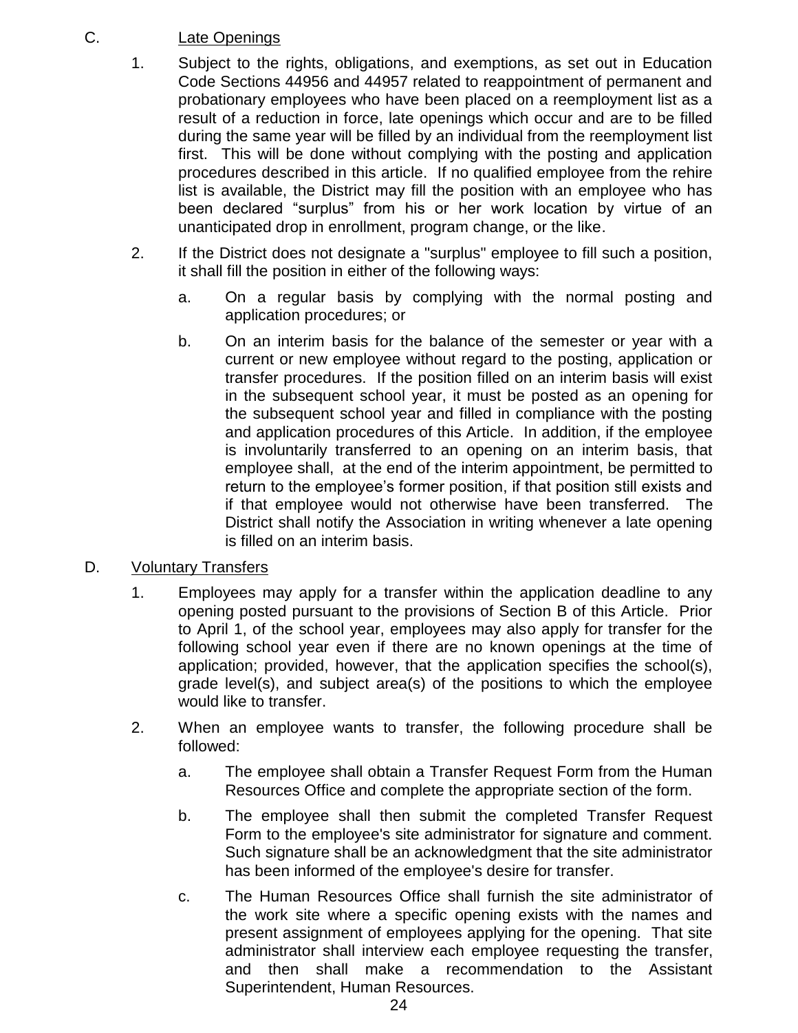C. Late Openings

1. Subject to the rights, obligations, and exemptions, as set out in Education Code Sections 44956 and 44957 related to reappointment of permanent and probationary employees who have been placed on a reemployment list as a result of a reduction in force, late openings which occur and are to be filled during the same year will be filled by an individual from the reemployment list first. This will be done without complying with the posting and application procedures described in this article. If no qualified employee from the rehire list is available, the District may fill the position with an employee who has been declared "surplus" from his or her work location by virtue of an unanticipated drop in enrollment, program change, or the like.

2. If the District does not designate a "surplus" employee to fill such a position, it shall fill the position in either of the following ways:

   a. On a regular basis by complying with the normal posting and application procedures; or

   b. On an interim basis for the balance of the semester or year with a current or new employee without regard to the posting, application or transfer procedures. If the position filled on an interim basis will exist in the subsequent school year, it must be posted as an opening for the subsequent school year and filled in compliance with the posting and application procedures of this Article. In addition, if the employee is involuntarily transferred to an opening on an interim basis, that employee shall, at the end of the interim appointment, be permitted to return to the employee's former position, if that position still exists and if that employee would not otherwise have been transferred. The District shall notify the Association in writing whenever a late opening is filled on an interim basis.

D. Voluntary Transfers

1. Employees may apply for a transfer within the application deadline to any opening posted pursuant to the provisions of Section B of this Article. Prior to April 1, of the school year, employees may also apply for transfer for the following school year even if there are no known openings at the time of application; provided, however, that the application specifies the school(s), grade level(s), and subject area(s) of the positions to which the employee would like to transfer.

2. When an employee wants to transfer, the following procedure shall be followed:

   a. The employee shall obtain a Transfer Request Form from the Human Resources Office and complete the appropriate section of the form.

   b. The employee shall then submit the completed Transfer Request Form to the employee's site administrator for signature and comment. Such signature shall be an acknowledgment that the site administrator has been informed of the employee's desire for transfer.

   c. The Human Resources Office shall furnish the site administrator of the work site where a specific opening exists with the names and present assignment of employees applying for the opening. That site administrator shall interview each employee requesting the transfer, and then shall make a recommendation to the Assistant Superintendent, Human Resources.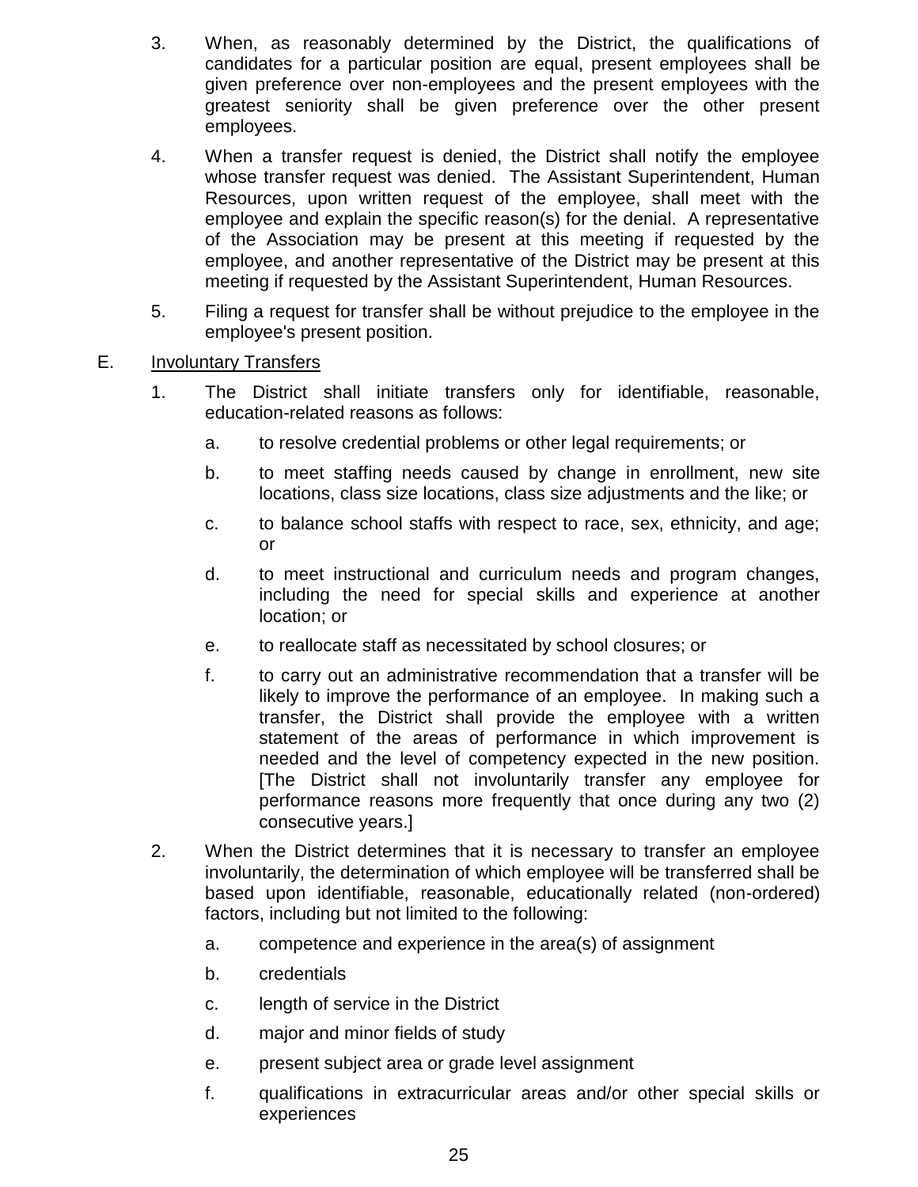3. When, as reasonably determined by the District, the qualifications of candidates for a particular position are equal, present employees shall be given preference over non-employees and the present employees with the greatest seniority shall be given preference over the other present employees.

4. When a transfer request is denied, the District shall notify the employee whose transfer request was denied. The Assistant Superintendent, Human Resources, upon written request of the employee, shall meet with the employee and explain the specific reason(s) for the denial. A representative of the Association may be present at this meeting if requested by the employee, and another representative of the District may be present at this meeting if requested by the Assistant Superintendent, Human Resources.

5. Filing a request for transfer shall be without prejudice to the employee in the employee's present position.

E. <u>Involuntary Transfers</u>

1. The District shall initiate transfers only for identifiable, reasonable, education-related reasons as follows:

   a. to resolve credential problems or other legal requirements; or

   b. to meet staffing needs caused by change in enrollment, new site locations, class size locations, class size adjustments and the like; or

   c. to balance school staffs with respect to race, sex, ethnicity, and age; or

   d. to meet instructional and curriculum needs and program changes, including the need for special skills and experience at another location; or

   e. to reallocate staff as necessitated by school closures; or

   f. to carry out an administrative recommendation that a transfer will be likely to improve the performance of an employee. In making such a transfer, the District shall provide the employee with a written statement of the areas of performance in which improvement is needed and the level of competency expected in the new position. [The District shall not involuntarily transfer any employee for performance reasons more frequently that once during any two (2) consecutive years.]

2. When the District determines that it is necessary to transfer an employee involuntarily, the determination of which employee will be transferred shall be based upon identifiable, reasonable, educationally related (non-ordered) factors, including but not limited to the following:

   a. competence and experience in the area(s) of assignment

   b. credentials

   c. length of service in the District

   d. major and minor fields of study

   e. present subject area or grade level assignment

   f. qualifications in extracurricular areas and/or other special skills or experiences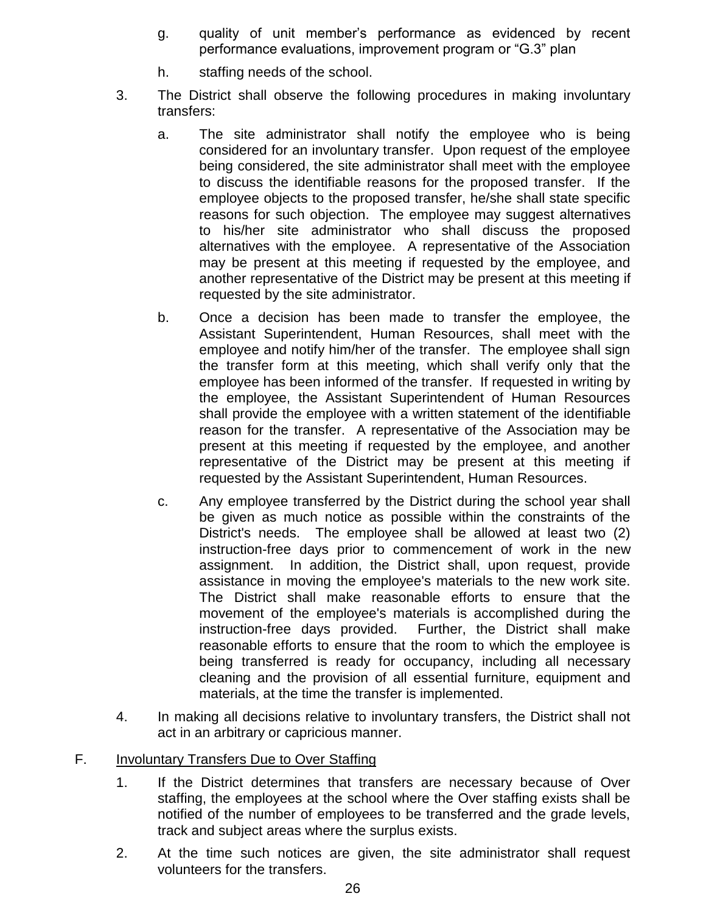g. quality of unit member's performance as evidenced by recent performance evaluations, improvement program or "G.3" plan

h. staffing needs of the school.

3. The District shall observe the following procedures in making involuntary transfers:

   a. The site administrator shall notify the employee who is being considered for an involuntary transfer. Upon request of the employee being considered, the site administrator shall meet with the employee to discuss the identifiable reasons for the proposed transfer. If the employee objects to the proposed transfer, he/she shall state specific reasons for such objection. The employee may suggest alternatives to his/her site administrator who shall discuss the proposed alternatives with the employee. A representative of the Association may be present at this meeting if requested by the employee, and another representative of the District may be present at this meeting if requested by the site administrator.

   b. Once a decision has been made to transfer the employee, the Assistant Superintendent, Human Resources, shall meet with the employee and notify him/her of the transfer. The employee shall sign the transfer form at this meeting, which shall verify only that the employee has been informed of the transfer. If requested in writing by the employee, the Assistant Superintendent of Human Resources shall provide the employee with a written statement of the identifiable reason for the transfer. A representative of the Association may be present at this meeting if requested by the employee, and another representative of the District may be present at this meeting if requested by the Assistant Superintendent, Human Resources.

   c. Any employee transferred by the District during the school year shall be given as much notice as possible within the constraints of the District's needs. The employee shall be allowed at least two (2) instruction-free days prior to commencement of work in the new assignment. In addition, the District shall, upon request, provide assistance in moving the employee's materials to the new work site. The District shall make reasonable efforts to ensure that the movement of the employee's materials is accomplished during the instruction-free days provided. Further, the District shall make reasonable efforts to ensure that the room to which the employee is being transferred is ready for occupancy, including all necessary cleaning and the provision of all essential furniture, equipment and materials, at the time the transfer is implemented.

4. In making all decisions relative to involuntary transfers, the District shall not act in an arbitrary or capricious manner.

F. Involuntary Transfers Due to Over Staffing

1. If the District determines that transfers are necessary because of Over staffing, the employees at the school where the Over staffing exists shall be notified of the number of employees to be transferred and the grade levels, track and subject areas where the surplus exists.

2. At the time such notices are given, the site administrator shall request volunteers for the transfers.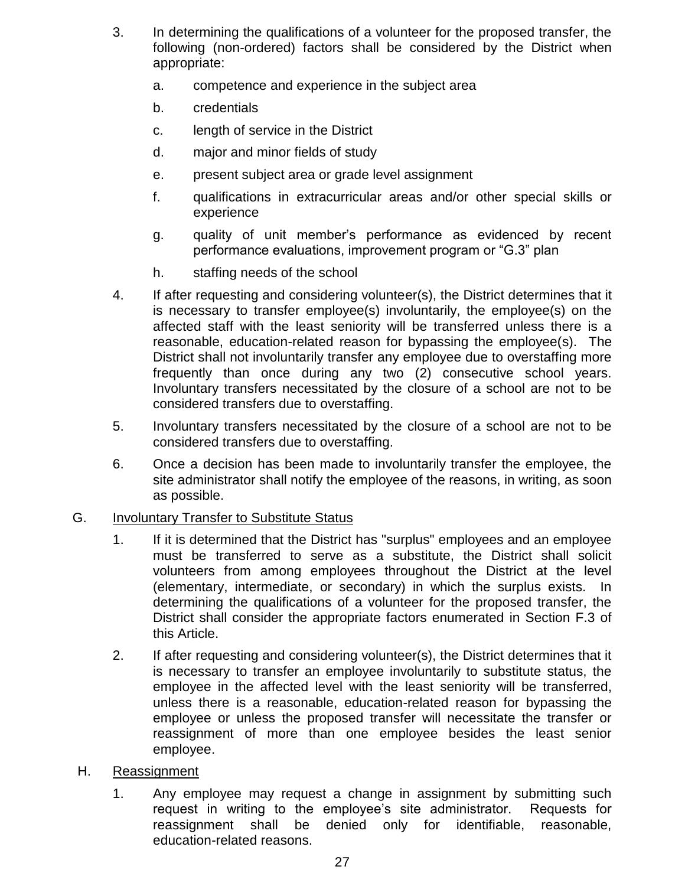3. In determining the qualifications of a volunteer for the proposed transfer, the following (non-ordered) factors shall be considered by the District when appropriate:

   a. competence and experience in the subject area

   b. credentials

   c. length of service in the District

   d. major and minor fields of study

   e. present subject area or grade level assignment

   f. qualifications in extracurricular areas and/or other special skills or experience

   g. quality of unit member's performance as evidenced by recent performance evaluations, improvement program or "G.3" plan

   h. staffing needs of the school

4. If after requesting and considering volunteer(s), the District determines that it is necessary to transfer employee(s) involuntarily, the employee(s) on the affected staff with the least seniority will be transferred unless there is a reasonable, education-related reason for bypassing the employee(s). The District shall not involuntarily transfer any employee due to overstaffing more frequently than once during any two (2) consecutive school years. Involuntary transfers necessitated by the closure of a school are not to be considered transfers due to overstaffing.

5. Involuntary transfers necessitated by the closure of a school are not to be considered transfers due to overstaffing.

6. Once a decision has been made to involuntarily transfer the employee, the site administrator shall notify the employee of the reasons, in writing, as soon as possible.

G. Involuntary Transfer to Substitute Status

1. If it is determined that the District has "surplus" employees and an employee must be transferred to serve as a substitute, the District shall solicit volunteers from among employees throughout the District at the level (elementary, intermediate, or secondary) in which the surplus exists. In determining the qualifications of a volunteer for the proposed transfer, the District shall consider the appropriate factors enumerated in Section F.3 of this Article.

2. If after requesting and considering volunteer(s), the District determines that it is necessary to transfer an employee involuntarily to substitute status, the employee in the affected level with the least seniority will be transferred, unless there is a reasonable, education-related reason for bypassing the employee or unless the proposed transfer will necessitate the transfer or reassignment of more than one employee besides the least senior employee.

H. Reassignment

1. Any employee may request a change in assignment by submitting such request in writing to the employee's site administrator. Requests for reassignment shall be denied only for identifiable, reasonable, education-related reasons.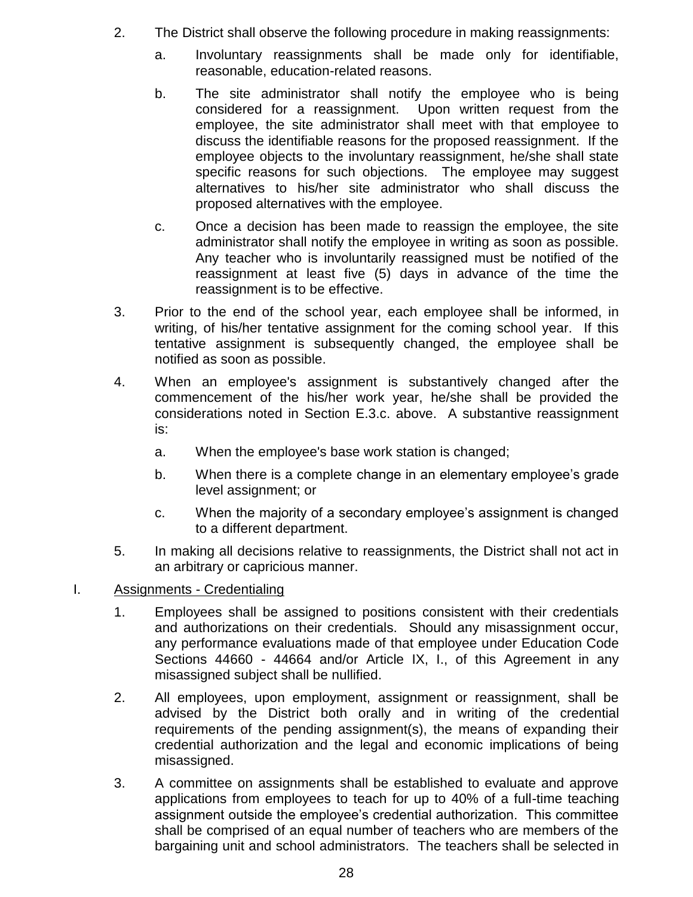2. The District shall observe the following procedure in making reassignments:

    a. Involuntary reassignments shall be made only for identifiable, reasonable, education-related reasons.

    b. The site administrator shall notify the employee who is being considered for a reassignment. Upon written request from the employee, the site administrator shall meet with that employee to discuss the identifiable reasons for the proposed reassignment. If the employee objects to the involuntary reassignment, he/she shall state specific reasons for such objections. The employee may suggest alternatives to his/her site administrator who shall discuss the proposed alternatives with the employee.

    c. Once a decision has been made to reassign the employee, the site administrator shall notify the employee in writing as soon as possible. Any teacher who is involuntarily reassigned must be notified of the reassignment at least five (5) days in advance of the time the reassignment is to be effective.

3. Prior to the end of the school year, each employee shall be informed, in writing, of his/her tentative assignment for the coming school year. If this tentative assignment is subsequently changed, the employee shall be notified as soon as possible.

4. When an employee's assignment is substantively changed after the commencement of the his/her work year, he/she shall be provided the considerations noted in Section E.3.c. above. A substantive reassignment is:

    a. When the employee's base work station is changed;

    b. When there is a complete change in an elementary employee's grade level assignment; or

    c. When the majority of a secondary employee's assignment is changed to a different department.

5. In making all decisions relative to reassignments, the District shall not act in an arbitrary or capricious manner.

I. <u>Assignments - Credentialing</u>

1. Employees shall be assigned to positions consistent with their credentials and authorizations on their credentials. Should any misassignment occur, any performance evaluations made of that employee under Education Code Sections 44660 - 44664 and/or Article IX, I., of this Agreement in any misassigned subject shall be nullified.

2. All employees, upon employment, assignment or reassignment, shall be advised by the District both orally and in writing of the credential requirements of the pending assignment(s), the means of expanding their credential authorization and the legal and economic implications of being misassigned.

3. A committee on assignments shall be established to evaluate and approve applications from employees to teach for up to 40% of a full-time teaching assignment outside the employee's credential authorization. This committee shall be comprised of an equal number of teachers who are members of the bargaining unit and school administrators. The teachers shall be selected in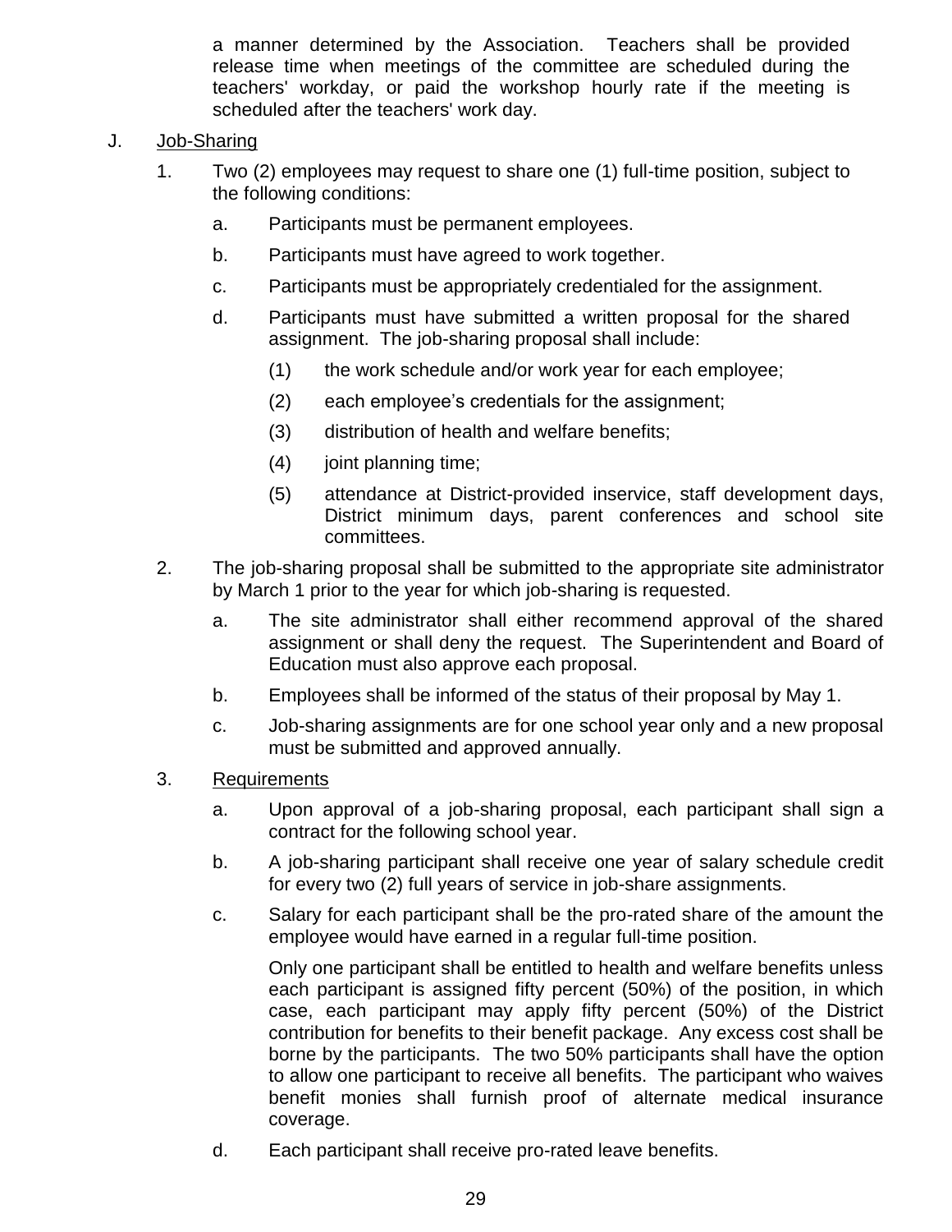a manner determined by the Association. Teachers shall be provided release time when meetings of the committee are scheduled during the teachers' workday, or paid the workshop hourly rate if the meeting is scheduled after the teachers' work day.

J. Job-Sharing

1. Two (2) employees may request to share one (1) full-time position, subject to the following conditions:

   a. Participants must be permanent employees.

   b. Participants must have agreed to work together.

   c. Participants must be appropriately credentialed for the assignment.

   d. Participants must have submitted a written proposal for the shared assignment. The job-sharing proposal shall include:

      (1) the work schedule and/or work year for each employee;

      (2) each employee's credentials for the assignment;

      (3) distribution of health and welfare benefits;

      (4) joint planning time;

      (5) attendance at District-provided inservice, staff development days, District minimum days, parent conferences and school site committees.

2. The job-sharing proposal shall be submitted to the appropriate site administrator by March 1 prior to the year for which job-sharing is requested.

   a. The site administrator shall either recommend approval of the shared assignment or shall deny the request. The Superintendent and Board of Education must also approve each proposal.

   b. Employees shall be informed of the status of their proposal by May 1.

   c. Job-sharing assignments are for one school year only and a new proposal must be submitted and approved annually.

3. Requirements

   a. Upon approval of a job-sharing proposal, each participant shall sign a contract for the following school year.

   b. A job-sharing participant shall receive one year of salary schedule credit for every two (2) full years of service in job-share assignments.

   c. Salary for each participant shall be the pro-rated share of the amount the employee would have earned in a regular full-time position.

      Only one participant shall be entitled to health and welfare benefits unless each participant is assigned fifty percent (50%) of the position, in which case, each participant may apply fifty percent (50%) of the District contribution for benefits to their benefit package. Any excess cost shall be borne by the participants. The two 50% participants shall have the option to allow one participant to receive all benefits. The participant who waives benefit monies shall furnish proof of alternate medical insurance coverage.

   d. Each participant shall receive pro-rated leave benefits.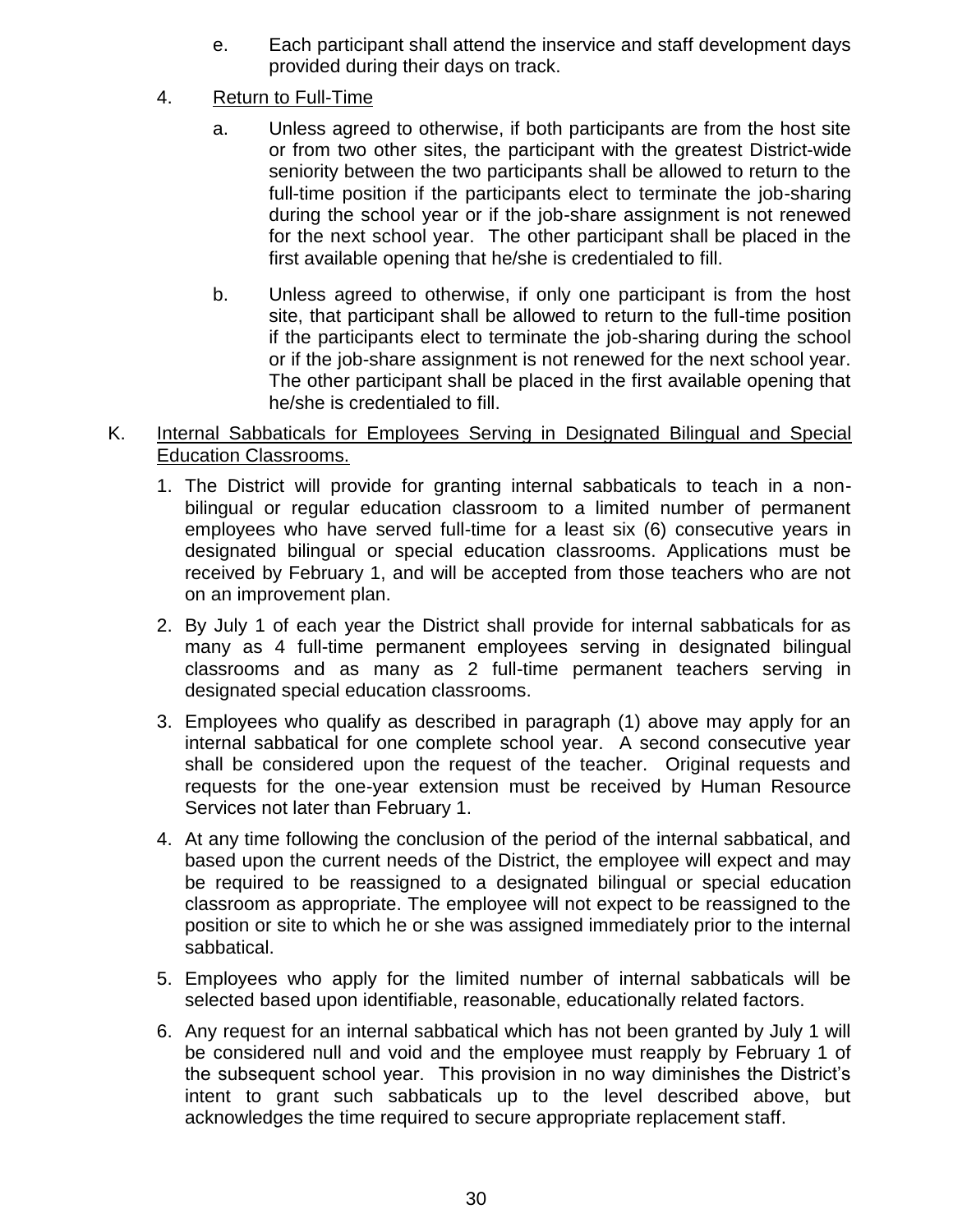e. Each participant shall attend the inservice and staff development days provided during their days on track.

4. Return to Full-Time

   a. Unless agreed to otherwise, if both participants are from the host site or from two other sites, the participant with the greatest District-wide seniority between the two participants shall be allowed to return to the full-time position if the participants elect to terminate the job-sharing during the school year or if the job-share assignment is not renewed for the next school year. The other participant shall be placed in the first available opening that he/she is credentialed to fill.

   b. Unless agreed to otherwise, if only one participant is from the host site, that participant shall be allowed to return to the full-time position if the participants elect to terminate the job-sharing during the school or if the job-share assignment is not renewed for the next school year. The other participant shall be placed in the first available opening that he/she is credentialed to fill.

K. Internal Sabbaticals for Employees Serving in Designated Bilingual and Special Education Classrooms.

1. The District will provide for granting internal sabbaticals to teach in a non-bilingual or regular education classroom to a limited number of permanent employees who have served full-time for a least six (6) consecutive years in designated bilingual or special education classrooms. Applications must be received by February 1, and will be accepted from those teachers who are not on an improvement plan.
2. By July 1 of each year the District shall provide for internal sabbaticals for as many as 4 full-time permanent employees serving in designated bilingual classrooms and as many as 2 full-time permanent teachers serving in designated special education classrooms.
3. Employees who qualify as described in paragraph (1) above may apply for an internal sabbatical for one complete school year. A second consecutive year shall be considered upon the request of the teacher. Original requests and requests for the one-year extension must be received by Human Resource Services not later than February 1.
4. At any time following the conclusion of the period of the internal sabbatical, and based upon the current needs of the District, the employee will expect and may be required to be reassigned to a designated bilingual or special education classroom as appropriate. The employee will not expect to be reassigned to the position or site to which he or she was assigned immediately prior to the internal sabbatical.
5. Employees who apply for the limited number of internal sabbaticals will be selected based upon identifiable, reasonable, educationally related factors.
6. Any request for an internal sabbatical which has not been granted by July 1 will be considered null and void and the employee must reapply by February 1 of the subsequent school year. This provision in no way diminishes the District's intent to grant such sabbaticals up to the level described above, but acknowledges the time required to secure appropriate replacement staff.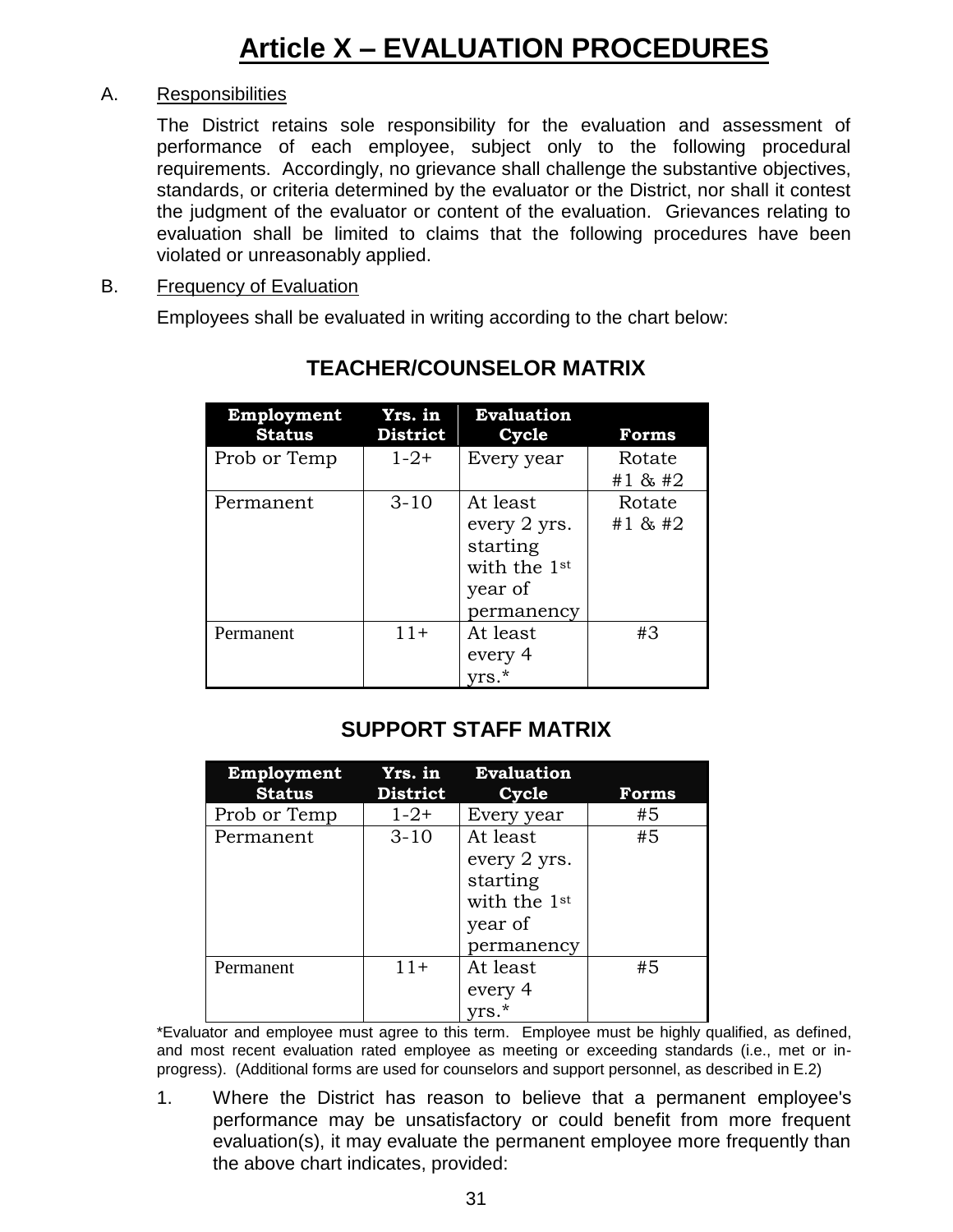# Article X – EVALUATION PROCEDURES

A. Responsibilities

The District retains sole responsibility for the evaluation and assessment of performance of each employee, subject only to the following procedural requirements. Accordingly, no grievance shall challenge the substantive objectives, standards, or criteria determined by the evaluator or the District, nor shall it contest the judgment of the evaluator or content of the evaluation. Grievances relating to evaluation shall be limited to claims that the following procedures have been violated or unreasonably applied.

B. Frequency of Evaluation

Employees shall be evaluated in writing according to the chart below:

### TEACHER/COUNSELOR MATRIX

| Employment Status | Yrs. in District | Evaluation Cycle | Forms |
|---|---|---|---|
| Prob or Temp | 1-2+ | Every year | Rotate #1 & #2 |
| Permanent | 3-10 | At least every 2 yrs. starting with the 1st year of permanency | Rotate #1 & #2 |
| Permanent | 11+ | At least every 4 yrs.* | #3 |

### SUPPORT STAFF MATRIX

| Employment Status | Yrs. in District | Evaluation Cycle | Forms |
|---|---|---|---|
| Prob or Temp | 1-2+ | Every year | #5 |
| Permanent | 3-10 | At least every 2 yrs. starting with the 1st year of permanency | #5 |
| Permanent | 11+ | At least every 4 yrs.* | #5 |

*Evaluator and employee must agree to this term. Employee must be highly qualified, as defined, and most recent evaluation rated employee as meeting or exceeding standards (i.e., met or in-progress). (Additional forms are used for counselors and support personnel, as described in E.2)

1. Where the District has reason to believe that a permanent employee's performance may be unsatisfactory or could benefit from more frequent evaluation(s), it may evaluate the permanent employee more frequently than the above chart indicates, provided: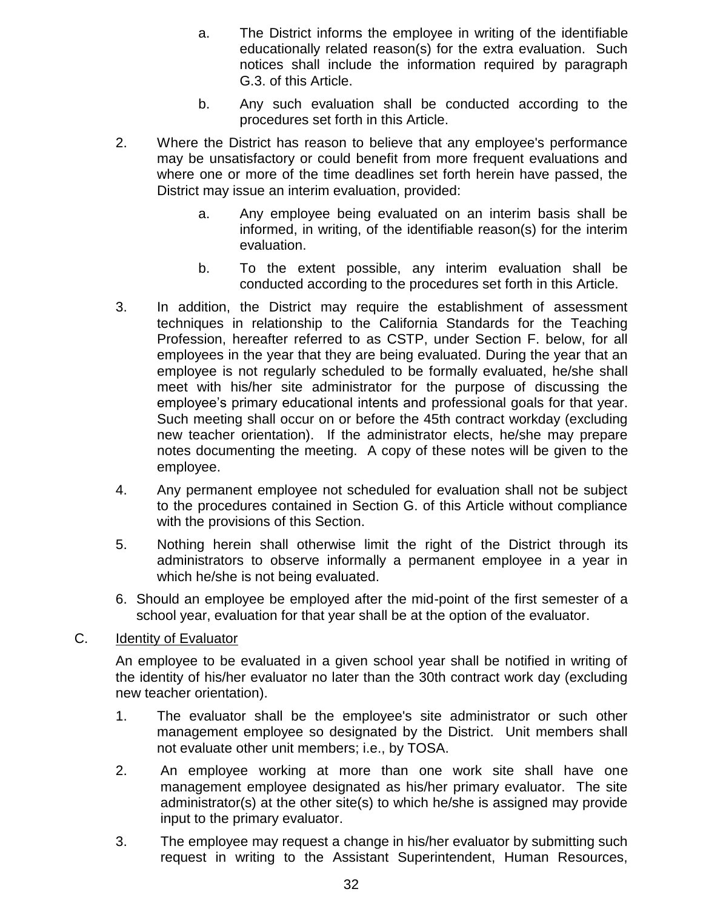a. The District informs the employee in writing of the identifiable educationally related reason(s) for the extra evaluation. Such notices shall include the information required by paragraph G.3. of this Article.

b. Any such evaluation shall be conducted according to the procedures set forth in this Article.

2. Where the District has reason to believe that any employee's performance may be unsatisfactory or could benefit from more frequent evaluations and where one or more of the time deadlines set forth herein have passed, the District may issue an interim evaluation, provided:

   a. Any employee being evaluated on an interim basis shall be informed, in writing, of the identifiable reason(s) for the interim evaluation.

   b. To the extent possible, any interim evaluation shall be conducted according to the procedures set forth in this Article.

3. In addition, the District may require the establishment of assessment techniques in relationship to the California Standards for the Teaching Profession, hereafter referred to as CSTP, under Section F. below, for all employees in the year that they are being evaluated. During the year that an employee is not regularly scheduled to be formally evaluated, he/she shall meet with his/her site administrator for the purpose of discussing the employee's primary educational intents and professional goals for that year. Such meeting shall occur on or before the 45th contract workday (excluding new teacher orientation). If the administrator elects, he/she may prepare notes documenting the meeting. A copy of these notes will be given to the employee.

4. Any permanent employee not scheduled for evaluation shall not be subject to the procedures contained in Section G. of this Article without compliance with the provisions of this Section.

5. Nothing herein shall otherwise limit the right of the District through its administrators to observe informally a permanent employee in a year in which he/she is not being evaluated.

6. Should an employee be employed after the mid-point of the first semester of a school year, evaluation for that year shall be at the option of the evaluator.

C. <u>Identity of Evaluator</u>

An employee to be evaluated in a given school year shall be notified in writing of the identity of his/her evaluator no later than the 30th contract work day (excluding new teacher orientation).

1. The evaluator shall be the employee's site administrator or such other management employee so designated by the District. Unit members shall not evaluate other unit members; i.e., by TOSA.

2. An employee working at more than one work site shall have one management employee designated as his/her primary evaluator. The site administrator(s) at the other site(s) to which he/she is assigned may provide input to the primary evaluator.

3. The employee may request a change in his/her evaluator by submitting such request in writing to the Assistant Superintendent, Human Resources,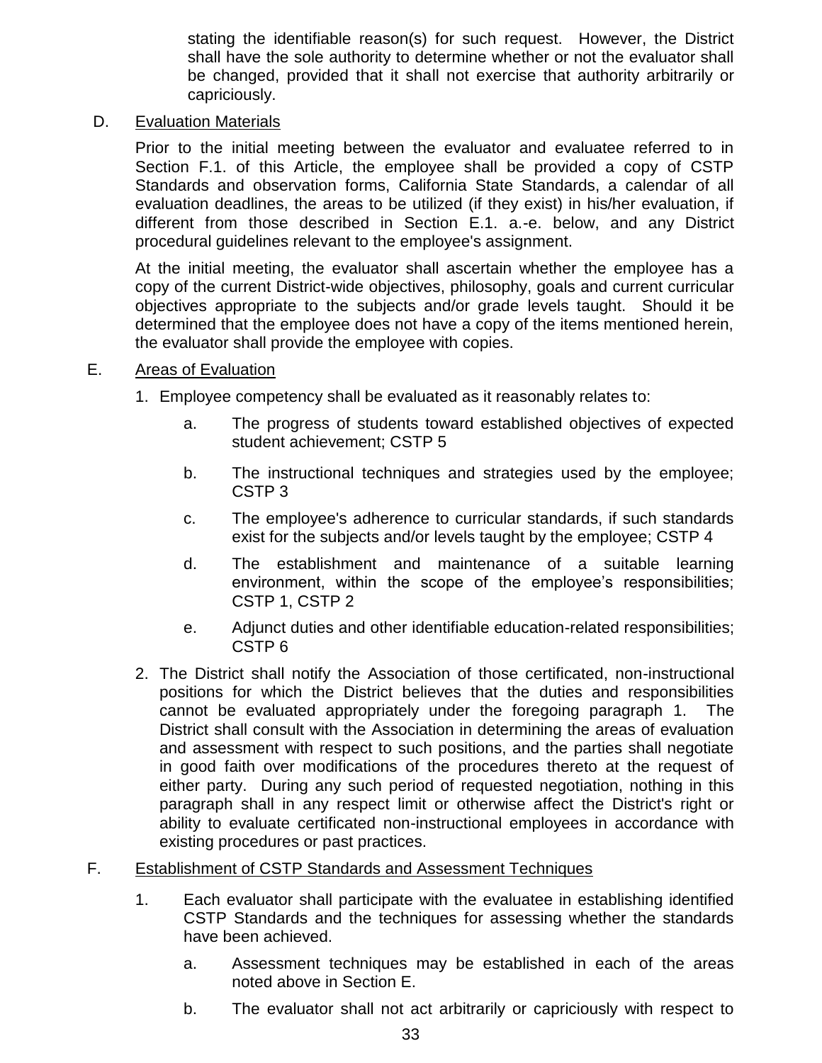stating the identifiable reason(s) for such request. However, the District shall have the sole authority to determine whether or not the evaluator shall be changed, provided that it shall not exercise that authority arbitrarily or capriciously.

D. Evaluation Materials

Prior to the initial meeting between the evaluator and evaluatee referred to in Section F.1. of this Article, the employee shall be provided a copy of CSTP Standards and observation forms, California State Standards, a calendar of all evaluation deadlines, the areas to be utilized (if they exist) in his/her evaluation, if different from those described in Section E.1. a.-e. below, and any District procedural guidelines relevant to the employee's assignment.

At the initial meeting, the evaluator shall ascertain whether the employee has a copy of the current District-wide objectives, philosophy, goals and current curricular objectives appropriate to the subjects and/or grade levels taught. Should it be determined that the employee does not have a copy of the items mentioned herein, the evaluator shall provide the employee with copies.

E. Areas of Evaluation

1. Employee competency shall be evaluated as it reasonably relates to:

   a. The progress of students toward established objectives of expected student achievement; CSTP 5

   b. The instructional techniques and strategies used by the employee; CSTP 3

   c. The employee's adherence to curricular standards, if such standards exist for the subjects and/or levels taught by the employee; CSTP 4

   d. The establishment and maintenance of a suitable learning environment, within the scope of the employee's responsibilities; CSTP 1, CSTP 2

   e. Adjunct duties and other identifiable education-related responsibilities; CSTP 6

2. The District shall notify the Association of those certificated, non-instructional positions for which the District believes that the duties and responsibilities cannot be evaluated appropriately under the foregoing paragraph 1. The District shall consult with the Association in determining the areas of evaluation and assessment with respect to such positions, and the parties shall negotiate in good faith over modifications of the procedures thereto at the request of either party. During any such period of requested negotiation, nothing in this paragraph shall in any respect limit or otherwise affect the District's right or ability to evaluate certificated non-instructional employees in accordance with existing procedures or past practices.

F. Establishment of CSTP Standards and Assessment Techniques

1. Each evaluator shall participate with the evaluatee in establishing identified CSTP Standards and the techniques for assessing whether the standards have been achieved.

   a. Assessment techniques may be established in each of the areas noted above in Section E.

   b. The evaluator shall not act arbitrarily or capriciously with respect to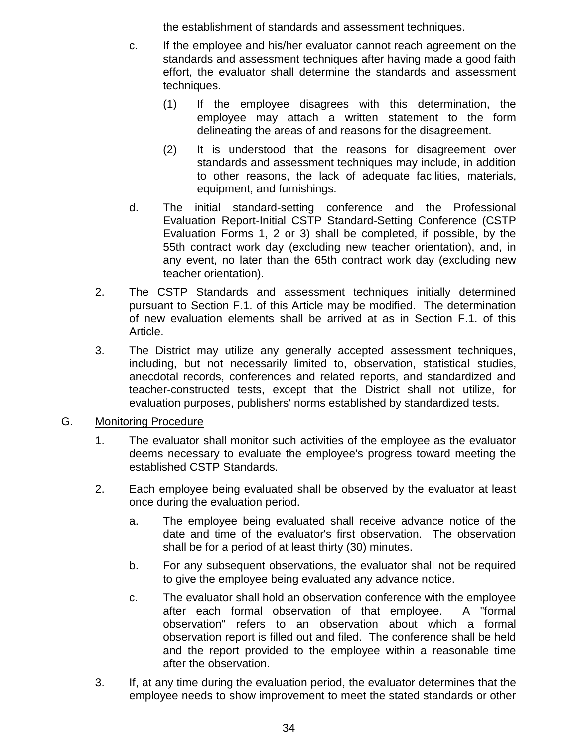the establishment of standards and assessment techniques.

c. If the employee and his/her evaluator cannot reach agreement on the standards and assessment techniques after having made a good faith effort, the evaluator shall determine the standards and assessment techniques.

   (1) If the employee disagrees with this determination, the employee may attach a written statement to the form delineating the areas of and reasons for the disagreement.

   (2) It is understood that the reasons for disagreement over standards and assessment techniques may include, in addition to other reasons, the lack of adequate facilities, materials, equipment, and furnishings.

d. The initial standard-setting conference and the Professional Evaluation Report-Initial CSTP Standard-Setting Conference (CSTP Evaluation Forms 1, 2 or 3) shall be completed, if possible, by the 55th contract work day (excluding new teacher orientation), and, in any event, no later than the 65th contract work day (excluding new teacher orientation).

2. The CSTP Standards and assessment techniques initially determined pursuant to Section F.1. of this Article may be modified. The determination of new evaluation elements shall be arrived at as in Section F.1. of this Article.

3. The District may utilize any generally accepted assessment techniques, including, but not necessarily limited to, observation, statistical studies, anecdotal records, conferences and related reports, and standardized and teacher-constructed tests, except that the District shall not utilize, for evaluation purposes, publishers' norms established by standardized tests.

G. Monitoring Procedure

1. The evaluator shall monitor such activities of the employee as the evaluator deems necessary to evaluate the employee's progress toward meeting the established CSTP Standards.

2. Each employee being evaluated shall be observed by the evaluator at least once during the evaluation period.

   a. The employee being evaluated shall receive advance notice of the date and time of the evaluator's first observation. The observation shall be for a period of at least thirty (30) minutes.

   b. For any subsequent observations, the evaluator shall not be required to give the employee being evaluated any advance notice.

   c. The evaluator shall hold an observation conference with the employee after each formal observation of that employee. A "formal observation" refers to an observation about which a formal observation report is filled out and filed. The conference shall be held and the report provided to the employee within a reasonable time after the observation.

3. If, at any time during the evaluation period, the evaluator determines that the employee needs to show improvement to meet the stated standards or other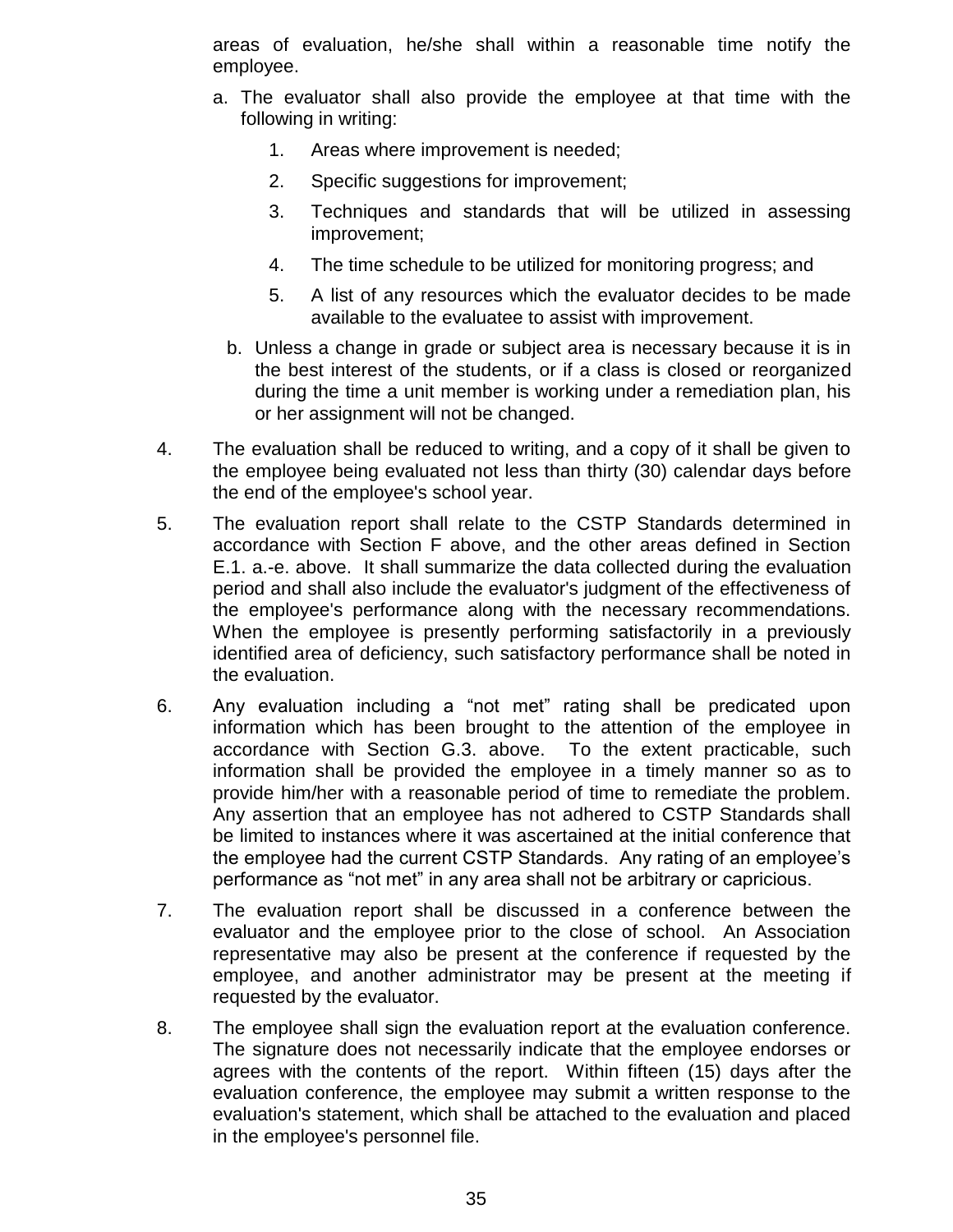areas of evaluation, he/she shall within a reasonable time notify the employee.

a. The evaluator shall also provide the employee at that time with the following in writing:

   1. Areas where improvement is needed;
   2. Specific suggestions for improvement;
   3. Techniques and standards that will be utilized in assessing improvement;
   4. The time schedule to be utilized for monitoring progress; and
   5. A list of any resources which the evaluator decides to be made available to the evaluatee to assist with improvement.

b. Unless a change in grade or subject area is necessary because it is in the best interest of the students, or if a class is closed or reorganized during the time a unit member is working under a remediation plan, his or her assignment will not be changed.

4. The evaluation shall be reduced to writing, and a copy of it shall be given to the employee being evaluated not less than thirty (30) calendar days before the end of the employee's school year.

5. The evaluation report shall relate to the CSTP Standards determined in accordance with Section F above, and the other areas defined in Section E.1. a.-e. above. It shall summarize the data collected during the evaluation period and shall also include the evaluator's judgment of the effectiveness of the employee's performance along with the necessary recommendations. When the employee is presently performing satisfactorily in a previously identified area of deficiency, such satisfactory performance shall be noted in the evaluation.

6. Any evaluation including a "not met" rating shall be predicated upon information which has been brought to the attention of the employee in accordance with Section G.3. above. To the extent practicable, such information shall be provided the employee in a timely manner so as to provide him/her with a reasonable period of time to remediate the problem. Any assertion that an employee has not adhered to CSTP Standards shall be limited to instances where it was ascertained at the initial conference that the employee had the current CSTP Standards. Any rating of an employee's performance as "not met" in any area shall not be arbitrary or capricious.

7. The evaluation report shall be discussed in a conference between the evaluator and the employee prior to the close of school. An Association representative may also be present at the conference if requested by the employee, and another administrator may be present at the meeting if requested by the evaluator.

8. The employee shall sign the evaluation report at the evaluation conference. The signature does not necessarily indicate that the employee endorses or agrees with the contents of the report. Within fifteen (15) days after the evaluation conference, the employee may submit a written response to the evaluation's statement, which shall be attached to the evaluation and placed in the employee's personnel file.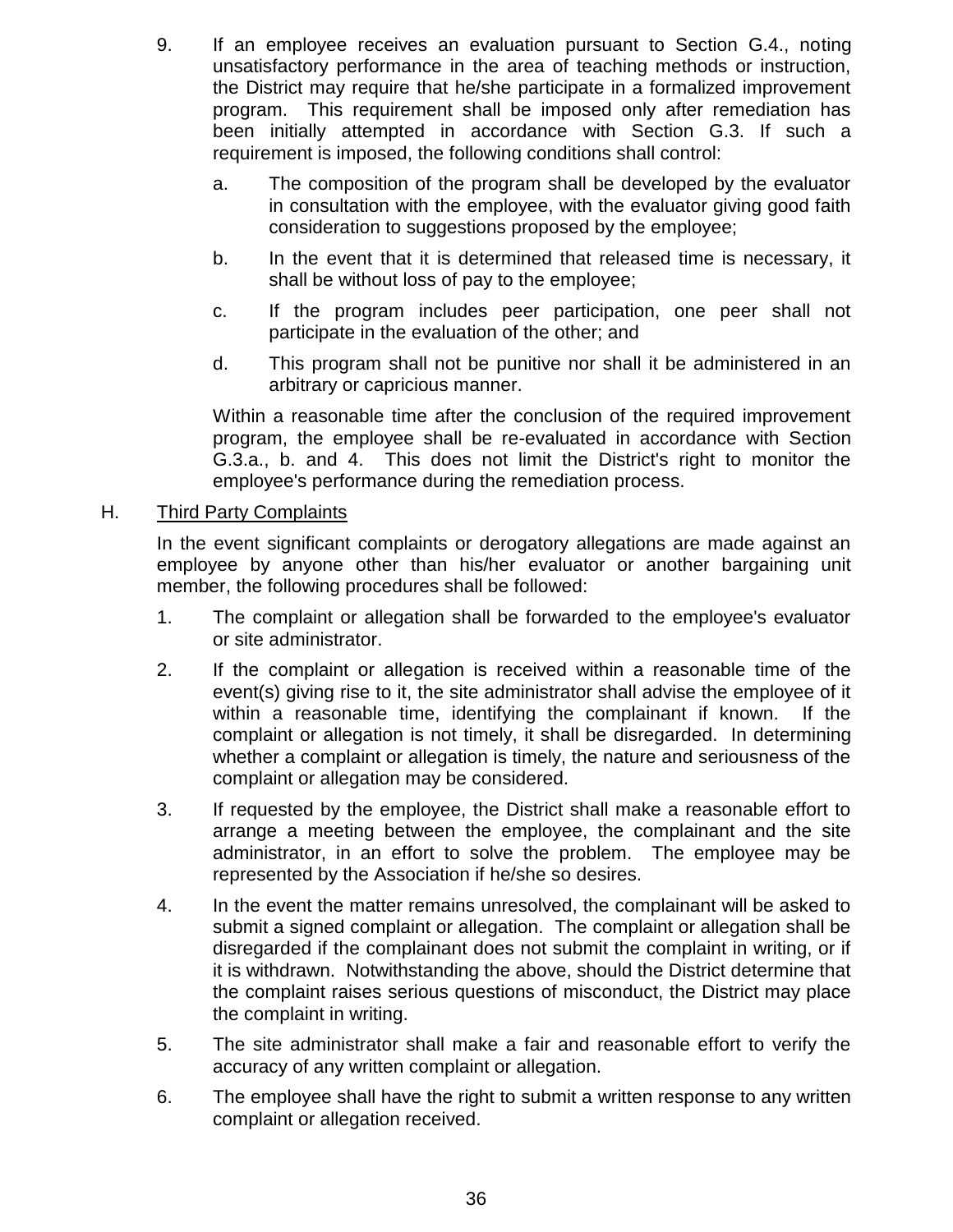9. If an employee receives an evaluation pursuant to Section G.4., noting unsatisfactory performance in the area of teaching methods or instruction, the District may require that he/she participate in a formalized improvement program. This requirement shall be imposed only after remediation has been initially attempted in accordance with Section G.3. If such a requirement is imposed, the following conditions shall control:

   a. The composition of the program shall be developed by the evaluator in consultation with the employee, with the evaluator giving good faith consideration to suggestions proposed by the employee;

   b. In the event that it is determined that released time is necessary, it shall be without loss of pay to the employee;

   c. If the program includes peer participation, one peer shall not participate in the evaluation of the other; and

   d. This program shall not be punitive nor shall it be administered in an arbitrary or capricious manner.

   Within a reasonable time after the conclusion of the required improvement program, the employee shall be re-evaluated in accordance with Section G.3.a., b. and 4. This does not limit the District's right to monitor the employee's performance during the remediation process.

H. Third Party Complaints

In the event significant complaints or derogatory allegations are made against an employee by anyone other than his/her evaluator or another bargaining unit member, the following procedures shall be followed:

1. The complaint or allegation shall be forwarded to the employee's evaluator or site administrator.

2. If the complaint or allegation is received within a reasonable time of the event(s) giving rise to it, the site administrator shall advise the employee of it within a reasonable time, identifying the complainant if known. If the complaint or allegation is not timely, it shall be disregarded. In determining whether a complaint or allegation is timely, the nature and seriousness of the complaint or allegation may be considered.

3. If requested by the employee, the District shall make a reasonable effort to arrange a meeting between the employee, the complainant and the site administrator, in an effort to solve the problem. The employee may be represented by the Association if he/she so desires.

4. In the event the matter remains unresolved, the complainant will be asked to submit a signed complaint or allegation. The complaint or allegation shall be disregarded if the complainant does not submit the complaint in writing, or if it is withdrawn. Notwithstanding the above, should the District determine that the complaint raises serious questions of misconduct, the District may place the complaint in writing.

5. The site administrator shall make a fair and reasonable effort to verify the accuracy of any written complaint or allegation.

6. The employee shall have the right to submit a written response to any written complaint or allegation received.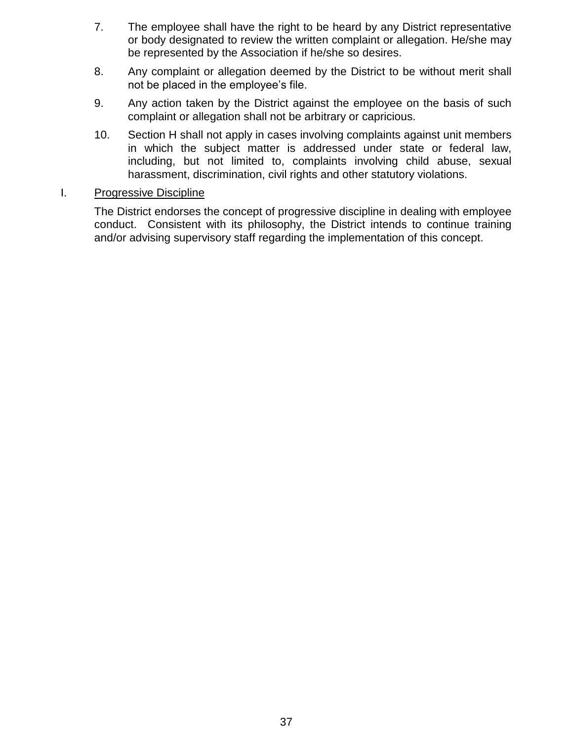7. The employee shall have the right to be heard by any District representative or body designated to review the written complaint or allegation. He/she may be represented by the Association if he/she so desires.

8. Any complaint or allegation deemed by the District to be without merit shall not be placed in the employee's file.

9. Any action taken by the District against the employee on the basis of such complaint or allegation shall not be arbitrary or capricious.

10. Section H shall not apply in cases involving complaints against unit members in which the subject matter is addressed under state or federal law, including, but not limited to, complaints involving child abuse, sexual harassment, discrimination, civil rights and other statutory violations.

I. <u>Progressive Discipline</u>

The District endorses the concept of progressive discipline in dealing with employee conduct. Consistent with its philosophy, the District intends to continue training and/or advising supervisory staff regarding the implementation of this concept.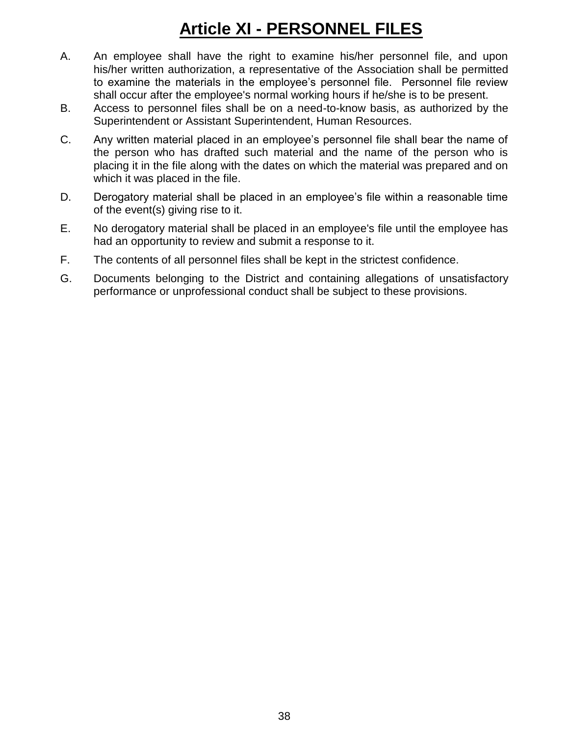# Article XI - PERSONNEL FILES

A. An employee shall have the right to examine his/her personnel file, and upon his/her written authorization, a representative of the Association shall be permitted to examine the materials in the employee's personnel file. Personnel file review shall occur after the employee's normal working hours if he/she is to be present.

B. Access to personnel files shall be on a need-to-know basis, as authorized by the Superintendent or Assistant Superintendent, Human Resources.

C. Any written material placed in an employee's personnel file shall bear the name of the person who has drafted such material and the name of the person who is placing it in the file along with the dates on which the material was prepared and on which it was placed in the file.

D. Derogatory material shall be placed in an employee's file within a reasonable time of the event(s) giving rise to it.

E. No derogatory material shall be placed in an employee's file until the employee has had an opportunity to review and submit a response to it.

F. The contents of all personnel files shall be kept in the strictest confidence.

G. Documents belonging to the District and containing allegations of unsatisfactory performance or unprofessional conduct shall be subject to these provisions.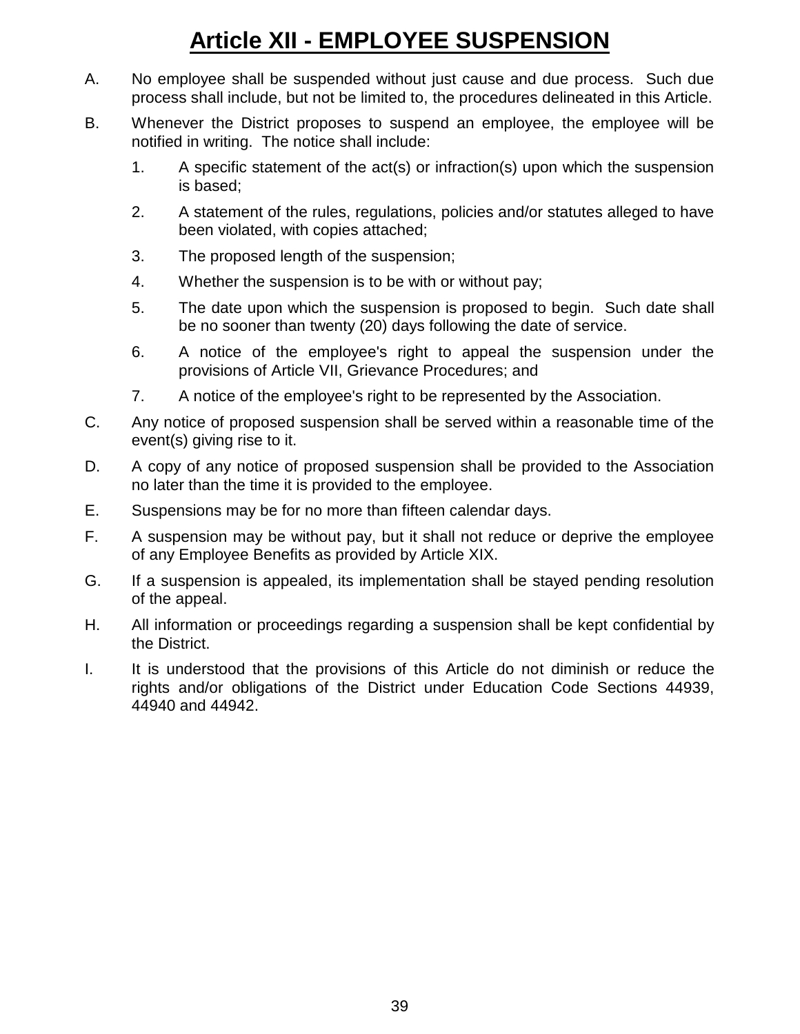# Article XII - EMPLOYEE SUSPENSION

A. No employee shall be suspended without just cause and due process. Such due process shall include, but not be limited to, the procedures delineated in this Article.

B. Whenever the District proposes to suspend an employee, the employee will be notified in writing. The notice shall include:

   1. A specific statement of the act(s) or infraction(s) upon which the suspension is based;

   2. A statement of the rules, regulations, policies and/or statutes alleged to have been violated, with copies attached;

   3. The proposed length of the suspension;

   4. Whether the suspension is to be with or without pay;

   5. The date upon which the suspension is proposed to begin. Such date shall be no sooner than twenty (20) days following the date of service.

   6. A notice of the employee's right to appeal the suspension under the provisions of Article VII, Grievance Procedures; and

   7. A notice of the employee's right to be represented by the Association.

C. Any notice of proposed suspension shall be served within a reasonable time of the event(s) giving rise to it.

D. A copy of any notice of proposed suspension shall be provided to the Association no later than the time it is provided to the employee.

E. Suspensions may be for no more than fifteen calendar days.

F. A suspension may be without pay, but it shall not reduce or deprive the employee of any Employee Benefits as provided by Article XIX.

G. If a suspension is appealed, its implementation shall be stayed pending resolution of the appeal.

H. All information or proceedings regarding a suspension shall be kept confidential by the District.

I. It is understood that the provisions of this Article do not diminish or reduce the rights and/or obligations of the District under Education Code Sections 44939, 44940 and 44942.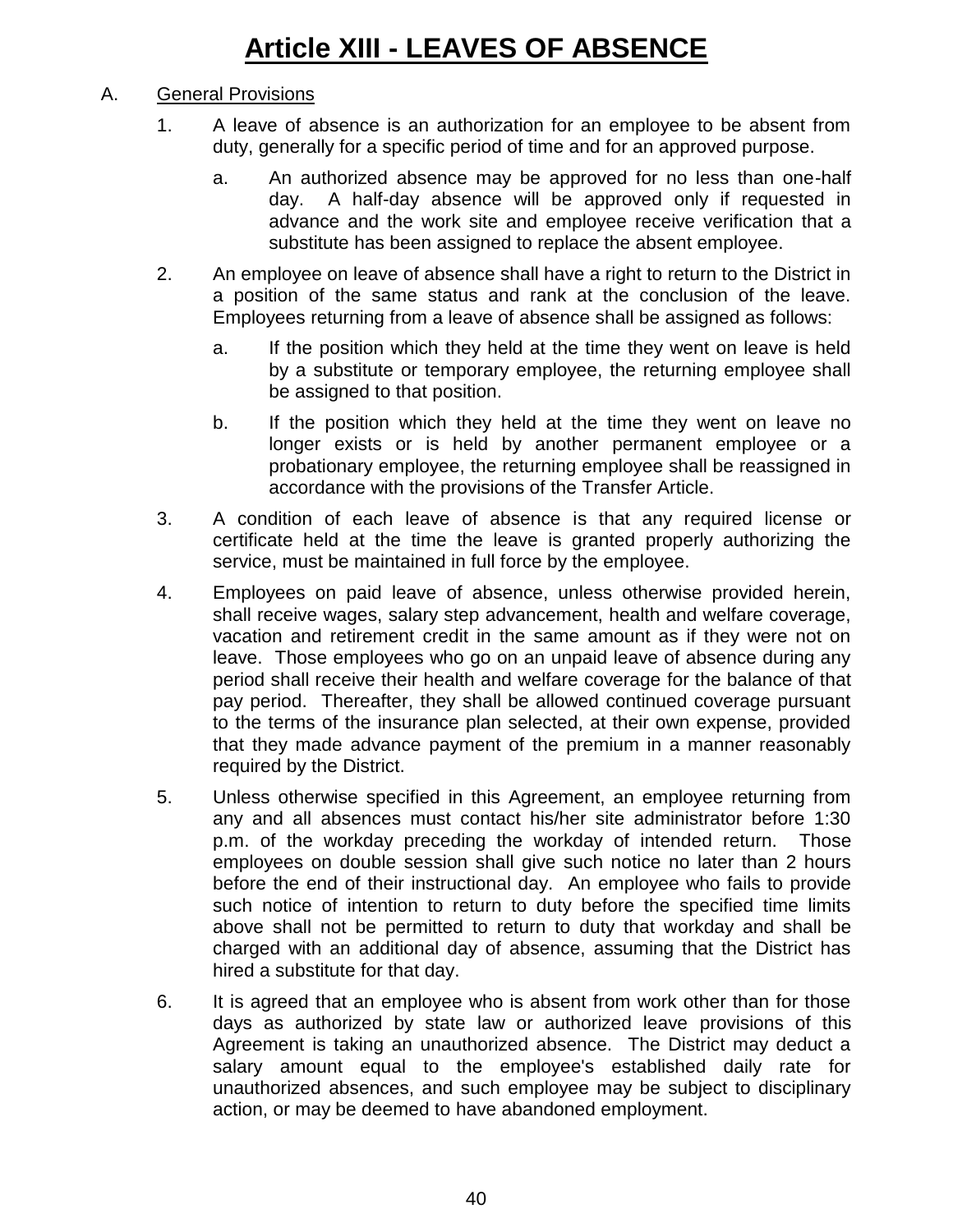# Article XIII - LEAVES OF ABSENCE

A. General Provisions

1. A leave of absence is an authorization for an employee to be absent from duty, generally for a specific period of time and for an approved purpose.

   a. An authorized absence may be approved for no less than one-half day. A half-day absence will be approved only if requested in advance and the work site and employee receive verification that a substitute has been assigned to replace the absent employee.

2. An employee on leave of absence shall have a right to return to the District in a position of the same status and rank at the conclusion of the leave. Employees returning from a leave of absence shall be assigned as follows:

   a. If the position which they held at the time they went on leave is held by a substitute or temporary employee, the returning employee shall be assigned to that position.

   b. If the position which they held at the time they went on leave no longer exists or is held by another permanent employee or a probationary employee, the returning employee shall be reassigned in accordance with the provisions of the Transfer Article.

3. A condition of each leave of absence is that any required license or certificate held at the time the leave is granted properly authorizing the service, must be maintained in full force by the employee.

4. Employees on paid leave of absence, unless otherwise provided herein, shall receive wages, salary step advancement, health and welfare coverage, vacation and retirement credit in the same amount as if they were not on leave. Those employees who go on an unpaid leave of absence during any period shall receive their health and welfare coverage for the balance of that pay period. Thereafter, they shall be allowed continued coverage pursuant to the terms of the insurance plan selected, at their own expense, provided that they made advance payment of the premium in a manner reasonably required by the District.

5. Unless otherwise specified in this Agreement, an employee returning from any and all absences must contact his/her site administrator before 1:30 p.m. of the workday preceding the workday of intended return. Those employees on double session shall give such notice no later than 2 hours before the end of their instructional day. An employee who fails to provide such notice of intention to return to duty before the specified time limits above shall not be permitted to return to duty that workday and shall be charged with an additional day of absence, assuming that the District has hired a substitute for that day.

6. It is agreed that an employee who is absent from work other than for those days as authorized by state law or authorized leave provisions of this Agreement is taking an unauthorized absence. The District may deduct a salary amount equal to the employee's established daily rate for unauthorized absences, and such employee may be subject to disciplinary action, or may be deemed to have abandoned employment.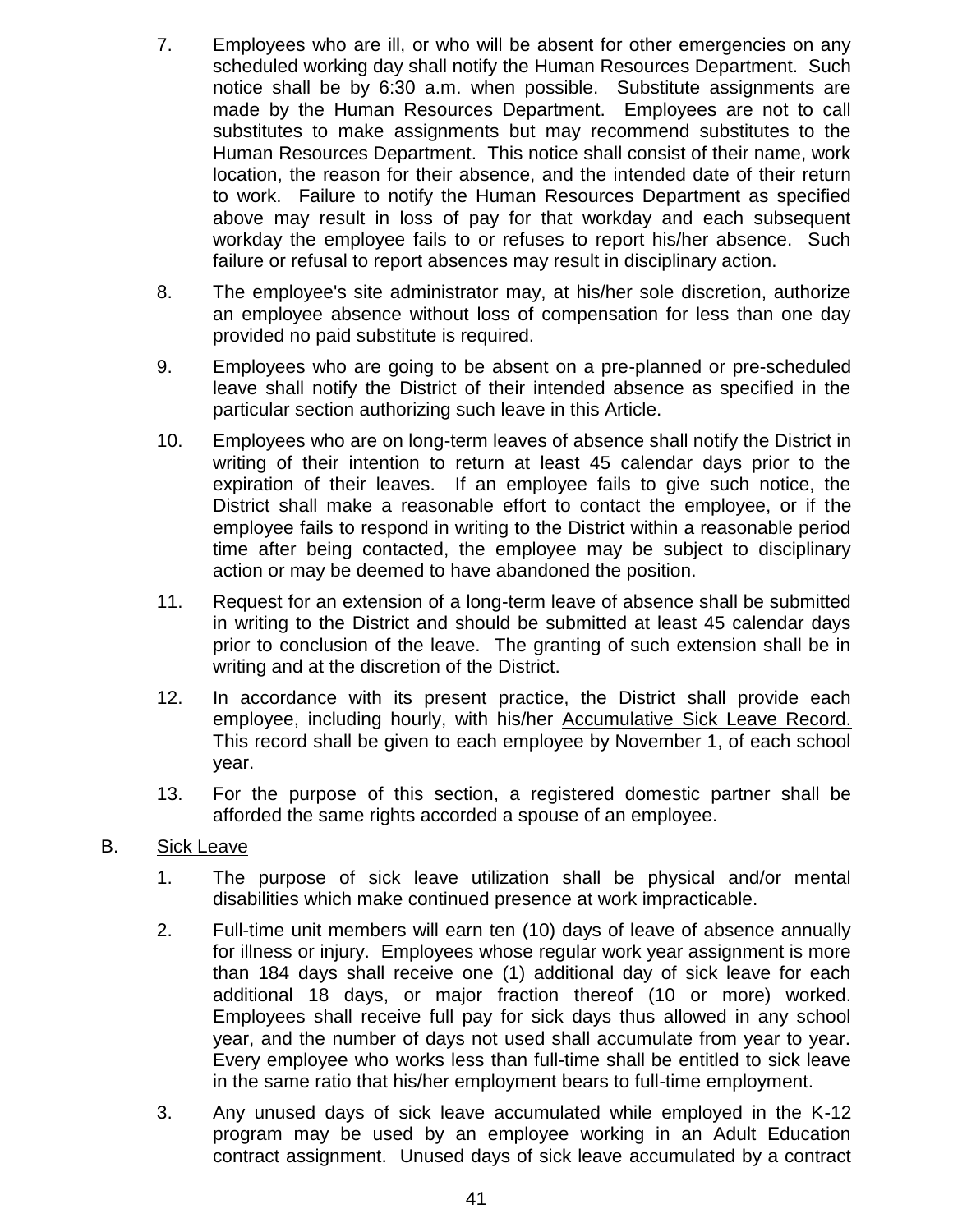7. Employees who are ill, or who will be absent for other emergencies on any scheduled working day shall notify the Human Resources Department. Such notice shall be by 6:30 a.m. when possible. Substitute assignments are made by the Human Resources Department. Employees are not to call substitutes to make assignments but may recommend substitutes to the Human Resources Department. This notice shall consist of their name, work location, the reason for their absence, and the intended date of their return to work. Failure to notify the Human Resources Department as specified above may result in loss of pay for that workday and each subsequent workday the employee fails to or refuses to report his/her absence. Such failure or refusal to report absences may result in disciplinary action.

8. The employee's site administrator may, at his/her sole discretion, authorize an employee absence without loss of compensation for less than one day provided no paid substitute is required.

9. Employees who are going to be absent on a pre-planned or pre-scheduled leave shall notify the District of their intended absence as specified in the particular section authorizing such leave in this Article.

10. Employees who are on long-term leaves of absence shall notify the District in writing of their intention to return at least 45 calendar days prior to the expiration of their leaves. If an employee fails to give such notice, the District shall make a reasonable effort to contact the employee, or if the employee fails to respond in writing to the District within a reasonable period time after being contacted, the employee may be subject to disciplinary action or may be deemed to have abandoned the position.

11. Request for an extension of a long-term leave of absence shall be submitted in writing to the District and should be submitted at least 45 calendar days prior to conclusion of the leave. The granting of such extension shall be in writing and at the discretion of the District.

12. In accordance with its present practice, the District shall provide each employee, including hourly, with his/her Accumulative Sick Leave Record. This record shall be given to each employee by November 1, of each school year.

13. For the purpose of this section, a registered domestic partner shall be afforded the same rights accorded a spouse of an employee.

B. Sick Leave

1. The purpose of sick leave utilization shall be physical and/or mental disabilities which make continued presence at work impracticable.

2. Full-time unit members will earn ten (10) days of leave of absence annually for illness or injury. Employees whose regular work year assignment is more than 184 days shall receive one (1) additional day of sick leave for each additional 18 days, or major fraction thereof (10 or more) worked. Employees shall receive full pay for sick days thus allowed in any school year, and the number of days not used shall accumulate from year to year. Every employee who works less than full-time shall be entitled to sick leave in the same ratio that his/her employment bears to full-time employment.

3. Any unused days of sick leave accumulated while employed in the K-12 program may be used by an employee working in an Adult Education contract assignment. Unused days of sick leave accumulated by a contract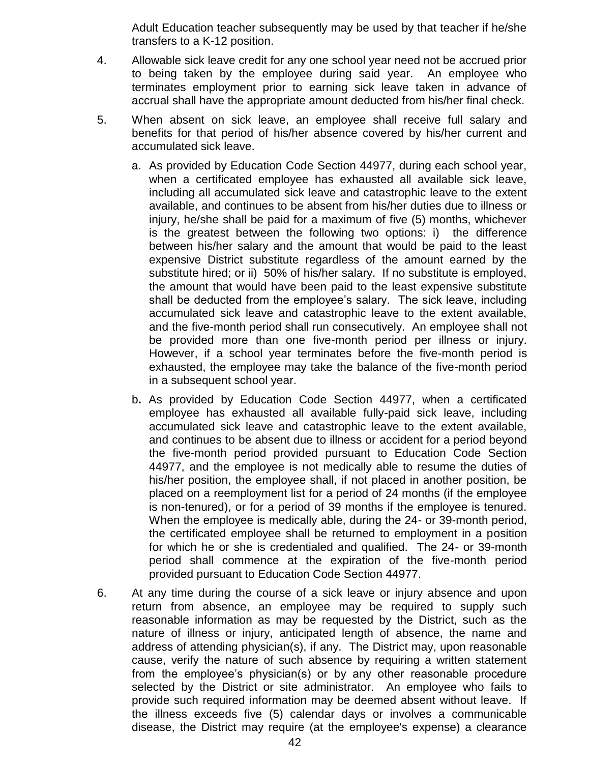Adult Education teacher subsequently may be used by that teacher if he/she transfers to a K-12 position.

4. Allowable sick leave credit for any one school year need not be accrued prior to being taken by the employee during said year. An employee who terminates employment prior to earning sick leave taken in advance of accrual shall have the appropriate amount deducted from his/her final check.

5. When absent on sick leave, an employee shall receive full salary and benefits for that period of his/her absence covered by his/her current and accumulated sick leave.

   a. As provided by Education Code Section 44977, during each school year, when a certificated employee has exhausted all available sick leave, including all accumulated sick leave and catastrophic leave to the extent available, and continues to be absent from his/her duties due to illness or injury, he/she shall be paid for a maximum of five (5) months, whichever is the greatest between the following two options: i) the difference between his/her salary and the amount that would be paid to the least expensive District substitute regardless of the amount earned by the substitute hired; or ii) 50% of his/her salary. If no substitute is employed, the amount that would have been paid to the least expensive substitute shall be deducted from the employee's salary. The sick leave, including accumulated sick leave and catastrophic leave to the extent available, and the five-month period shall run consecutively. An employee shall not be provided more than one five-month period per illness or injury. However, if a school year terminates before the five-month period is exhausted, the employee may take the balance of the five-month period in a subsequent school year.

   b. As provided by Education Code Section 44977, when a certificated employee has exhausted all available fully-paid sick leave, including accumulated sick leave and catastrophic leave to the extent available, and continues to be absent due to illness or accident for a period beyond the five-month period provided pursuant to Education Code Section 44977, and the employee is not medically able to resume the duties of his/her position, the employee shall, if not placed in another position, be placed on a reemployment list for a period of 24 months (if the employee is non-tenured), or for a period of 39 months if the employee is tenured. When the employee is medically able, during the 24- or 39-month period, the certificated employee shall be returned to employment in a position for which he or she is credentialed and qualified. The 24- or 39-month period shall commence at the expiration of the five-month period provided pursuant to Education Code Section 44977.

6. At any time during the course of a sick leave or injury absence and upon return from absence, an employee may be required to supply such reasonable information as may be requested by the District, such as the nature of illness or injury, anticipated length of absence, the name and address of attending physician(s), if any. The District may, upon reasonable cause, verify the nature of such absence by requiring a written statement from the employee's physician(s) or by any other reasonable procedure selected by the District or site administrator. An employee who fails to provide such required information may be deemed absent without leave. If the illness exceeds five (5) calendar days or involves a communicable disease, the District may require (at the employee's expense) a clearance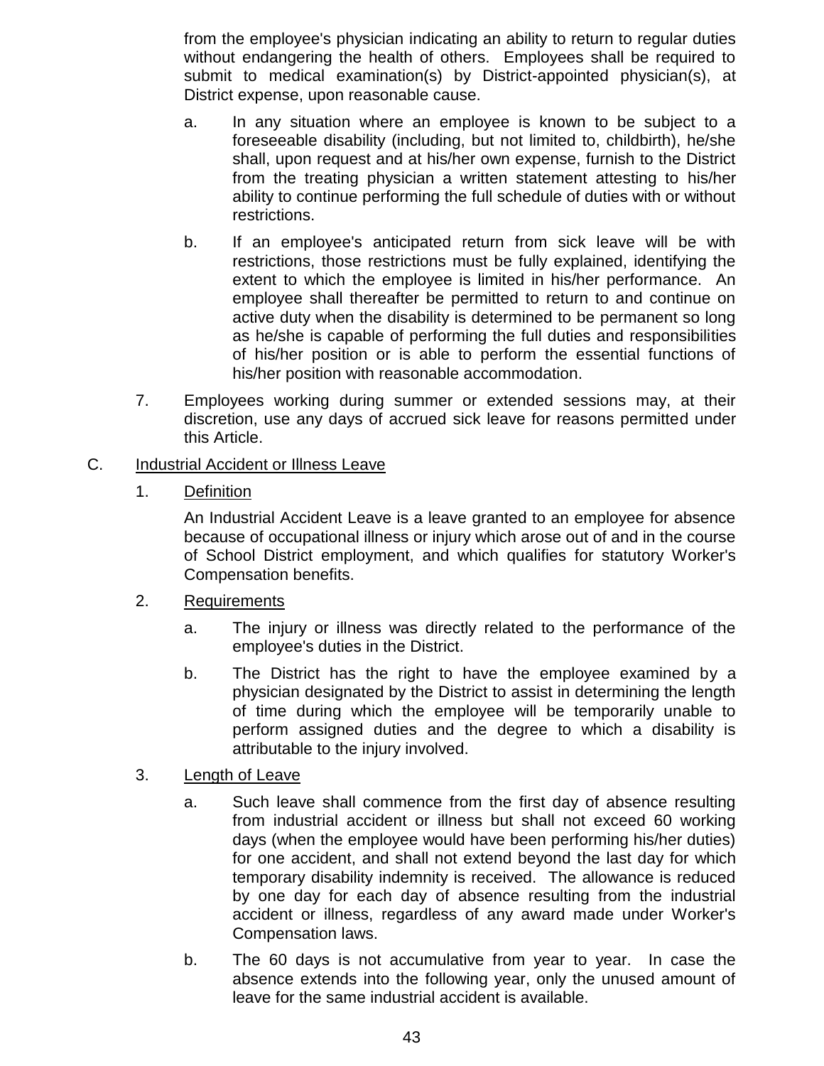from the employee's physician indicating an ability to return to regular duties without endangering the health of others. Employees shall be required to submit to medical examination(s) by District-appointed physician(s), at District expense, upon reasonable cause.

a. In any situation where an employee is known to be subject to a foreseeable disability (including, but not limited to, childbirth), he/she shall, upon request and at his/her own expense, furnish to the District from the treating physician a written statement attesting to his/her ability to continue performing the full schedule of duties with or without restrictions.

b. If an employee's anticipated return from sick leave will be with restrictions, those restrictions must be fully explained, identifying the extent to which the employee is limited in his/her performance. An employee shall thereafter be permitted to return to and continue on active duty when the disability is determined to be permanent so long as he/she is capable of performing the full duties and responsibilities of his/her position or is able to perform the essential functions of his/her position with reasonable accommodation.

7. Employees working during summer or extended sessions may, at their discretion, use any days of accrued sick leave for reasons permitted under this Article.

C. <u>Industrial Accident or Illness Leave</u>

1. <u>Definition</u>

An Industrial Accident Leave is a leave granted to an employee for absence because of occupational illness or injury which arose out of and in the course of School District employment, and which qualifies for statutory Worker's Compensation benefits.

2. <u>Requirements</u>

a. The injury or illness was directly related to the performance of the employee's duties in the District.

b. The District has the right to have the employee examined by a physician designated by the District to assist in determining the length of time during which the employee will be temporarily unable to perform assigned duties and the degree to which a disability is attributable to the injury involved.

3. <u>Length of Leave</u>

a. Such leave shall commence from the first day of absence resulting from industrial accident or illness but shall not exceed 60 working days (when the employee would have been performing his/her duties) for one accident, and shall not extend beyond the last day for which temporary disability indemnity is received. The allowance is reduced by one day for each day of absence resulting from the industrial accident or illness, regardless of any award made under Worker's Compensation laws.

b. The 60 days is not accumulative from year to year. In case the absence extends into the following year, only the unused amount of leave for the same industrial accident is available.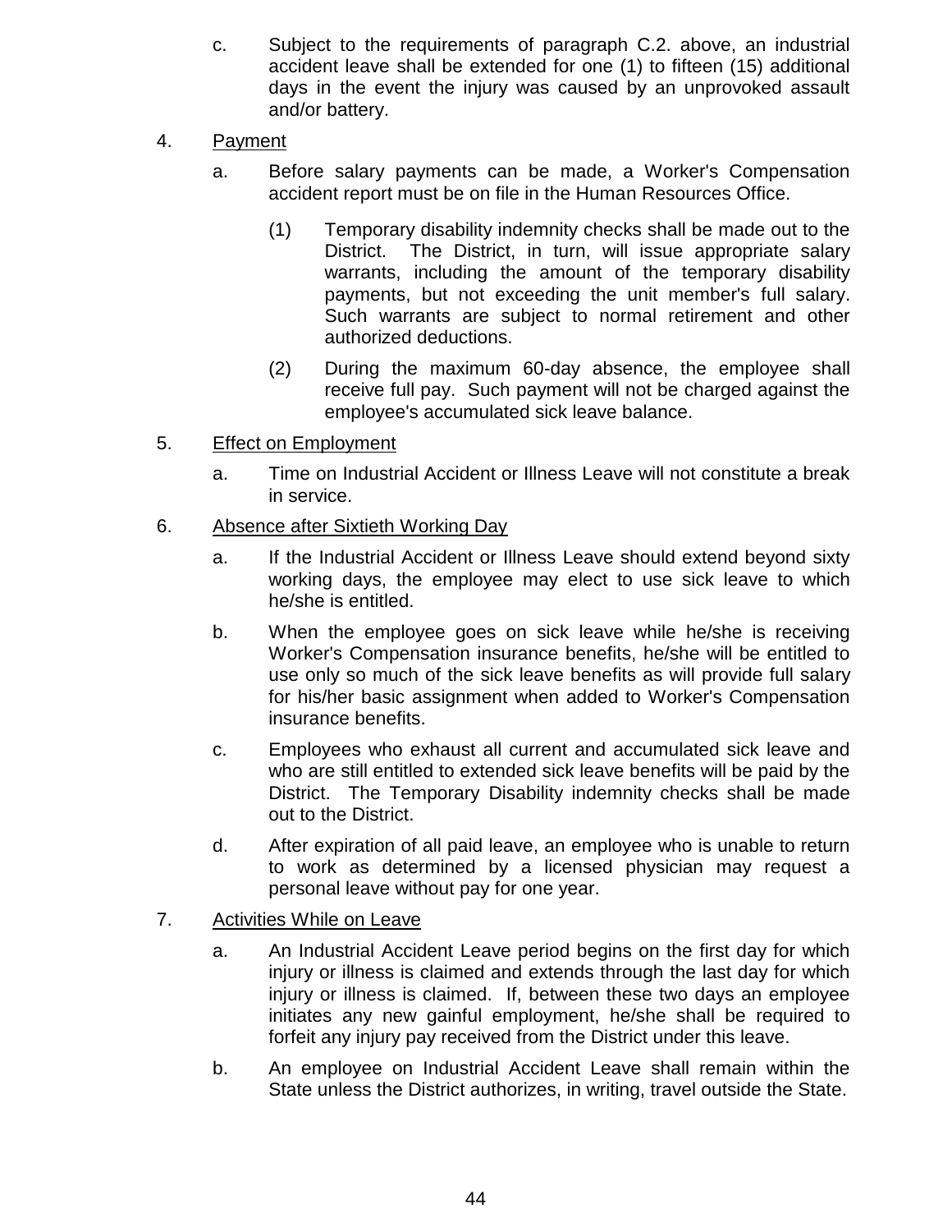c. Subject to the requirements of paragraph C.2. above, an industrial accident leave shall be extended for one (1) to fifteen (15) additional days in the event the injury was caused by an unprovoked assault and/or battery.

4. Payment

   a. Before salary payments can be made, a Worker's Compensation accident report must be on file in the Human Resources Office.

      (1) Temporary disability indemnity checks shall be made out to the District. The District, in turn, will issue appropriate salary warrants, including the amount of the temporary disability payments, but not exceeding the unit member's full salary. Such warrants are subject to normal retirement and other authorized deductions.

      (2) During the maximum 60-day absence, the employee shall receive full pay. Such payment will not be charged against the employee's accumulated sick leave balance.

5. Effect on Employment

   a. Time on Industrial Accident or Illness Leave will not constitute a break in service.

6. Absence after Sixtieth Working Day

   a. If the Industrial Accident or Illness Leave should extend beyond sixty working days, the employee may elect to use sick leave to which he/she is entitled.

   b. When the employee goes on sick leave while he/she is receiving Worker's Compensation insurance benefits, he/she will be entitled to use only so much of the sick leave benefits as will provide full salary for his/her basic assignment when added to Worker's Compensation insurance benefits.

   c. Employees who exhaust all current and accumulated sick leave and who are still entitled to extended sick leave benefits will be paid by the District. The Temporary Disability indemnity checks shall be made out to the District.

   d. After expiration of all paid leave, an employee who is unable to return to work as determined by a licensed physician may request a personal leave without pay for one year.

7. Activities While on Leave

   a. An Industrial Accident Leave period begins on the first day for which injury or illness is claimed and extends through the last day for which injury or illness is claimed. If, between these two days an employee initiates any new gainful employment, he/she shall be required to forfeit any injury pay received from the District under this leave.

   b. An employee on Industrial Accident Leave shall remain within the State unless the District authorizes, in writing, travel outside the State.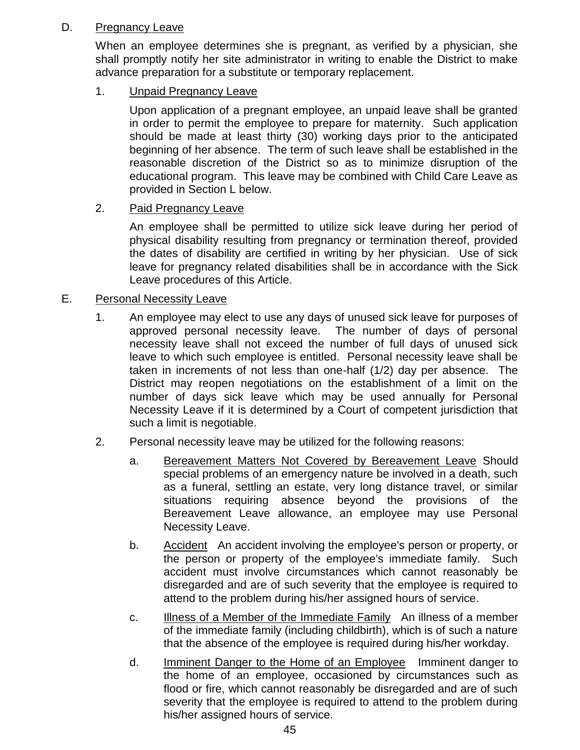D. Pregnancy Leave

When an employee determines she is pregnant, as verified by a physician, she shall promptly notify her site administrator in writing to enable the District to make advance preparation for a substitute or temporary replacement.

1. Unpaid Pregnancy Leave

   Upon application of a pregnant employee, an unpaid leave shall be granted in order to permit the employee to prepare for maternity. Such application should be made at least thirty (30) working days prior to the anticipated beginning of her absence. The term of such leave shall be established in the reasonable discretion of the District so as to minimize disruption of the educational program. This leave may be combined with Child Care Leave as provided in Section L below.

2. Paid Pregnancy Leave

   An employee shall be permitted to utilize sick leave during her period of physical disability resulting from pregnancy or termination thereof, provided the dates of disability are certified in writing by her physician. Use of sick leave for pregnancy related disabilities shall be in accordance with the Sick Leave procedures of this Article.

E. Personal Necessity Leave

1. An employee may elect to use any days of unused sick leave for purposes of approved personal necessity leave. The number of days of personal necessity leave shall not exceed the number of full days of unused sick leave to which such employee is entitled. Personal necessity leave shall be taken in increments of not less than one-half (1/2) day per absence. The District may reopen negotiations on the establishment of a limit on the number of days sick leave which may be used annually for Personal Necessity Leave if it is determined by a Court of competent jurisdiction that such a limit is negotiable.

2. Personal necessity leave may be utilized for the following reasons:

   a. Bereavement Matters Not Covered by Bereavement Leave Should special problems of an emergency nature be involved in a death, such as a funeral, settling an estate, very long distance travel, or similar situations requiring absence beyond the provisions of the Bereavement Leave allowance, an employee may use Personal Necessity Leave.

   b. Accident An accident involving the employee's person or property, or the person or property of the employee's immediate family. Such accident must involve circumstances which cannot reasonably be disregarded and are of such severity that the employee is required to attend to the problem during his/her assigned hours of service.

   c. Illness of a Member of the Immediate Family An illness of a member of the immediate family (including childbirth), which is of such a nature that the absence of the employee is required during his/her workday.

   d. Imminent Danger to the Home of an Employee Imminent danger to the home of an employee, occasioned by circumstances such as flood or fire, which cannot reasonably be disregarded and are of such severity that the employee is required to attend to the problem during his/her assigned hours of service.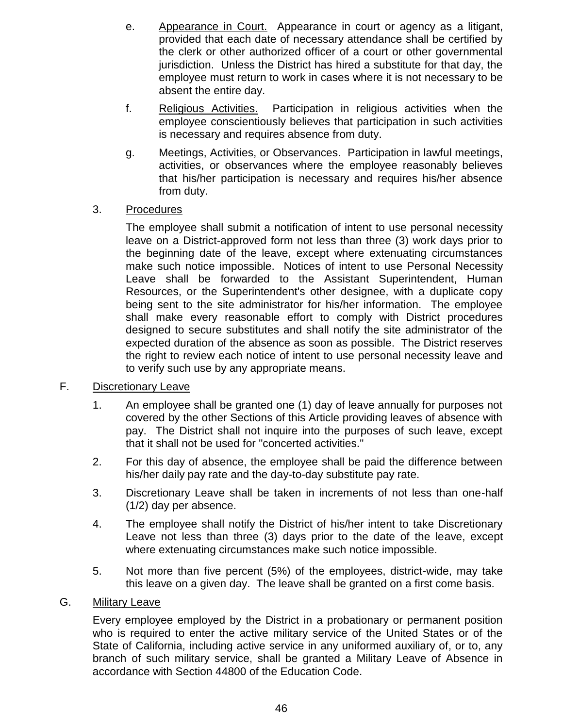e. Appearance in Court. Appearance in court or agency as a litigant, provided that each date of necessary attendance shall be certified by the clerk or other authorized officer of a court or other governmental jurisdiction. Unless the District has hired a substitute for that day, the employee must return to work in cases where it is not necessary to be absent the entire day.

f. Religious Activities. Participation in religious activities when the employee conscientiously believes that participation in such activities is necessary and requires absence from duty.

g. Meetings, Activities, or Observances. Participation in lawful meetings, activities, or observances where the employee reasonably believes that his/her participation is necessary and requires his/her absence from duty.

3. Procedures

The employee shall submit a notification of intent to use personal necessity leave on a District-approved form not less than three (3) work days prior to the beginning date of the leave, except where extenuating circumstances make such notice impossible. Notices of intent to use Personal Necessity Leave shall be forwarded to the Assistant Superintendent, Human Resources, or the Superintendent's other designee, with a duplicate copy being sent to the site administrator for his/her information. The employee shall make every reasonable effort to comply with District procedures designed to secure substitutes and shall notify the site administrator of the expected duration of the absence as soon as possible. The District reserves the right to review each notice of intent to use personal necessity leave and to verify such use by any appropriate means.

F. Discretionary Leave

1. An employee shall be granted one (1) day of leave annually for purposes not covered by the other Sections of this Article providing leaves of absence with pay. The District shall not inquire into the purposes of such leave, except that it shall not be used for "concerted activities."

2. For this day of absence, the employee shall be paid the difference between his/her daily pay rate and the day-to-day substitute pay rate.

3. Discretionary Leave shall be taken in increments of not less than one-half (1/2) day per absence.

4. The employee shall notify the District of his/her intent to take Discretionary Leave not less than three (3) days prior to the date of the leave, except where extenuating circumstances make such notice impossible.

5. Not more than five percent (5%) of the employees, district-wide, may take this leave on a given day. The leave shall be granted on a first come basis.

G. Military Leave

Every employee employed by the District in a probationary or permanent position who is required to enter the active military service of the United States or of the State of California, including active service in any uniformed auxiliary of, or to, any branch of such military service, shall be granted a Military Leave of Absence in accordance with Section 44800 of the Education Code.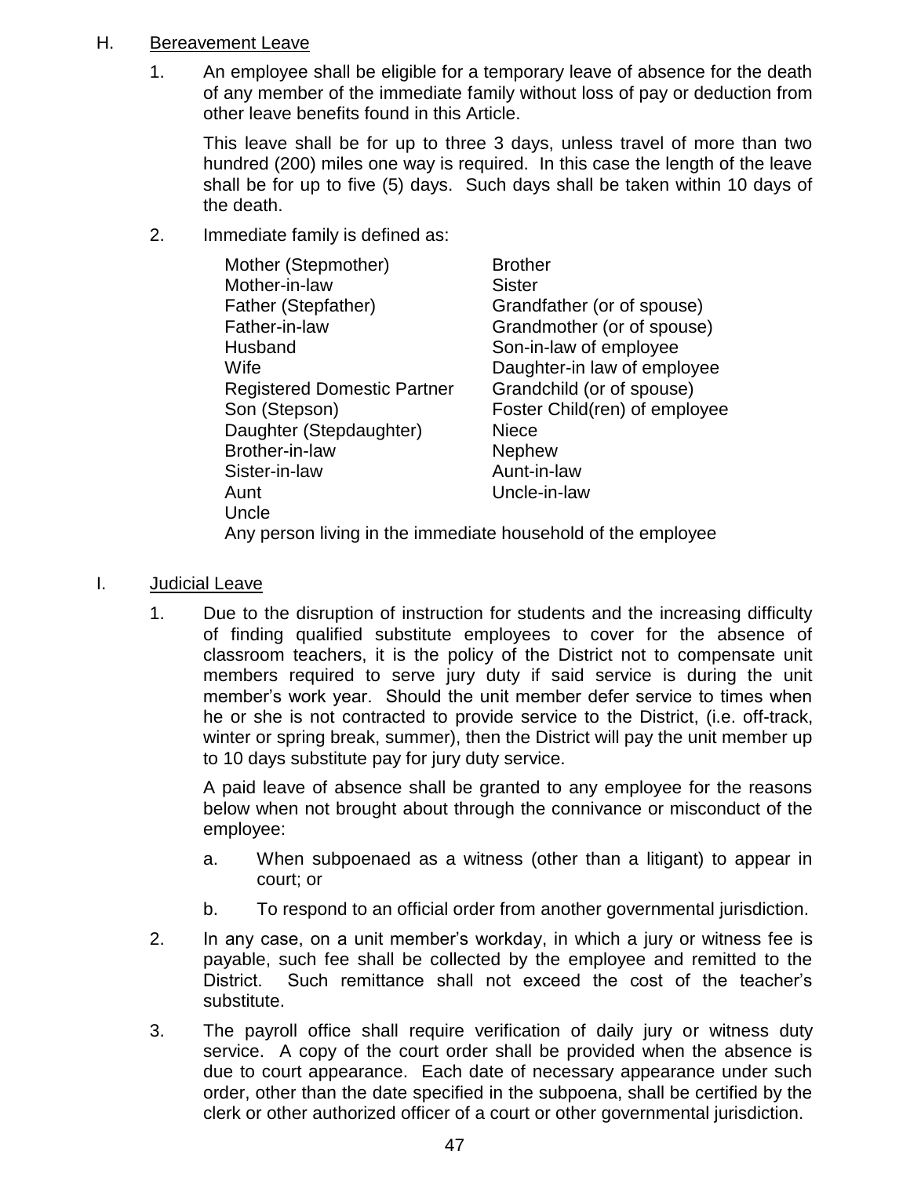H. <u>Bereavement Leave</u>

1. An employee shall be eligible for a temporary leave of absence for the death of any member of the immediate family without loss of pay or deduction from other leave benefits found in this Article.

   This leave shall be for up to three 3 days, unless travel of more than two hundred (200) miles one way is required. In this case the length of the leave shall be for up to five (5) days. Such days shall be taken within 10 days of the death.

2. Immediate family is defined as:

| | |
|---|---|
| Mother (Stepmother) | Brother |
| Mother-in-law | Sister |
| Father (Stepfather) | Grandfather (or of spouse) |
| Father-in-law | Grandmother (or of spouse) |
| Husband | Son-in-law of employee |
| Wife | Daughter-in law of employee |
| Registered Domestic Partner | Grandchild (or of spouse) |
| Son (Stepson) | Foster Child(ren) of employee |
| Daughter (Stepdaughter) | Niece |
| Brother-in-law | Nephew |
| Sister-in-law | Aunt-in-law |
| Aunt | Uncle-in-law |
| Uncle | |

   Any person living in the immediate household of the employee

I. <u>Judicial Leave</u>

1. Due to the disruption of instruction for students and the increasing difficulty of finding qualified substitute employees to cover for the absence of classroom teachers, it is the policy of the District not to compensate unit members required to serve jury duty if said service is during the unit member's work year. Should the unit member defer service to times when he or she is not contracted to provide service to the District, (i.e. off-track, winter or spring break, summer), then the District will pay the unit member up to 10 days substitute pay for jury duty service.

   A paid leave of absence shall be granted to any employee for the reasons below when not brought about through the connivance or misconduct of the employee:

   a. When subpoenaed as a witness (other than a litigant) to appear in court; or

   b. To respond to an official order from another governmental jurisdiction.

2. In any case, on a unit member's workday, in which a jury or witness fee is payable, such fee shall be collected by the employee and remitted to the District. Such remittance shall not exceed the cost of the teacher's substitute.

3. The payroll office shall require verification of daily jury or witness duty service. A copy of the court order shall be provided when the absence is due to court appearance. Each date of necessary appearance under such order, other than the date specified in the subpoena, shall be certified by the clerk or other authorized officer of a court or other governmental jurisdiction.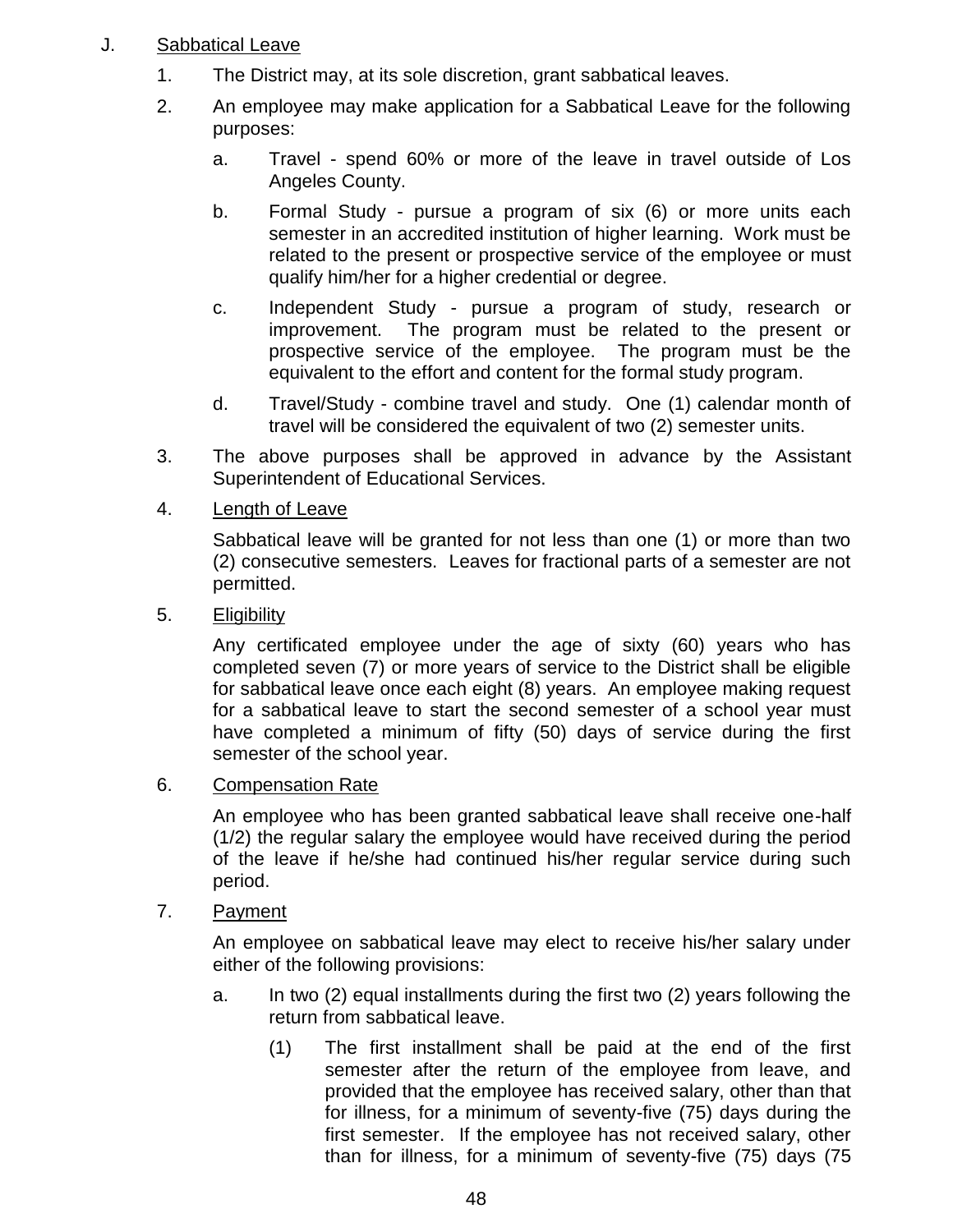J. <u>Sabbatical Leave</u>

1. The District may, at its sole discretion, grant sabbatical leaves.

2. An employee may make application for a Sabbatical Leave for the following purposes:

   a. Travel - spend 60% or more of the leave in travel outside of Los Angeles County.

   b. Formal Study - pursue a program of six (6) or more units each semester in an accredited institution of higher learning. Work must be related to the present or prospective service of the employee or must qualify him/her for a higher credential or degree.

   c. Independent Study - pursue a program of study, research or improvement. The program must be related to the present or prospective service of the employee. The program must be the equivalent to the effort and content for the formal study program.

   d. Travel/Study - combine travel and study. One (1) calendar month of travel will be considered the equivalent of two (2) semester units.

3. The above purposes shall be approved in advance by the Assistant Superintendent of Educational Services.

4. <u>Length of Leave</u>

   Sabbatical leave will be granted for not less than one (1) or more than two (2) consecutive semesters. Leaves for fractional parts of a semester are not permitted.

5. <u>Eligibility</u>

   Any certificated employee under the age of sixty (60) years who has completed seven (7) or more years of service to the District shall be eligible for sabbatical leave once each eight (8) years. An employee making request for a sabbatical leave to start the second semester of a school year must have completed a minimum of fifty (50) days of service during the first semester of the school year.

6. <u>Compensation Rate</u>

   An employee who has been granted sabbatical leave shall receive one-half (1/2) the regular salary the employee would have received during the period of the leave if he/she had continued his/her regular service during such period.

7. <u>Payment</u>

   An employee on sabbatical leave may elect to receive his/her salary under either of the following provisions:

   a. In two (2) equal installments during the first two (2) years following the return from sabbatical leave.

      (1) The first installment shall be paid at the end of the first semester after the return of the employee from leave, and provided that the employee has received salary, other than that for illness, for a minimum of seventy-five (75) days during the first semester. If the employee has not received salary, other than for illness, for a minimum of seventy-five (75) days (75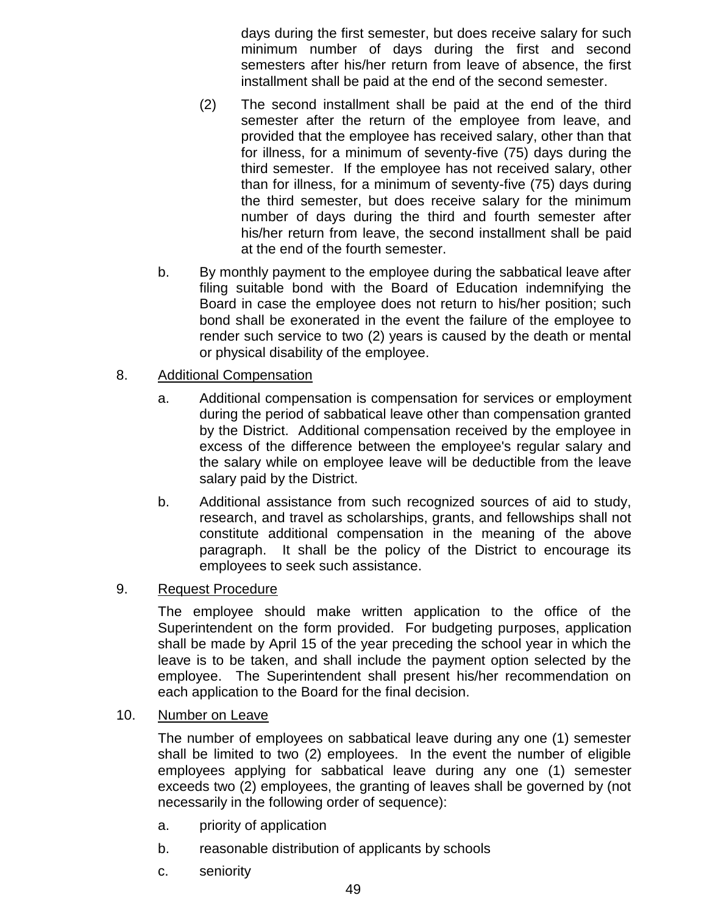days during the first semester, but does receive salary for such minimum number of days during the first and second semesters after his/her return from leave of absence, the first installment shall be paid at the end of the second semester.

(2) The second installment shall be paid at the end of the third semester after the return of the employee from leave, and provided that the employee has received salary, other than that for illness, for a minimum of seventy-five (75) days during the third semester. If the employee has not received salary, other than for illness, for a minimum of seventy-five (75) days during the third semester, but does receive salary for the minimum number of days during the third and fourth semester after his/her return from leave, the second installment shall be paid at the end of the fourth semester.

b. By monthly payment to the employee during the sabbatical leave after filing suitable bond with the Board of Education indemnifying the Board in case the employee does not return to his/her position; such bond shall be exonerated in the event the failure of the employee to render such service to two (2) years is caused by the death or mental or physical disability of the employee.

8. Additional Compensation

a. Additional compensation is compensation for services or employment during the period of sabbatical leave other than compensation granted by the District. Additional compensation received by the employee in excess of the difference between the employee's regular salary and the salary while on employee leave will be deductible from the leave salary paid by the District.

b. Additional assistance from such recognized sources of aid to study, research, and travel as scholarships, grants, and fellowships shall not constitute additional compensation in the meaning of the above paragraph. It shall be the policy of the District to encourage its employees to seek such assistance.

9. Request Procedure

The employee should make written application to the office of the Superintendent on the form provided. For budgeting purposes, application shall be made by April 15 of the year preceding the school year in which the leave is to be taken, and shall include the payment option selected by the employee. The Superintendent shall present his/her recommendation on each application to the Board for the final decision.

10. Number on Leave

The number of employees on sabbatical leave during any one (1) semester shall be limited to two (2) employees. In the event the number of eligible employees applying for sabbatical leave during any one (1) semester exceeds two (2) employees, the granting of leaves shall be governed by (not necessarily in the following order of sequence):

a. priority of application

b. reasonable distribution of applicants by schools

c. seniority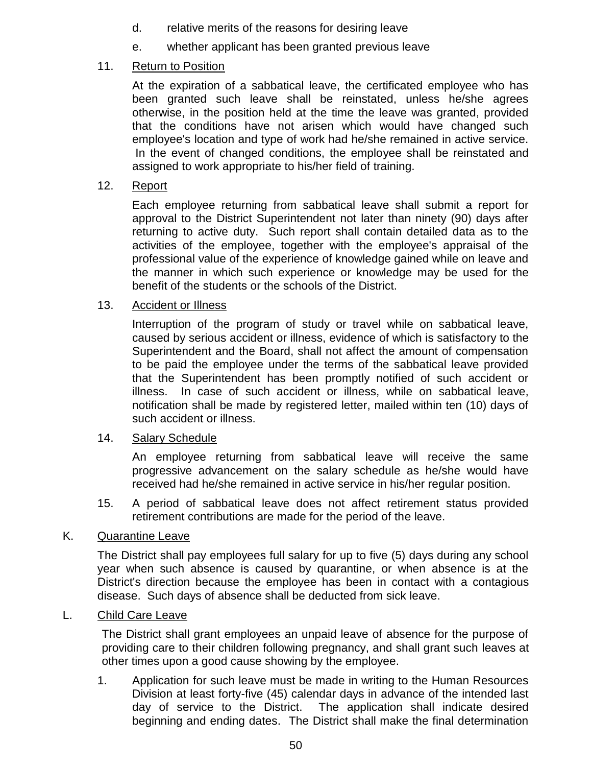d. relative merits of the reasons for desiring leave

e. whether applicant has been granted previous leave

11. Return to Position

 At the expiration of a sabbatical leave, the certificated employee who has been granted such leave shall be reinstated, unless he/she agrees otherwise, in the position held at the time the leave was granted, provided that the conditions have not arisen which would have changed such employee's location and type of work had he/she remained in active service. In the event of changed conditions, the employee shall be reinstated and assigned to work appropriate to his/her field of training.

12. Report

 Each employee returning from sabbatical leave shall submit a report for approval to the District Superintendent not later than ninety (90) days after returning to active duty. Such report shall contain detailed data as to the activities of the employee, together with the employee's appraisal of the professional value of the experience of knowledge gained while on leave and the manner in which such experience or knowledge may be used for the benefit of the students or the schools of the District.

13. Accident or Illness

 Interruption of the program of study or travel while on sabbatical leave, caused by serious accident or illness, evidence of which is satisfactory to the Superintendent and the Board, shall not affect the amount of compensation to be paid the employee under the terms of the sabbatical leave provided that the Superintendent has been promptly notified of such accident or illness. In case of such accident or illness, while on sabbatical leave, notification shall be made by registered letter, mailed within ten (10) days of such accident or illness.

14. Salary Schedule

 An employee returning from sabbatical leave will receive the same progressive advancement on the salary schedule as he/she would have received had he/she remained in active service in his/her regular position.

15. A period of sabbatical leave does not affect retirement status provided retirement contributions are made for the period of the leave.

K. Quarantine Leave

 The District shall pay employees full salary for up to five (5) days during any school year when such absence is caused by quarantine, or when absence is at the District's direction because the employee has been in contact with a contagious disease. Such days of absence shall be deducted from sick leave.

L. Child Care Leave

 The District shall grant employees an unpaid leave of absence for the purpose of providing care to their children following pregnancy, and shall grant such leaves at other times upon a good cause showing by the employee.

1. Application for such leave must be made in writing to the Human Resources Division at least forty-five (45) calendar days in advance of the intended last day of service to the District. The application shall indicate desired beginning and ending dates. The District shall make the final determination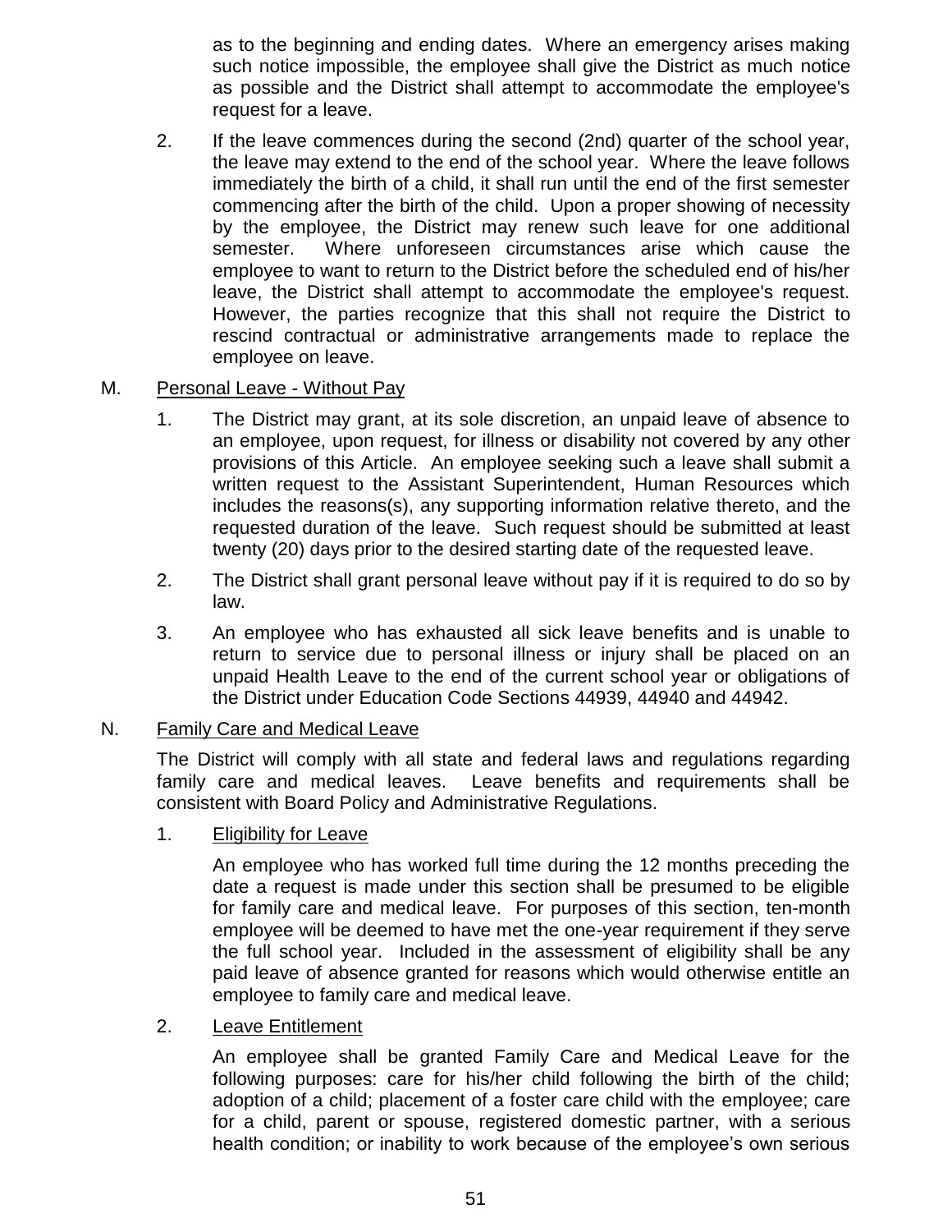as to the beginning and ending dates. Where an emergency arises making such notice impossible, the employee shall give the District as much notice as possible and the District shall attempt to accommodate the employee's request for a leave.

2. If the leave commences during the second (2nd) quarter of the school year, the leave may extend to the end of the school year. Where the leave follows immediately the birth of a child, it shall run until the end of the first semester commencing after the birth of the child. Upon a proper showing of necessity by the employee, the District may renew such leave for one additional semester. Where unforeseen circumstances arise which cause the employee to want to return to the District before the scheduled end of his/her leave, the District shall attempt to accommodate the employee's request. However, the parties recognize that this shall not require the District to rescind contractual or administrative arrangements made to replace the employee on leave.

M. Personal Leave - Without Pay

1. The District may grant, at its sole discretion, an unpaid leave of absence to an employee, upon request, for illness or disability not covered by any other provisions of this Article. An employee seeking such a leave shall submit a written request to the Assistant Superintendent, Human Resources which includes the reasons(s), any supporting information relative thereto, and the requested duration of the leave. Such request should be submitted at least twenty (20) days prior to the desired starting date of the requested leave.

2. The District shall grant personal leave without pay if it is required to do so by law.

3. An employee who has exhausted all sick leave benefits and is unable to return to service due to personal illness or injury shall be placed on an unpaid Health Leave to the end of the current school year or obligations of the District under Education Code Sections 44939, 44940 and 44942.

N. Family Care and Medical Leave

The District will comply with all state and federal laws and regulations regarding family care and medical leaves. Leave benefits and requirements shall be consistent with Board Policy and Administrative Regulations.

1. Eligibility for Leave

An employee who has worked full time during the 12 months preceding the date a request is made under this section shall be presumed to be eligible for family care and medical leave. For purposes of this section, ten-month employee will be deemed to have met the one-year requirement if they serve the full school year. Included in the assessment of eligibility shall be any paid leave of absence granted for reasons which would otherwise entitle an employee to family care and medical leave.

2. Leave Entitlement

An employee shall be granted Family Care and Medical Leave for the following purposes: care for his/her child following the birth of the child; adoption of a child; placement of a foster care child with the employee; care for a child, parent or spouse, registered domestic partner, with a serious health condition; or inability to work because of the employee's own serious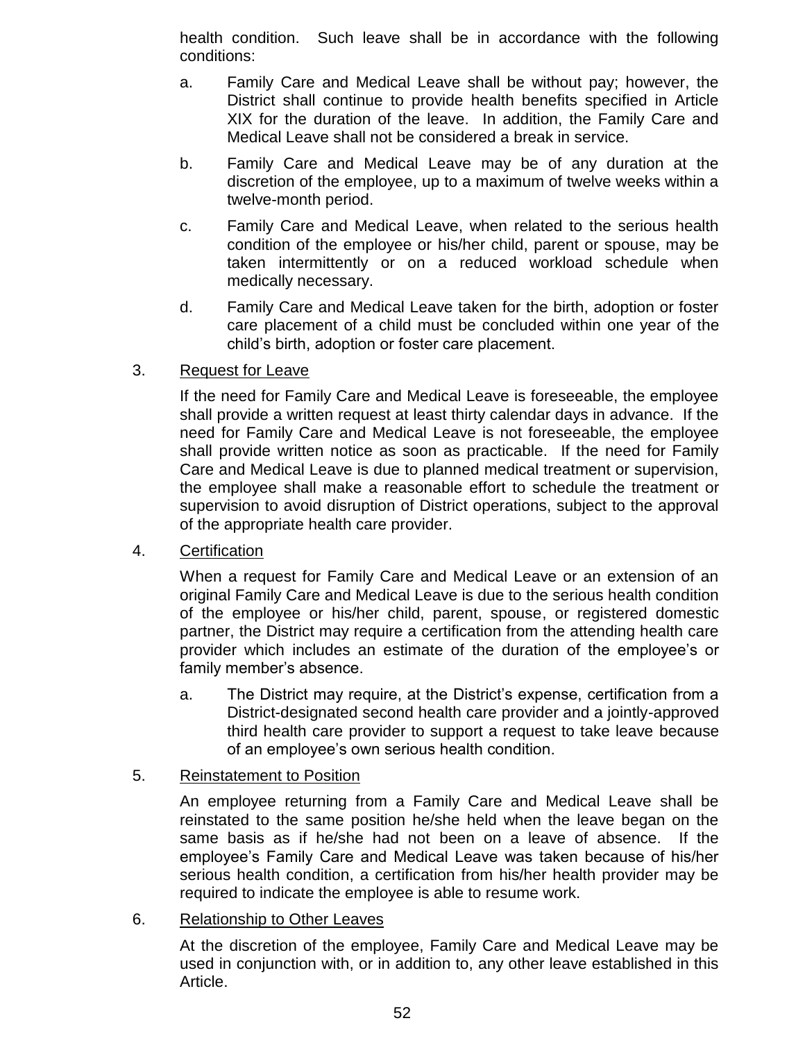health condition. Such leave shall be in accordance with the following conditions:

a. Family Care and Medical Leave shall be without pay; however, the District shall continue to provide health benefits specified in Article XIX for the duration of the leave. In addition, the Family Care and Medical Leave shall not be considered a break in service.

b. Family Care and Medical Leave may be of any duration at the discretion of the employee, up to a maximum of twelve weeks within a twelve-month period.

c. Family Care and Medical Leave, when related to the serious health condition of the employee or his/her child, parent or spouse, may be taken intermittently or on a reduced workload schedule when medically necessary.

d. Family Care and Medical Leave taken for the birth, adoption or foster care placement of a child must be concluded within one year of the child's birth, adoption or foster care placement.

3. Request for Leave

If the need for Family Care and Medical Leave is foreseeable, the employee shall provide a written request at least thirty calendar days in advance. If the need for Family Care and Medical Leave is not foreseeable, the employee shall provide written notice as soon as practicable. If the need for Family Care and Medical Leave is due to planned medical treatment or supervision, the employee shall make a reasonable effort to schedule the treatment or supervision to avoid disruption of District operations, subject to the approval of the appropriate health care provider.

4. Certification

When a request for Family Care and Medical Leave or an extension of an original Family Care and Medical Leave is due to the serious health condition of the employee or his/her child, parent, spouse, or registered domestic partner, the District may require a certification from the attending health care provider which includes an estimate of the duration of the employee's or family member's absence.

a. The District may require, at the District's expense, certification from a District-designated second health care provider and a jointly-approved third health care provider to support a request to take leave because of an employee's own serious health condition.

5. Reinstatement to Position

An employee returning from a Family Care and Medical Leave shall be reinstated to the same position he/she held when the leave began on the same basis as if he/she had not been on a leave of absence. If the employee's Family Care and Medical Leave was taken because of his/her serious health condition, a certification from his/her health provider may be required to indicate the employee is able to resume work.

6. Relationship to Other Leaves

At the discretion of the employee, Family Care and Medical Leave may be used in conjunction with, or in addition to, any other leave established in this Article.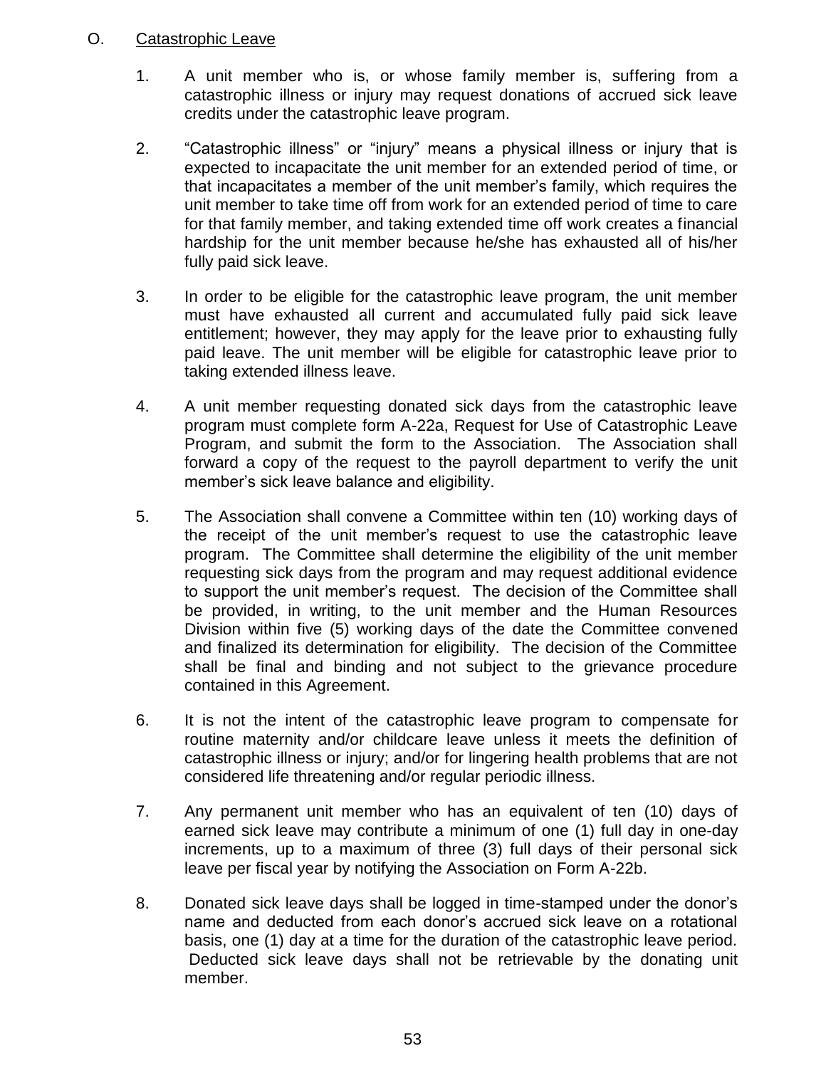## O. Catastrophic Leave

1. A unit member who is, or whose family member is, suffering from a catastrophic illness or injury may request donations of accrued sick leave credits under the catastrophic leave program.

2. "Catastrophic illness" or "injury" means a physical illness or injury that is expected to incapacitate the unit member for an extended period of time, or that incapacitates a member of the unit member's family, which requires the unit member to take time off from work for an extended period of time to care for that family member, and taking extended time off work creates a financial hardship for the unit member because he/she has exhausted all of his/her fully paid sick leave.

3. In order to be eligible for the catastrophic leave program, the unit member must have exhausted all current and accumulated fully paid sick leave entitlement; however, they may apply for the leave prior to exhausting fully paid leave. The unit member will be eligible for catastrophic leave prior to taking extended illness leave.

4. A unit member requesting donated sick days from the catastrophic leave program must complete form A-22a, Request for Use of Catastrophic Leave Program, and submit the form to the Association. The Association shall forward a copy of the request to the payroll department to verify the unit member's sick leave balance and eligibility.

5. The Association shall convene a Committee within ten (10) working days of the receipt of the unit member's request to use the catastrophic leave program. The Committee shall determine the eligibility of the unit member requesting sick days from the program and may request additional evidence to support the unit member's request. The decision of the Committee shall be provided, in writing, to the unit member and the Human Resources Division within five (5) working days of the date the Committee convened and finalized its determination for eligibility. The decision of the Committee shall be final and binding and not subject to the grievance procedure contained in this Agreement.

6. It is not the intent of the catastrophic leave program to compensate for routine maternity and/or childcare leave unless it meets the definition of catastrophic illness or injury; and/or for lingering health problems that are not considered life threatening and/or regular periodic illness.

7. Any permanent unit member who has an equivalent of ten (10) days of earned sick leave may contribute a minimum of one (1) full day in one-day increments, up to a maximum of three (3) full days of their personal sick leave per fiscal year by notifying the Association on Form A-22b.

8. Donated sick leave days shall be logged in time-stamped under the donor's name and deducted from each donor's accrued sick leave on a rotational basis, one (1) day at a time for the duration of the catastrophic leave period. Deducted sick leave days shall not be retrievable by the donating unit member.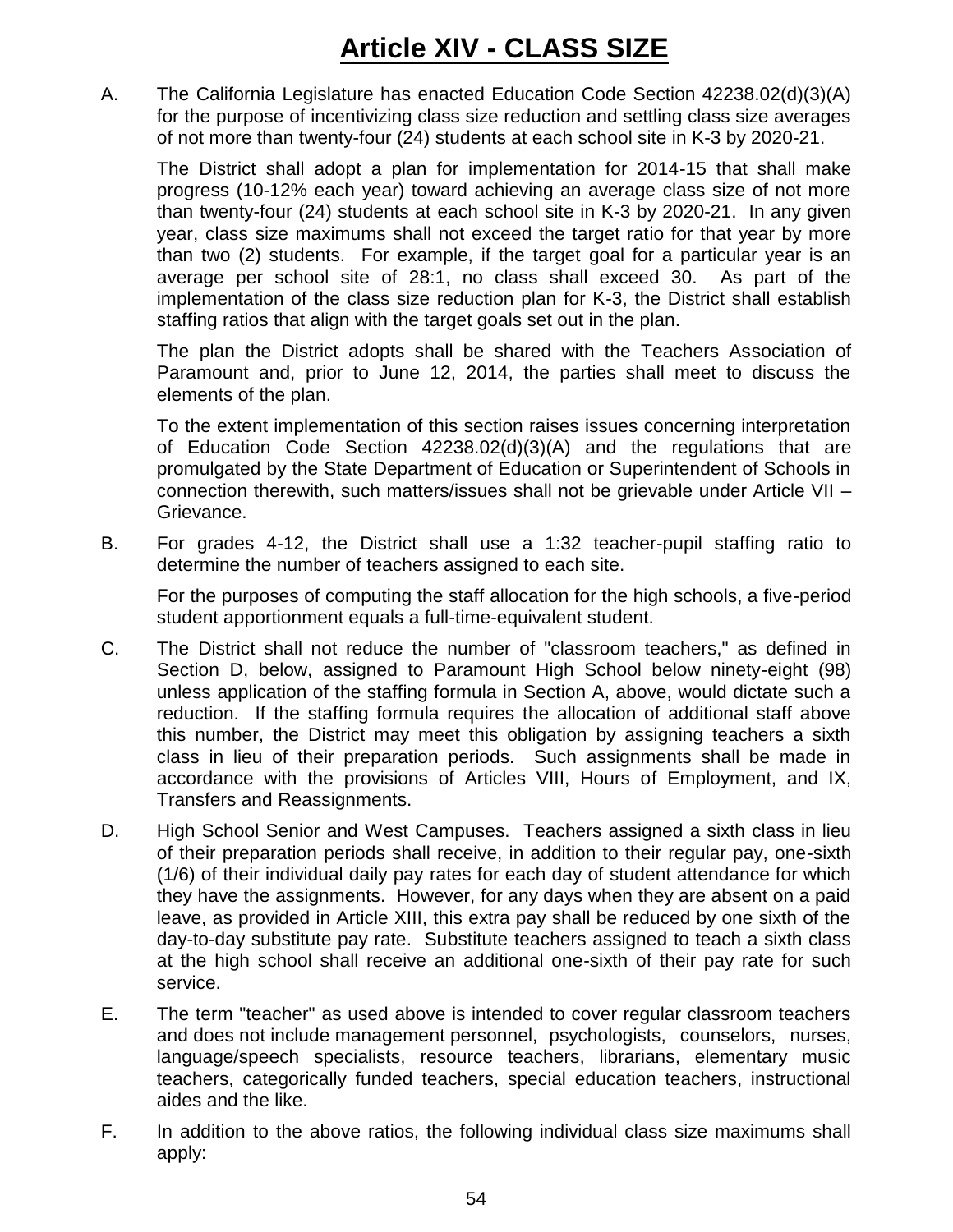# Article XIV - CLASS SIZE

A. The California Legislature has enacted Education Code Section 42238.02(d)(3)(A) for the purpose of incentivizing class size reduction and settling class size averages of not more than twenty-four (24) students at each school site in K-3 by 2020-21.

   The District shall adopt a plan for implementation for 2014-15 that shall make progress (10-12% each year) toward achieving an average class size of not more than twenty-four (24) students at each school site in K-3 by 2020-21. In any given year, class size maximums shall not exceed the target ratio for that year by more than two (2) students. For example, if the target goal for a particular year is an average per school site of 28:1, no class shall exceed 30. As part of the implementation of the class size reduction plan for K-3, the District shall establish staffing ratios that align with the target goals set out in the plan.

   The plan the District adopts shall be shared with the Teachers Association of Paramount and, prior to June 12, 2014, the parties shall meet to discuss the elements of the plan.

   To the extent implementation of this section raises issues concerning interpretation of Education Code Section 42238.02(d)(3)(A) and the regulations that are promulgated by the State Department of Education or Superintendent of Schools in connection therewith, such matters/issues shall not be grievable under Article VII – Grievance.

B. For grades 4-12, the District shall use a 1:32 teacher-pupil staffing ratio to determine the number of teachers assigned to each site.

   For the purposes of computing the staff allocation for the high schools, a five-period student apportionment equals a full-time-equivalent student.

C. The District shall not reduce the number of "classroom teachers," as defined in Section D, below, assigned to Paramount High School below ninety-eight (98) unless application of the staffing formula in Section A, above, would dictate such a reduction. If the staffing formula requires the allocation of additional staff above this number, the District may meet this obligation by assigning teachers a sixth class in lieu of their preparation periods. Such assignments shall be made in accordance with the provisions of Articles VIII, Hours of Employment, and IX, Transfers and Reassignments.

D. High School Senior and West Campuses. Teachers assigned a sixth class in lieu of their preparation periods shall receive, in addition to their regular pay, one-sixth (1/6) of their individual daily pay rates for each day of student attendance for which they have the assignments. However, for any days when they are absent on a paid leave, as provided in Article XIII, this extra pay shall be reduced by one sixth of the day-to-day substitute pay rate. Substitute teachers assigned to teach a sixth class at the high school shall receive an additional one-sixth of their pay rate for such service.

E. The term "teacher" as used above is intended to cover regular classroom teachers and does not include management personnel, psychologists, counselors, nurses, language/speech specialists, resource teachers, librarians, elementary music teachers, categorically funded teachers, special education teachers, instructional aides and the like.

F. In addition to the above ratios, the following individual class size maximums shall apply: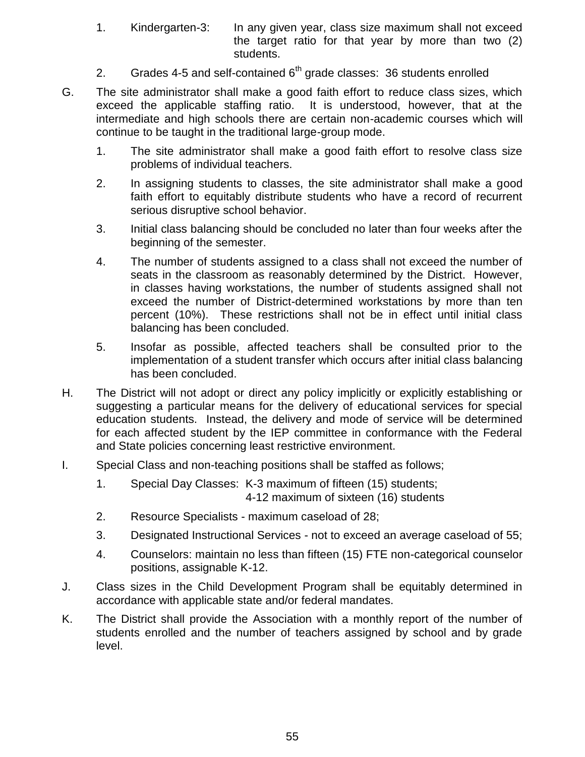1. Kindergarten-3: In any given year, class size maximum shall not exceed the target ratio for that year by more than two (2) students.

2. Grades 4-5 and self-contained 6th grade classes: 36 students enrolled

G. The site administrator shall make a good faith effort to reduce class sizes, which exceed the applicable staffing ratio. It is understood, however, that at the intermediate and high schools there are certain non-academic courses which will continue to be taught in the traditional large-group mode.

   1. The site administrator shall make a good faith effort to resolve class size problems of individual teachers.

   2. In assigning students to classes, the site administrator shall make a good faith effort to equitably distribute students who have a record of recurrent serious disruptive school behavior.

   3. Initial class balancing should be concluded no later than four weeks after the beginning of the semester.

   4. The number of students assigned to a class shall not exceed the number of seats in the classroom as reasonably determined by the District. However, in classes having workstations, the number of students assigned shall not exceed the number of District-determined workstations by more than ten percent (10%). These restrictions shall not be in effect until initial class balancing has been concluded.

   5. Insofar as possible, affected teachers shall be consulted prior to the implementation of a student transfer which occurs after initial class balancing has been concluded.

H. The District will not adopt or direct any policy implicitly or explicitly establishing or suggesting a particular means for the delivery of educational services for special education students. Instead, the delivery and mode of service will be determined for each affected student by the IEP committee in conformance with the Federal and State policies concerning least restrictive environment.

I. Special Class and non-teaching positions shall be staffed as follows;

   1. Special Day Classes: K-3 maximum of fifteen (15) students;
      4-12 maximum of sixteen (16) students

   2. Resource Specialists - maximum caseload of 28;

   3. Designated Instructional Services - not to exceed an average caseload of 55;

   4. Counselors: maintain no less than fifteen (15) FTE non-categorical counselor positions, assignable K-12.

J. Class sizes in the Child Development Program shall be equitably determined in accordance with applicable state and/or federal mandates.

K. The District shall provide the Association with a monthly report of the number of students enrolled and the number of teachers assigned by school and by grade level.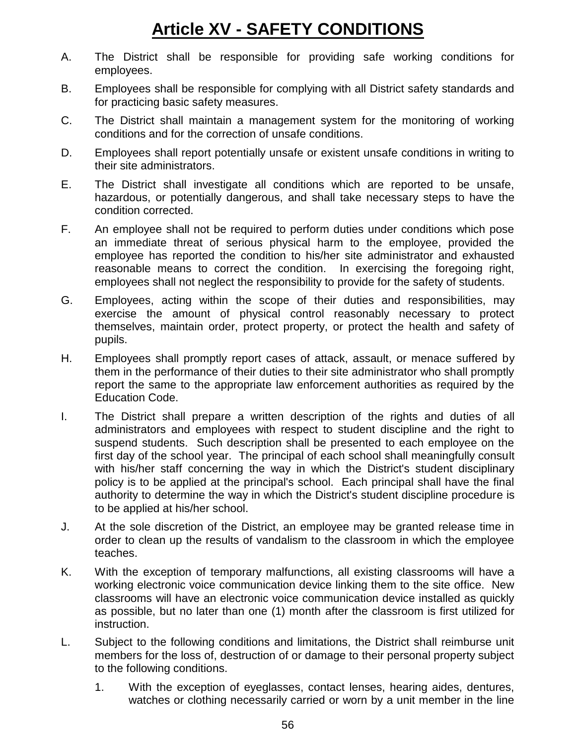# Article XV - SAFETY CONDITIONS

A. The District shall be responsible for providing safe working conditions for employees.

B. Employees shall be responsible for complying with all District safety standards and for practicing basic safety measures.

C. The District shall maintain a management system for the monitoring of working conditions and for the correction of unsafe conditions.

D. Employees shall report potentially unsafe or existent unsafe conditions in writing to their site administrators.

E. The District shall investigate all conditions which are reported to be unsafe, hazardous, or potentially dangerous, and shall take necessary steps to have the condition corrected.

F. An employee shall not be required to perform duties under conditions which pose an immediate threat of serious physical harm to the employee, provided the employee has reported the condition to his/her site administrator and exhausted reasonable means to correct the condition. In exercising the foregoing right, employees shall not neglect the responsibility to provide for the safety of students.

G. Employees, acting within the scope of their duties and responsibilities, may exercise the amount of physical control reasonably necessary to protect themselves, maintain order, protect property, or protect the health and safety of pupils.

H. Employees shall promptly report cases of attack, assault, or menace suffered by them in the performance of their duties to their site administrator who shall promptly report the same to the appropriate law enforcement authorities as required by the Education Code.

I. The District shall prepare a written description of the rights and duties of all administrators and employees with respect to student discipline and the right to suspend students. Such description shall be presented to each employee on the first day of the school year. The principal of each school shall meaningfully consult with his/her staff concerning the way in which the District's student disciplinary policy is to be applied at the principal's school. Each principal shall have the final authority to determine the way in which the District's student discipline procedure is to be applied at his/her school.

J. At the sole discretion of the District, an employee may be granted release time in order to clean up the results of vandalism to the classroom in which the employee teaches.

K. With the exception of temporary malfunctions, all existing classrooms will have a working electronic voice communication device linking them to the site office. New classrooms will have an electronic voice communication device installed as quickly as possible, but no later than one (1) month after the classroom is first utilized for instruction.

L. Subject to the following conditions and limitations, the District shall reimburse unit members for the loss of, destruction of or damage to their personal property subject to the following conditions.

   1. With the exception of eyeglasses, contact lenses, hearing aides, dentures, watches or clothing necessarily carried or worn by a unit member in the line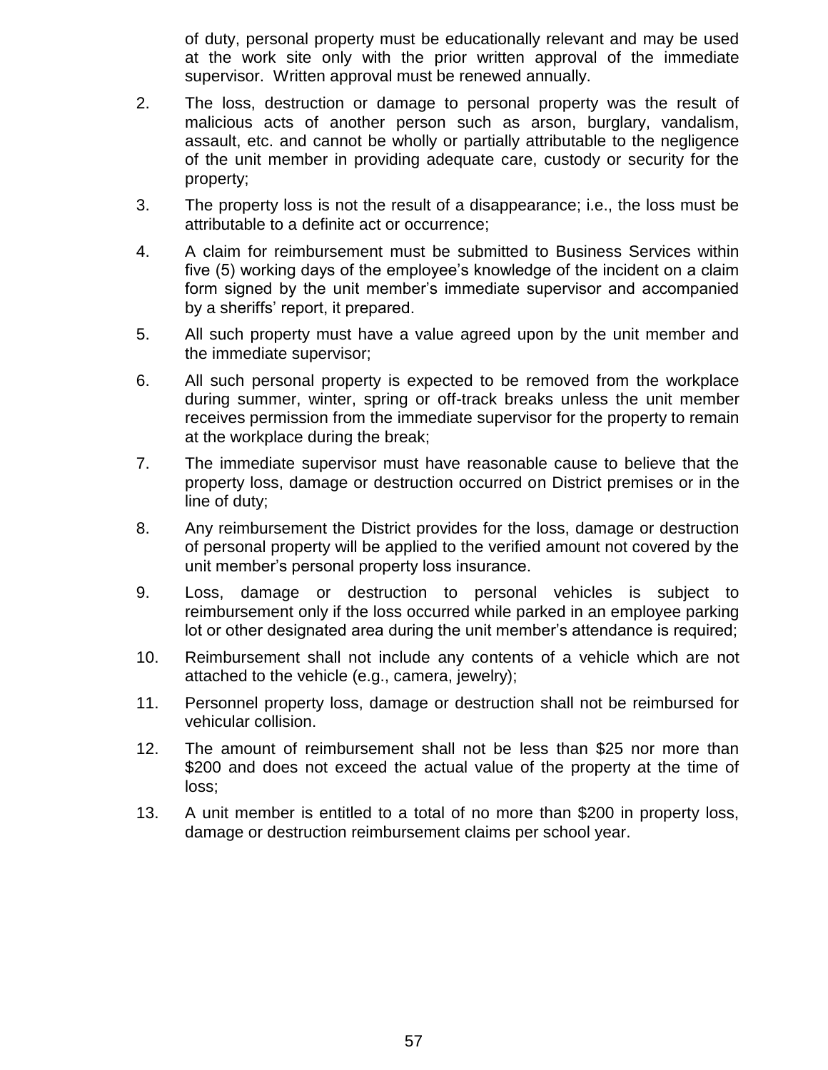of duty, personal property must be educationally relevant and may be used at the work site only with the prior written approval of the immediate supervisor. Written approval must be renewed annually.

2. The loss, destruction or damage to personal property was the result of malicious acts of another person such as arson, burglary, vandalism, assault, etc. and cannot be wholly or partially attributable to the negligence of the unit member in providing adequate care, custody or security for the property;

3. The property loss is not the result of a disappearance; i.e., the loss must be attributable to a definite act or occurrence;

4. A claim for reimbursement must be submitted to Business Services within five (5) working days of the employee's knowledge of the incident on a claim form signed by the unit member's immediate supervisor and accompanied by a sheriffs' report, it prepared.

5. All such property must have a value agreed upon by the unit member and the immediate supervisor;

6. All such personal property is expected to be removed from the workplace during summer, winter, spring or off-track breaks unless the unit member receives permission from the immediate supervisor for the property to remain at the workplace during the break;

7. The immediate supervisor must have reasonable cause to believe that the property loss, damage or destruction occurred on District premises or in the line of duty;

8. Any reimbursement the District provides for the loss, damage or destruction of personal property will be applied to the verified amount not covered by the unit member's personal property loss insurance.

9. Loss, damage or destruction to personal vehicles is subject to reimbursement only if the loss occurred while parked in an employee parking lot or other designated area during the unit member's attendance is required;

10. Reimbursement shall not include any contents of a vehicle which are not attached to the vehicle (e.g., camera, jewelry);

11. Personnel property loss, damage or destruction shall not be reimbursed for vehicular collision.

12. The amount of reimbursement shall not be less than $25 nor more than $200 and does not exceed the actual value of the property at the time of loss;

13. A unit member is entitled to a total of no more than $200 in property loss, damage or destruction reimbursement claims per school year.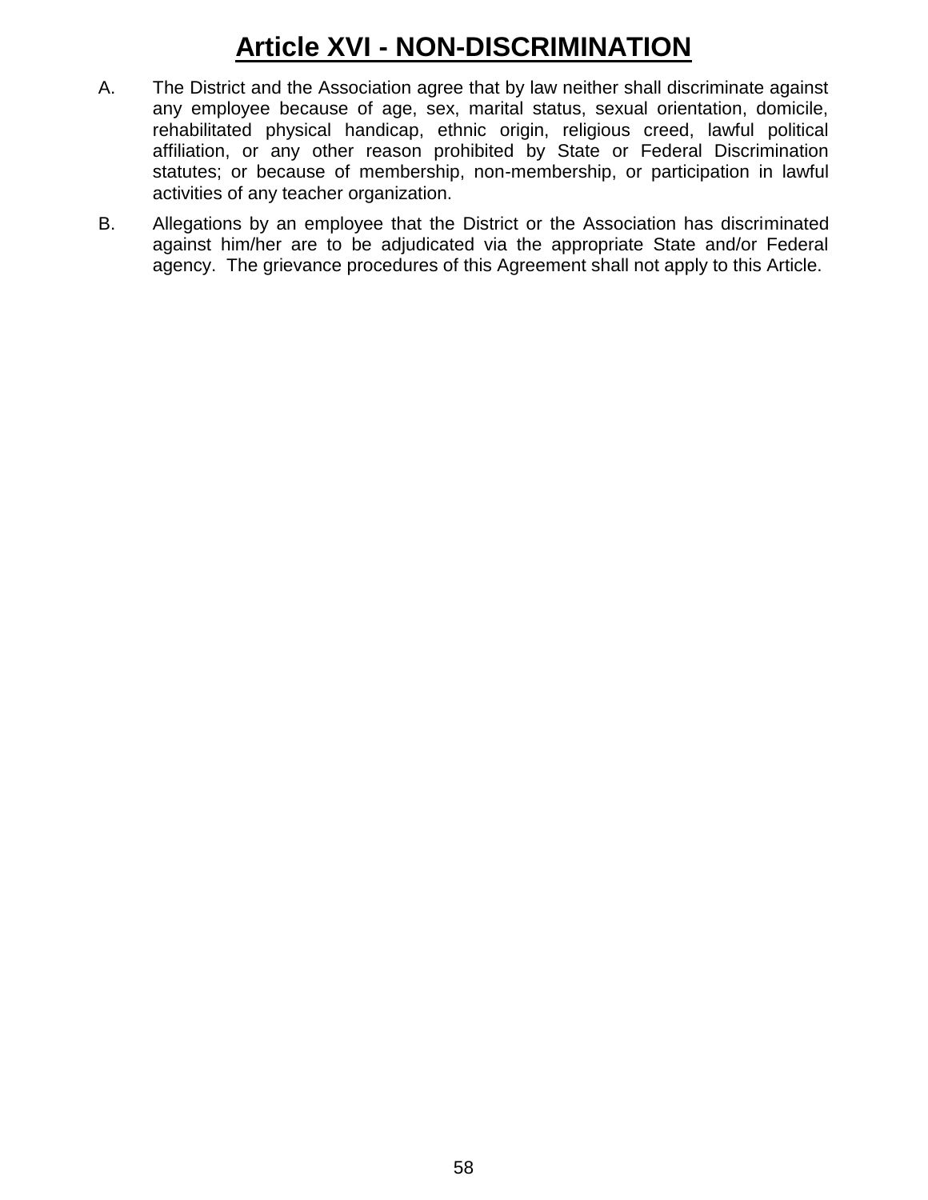# Article XVI - NON-DISCRIMINATION

A. The District and the Association agree that by law neither shall discriminate against any employee because of age, sex, marital status, sexual orientation, domicile, rehabilitated physical handicap, ethnic origin, religious creed, lawful political affiliation, or any other reason prohibited by State or Federal Discrimination statutes; or because of membership, non-membership, or participation in lawful activities of any teacher organization.

B. Allegations by an employee that the District or the Association has discriminated against him/her are to be adjudicated via the appropriate State and/or Federal agency. The grievance procedures of this Agreement shall not apply to this Article.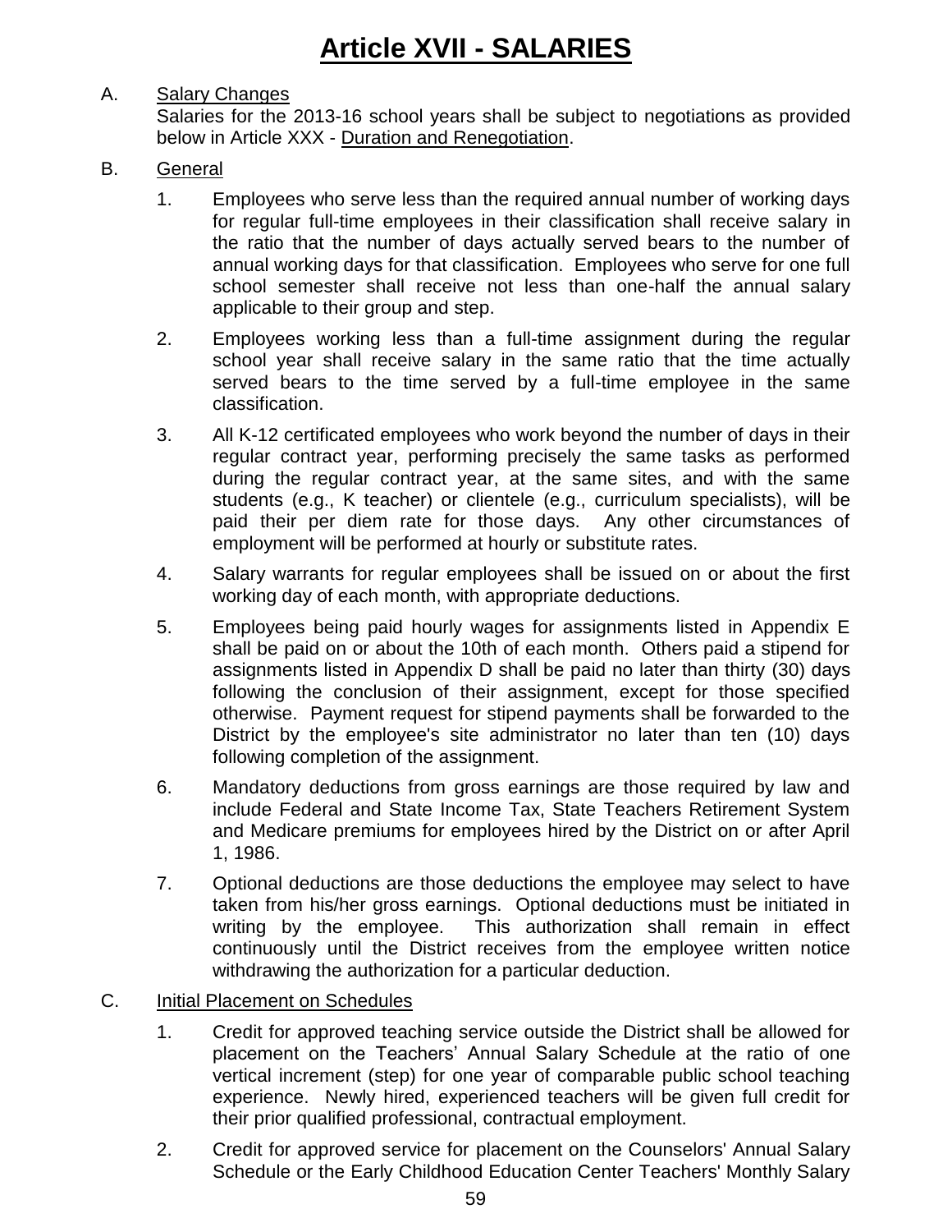# Article XVII - SALARIES

A. Salary Changes

Salaries for the 2013-16 school years shall be subject to negotiations as provided below in Article XXX - Duration and Renegotiation.

B. General

1. Employees who serve less than the required annual number of working days for regular full-time employees in their classification shall receive salary in the ratio that the number of days actually served bears to the number of annual working days for that classification. Employees who serve for one full school semester shall receive not less than one-half the annual salary applicable to their group and step.

2. Employees working less than a full-time assignment during the regular school year shall receive salary in the same ratio that the time actually served bears to the time served by a full-time employee in the same classification.

3. All K-12 certificated employees who work beyond the number of days in their regular contract year, performing precisely the same tasks as performed during the regular contract year, at the same sites, and with the same students (e.g., K teacher) or clientele (e.g., curriculum specialists), will be paid their per diem rate for those days. Any other circumstances of employment will be performed at hourly or substitute rates.

4. Salary warrants for regular employees shall be issued on or about the first working day of each month, with appropriate deductions.

5. Employees being paid hourly wages for assignments listed in Appendix E shall be paid on or about the 10th of each month. Others paid a stipend for assignments listed in Appendix D shall be paid no later than thirty (30) days following the conclusion of their assignment, except for those specified otherwise. Payment request for stipend payments shall be forwarded to the District by the employee's site administrator no later than ten (10) days following completion of the assignment.

6. Mandatory deductions from gross earnings are those required by law and include Federal and State Income Tax, State Teachers Retirement System and Medicare premiums for employees hired by the District on or after April 1, 1986.

7. Optional deductions are those deductions the employee may select to have taken from his/her gross earnings. Optional deductions must be initiated in writing by the employee. This authorization shall remain in effect continuously until the District receives from the employee written notice withdrawing the authorization for a particular deduction.

C. Initial Placement on Schedules

1. Credit for approved teaching service outside the District shall be allowed for placement on the Teachers' Annual Salary Schedule at the ratio of one vertical increment (step) for one year of comparable public school teaching experience. Newly hired, experienced teachers will be given full credit for their prior qualified professional, contractual employment.

2. Credit for approved service for placement on the Counselors' Annual Salary Schedule or the Early Childhood Education Center Teachers' Monthly Salary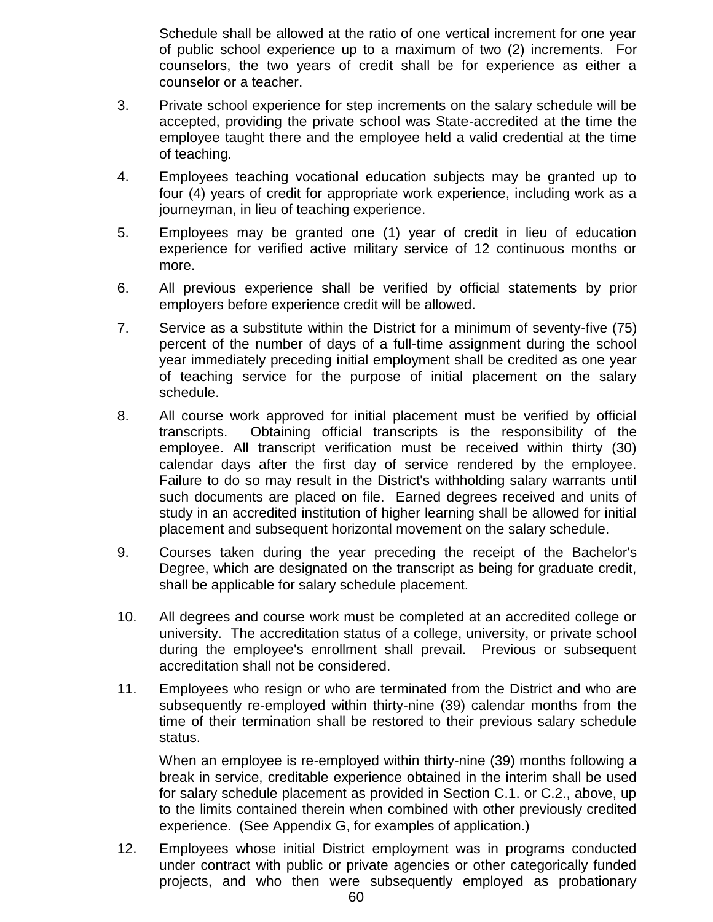Schedule shall be allowed at the ratio of one vertical increment for one year of public school experience up to a maximum of two (2) increments. For counselors, the two years of credit shall be for experience as either a counselor or a teacher.

3. Private school experience for step increments on the salary schedule will be accepted, providing the private school was State-accredited at the time the employee taught there and the employee held a valid credential at the time of teaching.

4. Employees teaching vocational education subjects may be granted up to four (4) years of credit for appropriate work experience, including work as a journeyman, in lieu of teaching experience.

5. Employees may be granted one (1) year of credit in lieu of education experience for verified active military service of 12 continuous months or more.

6. All previous experience shall be verified by official statements by prior employers before experience credit will be allowed.

7. Service as a substitute within the District for a minimum of seventy-five (75) percent of the number of days of a full-time assignment during the school year immediately preceding initial employment shall be credited as one year of teaching service for the purpose of initial placement on the salary schedule.

8. All course work approved for initial placement must be verified by official transcripts. Obtaining official transcripts is the responsibility of the employee. All transcript verification must be received within thirty (30) calendar days after the first day of service rendered by the employee. Failure to do so may result in the District's withholding salary warrants until such documents are placed on file. Earned degrees received and units of study in an accredited institution of higher learning shall be allowed for initial placement and subsequent horizontal movement on the salary schedule.

9. Courses taken during the year preceding the receipt of the Bachelor's Degree, which are designated on the transcript as being for graduate credit, shall be applicable for salary schedule placement.

10. All degrees and course work must be completed at an accredited college or university. The accreditation status of a college, university, or private school during the employee's enrollment shall prevail. Previous or subsequent accreditation shall not be considered.

11. Employees who resign or who are terminated from the District and who are subsequently re-employed within thirty-nine (39) calendar months from the time of their termination shall be restored to their previous salary schedule status.

    When an employee is re-employed within thirty-nine (39) months following a break in service, creditable experience obtained in the interim shall be used for salary schedule placement as provided in Section C.1. or C.2., above, up to the limits contained therein when combined with other previously credited experience. (See Appendix G, for examples of application.)

12. Employees whose initial District employment was in programs conducted under contract with public or private agencies or other categorically funded projects, and who then were subsequently employed as probationary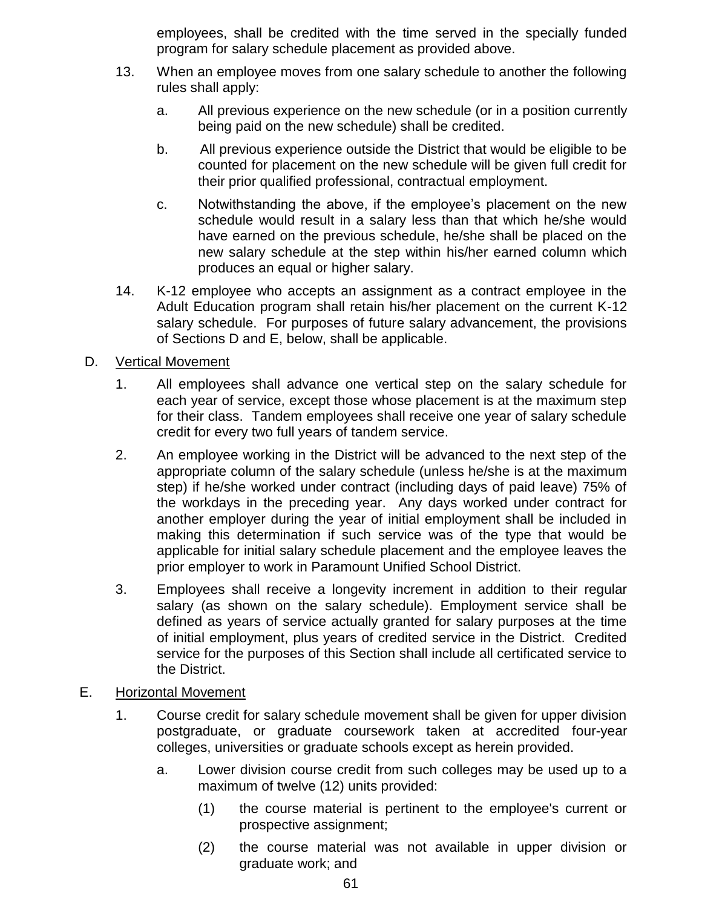employees, shall be credited with the time served in the specially funded program for salary schedule placement as provided above.

13. When an employee moves from one salary schedule to another the following rules shall apply:

    a. All previous experience on the new schedule (or in a position currently being paid on the new schedule) shall be credited.

    b. All previous experience outside the District that would be eligible to be counted for placement on the new schedule will be given full credit for their prior qualified professional, contractual employment.

    c. Notwithstanding the above, if the employee's placement on the new schedule would result in a salary less than that which he/she would have earned on the previous schedule, he/she shall be placed on the new salary schedule at the step within his/her earned column which produces an equal or higher salary.

14. K-12 employee who accepts an assignment as a contract employee in the Adult Education program shall retain his/her placement on the current K-12 salary schedule. For purposes of future salary advancement, the provisions of Sections D and E, below, shall be applicable.

D. Vertical Movement

1. All employees shall advance one vertical step on the salary schedule for each year of service, except those whose placement is at the maximum step for their class. Tandem employees shall receive one year of salary schedule credit for every two full years of tandem service.

2. An employee working in the District will be advanced to the next step of the appropriate column of the salary schedule (unless he/she is at the maximum step) if he/she worked under contract (including days of paid leave) 75% of the workdays in the preceding year. Any days worked under contract for another employer during the year of initial employment shall be included in making this determination if such service was of the type that would be applicable for initial salary schedule placement and the employee leaves the prior employer to work in Paramount Unified School District.

3. Employees shall receive a longevity increment in addition to their regular salary (as shown on the salary schedule). Employment service shall be defined as years of service actually granted for salary purposes at the time of initial employment, plus years of credited service in the District. Credited service for the purposes of this Section shall include all certificated service to the District.

E. Horizontal Movement

1. Course credit for salary schedule movement shall be given for upper division postgraduate, or graduate coursework taken at accredited four-year colleges, universities or graduate schools except as herein provided.

    a. Lower division course credit from such colleges may be used up to a maximum of twelve (12) units provided:

        (1) the course material is pertinent to the employee's current or prospective assignment;

        (2) the course material was not available in upper division or graduate work; and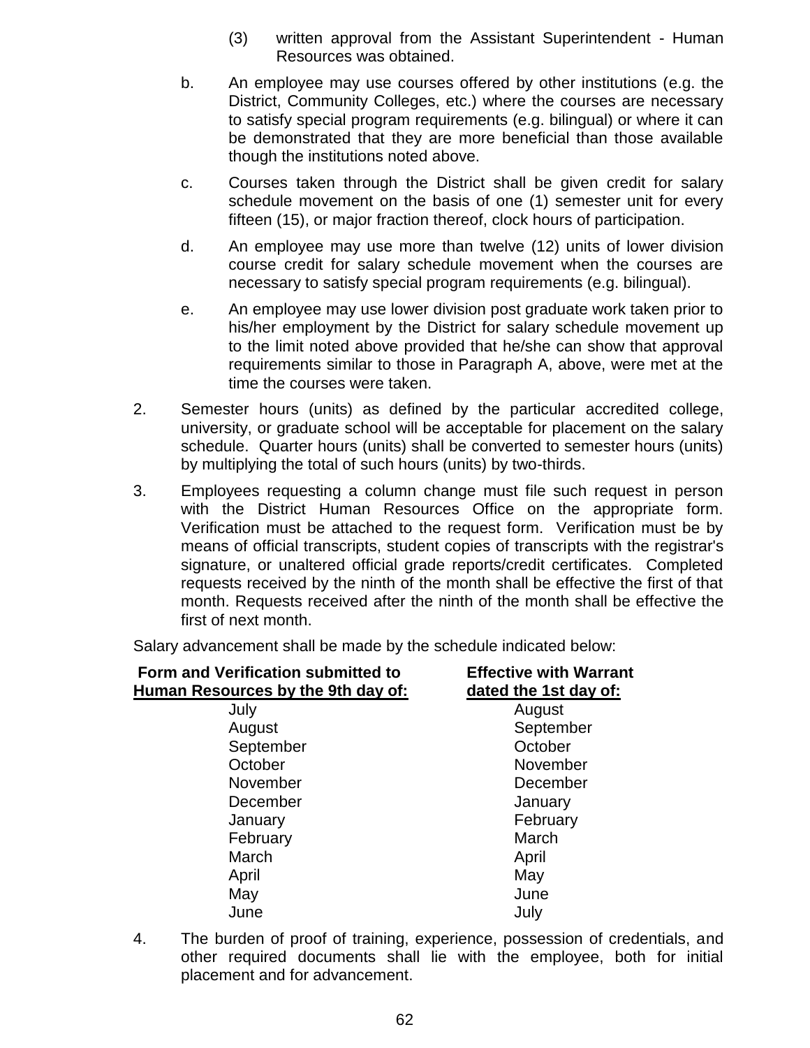(3) written approval from the Assistant Superintendent - Human Resources was obtained.

b. An employee may use courses offered by other institutions (e.g. the District, Community Colleges, etc.) where the courses are necessary to satisfy special program requirements (e.g. bilingual) or where it can be demonstrated that they are more beneficial than those available though the institutions noted above.

c. Courses taken through the District shall be given credit for salary schedule movement on the basis of one (1) semester unit for every fifteen (15), or major fraction thereof, clock hours of participation.

d. An employee may use more than twelve (12) units of lower division course credit for salary schedule movement when the courses are necessary to satisfy special program requirements (e.g. bilingual).

e. An employee may use lower division post graduate work taken prior to his/her employment by the District for salary schedule movement up to the limit noted above provided that he/she can show that approval requirements similar to those in Paragraph A, above, were met at the time the courses were taken.

2. Semester hours (units) as defined by the particular accredited college, university, or graduate school will be acceptable for placement on the salary schedule. Quarter hours (units) shall be converted to semester hours (units) by multiplying the total of such hours (units) by two-thirds.

3. Employees requesting a column change must file such request in person with the District Human Resources Office on the appropriate form. Verification must be attached to the request form. Verification must be by means of official transcripts, student copies of transcripts with the registrar's signature, or unaltered official grade reports/credit certificates. Completed requests received by the ninth of the month shall be effective the first of that month. Requests received after the ninth of the month shall be effective the first of next month.

Salary advancement shall be made by the schedule indicated below:

| **Form and Verification submitted to Human Resources by the 9th day of:** | **Effective with Warrant dated the 1st day of:** |
|---|---|
| July | August |
| August | September |
| September | October |
| October | November |
| November | December |
| December | January |
| January | February |
| February | March |
| March | April |
| April | May |
| May | June |
| June | July |

4. The burden of proof of training, experience, possession of credentials, and other required documents shall lie with the employee, both for initial placement and for advancement.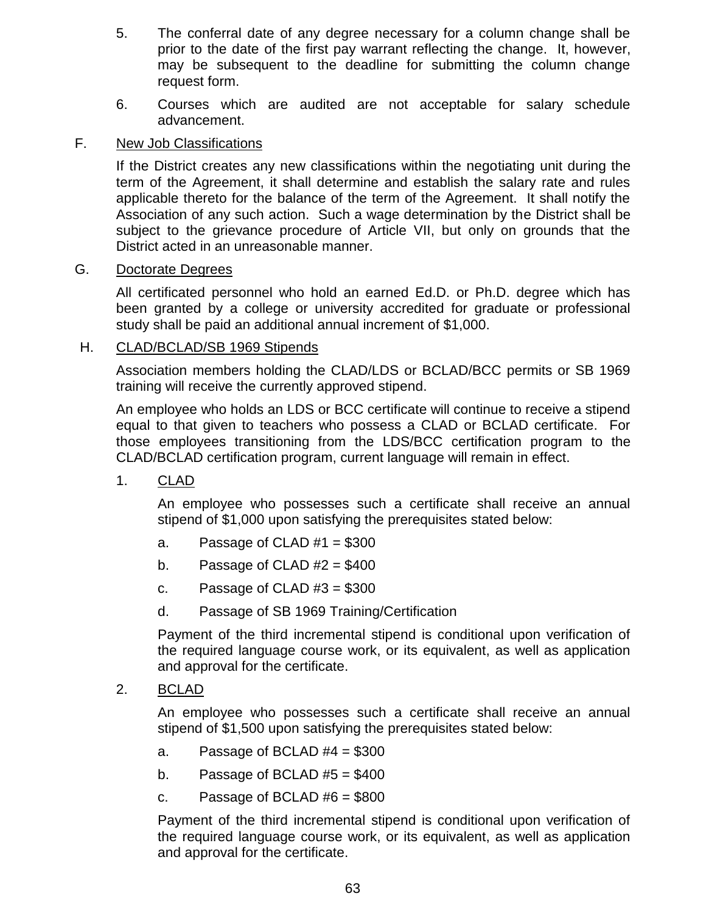5. The conferral date of any degree necessary for a column change shall be prior to the date of the first pay warrant reflecting the change. It, however, may be subsequent to the deadline for submitting the column change request form.

6. Courses which are audited are not acceptable for salary schedule advancement.

F. <u>New Job Classifications</u>

If the District creates any new classifications within the negotiating unit during the term of the Agreement, it shall determine and establish the salary rate and rules applicable thereto for the balance of the term of the Agreement. It shall notify the Association of any such action. Such a wage determination by the District shall be subject to the grievance procedure of Article VII, but only on grounds that the District acted in an unreasonable manner.

G. <u>Doctorate Degrees</u>

All certificated personnel who hold an earned Ed.D. or Ph.D. degree which has been granted by a college or university accredited for graduate or professional study shall be paid an additional annual increment of $1,000.

H. <u>CLAD/BCLAD/SB 1969 Stipends</u>

Association members holding the CLAD/LDS or BCLAD/BCC permits or SB 1969 training will receive the currently approved stipend.

An employee who holds an LDS or BCC certificate will continue to receive a stipend equal to that given to teachers who possess a CLAD or BCLAD certificate. For those employees transitioning from the LDS/BCC certification program to the CLAD/BCLAD certification program, current language will remain in effect.

1. <u>CLAD</u>

   An employee who possesses such a certificate shall receive an annual stipend of $1,000 upon satisfying the prerequisites stated below:

   a. Passage of CLAD #1 = $300

   b. Passage of CLAD #2 = $400

   c. Passage of CLAD #3 = $300

   d. Passage of SB 1969 Training/Certification

   Payment of the third incremental stipend is conditional upon verification of the required language course work, or its equivalent, as well as application and approval for the certificate.

2. <u>BCLAD</u>

   An employee who possesses such a certificate shall receive an annual stipend of $1,500 upon satisfying the prerequisites stated below:

   a. Passage of BCLAD #4 = $300

   b. Passage of BCLAD #5 = $400

   c. Passage of BCLAD #6 = $800

   Payment of the third incremental stipend is conditional upon verification of the required language course work, or its equivalent, as well as application and approval for the certificate.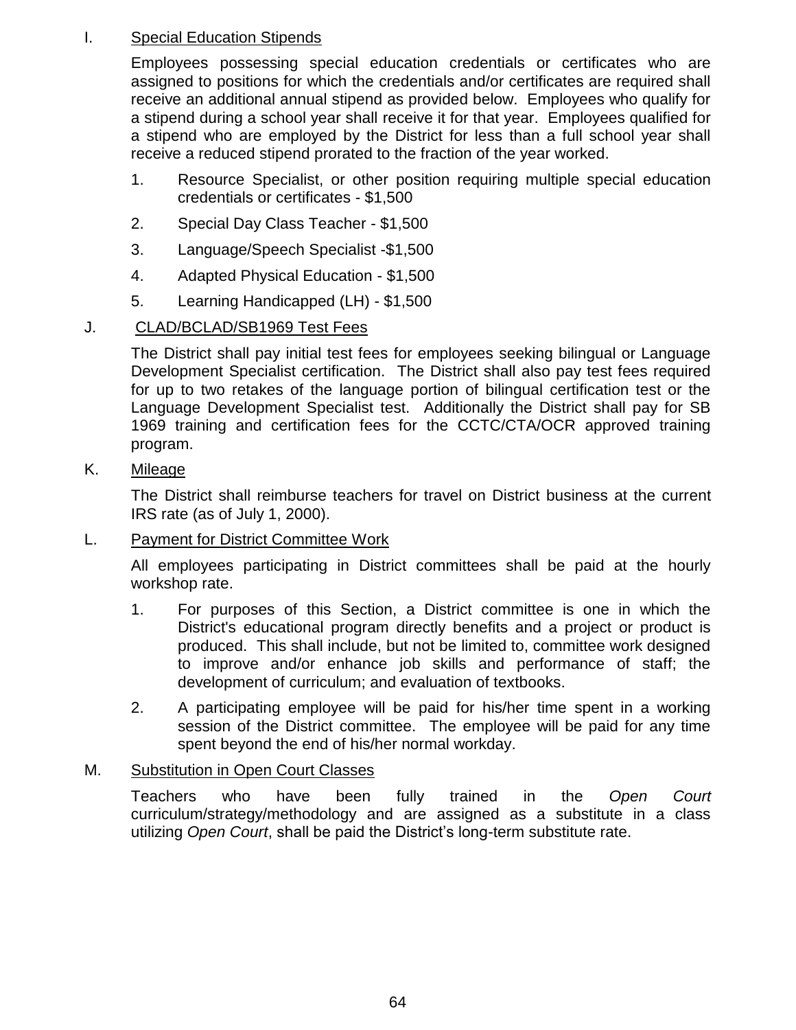I. <u>Special Education Stipends</u>

Employees possessing special education credentials or certificates who are assigned to positions for which the credentials and/or certificates are required shall receive an additional annual stipend as provided below. Employees who qualify for a stipend during a school year shall receive it for that year. Employees qualified for a stipend who are employed by the District for less than a full school year shall receive a reduced stipend prorated to the fraction of the year worked.

1. Resource Specialist, or other position requiring multiple special education credentials or certificates - $1,500
2. Special Day Class Teacher - $1,500
3. Language/Speech Specialist -$1,500
4. Adapted Physical Education - $1,500
5. Learning Handicapped (LH) - $1,500

J. <u>CLAD/BCLAD/SB1969 Test Fees</u>

The District shall pay initial test fees for employees seeking bilingual or Language Development Specialist certification. The District shall also pay test fees required for up to two retakes of the language portion of bilingual certification test or the Language Development Specialist test. Additionally the District shall pay for SB 1969 training and certification fees for the CCTC/CTA/OCR approved training program.

K. <u>Mileage</u>

The District shall reimburse teachers for travel on District business at the current IRS rate (as of July 1, 2000).

L. <u>Payment for District Committee Work</u>

All employees participating in District committees shall be paid at the hourly workshop rate.

1. For purposes of this Section, a District committee is one in which the District's educational program directly benefits and a project or product is produced. This shall include, but not be limited to, committee work designed to improve and/or enhance job skills and performance of staff; the development of curriculum; and evaluation of textbooks.
2. A participating employee will be paid for his/her time spent in a working session of the District committee. The employee will be paid for any time spent beyond the end of his/her normal workday.

M. <u>Substitution in Open Court Classes</u>

Teachers who have been fully trained in the *Open Court* curriculum/strategy/methodology and are assigned as a substitute in a class utilizing *Open Court*, shall be paid the District's long-term substitute rate.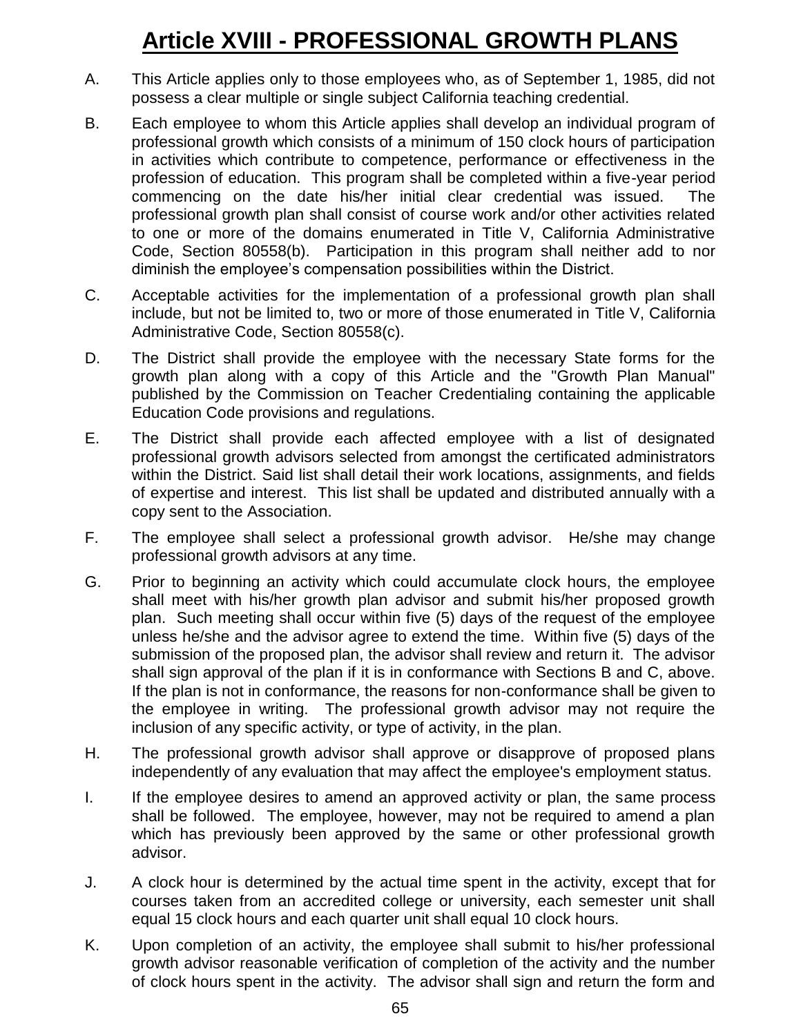# Article XVIII - PROFESSIONAL GROWTH PLANS

A. This Article applies only to those employees who, as of September 1, 1985, did not possess a clear multiple or single subject California teaching credential.

B. Each employee to whom this Article applies shall develop an individual program of professional growth which consists of a minimum of 150 clock hours of participation in activities which contribute to competence, performance or effectiveness in the profession of education. This program shall be completed within a five-year period commencing on the date his/her initial clear credential was issued. The professional growth plan shall consist of course work and/or other activities related to one or more of the domains enumerated in Title V, California Administrative Code, Section 80558(b). Participation in this program shall neither add to nor diminish the employee's compensation possibilities within the District.

C. Acceptable activities for the implementation of a professional growth plan shall include, but not be limited to, two or more of those enumerated in Title V, California Administrative Code, Section 80558(c).

D. The District shall provide the employee with the necessary State forms for the growth plan along with a copy of this Article and the "Growth Plan Manual" published by the Commission on Teacher Credentialing containing the applicable Education Code provisions and regulations.

E. The District shall provide each affected employee with a list of designated professional growth advisors selected from amongst the certificated administrators within the District. Said list shall detail their work locations, assignments, and fields of expertise and interest. This list shall be updated and distributed annually with a copy sent to the Association.

F. The employee shall select a professional growth advisor. He/she may change professional growth advisors at any time.

G. Prior to beginning an activity which could accumulate clock hours, the employee shall meet with his/her growth plan advisor and submit his/her proposed growth plan. Such meeting shall occur within five (5) days of the request of the employee unless he/she and the advisor agree to extend the time. Within five (5) days of the submission of the proposed plan, the advisor shall review and return it. The advisor shall sign approval of the plan if it is in conformance with Sections B and C, above. If the plan is not in conformance, the reasons for non-conformance shall be given to the employee in writing. The professional growth advisor may not require the inclusion of any specific activity, or type of activity, in the plan.

H. The professional growth advisor shall approve or disapprove of proposed plans independently of any evaluation that may affect the employee's employment status.

I. If the employee desires to amend an approved activity or plan, the same process shall be followed. The employee, however, may not be required to amend a plan which has previously been approved by the same or other professional growth advisor.

J. A clock hour is determined by the actual time spent in the activity, except that for courses taken from an accredited college or university, each semester unit shall equal 15 clock hours and each quarter unit shall equal 10 clock hours.

K. Upon completion of an activity, the employee shall submit to his/her professional growth advisor reasonable verification of completion of the activity and the number of clock hours spent in the activity. The advisor shall sign and return the form and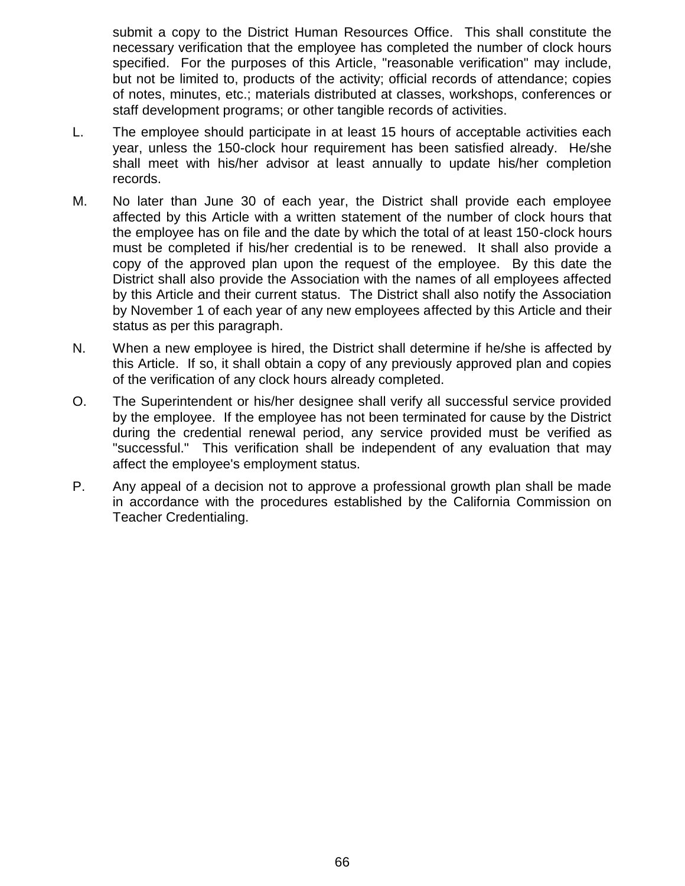submit a copy to the District Human Resources Office. This shall constitute the necessary verification that the employee has completed the number of clock hours specified. For the purposes of this Article, "reasonable verification" may include, but not be limited to, products of the activity; official records of attendance; copies of notes, minutes, etc.; materials distributed at classes, workshops, conferences or staff development programs; or other tangible records of activities.

L. The employee should participate in at least 15 hours of acceptable activities each year, unless the 150-clock hour requirement has been satisfied already. He/she shall meet with his/her advisor at least annually to update his/her completion records.

M. No later than June 30 of each year, the District shall provide each employee affected by this Article with a written statement of the number of clock hours that the employee has on file and the date by which the total of at least 150-clock hours must be completed if his/her credential is to be renewed. It shall also provide a copy of the approved plan upon the request of the employee. By this date the District shall also provide the Association with the names of all employees affected by this Article and their current status. The District shall also notify the Association by November 1 of each year of any new employees affected by this Article and their status as per this paragraph.

N. When a new employee is hired, the District shall determine if he/she is affected by this Article. If so, it shall obtain a copy of any previously approved plan and copies of the verification of any clock hours already completed.

O. The Superintendent or his/her designee shall verify all successful service provided by the employee. If the employee has not been terminated for cause by the District during the credential renewal period, any service provided must be verified as "successful." This verification shall be independent of any evaluation that may affect the employee's employment status.

P. Any appeal of a decision not to approve a professional growth plan shall be made in accordance with the procedures established by the California Commission on Teacher Credentialing.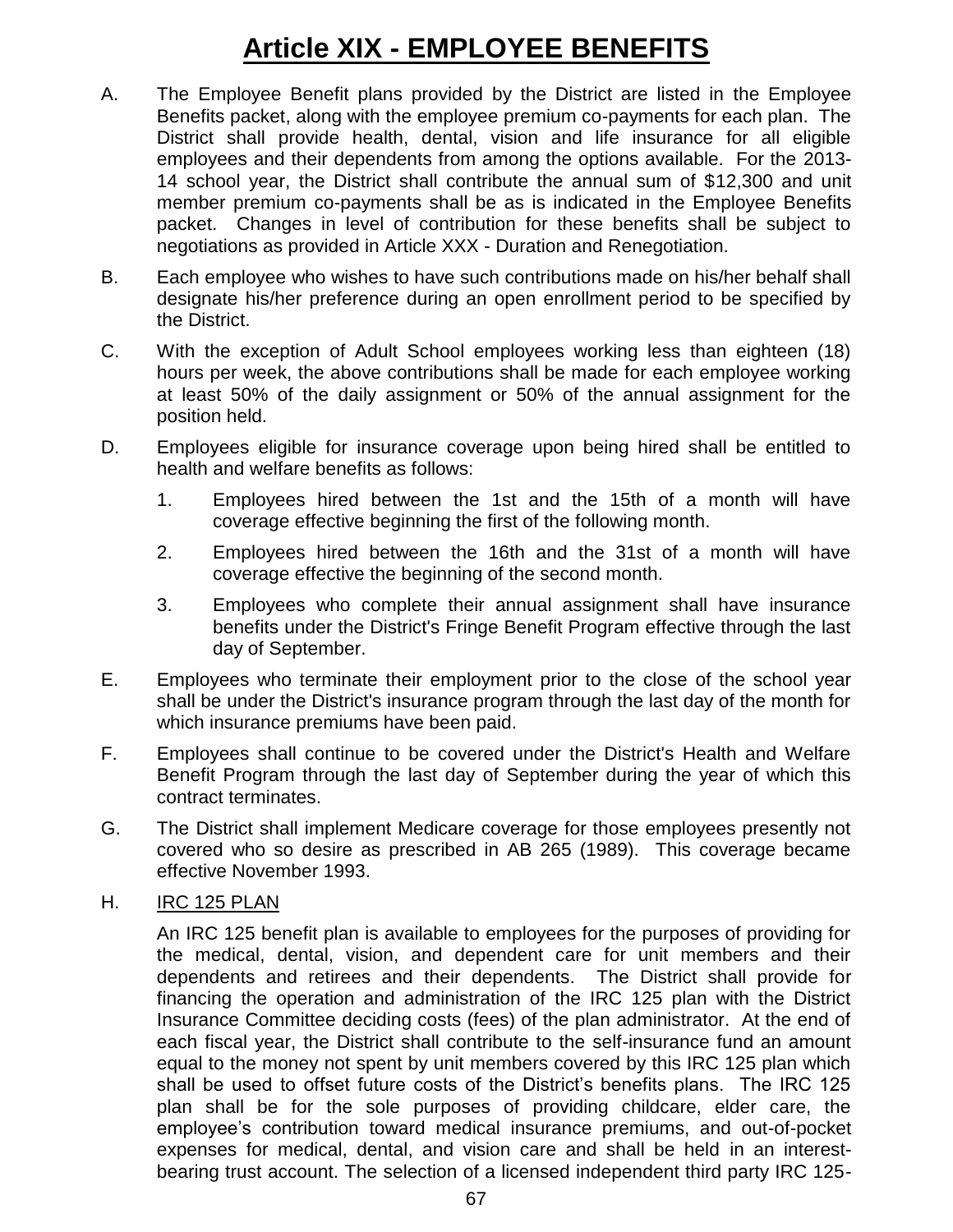# Article XIX - EMPLOYEE BENEFITS

A. The Employee Benefit plans provided by the District are listed in the Employee Benefits packet, along with the employee premium co-payments for each plan. The District shall provide health, dental, vision and life insurance for all eligible employees and their dependents from among the options available. For the 2013-14 school year, the District shall contribute the annual sum of $12,300 and unit member premium co-payments shall be as is indicated in the Employee Benefits packet. Changes in level of contribution for these benefits shall be subject to negotiations as provided in Article XXX - Duration and Renegotiation.

B. Each employee who wishes to have such contributions made on his/her behalf shall designate his/her preference during an open enrollment period to be specified by the District.

C. With the exception of Adult School employees working less than eighteen (18) hours per week, the above contributions shall be made for each employee working at least 50% of the daily assignment or 50% of the annual assignment for the position held.

D. Employees eligible for insurance coverage upon being hired shall be entitled to health and welfare benefits as follows:

   1. Employees hired between the 1st and the 15th of a month will have coverage effective beginning the first of the following month.

   2. Employees hired between the 16th and the 31st of a month will have coverage effective the beginning of the second month.

   3. Employees who complete their annual assignment shall have insurance benefits under the District's Fringe Benefit Program effective through the last day of September.

E. Employees who terminate their employment prior to the close of the school year shall be under the District's insurance program through the last day of the month for which insurance premiums have been paid.

F. Employees shall continue to be covered under the District's Health and Welfare Benefit Program through the last day of September during the year of which this contract terminates.

G. The District shall implement Medicare coverage for those employees presently not covered who so desire as prescribed in AB 265 (1989). This coverage became effective November 1993.

H. <u>IRC 125 PLAN</u>

   An IRC 125 benefit plan is available to employees for the purposes of providing for the medical, dental, vision, and dependent care for unit members and their dependents and retirees and their dependents. The District shall provide for financing the operation and administration of the IRC 125 plan with the District Insurance Committee deciding costs (fees) of the plan administrator. At the end of each fiscal year, the District shall contribute to the self-insurance fund an amount equal to the money not spent by unit members covered by this IRC 125 plan which shall be used to offset future costs of the District's benefits plans. The IRC 125 plan shall be for the sole purposes of providing childcare, elder care, the employee's contribution toward medical insurance premiums, and out-of-pocket expenses for medical, dental, and vision care and shall be held in an interest-bearing trust account. The selection of a licensed independent third party IRC 125-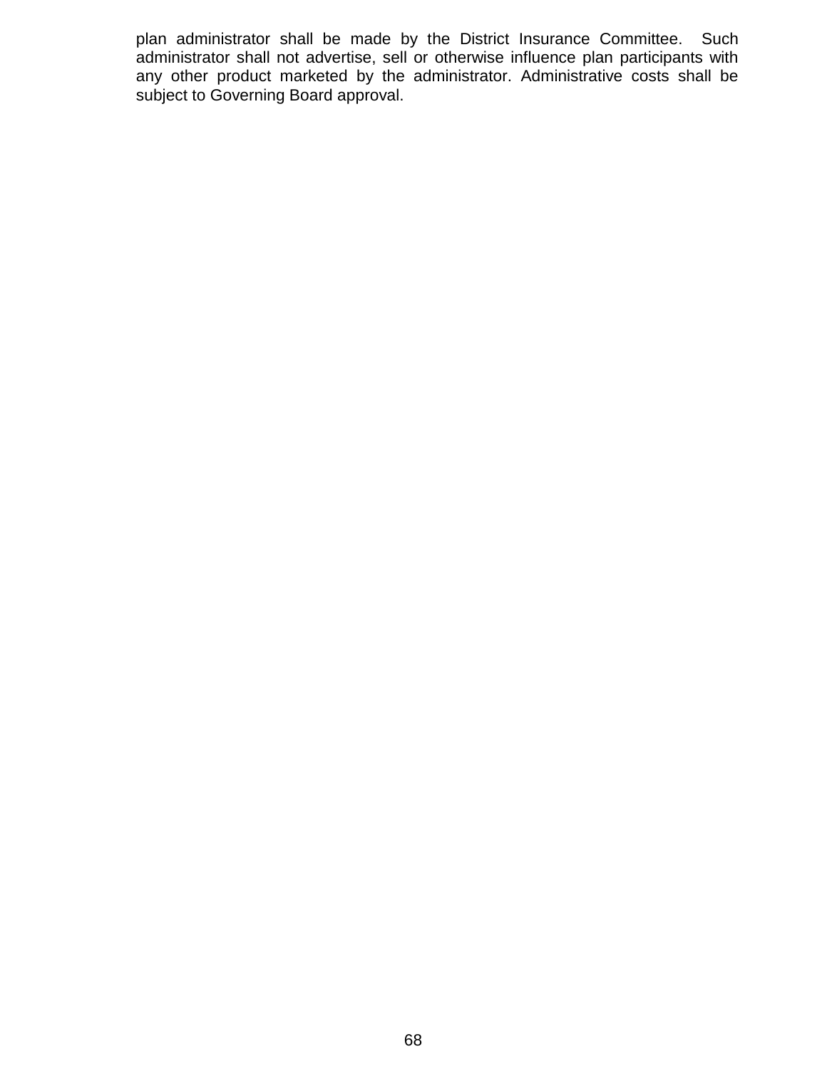plan administrator shall be made by the District Insurance Committee. Such administrator shall not advertise, sell or otherwise influence plan participants with any other product marketed by the administrator. Administrative costs shall be subject to Governing Board approval.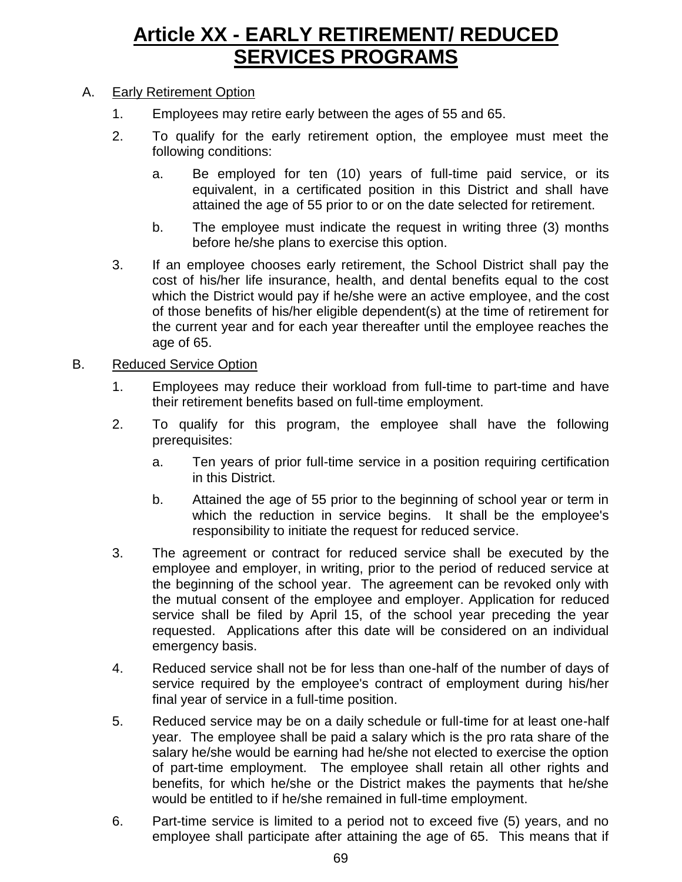# Article XX - EARLY RETIREMENT/ REDUCED SERVICES PROGRAMS

A. Early Retirement Option

1. Employees may retire early between the ages of 55 and 65.

2. To qualify for the early retirement option, the employee must meet the following conditions:

   a. Be employed for ten (10) years of full-time paid service, or its equivalent, in a certificated position in this District and shall have attained the age of 55 prior to or on the date selected for retirement.

   b. The employee must indicate the request in writing three (3) months before he/she plans to exercise this option.

3. If an employee chooses early retirement, the School District shall pay the cost of his/her life insurance, health, and dental benefits equal to the cost which the District would pay if he/she were an active employee, and the cost of those benefits of his/her eligible dependent(s) at the time of retirement for the current year and for each year thereafter until the employee reaches the age of 65.

B. Reduced Service Option

1. Employees may reduce their workload from full-time to part-time and have their retirement benefits based on full-time employment.

2. To qualify for this program, the employee shall have the following prerequisites:

   a. Ten years of prior full-time service in a position requiring certification in this District.

   b. Attained the age of 55 prior to the beginning of school year or term in which the reduction in service begins. It shall be the employee's responsibility to initiate the request for reduced service.

3. The agreement or contract for reduced service shall be executed by the employee and employer, in writing, prior to the period of reduced service at the beginning of the school year. The agreement can be revoked only with the mutual consent of the employee and employer. Application for reduced service shall be filed by April 15, of the school year preceding the year requested. Applications after this date will be considered on an individual emergency basis.

4. Reduced service shall not be for less than one-half of the number of days of service required by the employee's contract of employment during his/her final year of service in a full-time position.

5. Reduced service may be on a daily schedule or full-time for at least one-half year. The employee shall be paid a salary which is the pro rata share of the salary he/she would be earning had he/she not elected to exercise the option of part-time employment. The employee shall retain all other rights and benefits, for which he/she or the District makes the payments that he/she would be entitled to if he/she remained in full-time employment.

6. Part-time service is limited to a period not to exceed five (5) years, and no employee shall participate after attaining the age of 65. This means that if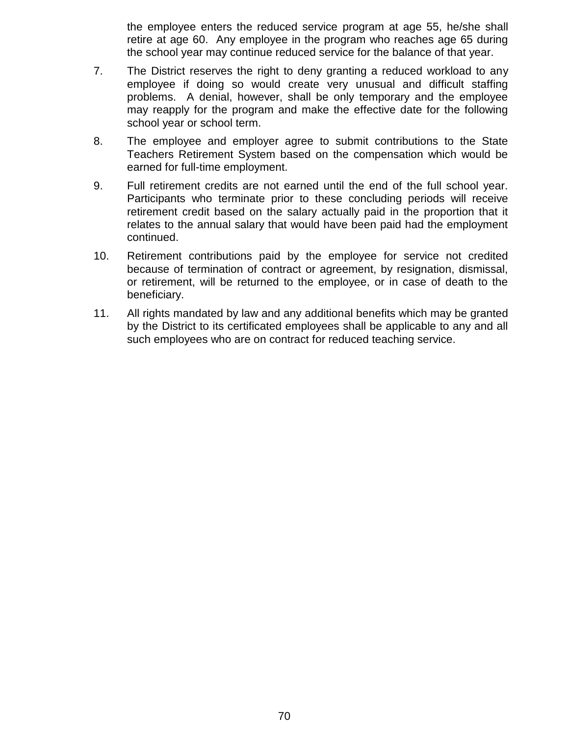the employee enters the reduced service program at age 55, he/she shall retire at age 60. Any employee in the program who reaches age 65 during the school year may continue reduced service for the balance of that year.

7. The District reserves the right to deny granting a reduced workload to any employee if doing so would create very unusual and difficult staffing problems. A denial, however, shall be only temporary and the employee may reapply for the program and make the effective date for the following school year or school term.

8. The employee and employer agree to submit contributions to the State Teachers Retirement System based on the compensation which would be earned for full-time employment.

9. Full retirement credits are not earned until the end of the full school year. Participants who terminate prior to these concluding periods will receive retirement credit based on the salary actually paid in the proportion that it relates to the annual salary that would have been paid had the employment continued.

10. Retirement contributions paid by the employee for service not credited because of termination of contract or agreement, by resignation, dismissal, or retirement, will be returned to the employee, or in case of death to the beneficiary.

11. All rights mandated by law and any additional benefits which may be granted by the District to its certificated employees shall be applicable to any and all such employees who are on contract for reduced teaching service.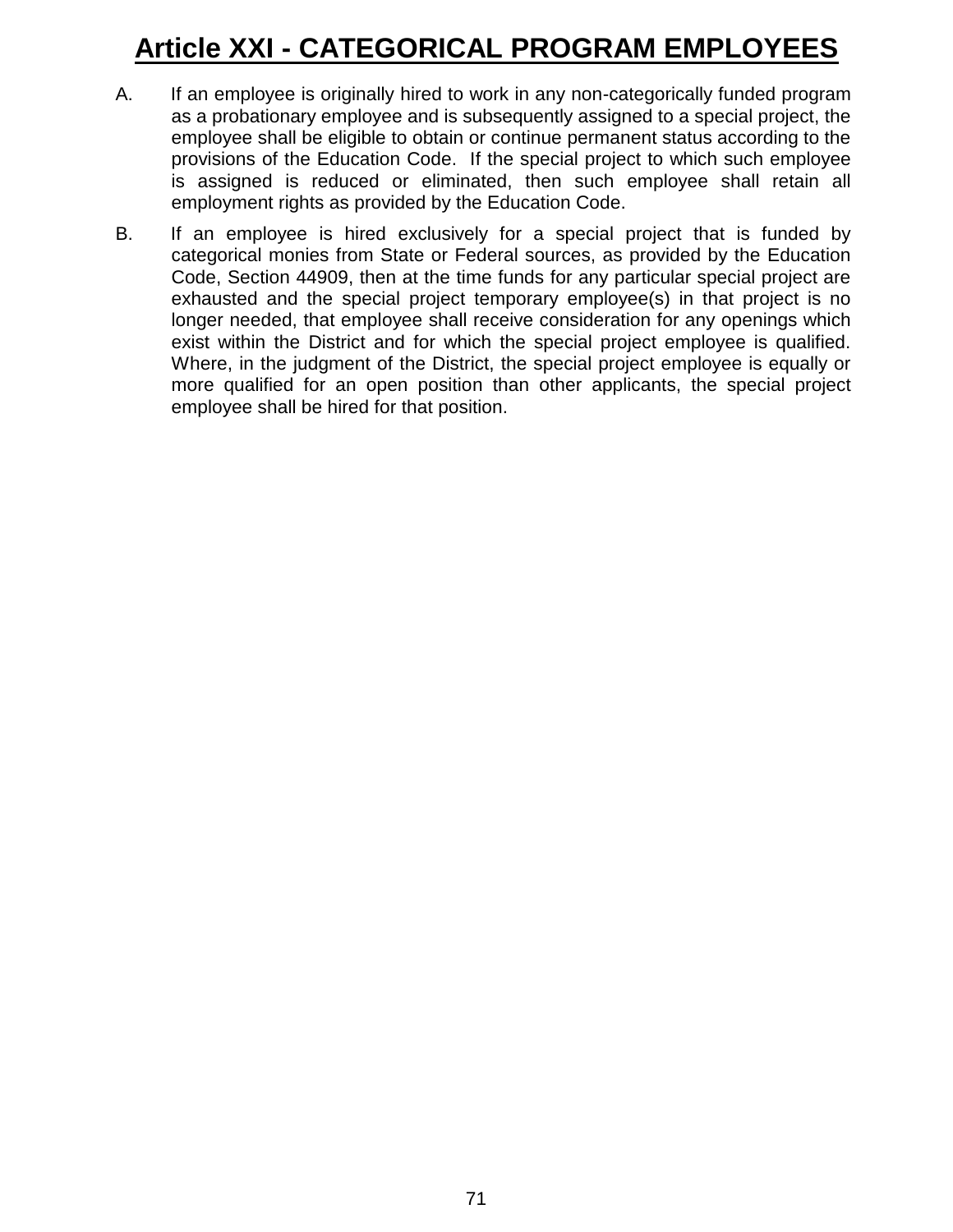# Article XXI - CATEGORICAL PROGRAM EMPLOYEES

A. If an employee is originally hired to work in any non-categorically funded program as a probationary employee and is subsequently assigned to a special project, the employee shall be eligible to obtain or continue permanent status according to the provisions of the Education Code. If the special project to which such employee is assigned is reduced or eliminated, then such employee shall retain all employment rights as provided by the Education Code.

B. If an employee is hired exclusively for a special project that is funded by categorical monies from State or Federal sources, as provided by the Education Code, Section 44909, then at the time funds for any particular special project are exhausted and the special project temporary employee(s) in that project is no longer needed, that employee shall receive consideration for any openings which exist within the District and for which the special project employee is qualified. Where, in the judgment of the District, the special project employee is equally or more qualified for an open position than other applicants, the special project employee shall be hired for that position.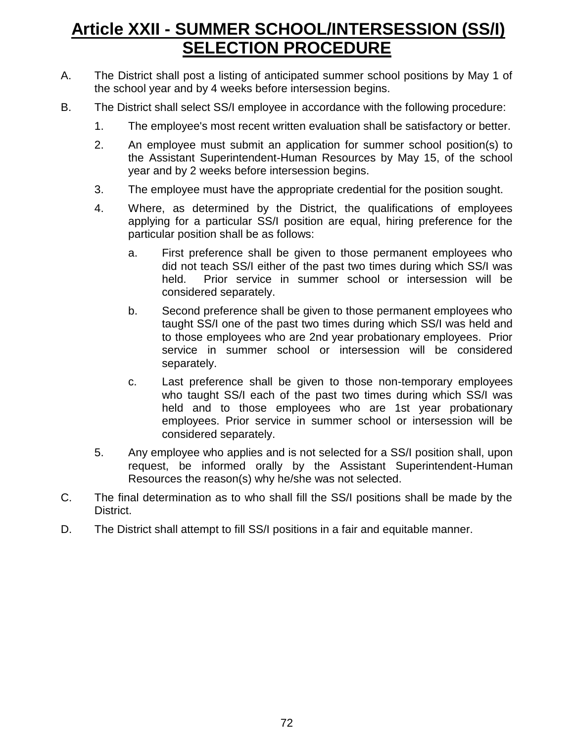# Article XXII - SUMMER SCHOOL/INTERSESSION (SS/I) SELECTION PROCEDURE

A. The District shall post a listing of anticipated summer school positions by May 1 of the school year and by 4 weeks before intersession begins.

B. The District shall select SS/I employee in accordance with the following procedure:

   1. The employee's most recent written evaluation shall be satisfactory or better.

   2. An employee must submit an application for summer school position(s) to the Assistant Superintendent-Human Resources by May 15, of the school year and by 2 weeks before intersession begins.

   3. The employee must have the appropriate credential for the position sought.

   4. Where, as determined by the District, the qualifications of employees applying for a particular SS/I position are equal, hiring preference for the particular position shall be as follows:

      a. First preference shall be given to those permanent employees who did not teach SS/I either of the past two times during which SS/I was held. Prior service in summer school or intersession will be considered separately.

      b. Second preference shall be given to those permanent employees who taught SS/I one of the past two times during which SS/I was held and to those employees who are 2nd year probationary employees. Prior service in summer school or intersession will be considered separately.

      c. Last preference shall be given to those non-temporary employees who taught SS/I each of the past two times during which SS/I was held and to those employees who are 1st year probationary employees. Prior service in summer school or intersession will be considered separately.

   5. Any employee who applies and is not selected for a SS/I position shall, upon request, be informed orally by the Assistant Superintendent-Human Resources the reason(s) why he/she was not selected.

C. The final determination as to who shall fill the SS/I positions shall be made by the District.

D. The District shall attempt to fill SS/I positions in a fair and equitable manner.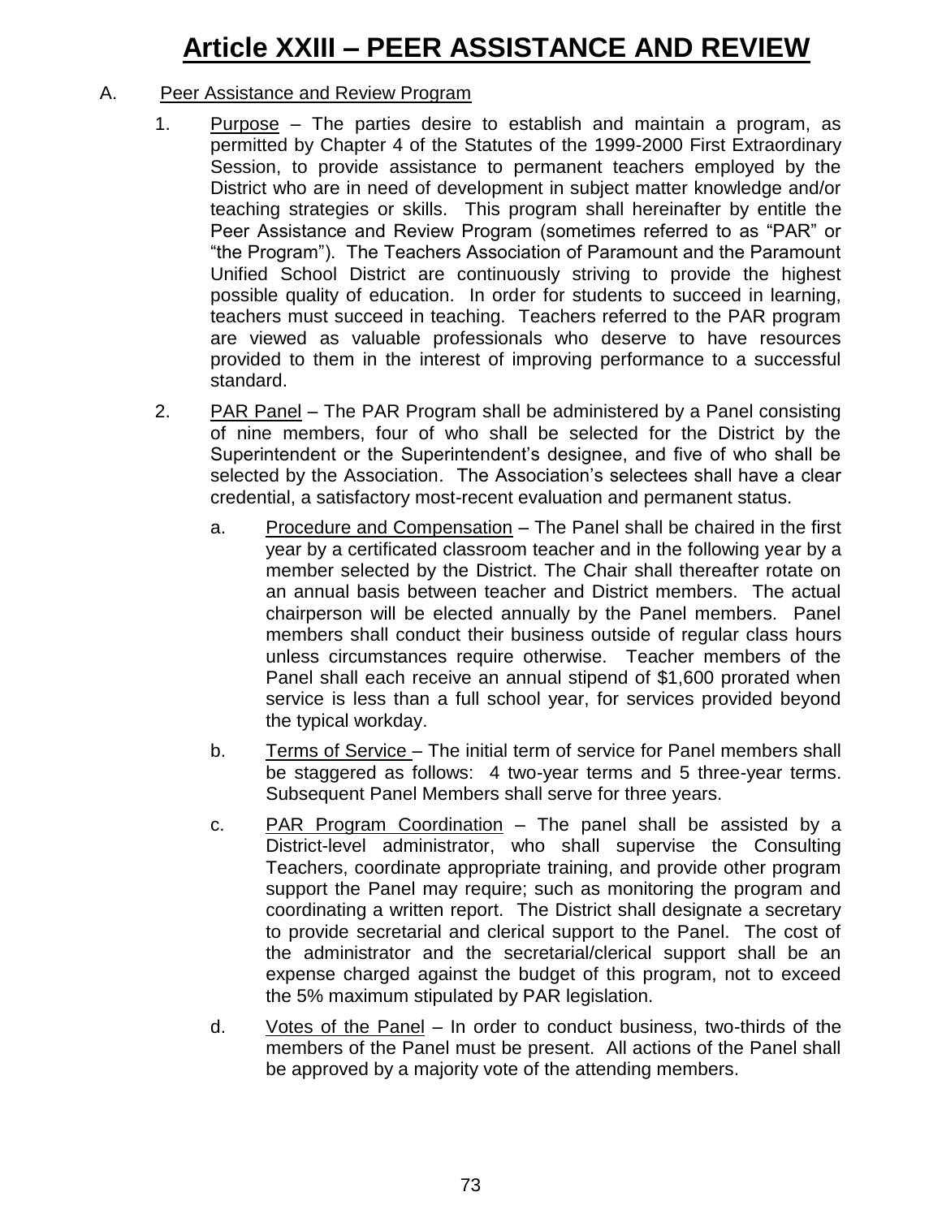# Article XXIII – PEER ASSISTANCE AND REVIEW

A. Peer Assistance and Review Program

1. Purpose – The parties desire to establish and maintain a program, as permitted by Chapter 4 of the Statutes of the 1999-2000 First Extraordinary Session, to provide assistance to permanent teachers employed by the District who are in need of development in subject matter knowledge and/or teaching strategies or skills. This program shall hereinafter by entitle the Peer Assistance and Review Program (sometimes referred to as "PAR" or "the Program"). The Teachers Association of Paramount and the Paramount Unified School District are continuously striving to provide the highest possible quality of education. In order for students to succeed in learning, teachers must succeed in teaching. Teachers referred to the PAR program are viewed as valuable professionals who deserve to have resources provided to them in the interest of improving performance to a successful standard.

2. PAR Panel – The PAR Program shall be administered by a Panel consisting of nine members, four of who shall be selected for the District by the Superintendent or the Superintendent's designee, and five of who shall be selected by the Association. The Association's selectees shall have a clear credential, a satisfactory most-recent evaluation and permanent status.

   a. Procedure and Compensation – The Panel shall be chaired in the first year by a certificated classroom teacher and in the following year by a member selected by the District. The Chair shall thereafter rotate on an annual basis between teacher and District members. The actual chairperson will be elected annually by the Panel members. Panel members shall conduct their business outside of regular class hours unless circumstances require otherwise. Teacher members of the Panel shall each receive an annual stipend of $1,600 prorated when service is less than a full school year, for services provided beyond the typical workday.

   b. Terms of Service – The initial term of service for Panel members shall be staggered as follows: 4 two-year terms and 5 three-year terms. Subsequent Panel Members shall serve for three years.

   c. PAR Program Coordination – The panel shall be assisted by a District-level administrator, who shall supervise the Consulting Teachers, coordinate appropriate training, and provide other program support the Panel may require; such as monitoring the program and coordinating a written report. The District shall designate a secretary to provide secretarial and clerical support to the Panel. The cost of the administrator and the secretarial/clerical support shall be an expense charged against the budget of this program, not to exceed the 5% maximum stipulated by PAR legislation.

   d. Votes of the Panel – In order to conduct business, two-thirds of the members of the Panel must be present. All actions of the Panel shall be approved by a majority vote of the attending members.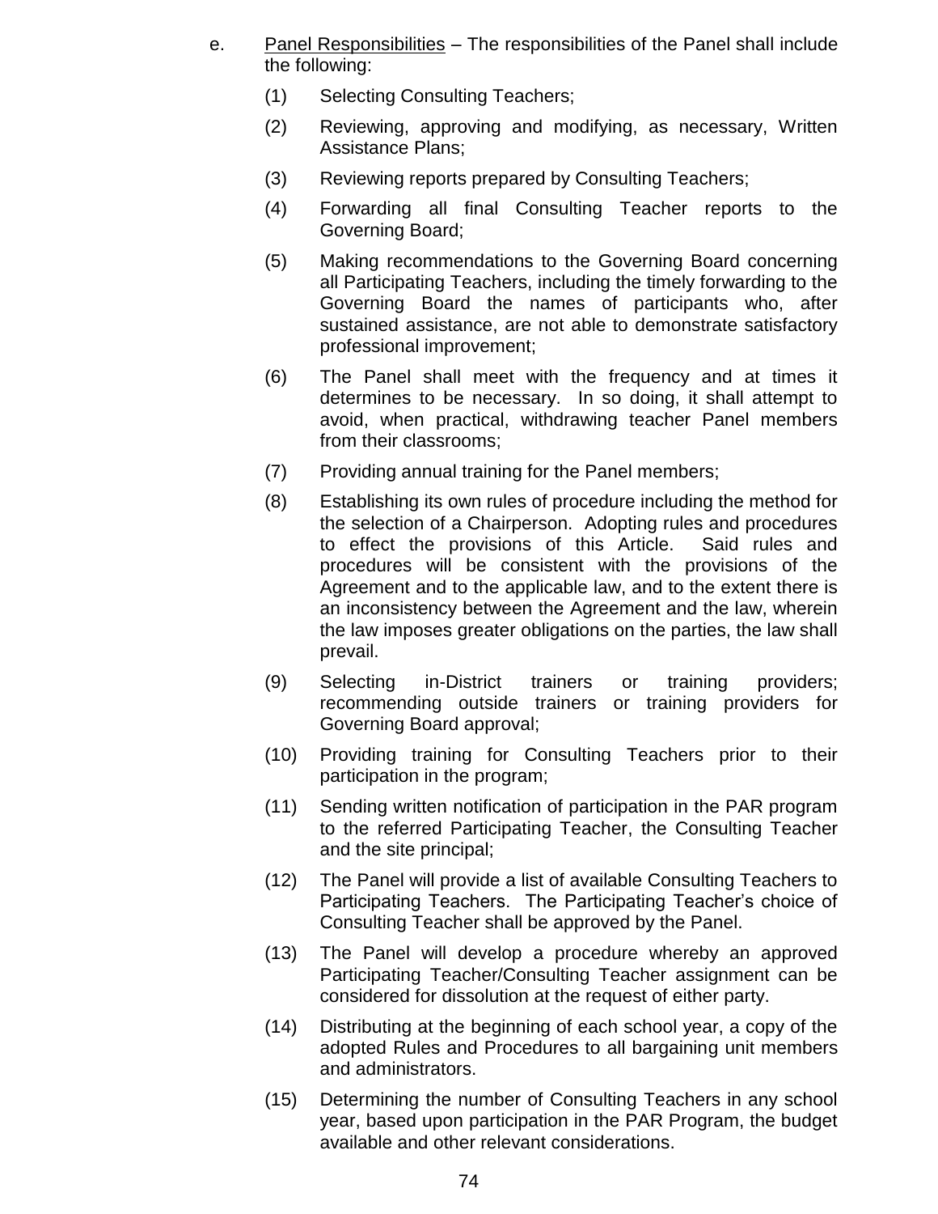e. <u>Panel Responsibilities</u> – The responsibilities of the Panel shall include the following:

(1) Selecting Consulting Teachers;

(2) Reviewing, approving and modifying, as necessary, Written Assistance Plans;

(3) Reviewing reports prepared by Consulting Teachers;

(4) Forwarding all final Consulting Teacher reports to the Governing Board;

(5) Making recommendations to the Governing Board concerning all Participating Teachers, including the timely forwarding to the Governing Board the names of participants who, after sustained assistance, are not able to demonstrate satisfactory professional improvement;

(6) The Panel shall meet with the frequency and at times it determines to be necessary. In so doing, it shall attempt to avoid, when practical, withdrawing teacher Panel members from their classrooms;

(7) Providing annual training for the Panel members;

(8) Establishing its own rules of procedure including the method for the selection of a Chairperson. Adopting rules and procedures to effect the provisions of this Article. Said rules and procedures will be consistent with the provisions of the Agreement and to the applicable law, and to the extent there is an inconsistency between the Agreement and the law, wherein the law imposes greater obligations on the parties, the law shall prevail.

(9) Selecting in-District trainers or training providers; recommending outside trainers or training providers for Governing Board approval;

(10) Providing training for Consulting Teachers prior to their participation in the program;

(11) Sending written notification of participation in the PAR program to the referred Participating Teacher, the Consulting Teacher and the site principal;

(12) The Panel will provide a list of available Consulting Teachers to Participating Teachers. The Participating Teacher's choice of Consulting Teacher shall be approved by the Panel.

(13) The Panel will develop a procedure whereby an approved Participating Teacher/Consulting Teacher assignment can be considered for dissolution at the request of either party.

(14) Distributing at the beginning of each school year, a copy of the adopted Rules and Procedures to all bargaining unit members and administrators.

(15) Determining the number of Consulting Teachers in any school year, based upon participation in the PAR Program, the budget available and other relevant considerations.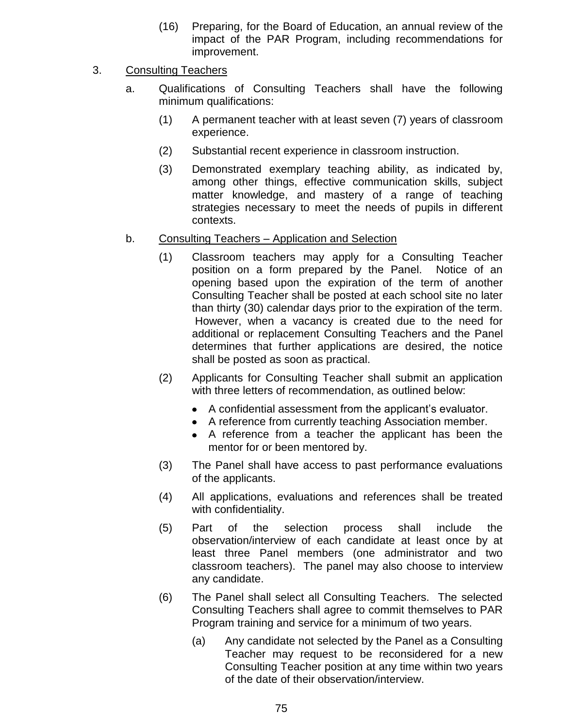(16) Preparing, for the Board of Education, an annual review of the impact of the PAR Program, including recommendations for improvement.

3. Consulting Teachers

a. Qualifications of Consulting Teachers shall have the following minimum qualifications:

(1) A permanent teacher with at least seven (7) years of classroom experience.

(2) Substantial recent experience in classroom instruction.

(3) Demonstrated exemplary teaching ability, as indicated by, among other things, effective communication skills, subject matter knowledge, and mastery of a range of teaching strategies necessary to meet the needs of pupils in different contexts.

b. Consulting Teachers – Application and Selection

(1) Classroom teachers may apply for a Consulting Teacher position on a form prepared by the Panel. Notice of an opening based upon the expiration of the term of another Consulting Teacher shall be posted at each school site no later than thirty (30) calendar days prior to the expiration of the term. However, when a vacancy is created due to the need for additional or replacement Consulting Teachers and the Panel determines that further applications are desired, the notice shall be posted as soon as practical.

(2) Applicants for Consulting Teacher shall submit an application with three letters of recommendation, as outlined below:

- A confidential assessment from the applicant's evaluator.
- A reference from currently teaching Association member.
- A reference from a teacher the applicant has been the mentor for or been mentored by.

(3) The Panel shall have access to past performance evaluations of the applicants.

(4) All applications, evaluations and references shall be treated with confidentiality.

(5) Part of the selection process shall include the observation/interview of each candidate at least once by at least three Panel members (one administrator and two classroom teachers). The panel may also choose to interview any candidate.

(6) The Panel shall select all Consulting Teachers. The selected Consulting Teachers shall agree to commit themselves to PAR Program training and service for a minimum of two years.

(a) Any candidate not selected by the Panel as a Consulting Teacher may request to be reconsidered for a new Consulting Teacher position at any time within two years of the date of their observation/interview.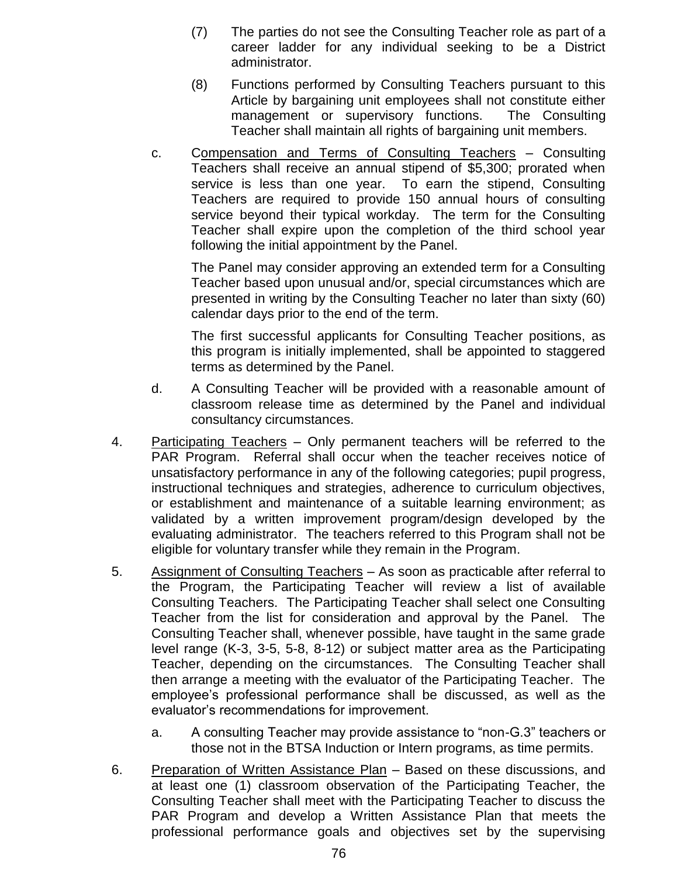(7) The parties do not see the Consulting Teacher role as part of a career ladder for any individual seeking to be a District administrator.

(8) Functions performed by Consulting Teachers pursuant to this Article by bargaining unit employees shall not constitute either management or supervisory functions. The Consulting Teacher shall maintain all rights of bargaining unit members.

c. Compensation and Terms of Consulting Teachers – Consulting Teachers shall receive an annual stipend of $5,300; prorated when service is less than one year. To earn the stipend, Consulting Teachers are required to provide 150 annual hours of consulting service beyond their typical workday. The term for the Consulting Teacher shall expire upon the completion of the third school year following the initial appointment by the Panel.

The Panel may consider approving an extended term for a Consulting Teacher based upon unusual and/or, special circumstances which are presented in writing by the Consulting Teacher no later than sixty (60) calendar days prior to the end of the term.

The first successful applicants for Consulting Teacher positions, as this program is initially implemented, shall be appointed to staggered terms as determined by the Panel.

d. A Consulting Teacher will be provided with a reasonable amount of classroom release time as determined by the Panel and individual consultancy circumstances.

4. Participating Teachers – Only permanent teachers will be referred to the PAR Program. Referral shall occur when the teacher receives notice of unsatisfactory performance in any of the following categories; pupil progress, instructional techniques and strategies, adherence to curriculum objectives, or establishment and maintenance of a suitable learning environment; as validated by a written improvement program/design developed by the evaluating administrator. The teachers referred to this Program shall not be eligible for voluntary transfer while they remain in the Program.

5. Assignment of Consulting Teachers – As soon as practicable after referral to the Program, the Participating Teacher will review a list of available Consulting Teachers. The Participating Teacher shall select one Consulting Teacher from the list for consideration and approval by the Panel. The Consulting Teacher shall, whenever possible, have taught in the same grade level range (K-3, 3-5, 5-8, 8-12) or subject matter area as the Participating Teacher, depending on the circumstances. The Consulting Teacher shall then arrange a meeting with the evaluator of the Participating Teacher. The employee's professional performance shall be discussed, as well as the evaluator's recommendations for improvement.

   a. A consulting Teacher may provide assistance to "non-G.3" teachers or those not in the BTSA Induction or Intern programs, as time permits.

6. Preparation of Written Assistance Plan – Based on these discussions, and at least one (1) classroom observation of the Participating Teacher, the Consulting Teacher shall meet with the Participating Teacher to discuss the PAR Program and develop a Written Assistance Plan that meets the professional performance goals and objectives set by the supervising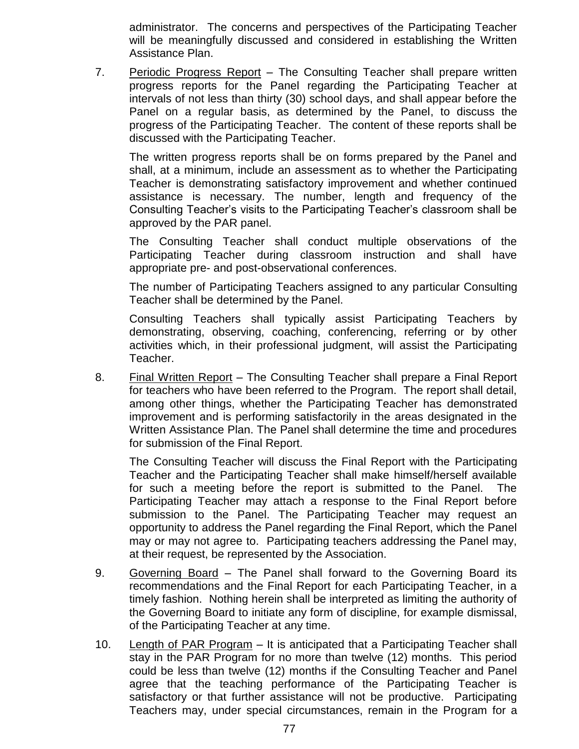administrator. The concerns and perspectives of the Participating Teacher will be meaningfully discussed and considered in establishing the Written Assistance Plan.

7. Periodic Progress Report – The Consulting Teacher shall prepare written progress reports for the Panel regarding the Participating Teacher at intervals of not less than thirty (30) school days, and shall appear before the Panel on a regular basis, as determined by the Panel, to discuss the progress of the Participating Teacher. The content of these reports shall be discussed with the Participating Teacher.

   The written progress reports shall be on forms prepared by the Panel and shall, at a minimum, include an assessment as to whether the Participating Teacher is demonstrating satisfactory improvement and whether continued assistance is necessary. The number, length and frequency of the Consulting Teacher's visits to the Participating Teacher's classroom shall be approved by the PAR panel.

   The Consulting Teacher shall conduct multiple observations of the Participating Teacher during classroom instruction and shall have appropriate pre- and post-observational conferences.

   The number of Participating Teachers assigned to any particular Consulting Teacher shall be determined by the Panel.

   Consulting Teachers shall typically assist Participating Teachers by demonstrating, observing, coaching, conferencing, referring or by other activities which, in their professional judgment, will assist the Participating Teacher.

8. Final Written Report – The Consulting Teacher shall prepare a Final Report for teachers who have been referred to the Program. The report shall detail, among other things, whether the Participating Teacher has demonstrated improvement and is performing satisfactorily in the areas designated in the Written Assistance Plan. The Panel shall determine the time and procedures for submission of the Final Report.

   The Consulting Teacher will discuss the Final Report with the Participating Teacher and the Participating Teacher shall make himself/herself available for such a meeting before the report is submitted to the Panel. The Participating Teacher may attach a response to the Final Report before submission to the Panel. The Participating Teacher may request an opportunity to address the Panel regarding the Final Report, which the Panel may or may not agree to. Participating teachers addressing the Panel may, at their request, be represented by the Association.

9. Governing Board – The Panel shall forward to the Governing Board its recommendations and the Final Report for each Participating Teacher, in a timely fashion. Nothing herein shall be interpreted as limiting the authority of the Governing Board to initiate any form of discipline, for example dismissal, of the Participating Teacher at any time.

10. Length of PAR Program – It is anticipated that a Participating Teacher shall stay in the PAR Program for no more than twelve (12) months. This period could be less than twelve (12) months if the Consulting Teacher and Panel agree that the teaching performance of the Participating Teacher is satisfactory or that further assistance will not be productive. Participating Teachers may, under special circumstances, remain in the Program for a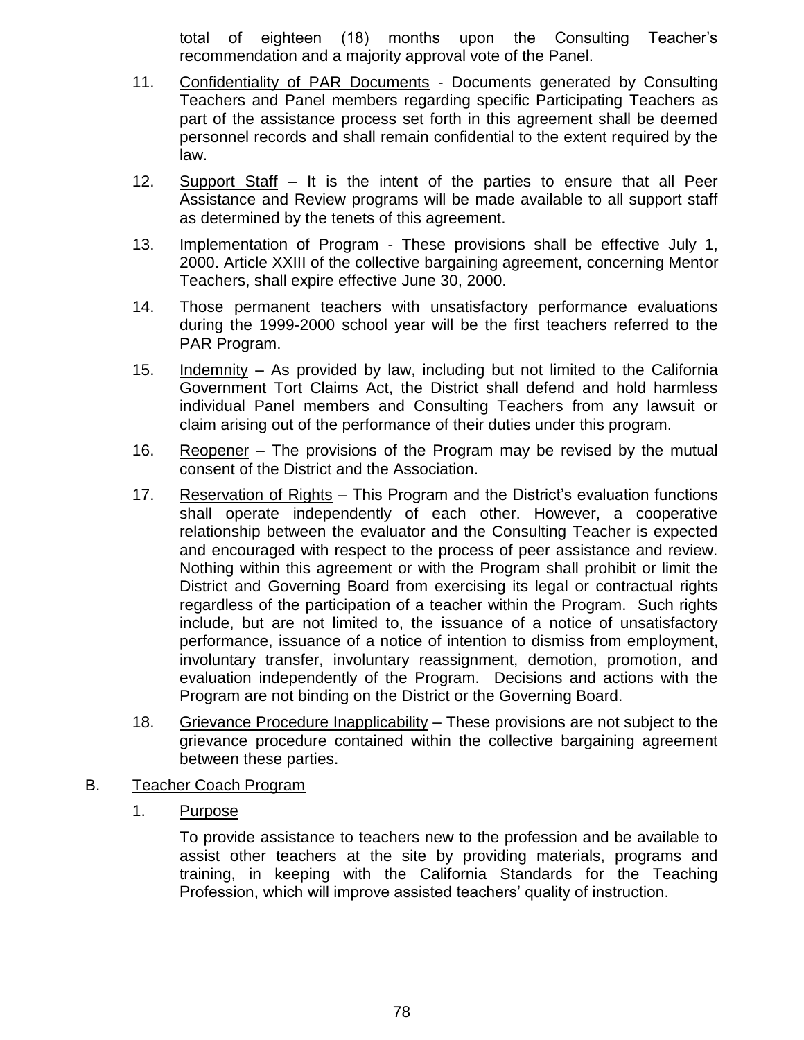total of eighteen (18) months upon the Consulting Teacher's recommendation and a majority approval vote of the Panel.

11. Confidentiality of PAR Documents - Documents generated by Consulting Teachers and Panel members regarding specific Participating Teachers as part of the assistance process set forth in this agreement shall be deemed personnel records and shall remain confidential to the extent required by the law.

12. Support Staff – It is the intent of the parties to ensure that all Peer Assistance and Review programs will be made available to all support staff as determined by the tenets of this agreement.

13. Implementation of Program - These provisions shall be effective July 1, 2000. Article XXIII of the collective bargaining agreement, concerning Mentor Teachers, shall expire effective June 30, 2000.

14. Those permanent teachers with unsatisfactory performance evaluations during the 1999-2000 school year will be the first teachers referred to the PAR Program.

15. Indemnity – As provided by law, including but not limited to the California Government Tort Claims Act, the District shall defend and hold harmless individual Panel members and Consulting Teachers from any lawsuit or claim arising out of the performance of their duties under this program.

16. Reopener – The provisions of the Program may be revised by the mutual consent of the District and the Association.

17. Reservation of Rights – This Program and the District's evaluation functions shall operate independently of each other. However, a cooperative relationship between the evaluator and the Consulting Teacher is expected and encouraged with respect to the process of peer assistance and review. Nothing within this agreement or with the Program shall prohibit or limit the District and Governing Board from exercising its legal or contractual rights regardless of the participation of a teacher within the Program. Such rights include, but are not limited to, the issuance of a notice of unsatisfactory performance, issuance of a notice of intention to dismiss from employment, involuntary transfer, involuntary reassignment, demotion, promotion, and evaluation independently of the Program. Decisions and actions with the Program are not binding on the District or the Governing Board.

18. Grievance Procedure Inapplicability – These provisions are not subject to the grievance procedure contained within the collective bargaining agreement between these parties.

B. Teacher Coach Program

1. Purpose

To provide assistance to teachers new to the profession and be available to assist other teachers at the site by providing materials, programs and training, in keeping with the California Standards for the Teaching Profession, which will improve assisted teachers' quality of instruction.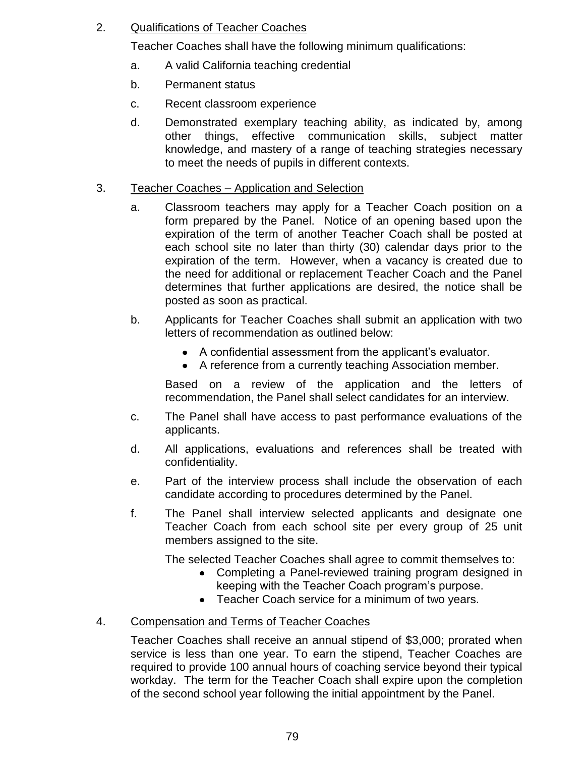2. Qualifications of Teacher Coaches

   Teacher Coaches shall have the following minimum qualifications:

   a. A valid California teaching credential

   b. Permanent status

   c. Recent classroom experience

   d. Demonstrated exemplary teaching ability, as indicated by, among other things, effective communication skills, subject matter knowledge, and mastery of a range of teaching strategies necessary to meet the needs of pupils in different contexts.

3. Teacher Coaches – Application and Selection

   a. Classroom teachers may apply for a Teacher Coach position on a form prepared by the Panel. Notice of an opening based upon the expiration of the term of another Teacher Coach shall be posted at each school site no later than thirty (30) calendar days prior to the expiration of the term. However, when a vacancy is created due to the need for additional or replacement Teacher Coach and the Panel determines that further applications are desired, the notice shall be posted as soon as practical.

   b. Applicants for Teacher Coaches shall submit an application with two letters of recommendation as outlined below:

      - A confidential assessment from the applicant's evaluator.
      - A reference from a currently teaching Association member.

      Based on a review of the application and the letters of recommendation, the Panel shall select candidates for an interview.

   c. The Panel shall have access to past performance evaluations of the applicants.

   d. All applications, evaluations and references shall be treated with confidentiality.

   e. Part of the interview process shall include the observation of each candidate according to procedures determined by the Panel.

   f. The Panel shall interview selected applicants and designate one Teacher Coach from each school site per every group of 25 unit members assigned to the site.

      The selected Teacher Coaches shall agree to commit themselves to:

      - Completing a Panel-reviewed training program designed in keeping with the Teacher Coach program's purpose.
      - Teacher Coach service for a minimum of two years.

4. Compensation and Terms of Teacher Coaches

   Teacher Coaches shall receive an annual stipend of $3,000; prorated when service is less than one year. To earn the stipend, Teacher Coaches are required to provide 100 annual hours of coaching service beyond their typical workday. The term for the Teacher Coach shall expire upon the completion of the second school year following the initial appointment by the Panel.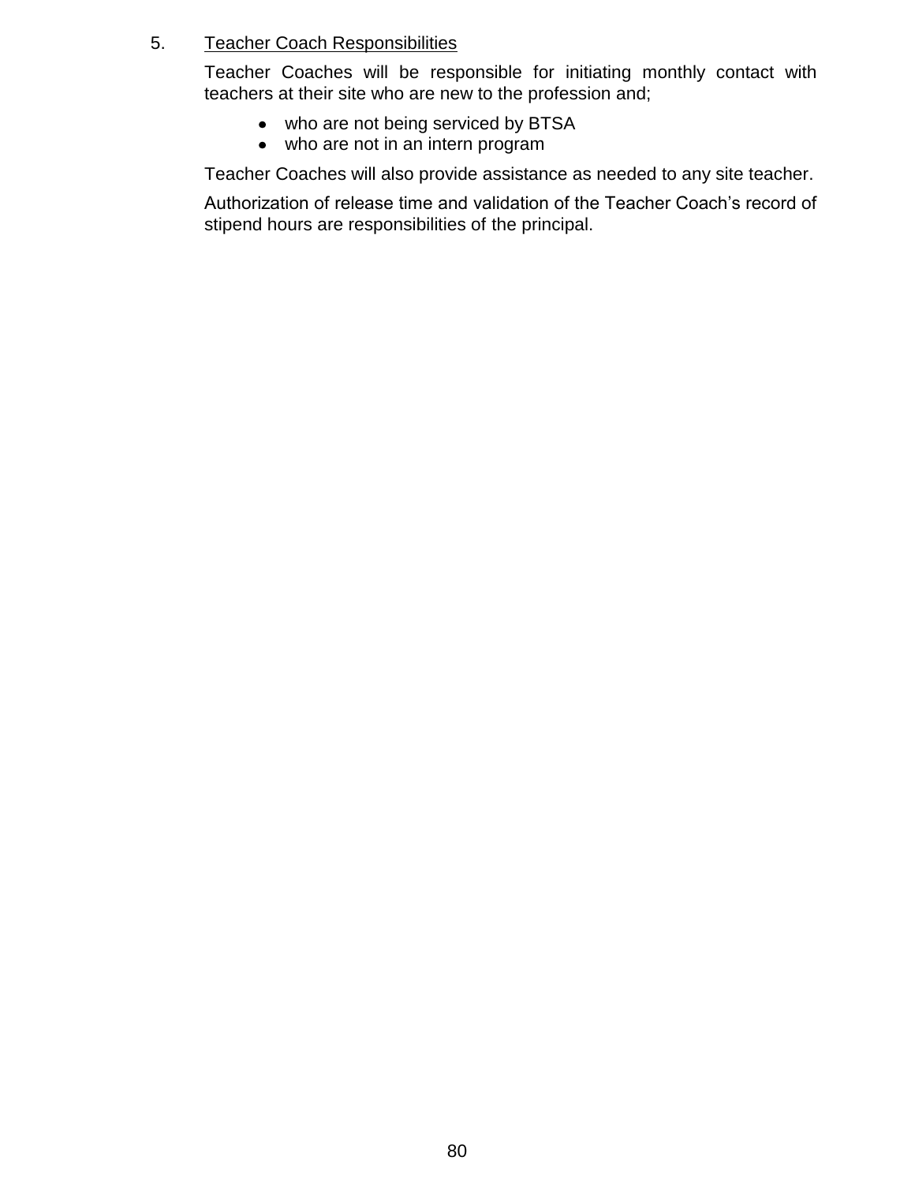5. <u>Teacher Coach Responsibilities</u>

Teacher Coaches will be responsible for initiating monthly contact with teachers at their site who are new to the profession and;

- who are not being serviced by BTSA
- who are not in an intern program

Teacher Coaches will also provide assistance as needed to any site teacher.

Authorization of release time and validation of the Teacher Coach's record of stipend hours are responsibilities of the principal.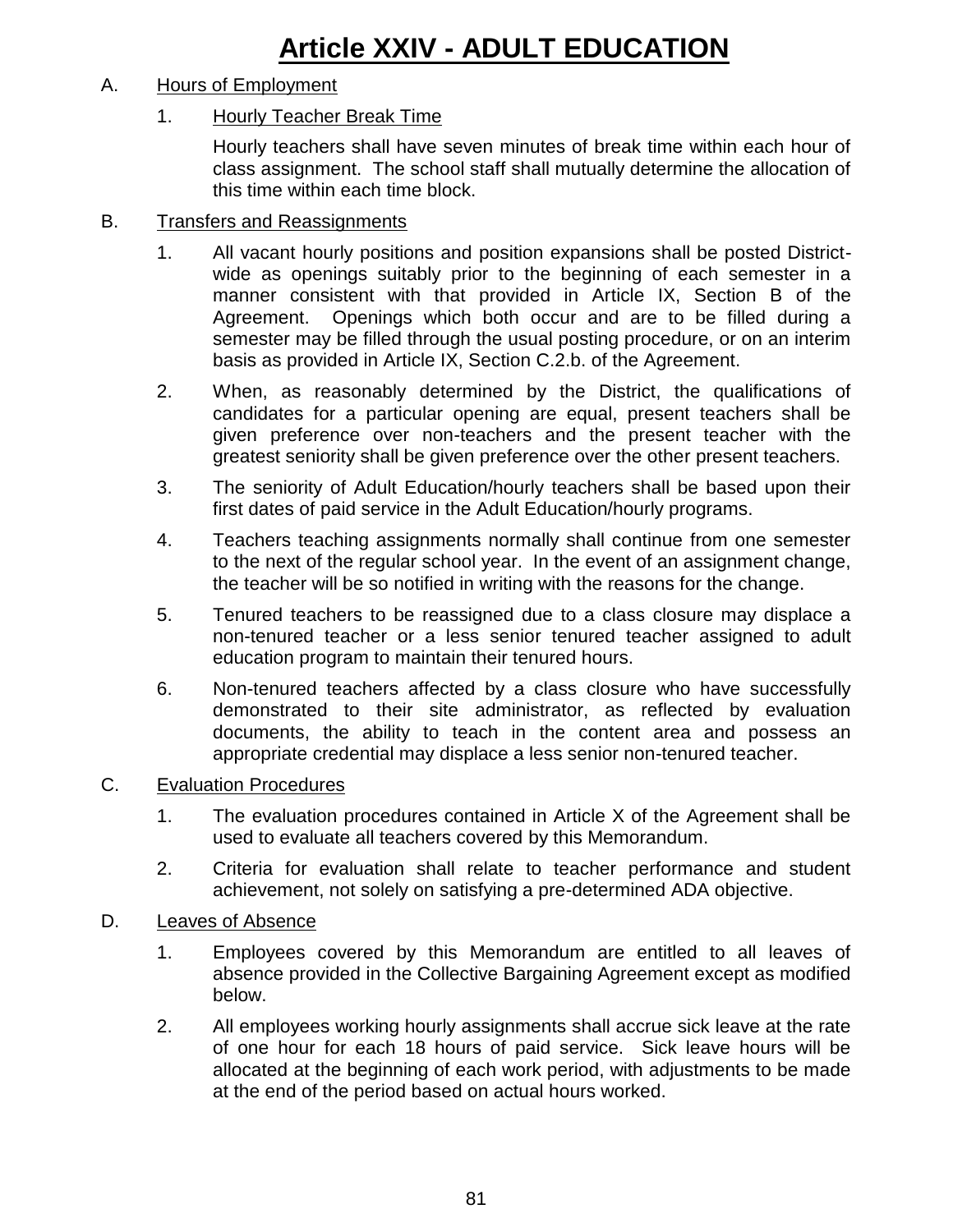# Article XXIV - ADULT EDUCATION

A. Hours of Employment

1. Hourly Teacher Break Time

   Hourly teachers shall have seven minutes of break time within each hour of class assignment. The school staff shall mutually determine the allocation of this time within each time block.

B. Transfers and Reassignments

1. All vacant hourly positions and position expansions shall be posted District-wide as openings suitably prior to the beginning of each semester in a manner consistent with that provided in Article IX, Section B of the Agreement. Openings which both occur and are to be filled during a semester may be filled through the usual posting procedure, or on an interim basis as provided in Article IX, Section C.2.b. of the Agreement.

2. When, as reasonably determined by the District, the qualifications of candidates for a particular opening are equal, present teachers shall be given preference over non-teachers and the present teacher with the greatest seniority shall be given preference over the other present teachers.

3. The seniority of Adult Education/hourly teachers shall be based upon their first dates of paid service in the Adult Education/hourly programs.

4. Teachers teaching assignments normally shall continue from one semester to the next of the regular school year. In the event of an assignment change, the teacher will be so notified in writing with the reasons for the change.

5. Tenured teachers to be reassigned due to a class closure may displace a non-tenured teacher or a less senior tenured teacher assigned to adult education program to maintain their tenured hours.

6. Non-tenured teachers affected by a class closure who have successfully demonstrated to their site administrator, as reflected by evaluation documents, the ability to teach in the content area and possess an appropriate credential may displace a less senior non-tenured teacher.

C. Evaluation Procedures

1. The evaluation procedures contained in Article X of the Agreement shall be used to evaluate all teachers covered by this Memorandum.

2. Criteria for evaluation shall relate to teacher performance and student achievement, not solely on satisfying a pre-determined ADA objective.

D. Leaves of Absence

1. Employees covered by this Memorandum are entitled to all leaves of absence provided in the Collective Bargaining Agreement except as modified below.

2. All employees working hourly assignments shall accrue sick leave at the rate of one hour for each 18 hours of paid service. Sick leave hours will be allocated at the beginning of each work period, with adjustments to be made at the end of the period based on actual hours worked.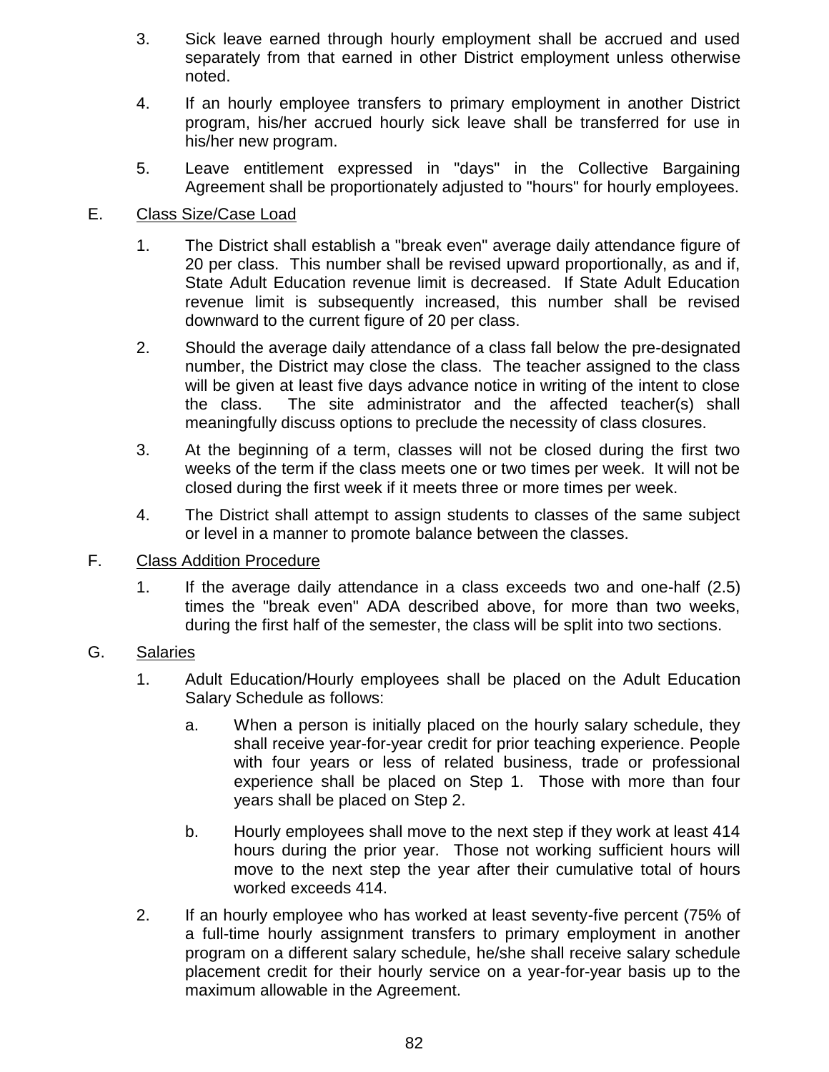3. Sick leave earned through hourly employment shall be accrued and used separately from that earned in other District employment unless otherwise noted.

4. If an hourly employee transfers to primary employment in another District program, his/her accrued hourly sick leave shall be transferred for use in his/her new program.

5. Leave entitlement expressed in "days" in the Collective Bargaining Agreement shall be proportionately adjusted to "hours" for hourly employees.

E. <u>Class Size/Case Load</u>

1. The District shall establish a "break even" average daily attendance figure of 20 per class. This number shall be revised upward proportionally, as and if, State Adult Education revenue limit is decreased. If State Adult Education revenue limit is subsequently increased, this number shall be revised downward to the current figure of 20 per class.

2. Should the average daily attendance of a class fall below the pre-designated number, the District may close the class. The teacher assigned to the class will be given at least five days advance notice in writing of the intent to close the class. The site administrator and the affected teacher(s) shall meaningfully discuss options to preclude the necessity of class closures.

3. At the beginning of a term, classes will not be closed during the first two weeks of the term if the class meets one or two times per week. It will not be closed during the first week if it meets three or more times per week.

4. The District shall attempt to assign students to classes of the same subject or level in a manner to promote balance between the classes.

F. <u>Class Addition Procedure</u>

1. If the average daily attendance in a class exceeds two and one-half (2.5) times the "break even" ADA described above, for more than two weeks, during the first half of the semester, the class will be split into two sections.

G. <u>Salaries</u>

1. Adult Education/Hourly employees shall be placed on the Adult Education Salary Schedule as follows:

   a. When a person is initially placed on the hourly salary schedule, they shall receive year-for-year credit for prior teaching experience. People with four years or less of related business, trade or professional experience shall be placed on Step 1. Those with more than four years shall be placed on Step 2.

   b. Hourly employees shall move to the next step if they work at least 414 hours during the prior year. Those not working sufficient hours will move to the next step the year after their cumulative total of hours worked exceeds 414.

2. If an hourly employee who has worked at least seventy-five percent (75% of a full-time hourly assignment transfers to primary employment in another program on a different salary schedule, he/she shall receive salary schedule placement credit for their hourly service on a year-for-year basis up to the maximum allowable in the Agreement.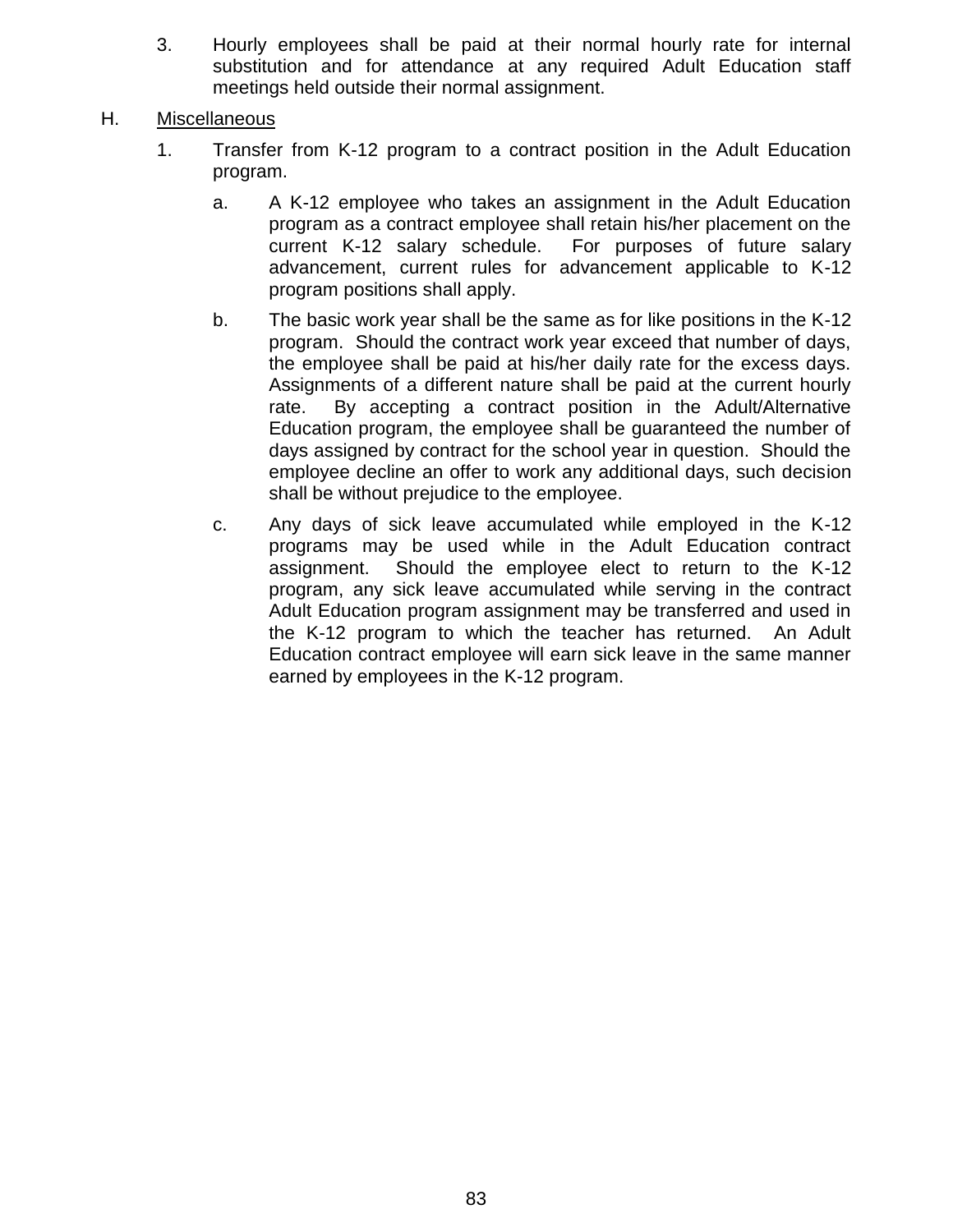3. Hourly employees shall be paid at their normal hourly rate for internal substitution and for attendance at any required Adult Education staff meetings held outside their normal assignment.

H. Miscellaneous

1. Transfer from K-12 program to a contract position in the Adult Education program.

   a. A K-12 employee who takes an assignment in the Adult Education program as a contract employee shall retain his/her placement on the current K-12 salary schedule. For purposes of future salary advancement, current rules for advancement applicable to K-12 program positions shall apply.

   b. The basic work year shall be the same as for like positions in the K-12 program. Should the contract work year exceed that number of days, the employee shall be paid at his/her daily rate for the excess days. Assignments of a different nature shall be paid at the current hourly rate. By accepting a contract position in the Adult/Alternative Education program, the employee shall be guaranteed the number of days assigned by contract for the school year in question. Should the employee decline an offer to work any additional days, such decision shall be without prejudice to the employee.

   c. Any days of sick leave accumulated while employed in the K-12 programs may be used while in the Adult Education contract assignment. Should the employee elect to return to the K-12 program, any sick leave accumulated while serving in the contract Adult Education program assignment may be transferred and used in the K-12 program to which the teacher has returned. An Adult Education contract employee will earn sick leave in the same manner earned by employees in the K-12 program.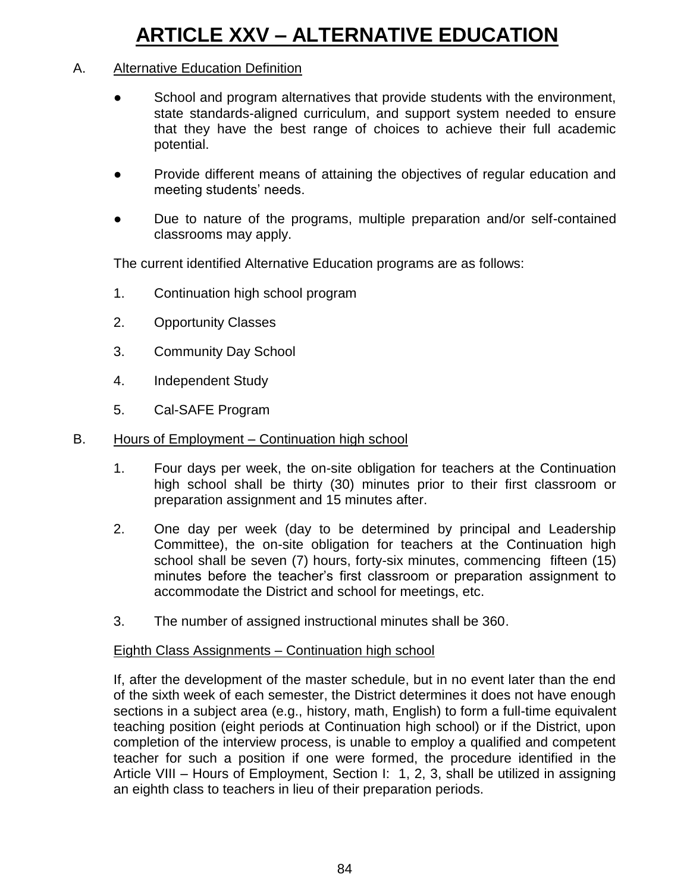# ARTICLE XXV – ALTERNATIVE EDUCATION

A. Alternative Education Definition

- School and program alternatives that provide students with the environment, state standards-aligned curriculum, and support system needed to ensure that they have the best range of choices to achieve their full academic potential.
- Provide different means of attaining the objectives of regular education and meeting students' needs.
- Due to nature of the programs, multiple preparation and/or self-contained classrooms may apply.

The current identified Alternative Education programs are as follows:

1. Continuation high school program
2. Opportunity Classes
3. Community Day School
4. Independent Study
5. Cal-SAFE Program

B. Hours of Employment – Continuation high school

1. Four days per week, the on-site obligation for teachers at the Continuation high school shall be thirty (30) minutes prior to their first classroom or preparation assignment and 15 minutes after.
2. One day per week (day to be determined by principal and Leadership Committee), the on-site obligation for teachers at the Continuation high school shall be seven (7) hours, forty-six minutes, commencing fifteen (15) minutes before the teacher's first classroom or preparation assignment to accommodate the District and school for meetings, etc.
3. The number of assigned instructional minutes shall be 360.

Eighth Class Assignments – Continuation high school

If, after the development of the master schedule, but in no event later than the end of the sixth week of each semester, the District determines it does not have enough sections in a subject area (e.g., history, math, English) to form a full-time equivalent teaching position (eight periods at Continuation high school) or if the District, upon completion of the interview process, is unable to employ a qualified and competent teacher for such a position if one were formed, the procedure identified in the Article VIII – Hours of Employment, Section I: 1, 2, 3, shall be utilized in assigning an eighth class to teachers in lieu of their preparation periods.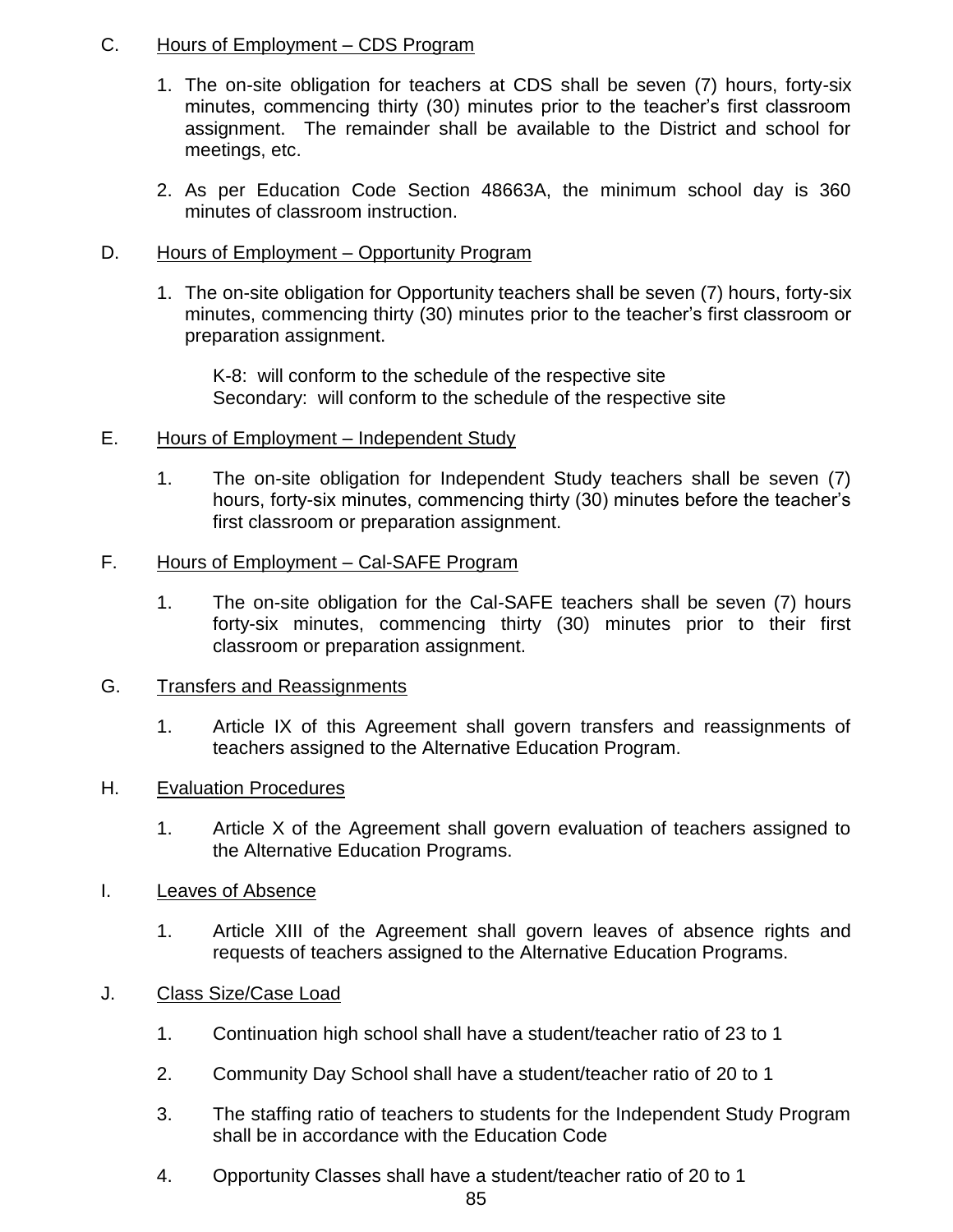C. Hours of Employment – CDS Program

1. The on-site obligation for teachers at CDS shall be seven (7) hours, forty-six minutes, commencing thirty (30) minutes prior to the teacher's first classroom assignment. The remainder shall be available to the District and school for meetings, etc.

2. As per Education Code Section 48663A, the minimum school day is 360 minutes of classroom instruction.

D. Hours of Employment – Opportunity Program

1. The on-site obligation for Opportunity teachers shall be seven (7) hours, forty-six minutes, commencing thirty (30) minutes prior to the teacher's first classroom or preparation assignment.

   K-8: will conform to the schedule of the respective site
   Secondary: will conform to the schedule of the respective site

E. Hours of Employment – Independent Study

1. The on-site obligation for Independent Study teachers shall be seven (7) hours, forty-six minutes, commencing thirty (30) minutes before the teacher's first classroom or preparation assignment.

F. Hours of Employment – Cal-SAFE Program

1. The on-site obligation for the Cal-SAFE teachers shall be seven (7) hours forty-six minutes, commencing thirty (30) minutes prior to their first classroom or preparation assignment.

G. Transfers and Reassignments

1. Article IX of this Agreement shall govern transfers and reassignments of teachers assigned to the Alternative Education Program.

H. Evaluation Procedures

1. Article X of the Agreement shall govern evaluation of teachers assigned to the Alternative Education Programs.

I. Leaves of Absence

1. Article XIII of the Agreement shall govern leaves of absence rights and requests of teachers assigned to the Alternative Education Programs.

J. Class Size/Case Load

1. Continuation high school shall have a student/teacher ratio of 23 to 1

2. Community Day School shall have a student/teacher ratio of 20 to 1

3. The staffing ratio of teachers to students for the Independent Study Program shall be in accordance with the Education Code

4. Opportunity Classes shall have a student/teacher ratio of 20 to 1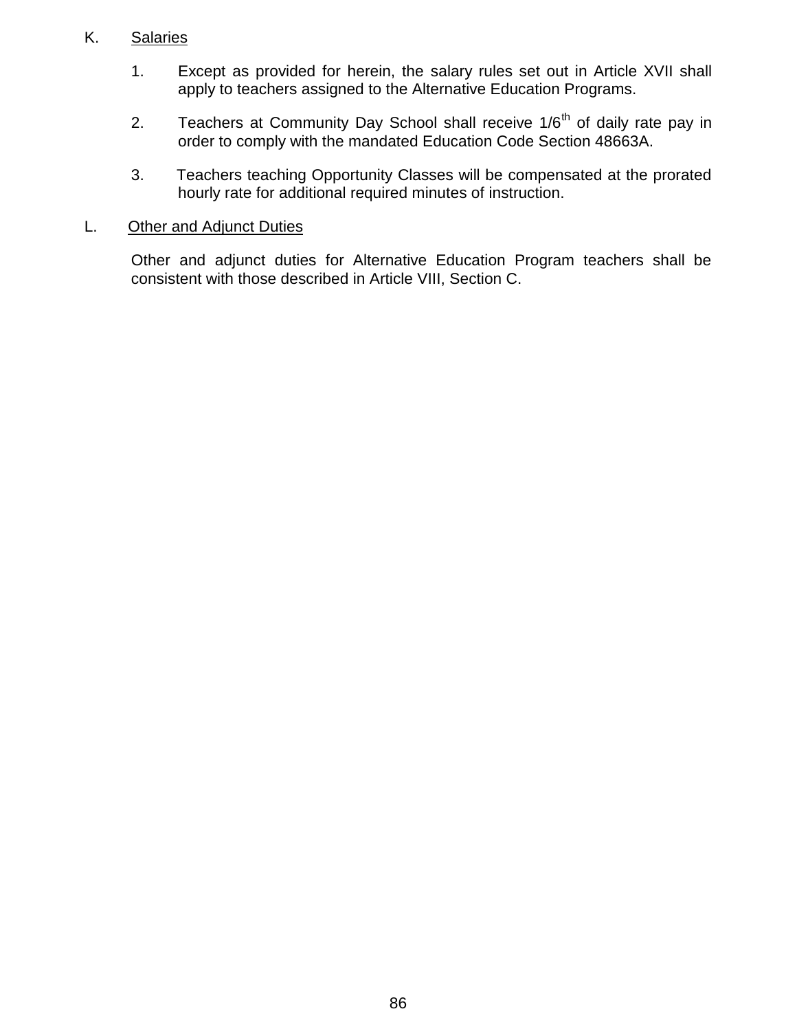K. Salaries

1. Except as provided for herein, the salary rules set out in Article XVII shall apply to teachers assigned to the Alternative Education Programs.

2. Teachers at Community Day School shall receive 1/6th of daily rate pay in order to comply with the mandated Education Code Section 48663A.

3. Teachers teaching Opportunity Classes will be compensated at the prorated hourly rate for additional required minutes of instruction.

L. Other and Adjunct Duties

Other and adjunct duties for Alternative Education Program teachers shall be consistent with those described in Article VIII, Section C.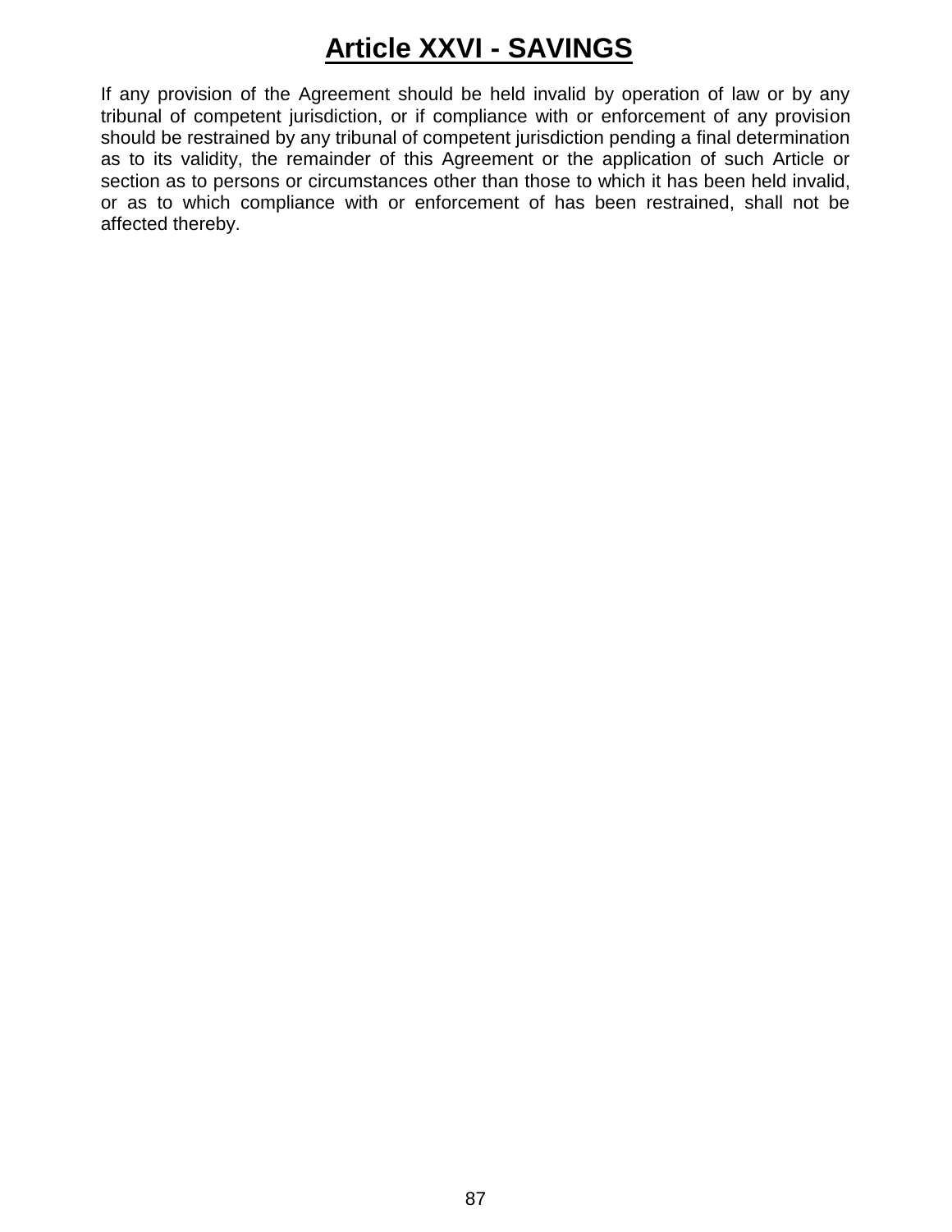# Article XXVI - SAVINGS

If any provision of the Agreement should be held invalid by operation of law or by any tribunal of competent jurisdiction, or if compliance with or enforcement of any provision should be restrained by any tribunal of competent jurisdiction pending a final determination as to its validity, the remainder of this Agreement or the application of such Article or section as to persons or circumstances other than those to which it has been held invalid, or as to which compliance with or enforcement of has been restrained, shall not be affected thereby.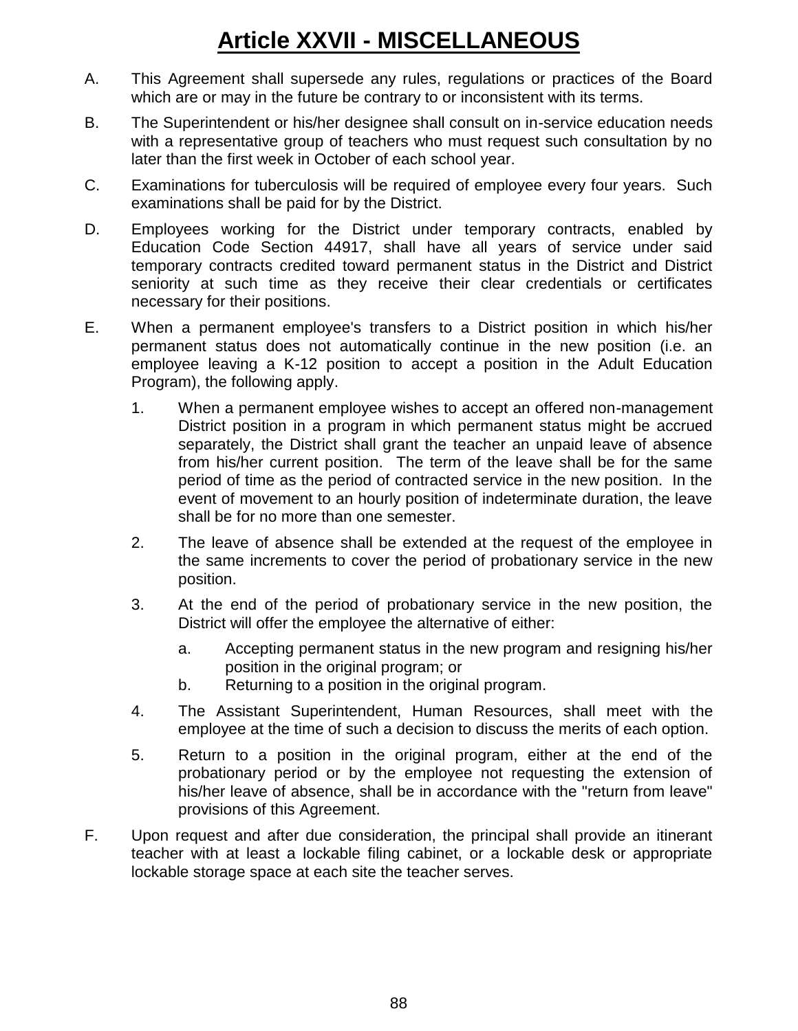# Article XXVII - MISCELLANEOUS

A. This Agreement shall supersede any rules, regulations or practices of the Board which are or may in the future be contrary to or inconsistent with its terms.

B. The Superintendent or his/her designee shall consult on in-service education needs with a representative group of teachers who must request such consultation by no later than the first week in October of each school year.

C. Examinations for tuberculosis will be required of employee every four years. Such examinations shall be paid for by the District.

D. Employees working for the District under temporary contracts, enabled by Education Code Section 44917, shall have all years of service under said temporary contracts credited toward permanent status in the District and District seniority at such time as they receive their clear credentials or certificates necessary for their positions.

E. When a permanent employee's transfers to a District position in which his/her permanent status does not automatically continue in the new position (i.e. an employee leaving a K-12 position to accept a position in the Adult Education Program), the following apply.

   1. When a permanent employee wishes to accept an offered non-management District position in a program in which permanent status might be accrued separately, the District shall grant the teacher an unpaid leave of absence from his/her current position. The term of the leave shall be for the same period of time as the period of contracted service in the new position. In the event of movement to an hourly position of indeterminate duration, the leave shall be for no more than one semester.

   2. The leave of absence shall be extended at the request of the employee in the same increments to cover the period of probationary service in the new position.

   3. At the end of the period of probationary service in the new position, the District will offer the employee the alternative of either:

      a. Accepting permanent status in the new program and resigning his/her position in the original program; or
      b. Returning to a position in the original program.

   4. The Assistant Superintendent, Human Resources, shall meet with the employee at the time of such a decision to discuss the merits of each option.

   5. Return to a position in the original program, either at the end of the probationary period or by the employee not requesting the extension of his/her leave of absence, shall be in accordance with the "return from leave" provisions of this Agreement.

F. Upon request and after due consideration, the principal shall provide an itinerant teacher with at least a lockable filing cabinet, or a lockable desk or appropriate lockable storage space at each site the teacher serves.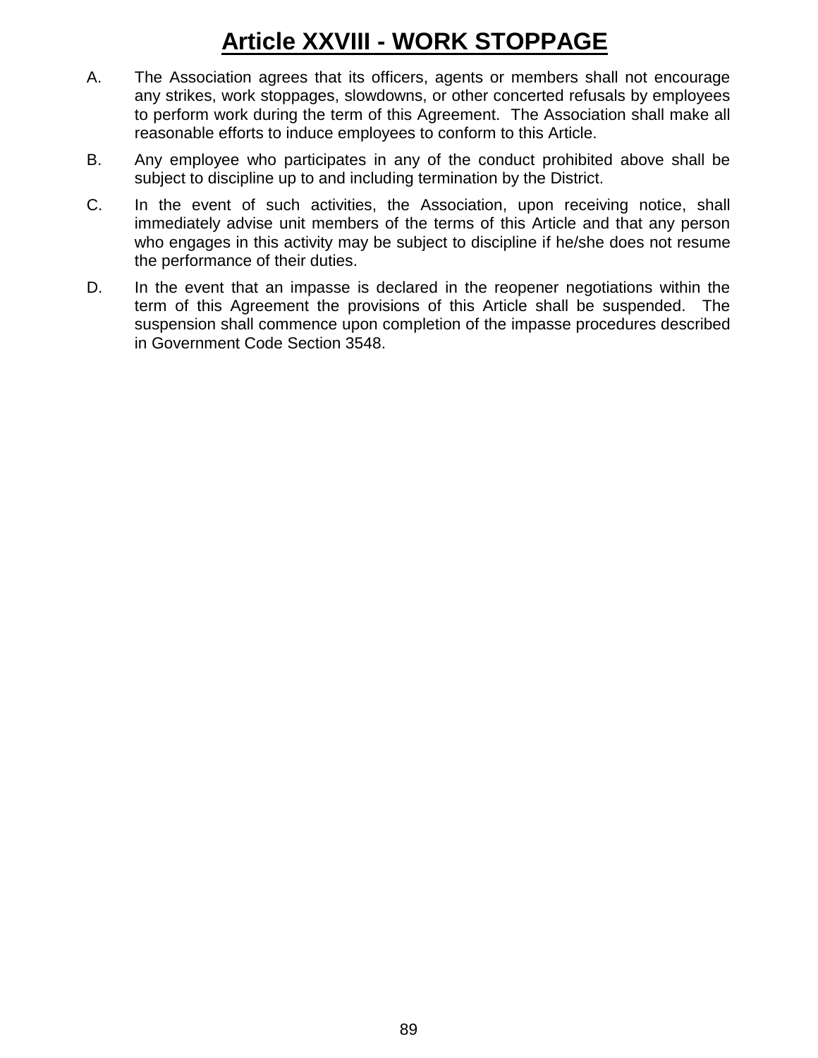# Article XXVIII - WORK STOPPAGE

A. The Association agrees that its officers, agents or members shall not encourage any strikes, work stoppages, slowdowns, or other concerted refusals by employees to perform work during the term of this Agreement. The Association shall make all reasonable efforts to induce employees to conform to this Article.

B. Any employee who participates in any of the conduct prohibited above shall be subject to discipline up to and including termination by the District.

C. In the event of such activities, the Association, upon receiving notice, shall immediately advise unit members of the terms of this Article and that any person who engages in this activity may be subject to discipline if he/she does not resume the performance of their duties.

D. In the event that an impasse is declared in the reopener negotiations within the term of this Agreement the provisions of this Article shall be suspended. The suspension shall commence upon completion of the impasse procedures described in Government Code Section 3548.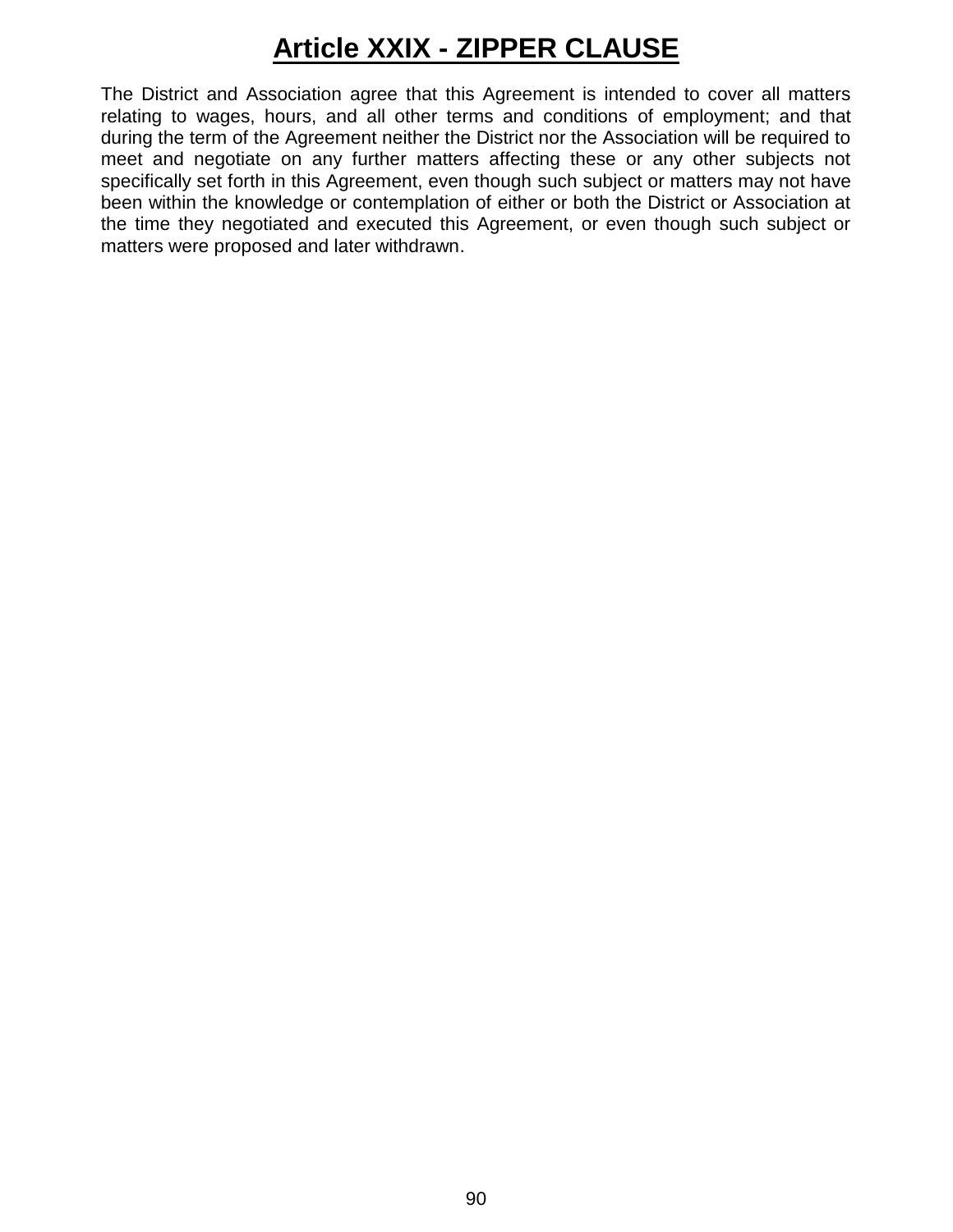# Article XXIX - ZIPPER CLAUSE

The District and Association agree that this Agreement is intended to cover all matters relating to wages, hours, and all other terms and conditions of employment; and that during the term of the Agreement neither the District nor the Association will be required to meet and negotiate on any further matters affecting these or any other subjects not specifically set forth in this Agreement, even though such subject or matters may not have been within the knowledge or contemplation of either or both the District or Association at the time they negotiated and executed this Agreement, or even though such subject or matters were proposed and later withdrawn.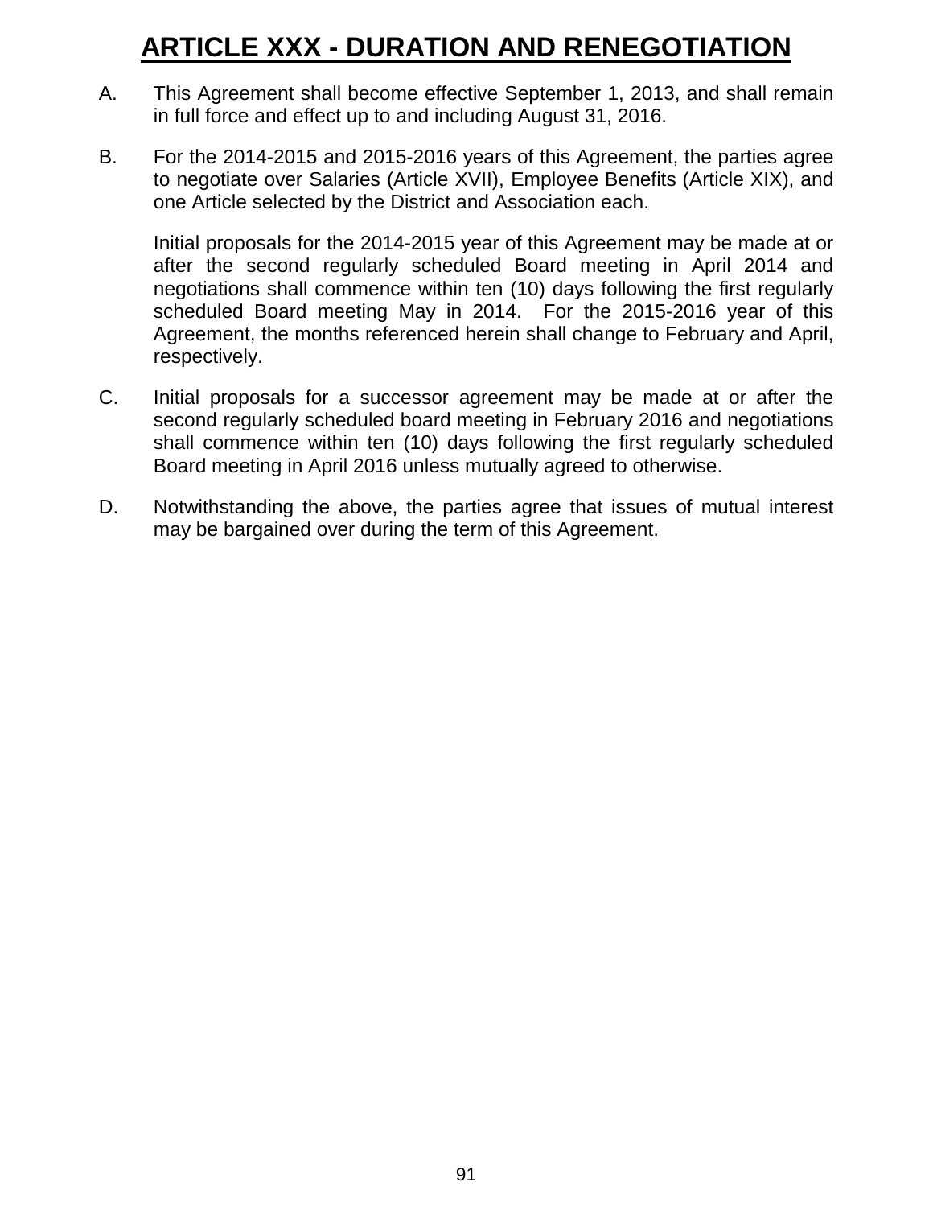# ARTICLE XXX - DURATION AND RENEGOTIATION

A. This Agreement shall become effective September 1, 2013, and shall remain in full force and effect up to and including August 31, 2016.

B. For the 2014-2015 and 2015-2016 years of this Agreement, the parties agree to negotiate over Salaries (Article XVII), Employee Benefits (Article XIX), and one Article selected by the District and Association each.

   Initial proposals for the 2014-2015 year of this Agreement may be made at or after the second regularly scheduled Board meeting in April 2014 and negotiations shall commence within ten (10) days following the first regularly scheduled Board meeting May in 2014. For the 2015-2016 year of this Agreement, the months referenced herein shall change to February and April, respectively.

C. Initial proposals for a successor agreement may be made at or after the second regularly scheduled board meeting in February 2016 and negotiations shall commence within ten (10) days following the first regularly scheduled Board meeting in April 2016 unless mutually agreed to otherwise.

D. Notwithstanding the above, the parties agree that issues of mutual interest may be bargained over during the term of this Agreement.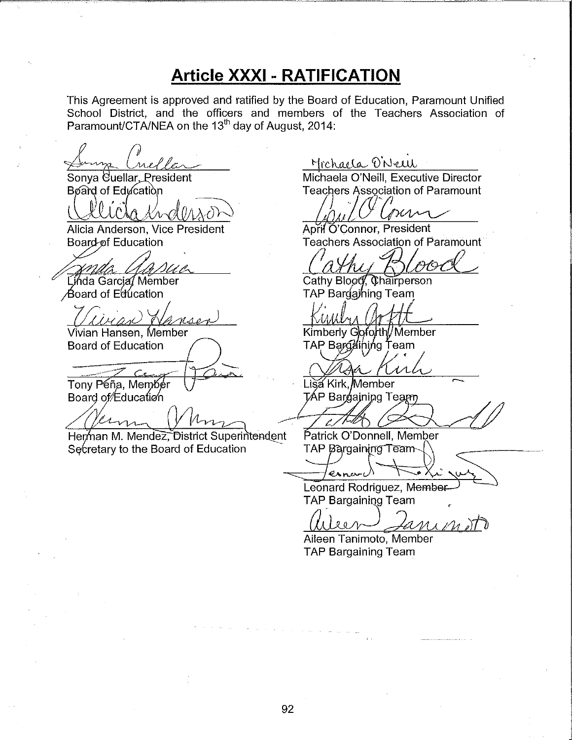# Article XXXI - RATIFICATION

This Agreement is approved and ratified by the Board of Education, Paramount Unified School District, and the officers and members of the Teachers Association of Paramount/CTA/NEA on the 13th day of August, 2014:

Sonya Cuellar, President
Board of Education

Alicia Anderson, Vice President
Board of Education

Linda Garcia, Member
Board of Education

Vivian Hansen, Member
Board of Education

Tony Peña, Member
Board of Education

Herman M. Mendez, District Superintendent
Secretary to the Board of Education

Michaela O'Neill, Executive Director
Teachers Association of Paramount

April O'Connor, President
Teachers Association of Paramount

Cathy Blood, Chairperson
TAP Bargaining Team

Kimberly Goforth, Member
TAP Bargaining Team

Lisa Kirk, Member
TAP Bargaining Team

Patrick O'Donnell, Member
TAP Bargaining Team

Leonard Rodriguez, Member
TAP Bargaining Team

Aileen Tanimoto, Member
TAP Bargaining Team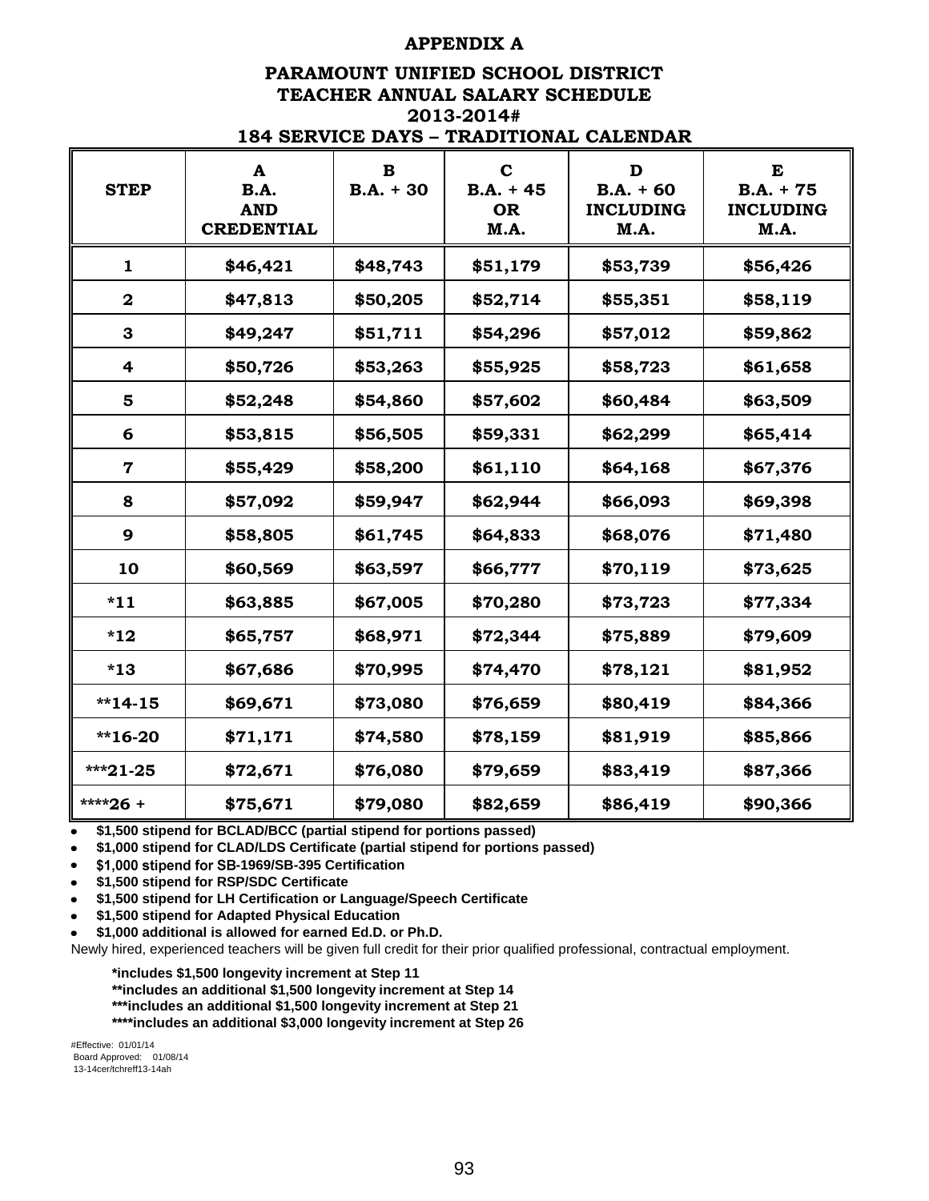# APPENDIX A

## PARAMOUNT UNIFIED SCHOOL DISTRICT
## TEACHER ANNUAL SALARY SCHEDULE
## 2013-2014#
## 184 SERVICE DAYS – TRADITIONAL CALENDAR

| STEP | A B.A. AND CREDENTIAL | B B.A. + 30 | C B.A. + 45 OR M.A. | D B.A. + 60 INCLUDING M.A. | E B.A. + 75 INCLUDING M.A. |
|---|---|---|---|---|---|
| 1 | $46,421 | $48,743 | $51,179 | $53,739 | $56,426 |
| 2 | $47,813 | $50,205 | $52,714 | $55,351 | $58,119 |
| 3 | $49,247 | $51,711 | $54,296 | $57,012 | $59,862 |
| 4 | $50,726 | $53,263 | $55,925 | $58,723 | $61,658 |
| 5 | $52,248 | $54,860 | $57,602 | $60,484 | $63,509 |
| 6 | $53,815 | $56,505 | $59,331 | $62,299 | $65,414 |
| 7 | $55,429 | $58,200 | $61,110 | $64,168 | $67,376 |
| 8 | $57,092 | $59,947 | $62,944 | $66,093 | $69,398 |
| 9 | $58,805 | $61,745 | $64,833 | $68,076 | $71,480 |
| 10 | $60,569 | $63,597 | $66,777 | $70,119 | $73,625 |
| *11 | $63,885 | $67,005 | $70,280 | $73,723 | $77,334 |
| *12 | $65,757 | $68,971 | $72,344 | $75,889 | $79,609 |
| *13 | $67,686 | $70,995 | $74,470 | $78,121 | $81,952 |
| **14-15 | $69,671 | $73,080 | $76,659 | $80,419 | $84,366 |
| **16-20 | $71,171 | $74,580 | $78,159 | $81,919 | $85,866 |
| ***21-25 | $72,671 | $76,080 | $79,659 | $83,419 | $87,366 |
| ****26 + | $75,671 | $79,080 | $82,659 | $86,419 | $90,366 |

- **$1,500 stipend for BCLAD/BCC (partial stipend for portions passed)**
- **$1,000 stipend for CLAD/LDS Certificate (partial stipend for portions passed)**
- **$1,000 stipend for SB-1969/SB-395 Certification**
- **$1,500 stipend for RSP/SDC Certificate**
- **$1,500 stipend for LH Certification or Language/Speech Certificate**
- **$1,500 stipend for Adapted Physical Education**
- **$1,000 additional is allowed for earned Ed.D. or Ph.D.**

Newly hired, experienced teachers will be given full credit for their prior qualified professional, contractual employment.

**\*includes $1,500 longevity increment at Step 11**
**\*\*includes an additional $1,500 longevity increment at Step 14**
**\*\*\*includes an additional $1,500 longevity increment at Step 21**
**\*\*\*\*includes an additional $3,000 longevity increment at Step 26**

#Effective: 01/01/14
Board Approved: 01/08/14
13-14cer/tchreff13-14ah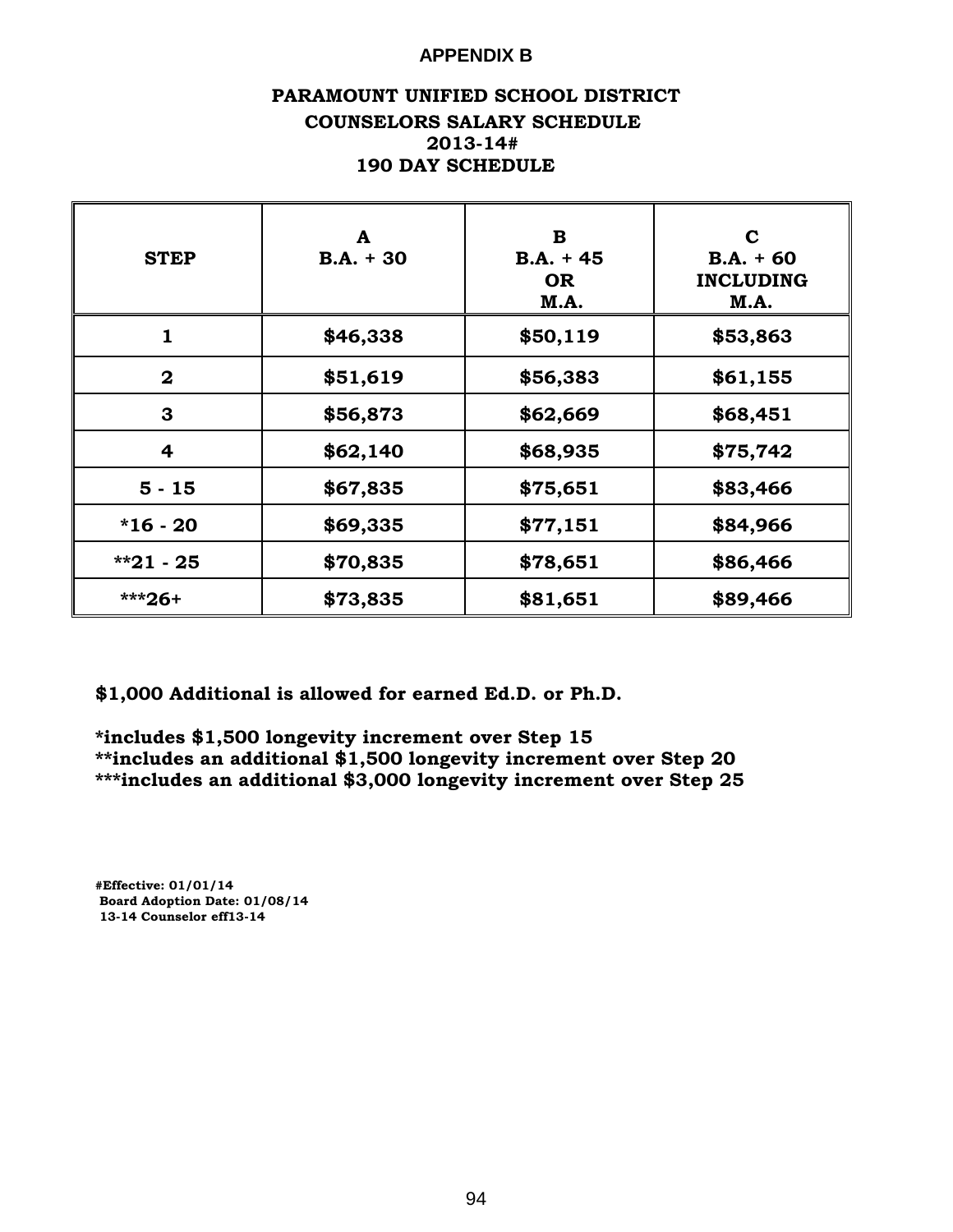## APPENDIX B

### PARAMOUNT UNIFIED SCHOOL DISTRICT
### COUNSELORS SALARY SCHEDULE
### 2013-14#
### 190 DAY SCHEDULE

| STEP | A<br>B.A. + 30 | B<br>B.A. + 45<br>OR<br>M.A. | C<br>B.A. + 60<br>INCLUDING<br>M.A. |
|---|---|---|---|
| 1 | $46,338 | $50,119 | $53,863 |
| 2 | $51,619 | $56,383 | $61,155 |
| 3 | $56,873 | $62,669 | $68,451 |
| 4 | $62,140 | $68,935 | $75,742 |
| 5 - 15 | $67,835 | $75,651 | $83,466 |
| *16 - 20 | $69,335 | $77,151 | $84,966 |
| **21 - 25 | $70,835 | $78,651 | $86,466 |
| ***26+ | $73,835 | $81,651 | $89,466 |

**$1,000 Additional is allowed for earned Ed.D. or Ph.D.**

**\*includes $1,500 longevity increment over Step 15**
**\*\*includes an additional $1,500 longevity increment over Step 20**
**\*\*\*includes an additional $3,000 longevity increment over Step 25**

#Effective: 01/01/14
Board Adoption Date: 01/08/14
13-14 Counselor eff13-14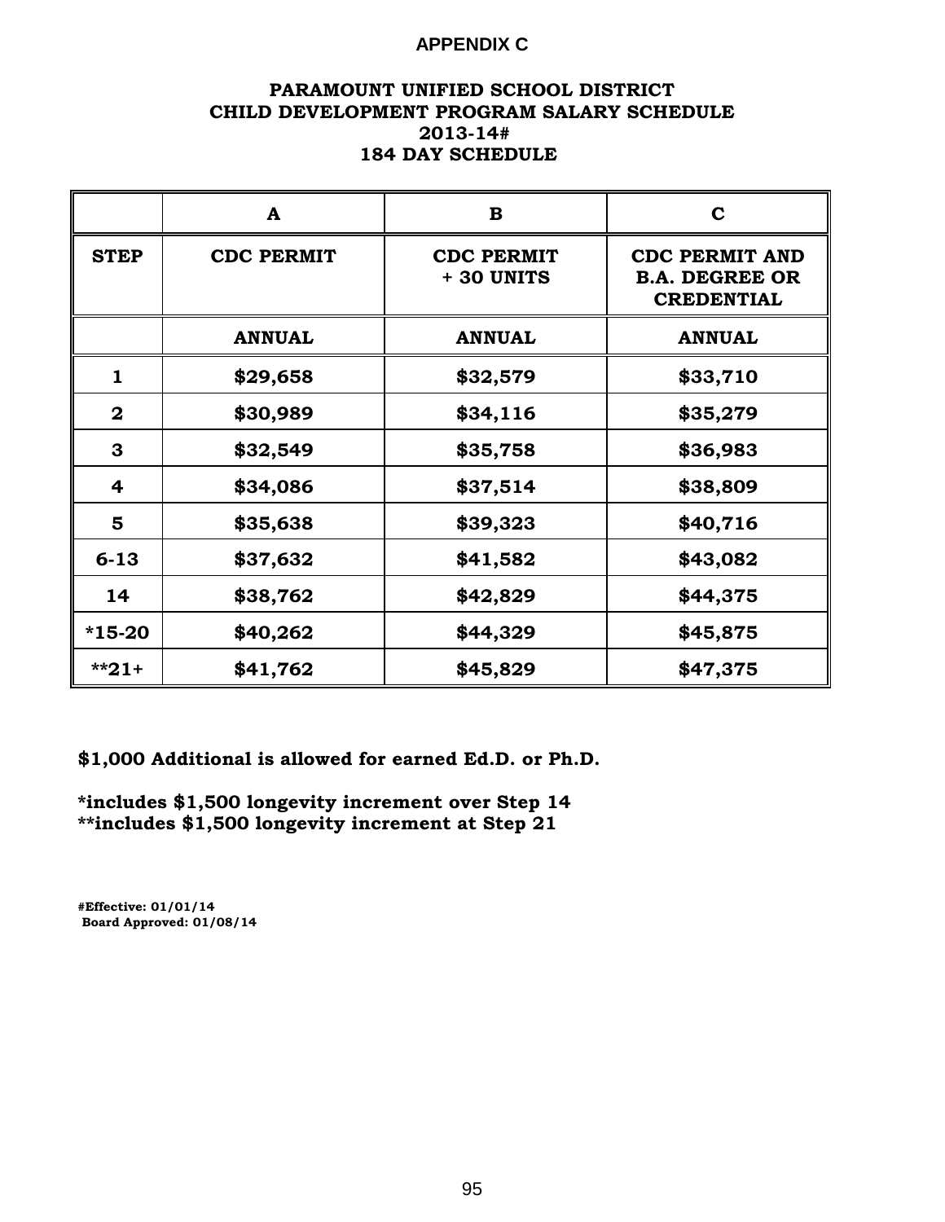# APPENDIX C

## PARAMOUNT UNIFIED SCHOOL DISTRICT
## CHILD DEVELOPMENT PROGRAM SALARY SCHEDULE
## 2013-14#
## 184 DAY SCHEDULE

| | A | B | C |
|---|---|---|---|
| **STEP** | **CDC PERMIT** | **CDC PERMIT + 30 UNITS** | **CDC PERMIT AND B.A. DEGREE OR CREDENTIAL** |
| | **ANNUAL** | **ANNUAL** | **ANNUAL** |
| **1** | **$29,658** | **$32,579** | **$33,710** |
| **2** | **$30,989** | **$34,116** | **$35,279** |
| **3** | **$32,549** | **$35,758** | **$36,983** |
| **4** | **$34,086** | **$37,514** | **$38,809** |
| **5** | **$35,638** | **$39,323** | **$40,716** |
| **6-13** | **$37,632** | **$41,582** | **$43,082** |
| **14** | **$38,762** | **$42,829** | **$44,375** |
| **\*15-20** | **$40,262** | **$44,329** | **$45,875** |
| **\*\*21+** | **$41,762** | **$45,829** | **$47,375** |

**$1,000 Additional is allowed for earned Ed.D. or Ph.D.**

**\*includes $1,500 longevity increment over Step 14**
**\*\*includes $1,500 longevity increment at Step 21**

**#Effective: 01/01/14**
**Board Approved: 01/08/14**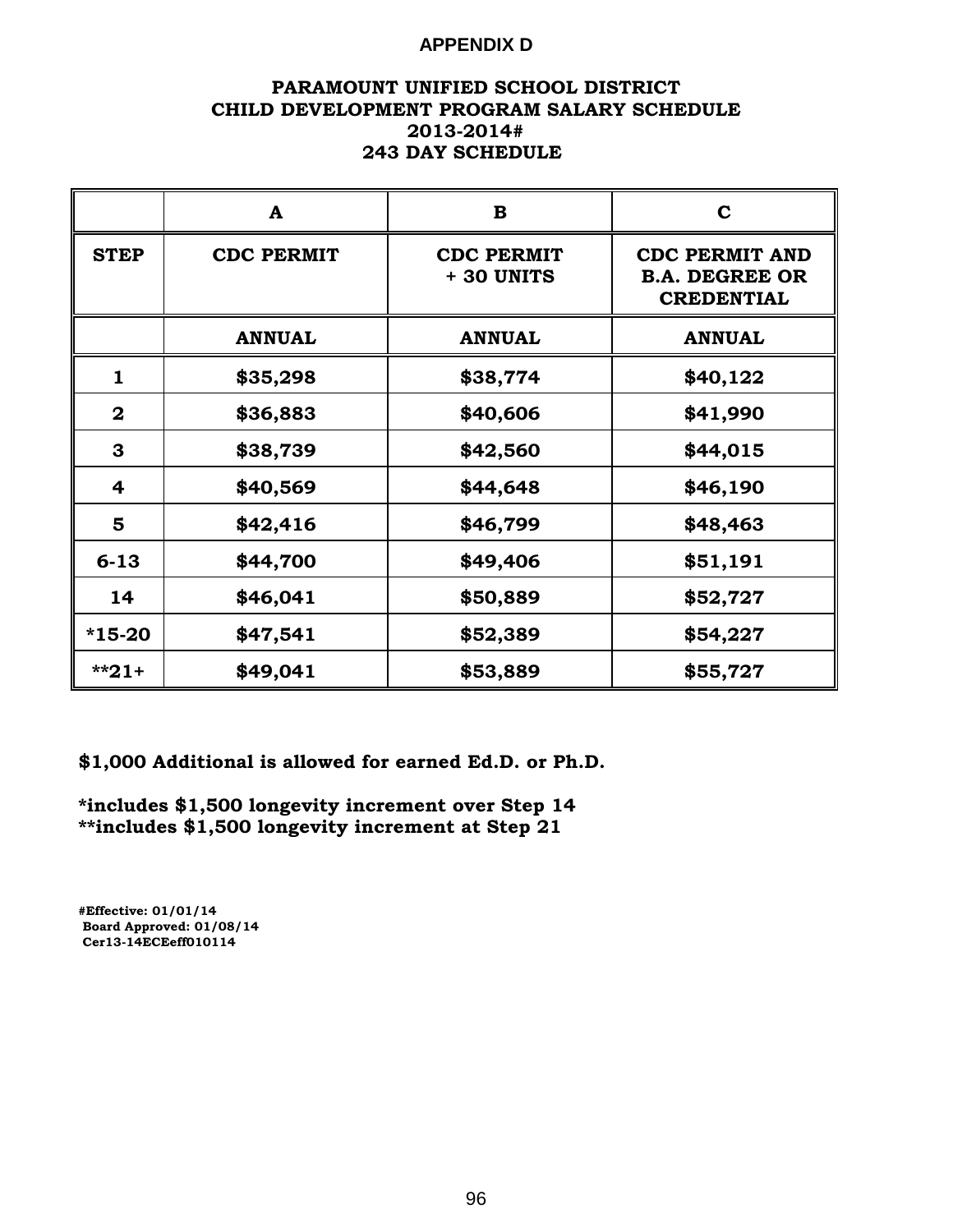**APPENDIX D**

# PARAMOUNT UNIFIED SCHOOL DISTRICT
## CHILD DEVELOPMENT PROGRAM SALARY SCHEDULE
## 2013-2014#
## 243 DAY SCHEDULE

| | A | B | C |
|---|---|---|---|
| **STEP** | **CDC PERMIT** | **CDC PERMIT + 30 UNITS** | **CDC PERMIT AND B.A. DEGREE OR CREDENTIAL** |
| | **ANNUAL** | **ANNUAL** | **ANNUAL** |
| **1** | **$35,298** | **$38,774** | **$40,122** |
| **2** | **$36,883** | **$40,606** | **$41,990** |
| **3** | **$38,739** | **$42,560** | **$44,015** |
| **4** | **$40,569** | **$44,648** | **$46,190** |
| **5** | **$42,416** | **$46,799** | **$48,463** |
| **6-13** | **$44,700** | **$49,406** | **$51,191** |
| **14** | **$46,041** | **$50,889** | **$52,727** |
| ***15-20** | **$47,541** | **$52,389** | **$54,227** |
| ****21+** | **$49,041** | **$53,889** | **$55,727** |

**$1,000 Additional is allowed for earned Ed.D. or Ph.D.**

**\*includes $1,500 longevity increment over Step 14**
**\*\*includes $1,500 longevity increment at Step 21**

**#Effective: 01/01/14**
**Board Approved: 01/08/14**
**Cer13-14ECEeff010114**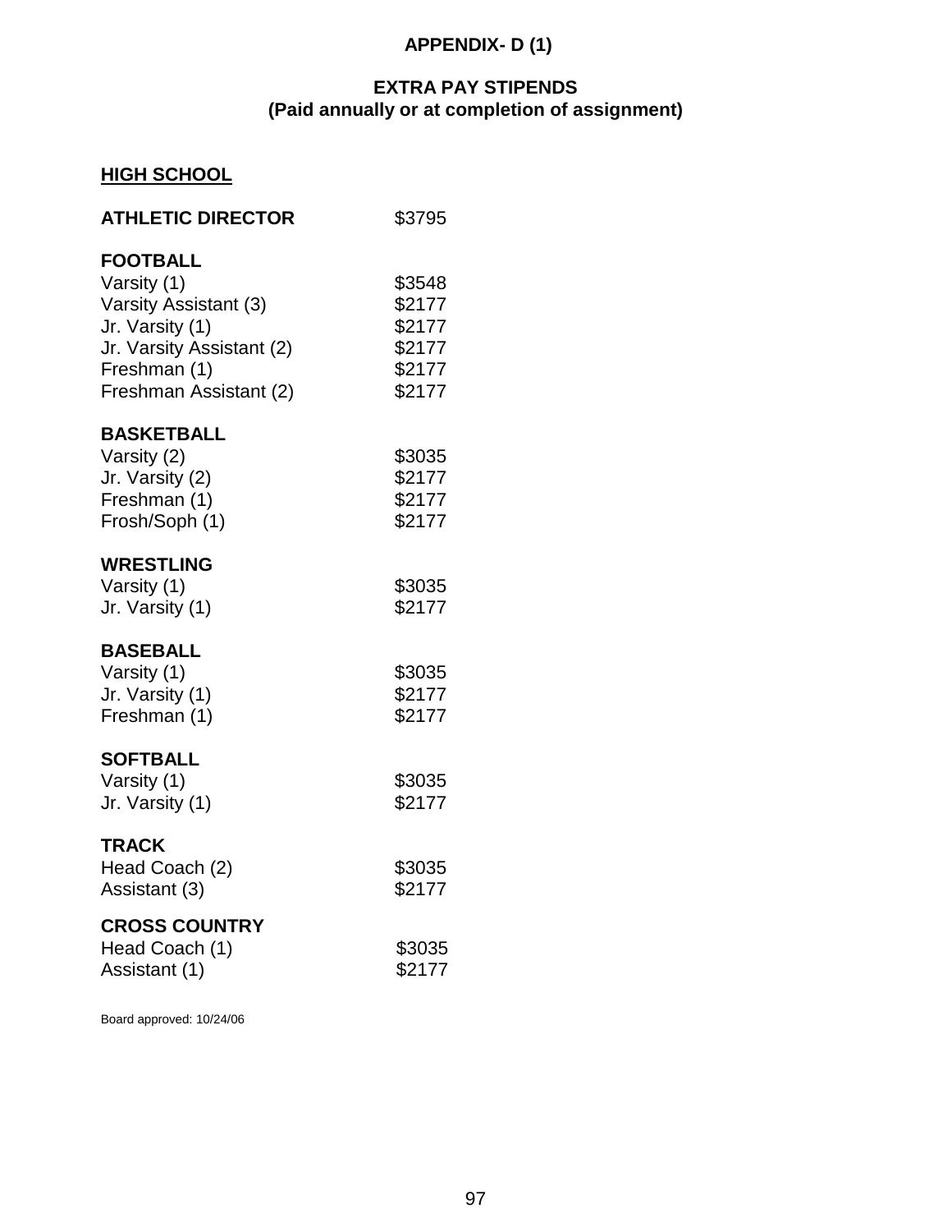# APPENDIX- D (1)

## EXTRA PAY STIPENDS
## (Paid annually or at completion of assignment)

### HIGH SCHOOL

| | |
|---|---|
| **ATHLETIC DIRECTOR** | $3795 |
| **FOOTBALL** | |
| Varsity (1) | $3548 |
| Varsity Assistant (3) | $2177 |
| Jr. Varsity (1) | $2177 |
| Jr. Varsity Assistant (2) | $2177 |
| Freshman (1) | $2177 |
| Freshman Assistant (2) | $2177 |
| **BASKETBALL** | |
| Varsity (2) | $3035 |
| Jr. Varsity (2) | $2177 |
| Freshman (1) | $2177 |
| Frosh/Soph (1) | $2177 |
| **WRESTLING** | |
| Varsity (1) | $3035 |
| Jr. Varsity (1) | $2177 |
| **BASEBALL** | |
| Varsity (1) | $3035 |
| Jr. Varsity (1) | $2177 |
| Freshman (1) | $2177 |
| **SOFTBALL** | |
| Varsity (1) | $3035 |
| Jr. Varsity (1) | $2177 |
| **TRACK** | |
| Head Coach (2) | $3035 |
| Assistant (3) | $2177 |
| **CROSS COUNTRY** | |
| Head Coach (1) | $3035 |
| Assistant (1) | $2177 |

Board approved: 10/24/06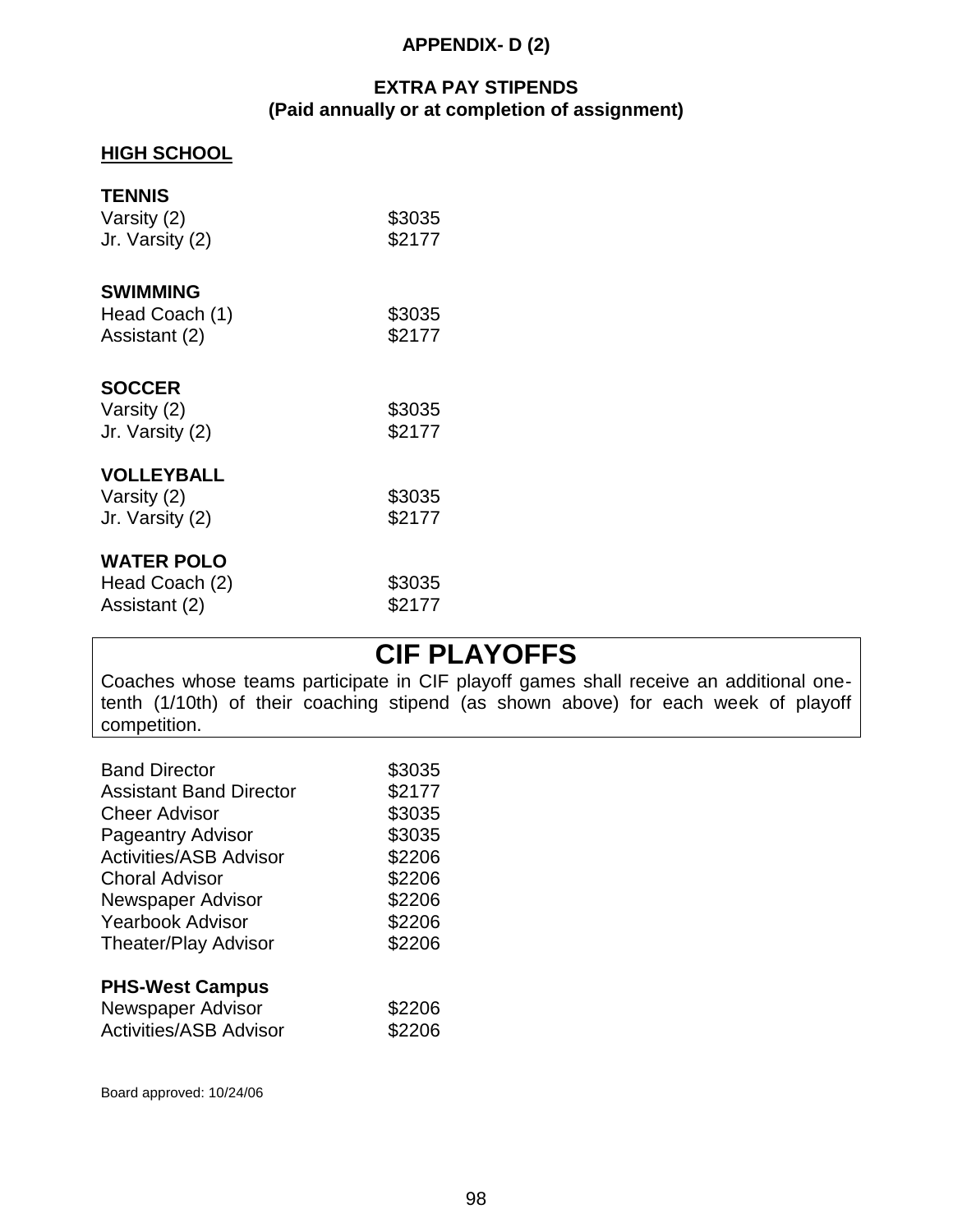**APPENDIX- D (2)**

**EXTRA PAY STIPENDS**
**(Paid annually or at completion of assignment)**

**HIGH SCHOOL**

**TENNIS**

| | |
|---|---|
| Varsity (2) | $3035 |
| Jr. Varsity (2) | $2177 |

**SWIMMING**

| | |
|---|---|
| Head Coach (1) | $3035 |
| Assistant (2) | $2177 |

**SOCCER**

| | |
|---|---|
| Varsity (2) | $3035 |
| Jr. Varsity (2) | $2177 |

**VOLLEYBALL**

| | |
|---|---|
| Varsity (2) | $3035 |
| Jr. Varsity (2) | $2177 |

**WATER POLO**

| | |
|---|---|
| Head Coach (2) | $3035 |
| Assistant (2) | $2177 |

## CIF PLAYOFFS

Coaches whose teams participate in CIF playoff games shall receive an additional one-tenth (1/10th) of their coaching stipend (as shown above) for each week of playoff competition.

| | |
|---|---|
| Band Director | $3035 |
| Assistant Band Director | $2177 |
| Cheer Advisor | $3035 |
| Pageantry Advisor | $3035 |
| Activities/ASB Advisor | $2206 |
| Choral Advisor | $2206 |
| Newspaper Advisor | $2206 |
| Yearbook Advisor | $2206 |
| Theater/Play Advisor | $2206 |

**PHS-West Campus**

| | |
|---|---|
| Newspaper Advisor | $2206 |
| Activities/ASB Advisor | $2206 |

Board approved: 10/24/06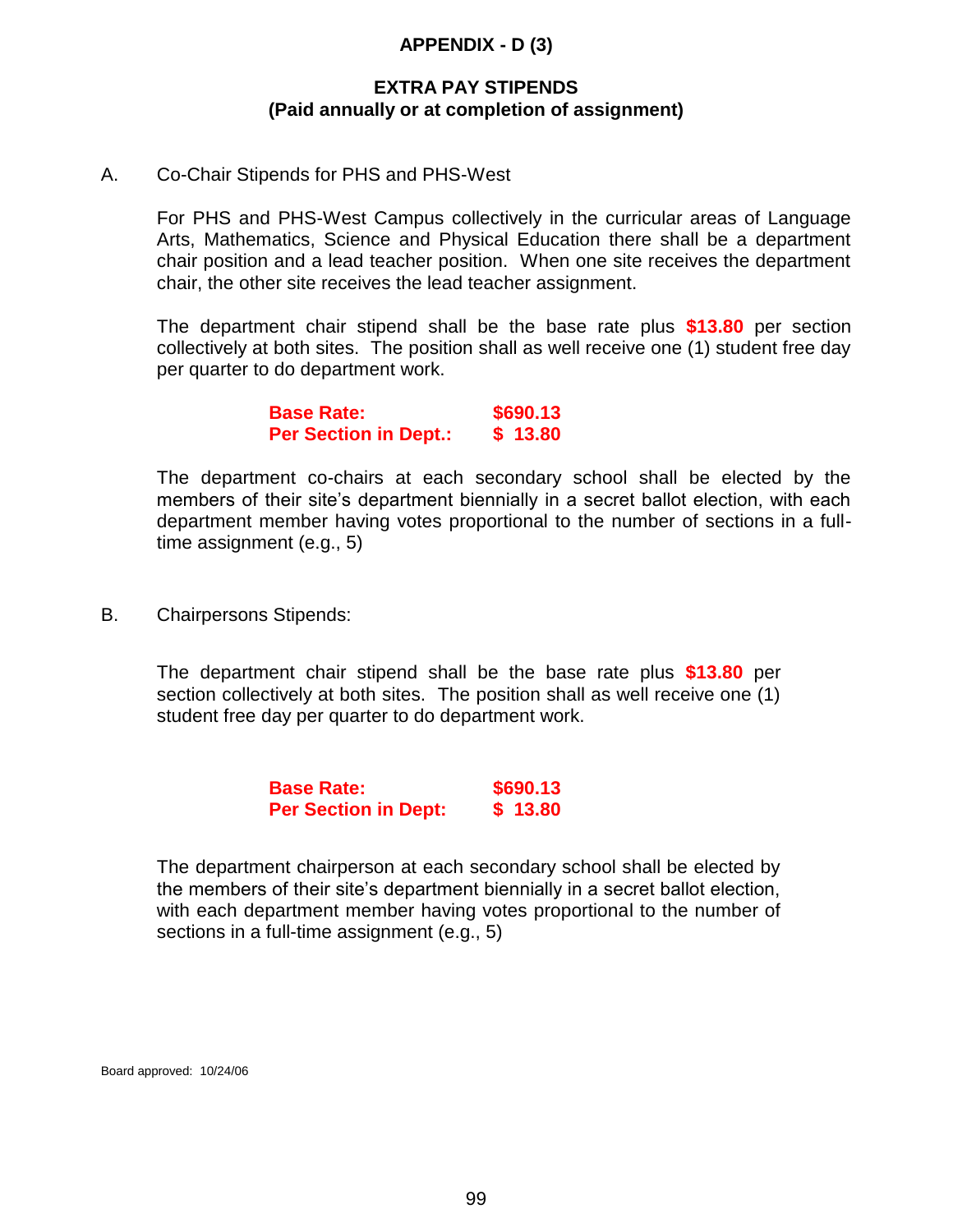# APPENDIX - D (3)

## EXTRA PAY STIPENDS
## (Paid annually or at completion of assignment)

A. Co-Chair Stipends for PHS and PHS-West

For PHS and PHS-West Campus collectively in the curricular areas of Language Arts, Mathematics, Science and Physical Education there shall be a department chair position and a lead teacher position. When one site receives the department chair, the other site receives the lead teacher assignment.

The department chair stipend shall be the base rate plus **$13.80** per section collectively at both sites. The position shall as well receive one (1) student free day per quarter to do department work.

| | |
|---|---|
| **Base Rate:** | **$690.13** |
| **Per Section in Dept.:** | **$ 13.80** |

The department co-chairs at each secondary school shall be elected by the members of their site's department biennially in a secret ballot election, with each department member having votes proportional to the number of sections in a full-time assignment (e.g., 5)

B. Chairpersons Stipends:

The department chair stipend shall be the base rate plus **$13.80** per section collectively at both sites. The position shall as well receive one (1) student free day per quarter to do department work.

| | |
|---|---|
| **Base Rate:** | **$690.13** |
| **Per Section in Dept:** | **$ 13.80** |

The department chairperson at each secondary school shall be elected by the members of their site's department biennially in a secret ballot election, with each department member having votes proportional to the number of sections in a full-time assignment (e.g., 5)

Board approved: 10/24/06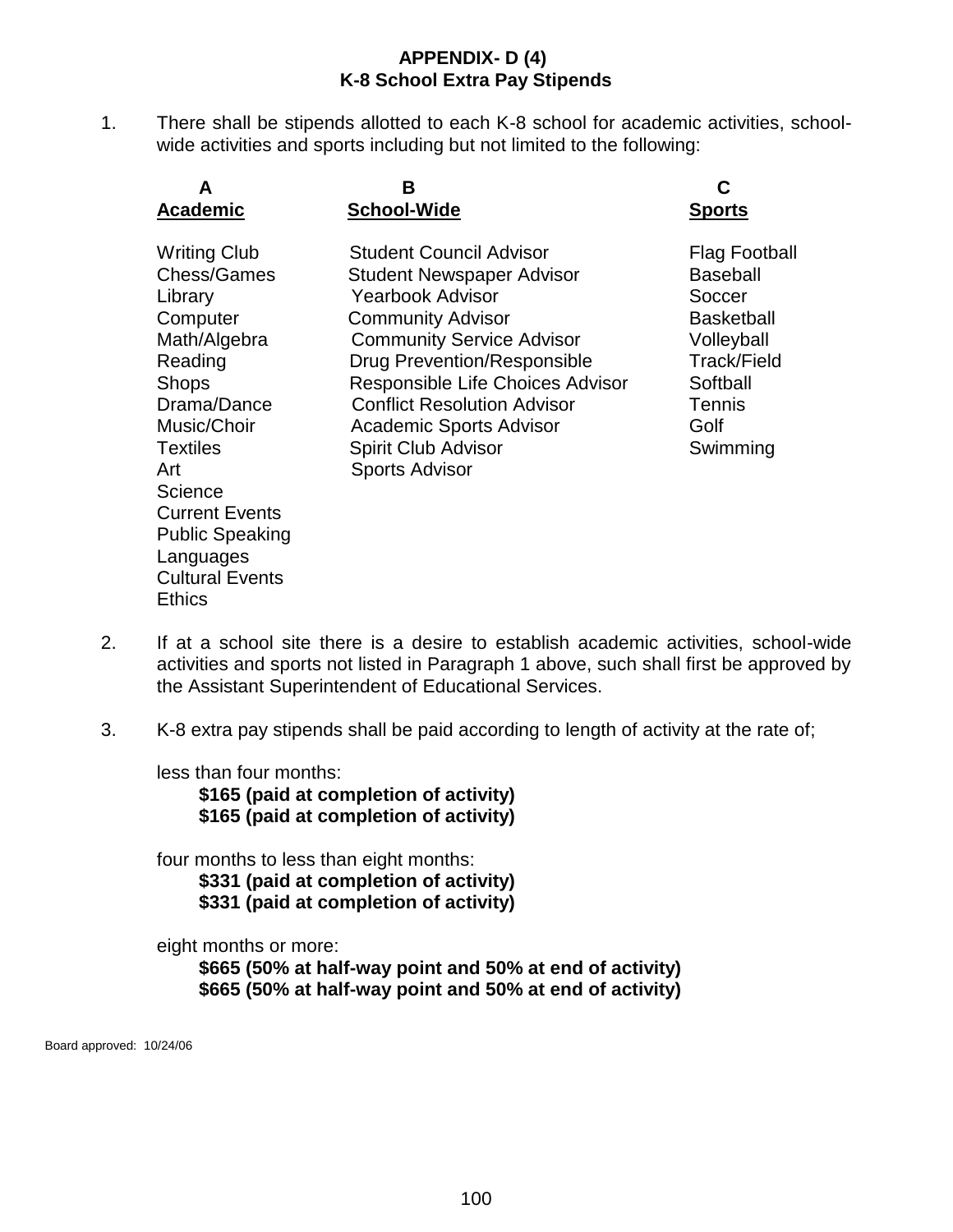**APPENDIX- D (4)**
**K-8 School Extra Pay Stipends**

1. There shall be stipends allotted to each K-8 school for academic activities, school-wide activities and sports including but not limited to the following:

| A<br>Academic | B<br>School-Wide | C<br>Sports |
|---|---|---|
| Writing Club | Student Council Advisor | Flag Football |
| Chess/Games | Student Newspaper Advisor | Baseball |
| Library | Yearbook Advisor | Soccer |
| Computer | Community Advisor | Basketball |
| Math/Algebra | Community Service Advisor | Volleyball |
| Reading | Drug Prevention/Responsible | Track/Field |
| Shops | Responsible Life Choices Advisor | Softball |
| Drama/Dance | Conflict Resolution Advisor | Tennis |
| Music/Choir | Academic Sports Advisor | Golf |
| Textiles | Spirit Club Advisor | Swimming |
| Art | Sports Advisor | |
| Science | | |
| Current Events | | |
| Public Speaking | | |
| Languages | | |
| Cultural Events | | |
| Ethics | | |

2. If at a school site there is a desire to establish academic activities, school-wide activities and sports not listed in Paragraph 1 above, such shall first be approved by the Assistant Superintendent of Educational Services.

3. K-8 extra pay stipends shall be paid according to length of activity at the rate of;

   less than four months:
   **$165 (paid at completion of activity)**
   **$165 (paid at completion of activity)**

   four months to less than eight months:
   **$331 (paid at completion of activity)**
   **$331 (paid at completion of activity)**

   eight months or more:
   **$665 (50% at half-way point and 50% at end of activity)**
   **$665 (50% at half-way point and 50% at end of activity)**

Board approved: 10/24/06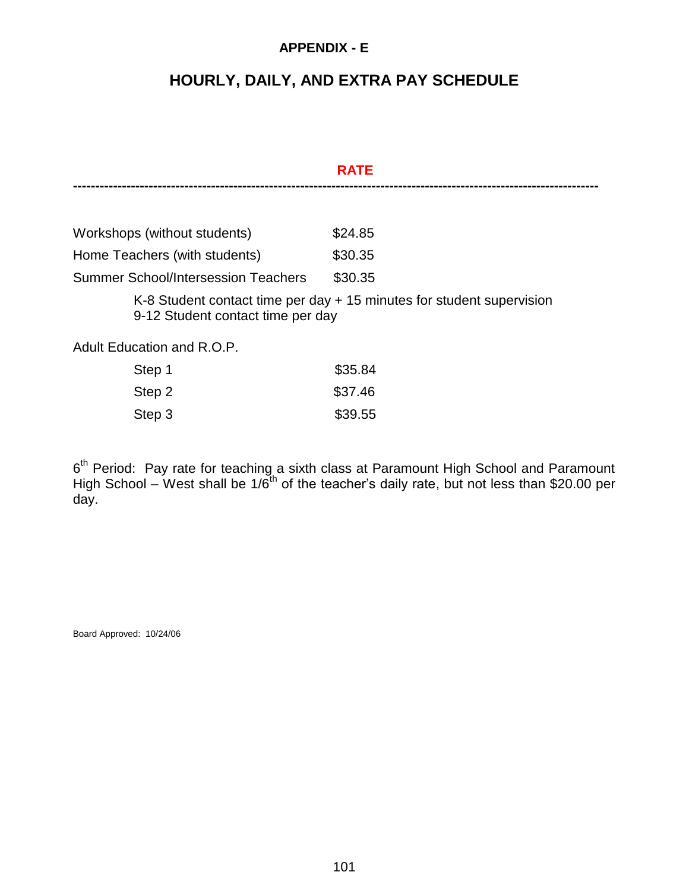## APPENDIX - E

# HOURLY, DAILY, AND EXTRA PAY SCHEDULE

| | RATE |
|---|---|
| Workshops (without students) | $24.85 |
| Home Teachers (with students) | $30.35 |
| Summer School/Intersession Teachers | $30.35 |

K-8 Student contact time per day + 15 minutes for student supervision
9-12 Student contact time per day

Adult Education and R.O.P.

| | |
|---|---|
| Step 1 | $35.84 |
| Step 2 | $37.46 |
| Step 3 | $39.55 |

6th Period: Pay rate for teaching a sixth class at Paramount High School and Paramount High School – West shall be 1/6th of the teacher's daily rate, but not less than $20.00 per day.

Board Approved: 10/24/06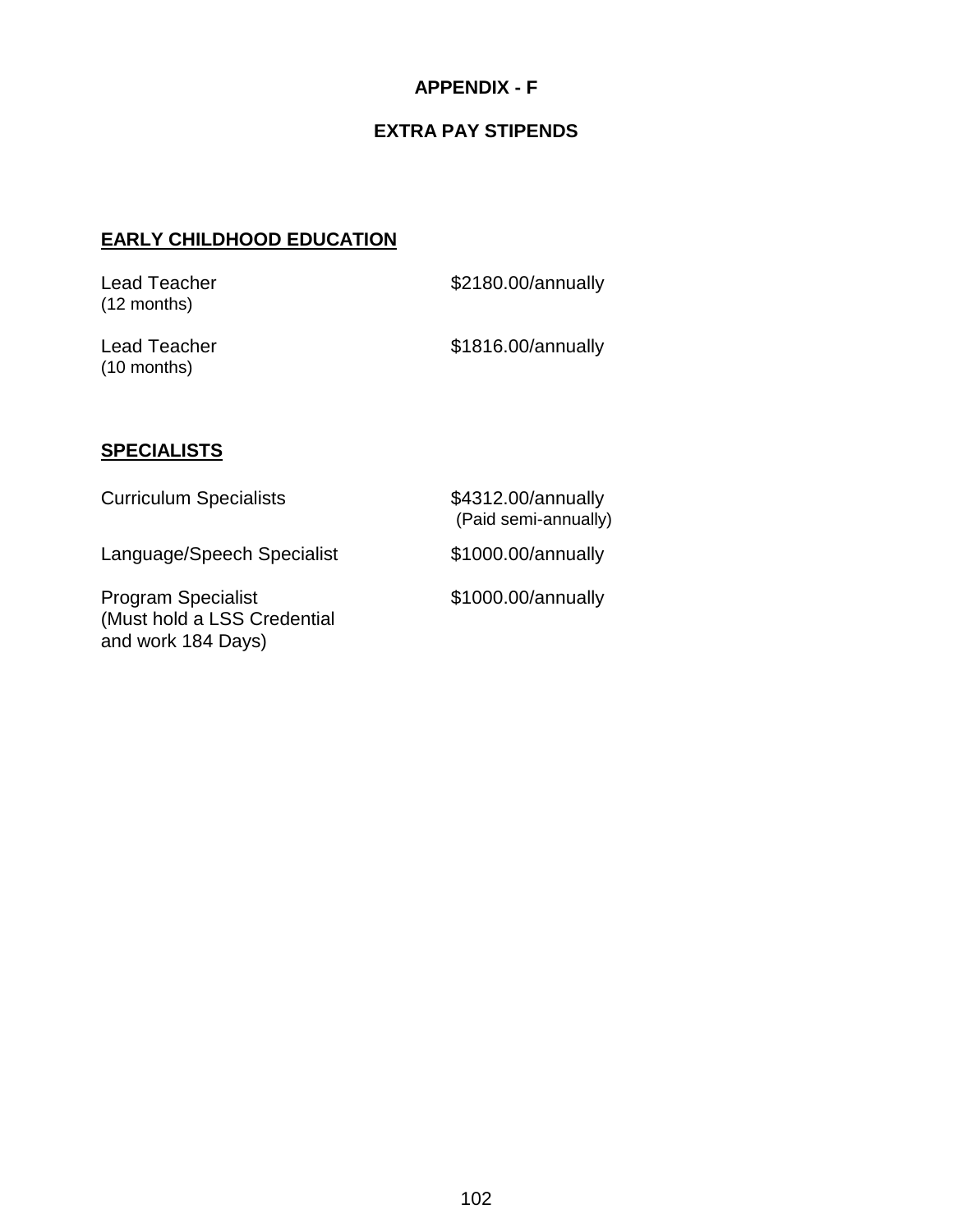# APPENDIX - F

## EXTRA PAY STIPENDS

### EARLY CHILDHOOD EDUCATION

| | |
|---|---|
| Lead Teacher (12 months) | $2180.00/annually |
| Lead Teacher (10 months) | $1816.00/annually |

### SPECIALISTS

| | |
|---|---|
| Curriculum Specialists | $4312.00/annually (Paid semi-annually) |
| Language/Speech Specialist | $1000.00/annually |
| Program Specialist (Must hold a LSS Credential and work 184 Days) | $1000.00/annually |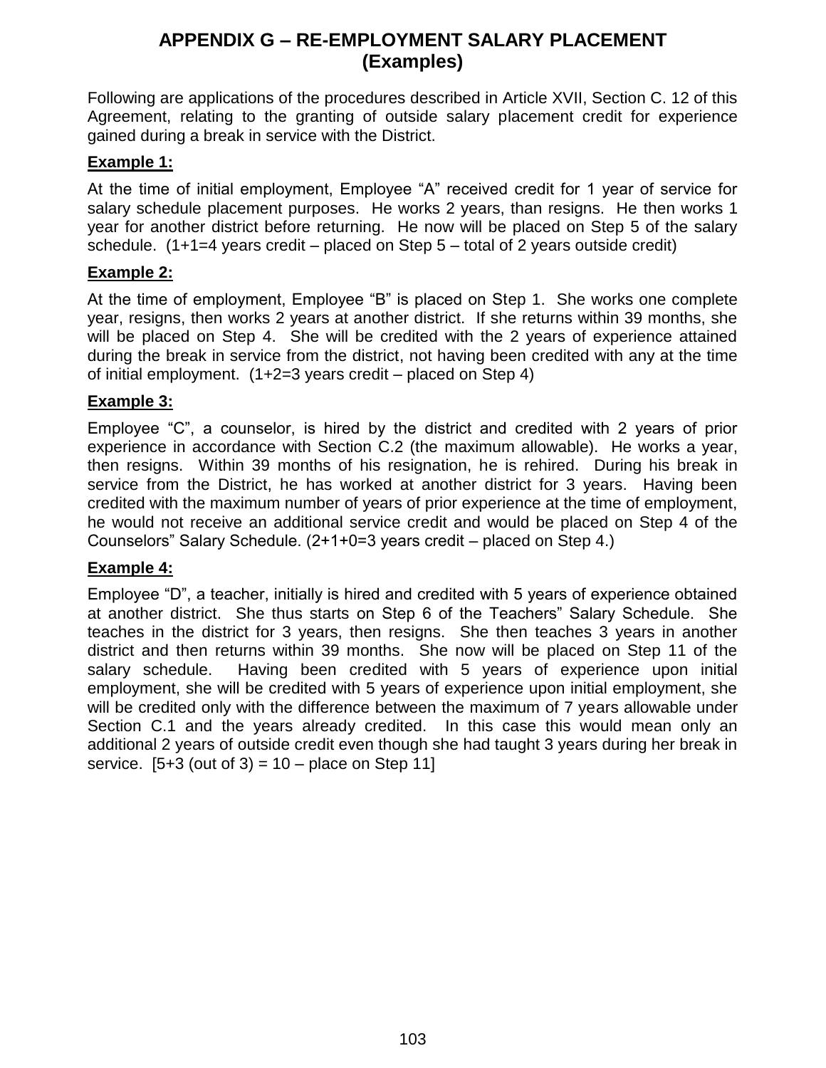# APPENDIX G – RE-EMPLOYMENT SALARY PLACEMENT (Examples)

Following are applications of the procedures described in Article XVII, Section C. 12 of this Agreement, relating to the granting of outside salary placement credit for experience gained during a break in service with the District.

**Example 1:**

At the time of initial employment, Employee "A" received credit for 1 year of service for salary schedule placement purposes. He works 2 years, than resigns. He then works 1 year for another district before returning. He now will be placed on Step 5 of the salary schedule. (1+1=4 years credit – placed on Step 5 – total of 2 years outside credit)

**Example 2:**

At the time of employment, Employee "B" is placed on Step 1. She works one complete year, resigns, then works 2 years at another district. If she returns within 39 months, she will be placed on Step 4. She will be credited with the 2 years of experience attained during the break in service from the district, not having been credited with any at the time of initial employment. (1+2=3 years credit – placed on Step 4)

**Example 3:**

Employee "C", a counselor, is hired by the district and credited with 2 years of prior experience in accordance with Section C.2 (the maximum allowable). He works a year, then resigns. Within 39 months of his resignation, he is rehired. During his break in service from the District, he has worked at another district for 3 years. Having been credited with the maximum number of years of prior experience at the time of employment, he would not receive an additional service credit and would be placed on Step 4 of the Counselors" Salary Schedule. (2+1+0=3 years credit – placed on Step 4.)

**Example 4:**

Employee "D", a teacher, initially is hired and credited with 5 years of experience obtained at another district. She thus starts on Step 6 of the Teachers" Salary Schedule. She teaches in the district for 3 years, then resigns. She then teaches 3 years in another district and then returns within 39 months. She now will be placed on Step 11 of the salary schedule. Having been credited with 5 years of experience upon initial employment, she will be credited with 5 years of experience upon initial employment, she will be credited only with the difference between the maximum of 7 years allowable under Section C.1 and the years already credited. In this case this would mean only an additional 2 years of outside credit even though she had taught 3 years during her break in service. [5+3 (out of 3) = 10 – place on Step 11]